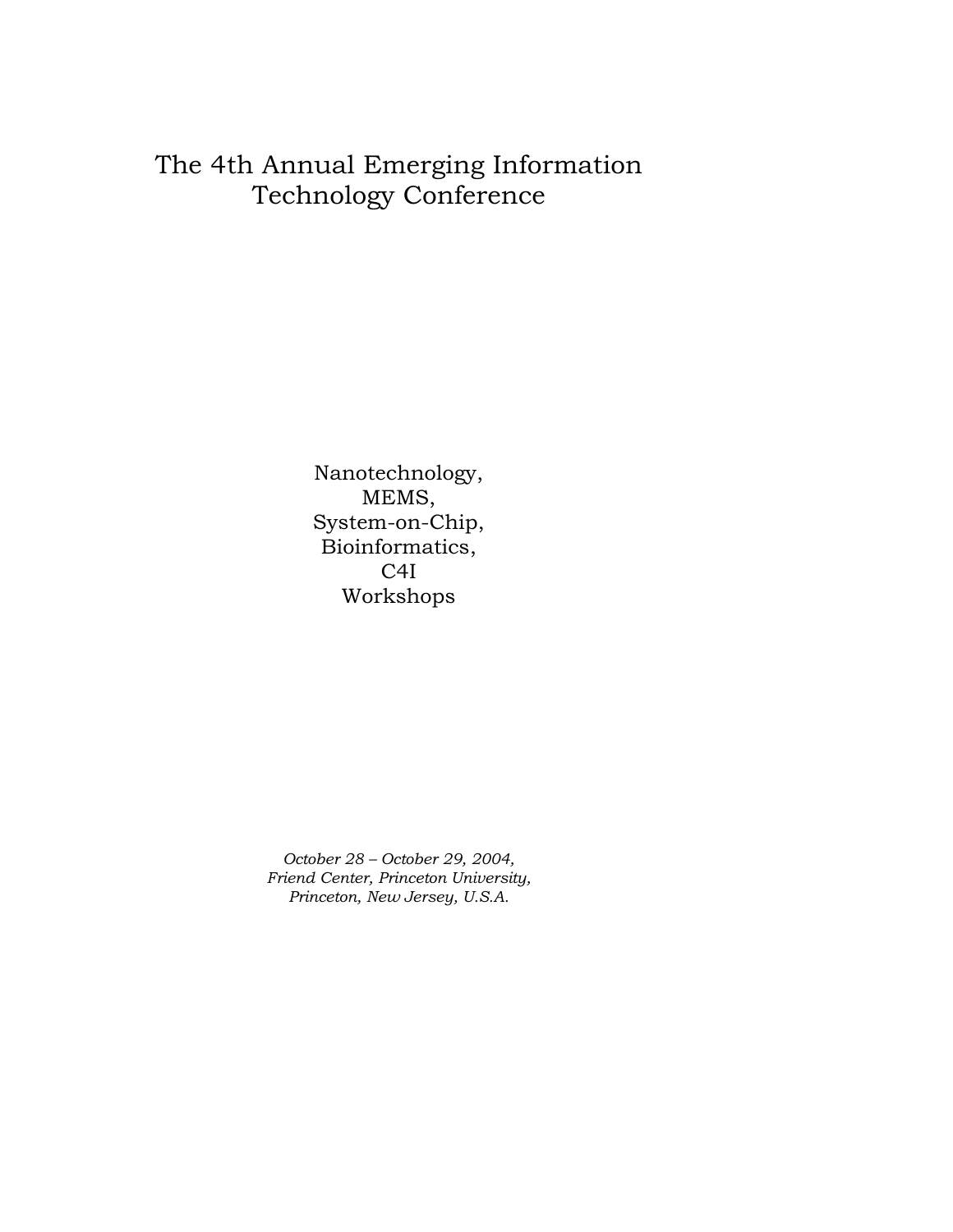# The 4th Annual Emerging Information Technology Conference

Nanotechnology,
MEMS,
System-on-Chip,
Bioinformatics,
C4I
Workshops

*October 28 – October 29, 2004,*
*Friend Center, Princeton University,*
*Princeton, New Jersey, U.S.A.*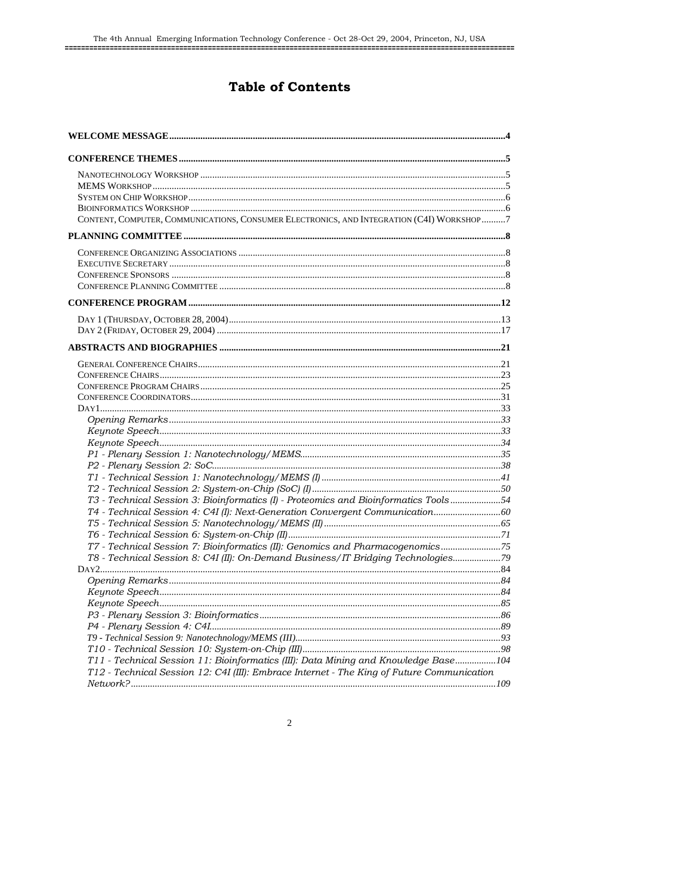# Table of Contents

**WELCOME MESSAGE** ..... 4

**CONFERENCE THEMES** ..... 5

- NANOTECHNOLOGY WORKSHOP ..... 5
- MEMS WORKSHOP ..... 5
- SYSTEM ON CHIP WORKSHOP ..... 6
- BIOINFORMATICS WORKSHOP ..... 6
- CONTENT, COMPUTER, COMMUNICATIONS, CONSUMER ELECTRONICS, AND INTEGRATION (C4I) WORKSHOP ..... 7

**PLANNING COMMITTEE** ..... 8

- CONFERENCE ORGANIZING ASSOCIATIONS ..... 8
- EXECUTIVE SECRETARY ..... 8
- CONFERENCE SPONSORS ..... 8
- CONFERENCE PLANNING COMMITTEE ..... 8

**CONFERENCE PROGRAM** ..... 12

- DAY 1 (THURSDAY, OCTOBER 28, 2004) ..... 13
- DAY 2 (FRIDAY, OCTOBER 29, 2004) ..... 17

**ABSTRACTS AND BIOGRAPHIES** ..... 21

- GENERAL CONFERENCE CHAIRS ..... 21
- CONFERENCE CHAIRS ..... 23
- CONFERENCE PROGRAM CHAIRS ..... 25
- CONFERENCE COORDINATORS ..... 31
- DAY1 ..... 33
  - *Opening Remarks* ..... 33
  - *Keynote Speech* ..... 33
  - *Keynote Speech* ..... 34
  - *P1 - Plenary Session 1: Nanotechnology/MEMS* ..... 35
  - *P2 - Plenary Session 2: SoC* ..... 38
  - *T1 - Technical Session 1: Nanotechnology/MEMS (I)* ..... 41
  - *T2 - Technical Session 2: System-on-Chip (SoC) (I)* ..... 50
  - *T3 - Technical Session 3: Bioinformatics (I) - Proteomics and Bioinformatics Tools* ..... 54
  - *T4 - Technical Session 4: C4I (I): Next-Generation Convergent Communication* ..... 60
  - *T5 - Technical Session 5: Nanotechnology/MEMS (II)* ..... 65
  - *T6 - Technical Session 6: System-on-Chip (II)* ..... 71
  - *T7 - Technical Session 7: Bioinformatics (II): Genomics and Pharmacogenomics* ..... 75
  - *T8 - Technical Session 8: C4I (II): On-Demand Business/IT Bridging Technologies* ..... 79
- DAY2 ..... 84
  - *Opening Remarks* ..... 84
  - *Keynote Speech* ..... 84
  - *Keynote Speech* ..... 85
  - *P3 - Plenary Session 3: Bioinformatics* ..... 86
  - *P4 - Plenary Session 4: C4I* ..... 89
  - *T9 - Technical Session 9: Nanotechnology/MEMS (III)* ..... 93
  - *T10 - Technical Session 10: System-on-Chip (III)* ..... 98
  - *T11 - Technical Session 11: Bioinformatics (III): Data Mining and Knowledge Base* ..... 104
  - *T12 - Technical Session 12: C4I (III): Embrace Internet - The King of Future Communication Network?* ..... 109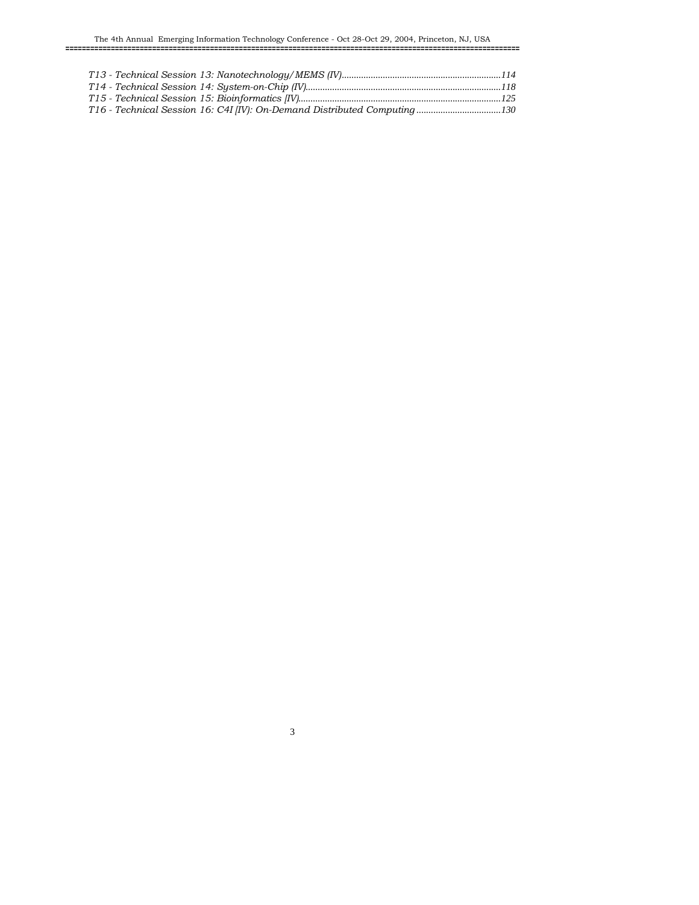*T13 - Technical Session 13: Nanotechnology/MEMS (IV)*..................................................................114
*T14 - Technical Session 14: System-on-Chip (IV)*..................................................................................118
*T15 - Technical Session 15: Bioinformatics [IV)*....................................................................................125
*T16 - Technical Session 16: C4I [IV): On-Demand Distributed Computing*...................................130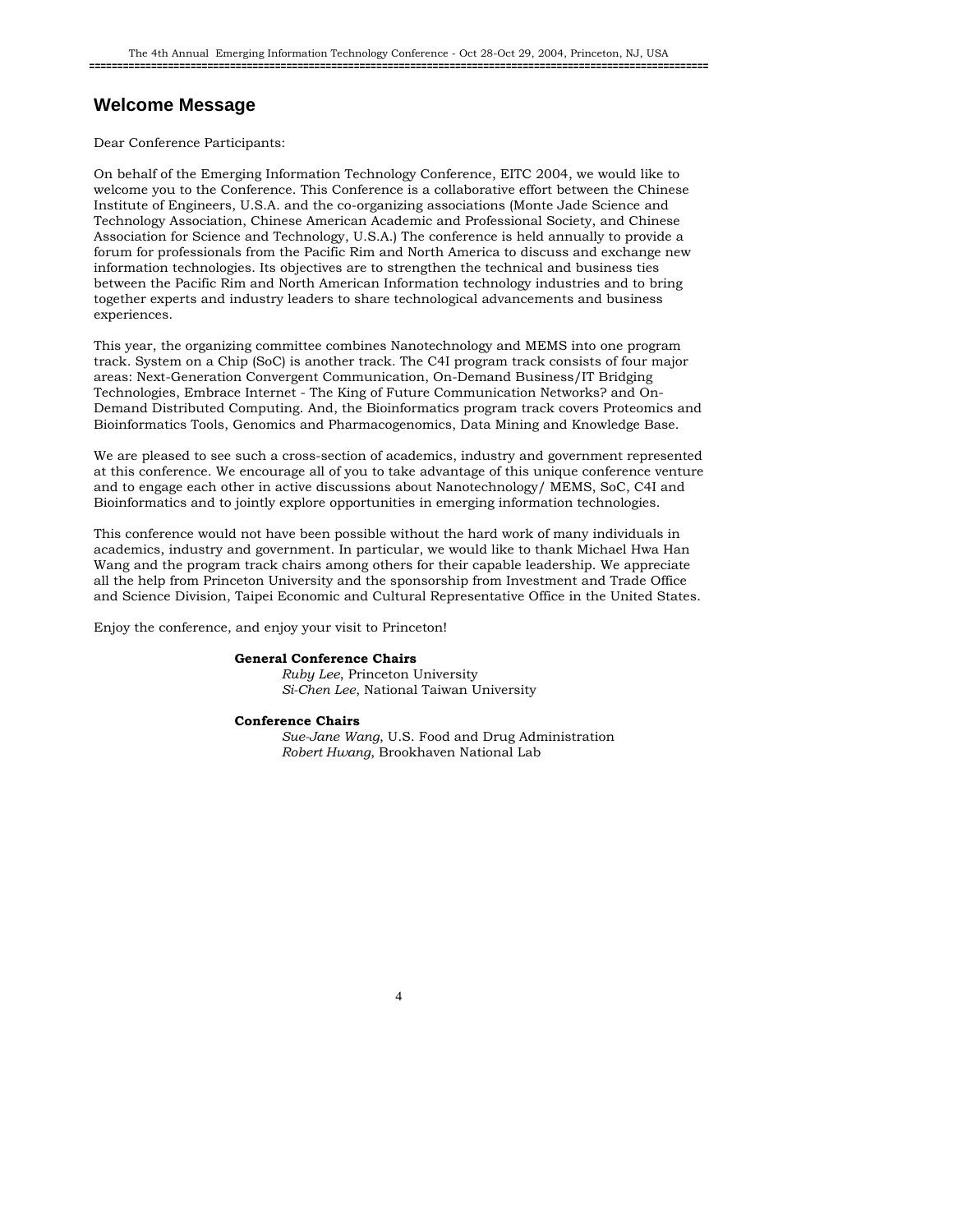## Welcome Message

Dear Conference Participants:

On behalf of the Emerging Information Technology Conference, EITC 2004, we would like to welcome you to the Conference. This Conference is a collaborative effort between the Chinese Institute of Engineers, U.S.A. and the co-organizing associations (Monte Jade Science and Technology Association, Chinese American Academic and Professional Society, and Chinese Association for Science and Technology, U.S.A.) The conference is held annually to provide a forum for professionals from the Pacific Rim and North America to discuss and exchange new information technologies. Its objectives are to strengthen the technical and business ties between the Pacific Rim and North American Information technology industries and to bring together experts and industry leaders to share technological advancements and business experiences.

This year, the organizing committee combines Nanotechnology and MEMS into one program track. System on a Chip (SoC) is another track. The C4I program track consists of four major areas: Next-Generation Convergent Communication, On-Demand Business/IT Bridging Technologies, Embrace Internet - The King of Future Communication Networks? and On-Demand Distributed Computing. And, the Bioinformatics program track covers Proteomics and Bioinformatics Tools, Genomics and Pharmacogenomics, Data Mining and Knowledge Base.

We are pleased to see such a cross-section of academics, industry and government represented at this conference. We encourage all of you to take advantage of this unique conference venture and to engage each other in active discussions about Nanotechnology/ MEMS, SoC, C4I and Bioinformatics and to jointly explore opportunities in emerging information technologies.

This conference would not have been possible without the hard work of many individuals in academics, industry and government. In particular, we would like to thank Michael Hwa Han Wang and the program track chairs among others for their capable leadership. We appreciate all the help from Princeton University and the sponsorship from Investment and Trade Office and Science Division, Taipei Economic and Cultural Representative Office in the United States.

Enjoy the conference, and enjoy your visit to Princeton!

**General Conference Chairs**

*Ruby Lee*, Princeton University
*Si-Chen Lee*, National Taiwan University

**Conference Chairs**

*Sue-Jane Wang*, U.S. Food and Drug Administration
*Robert Hwang*, Brookhaven National Lab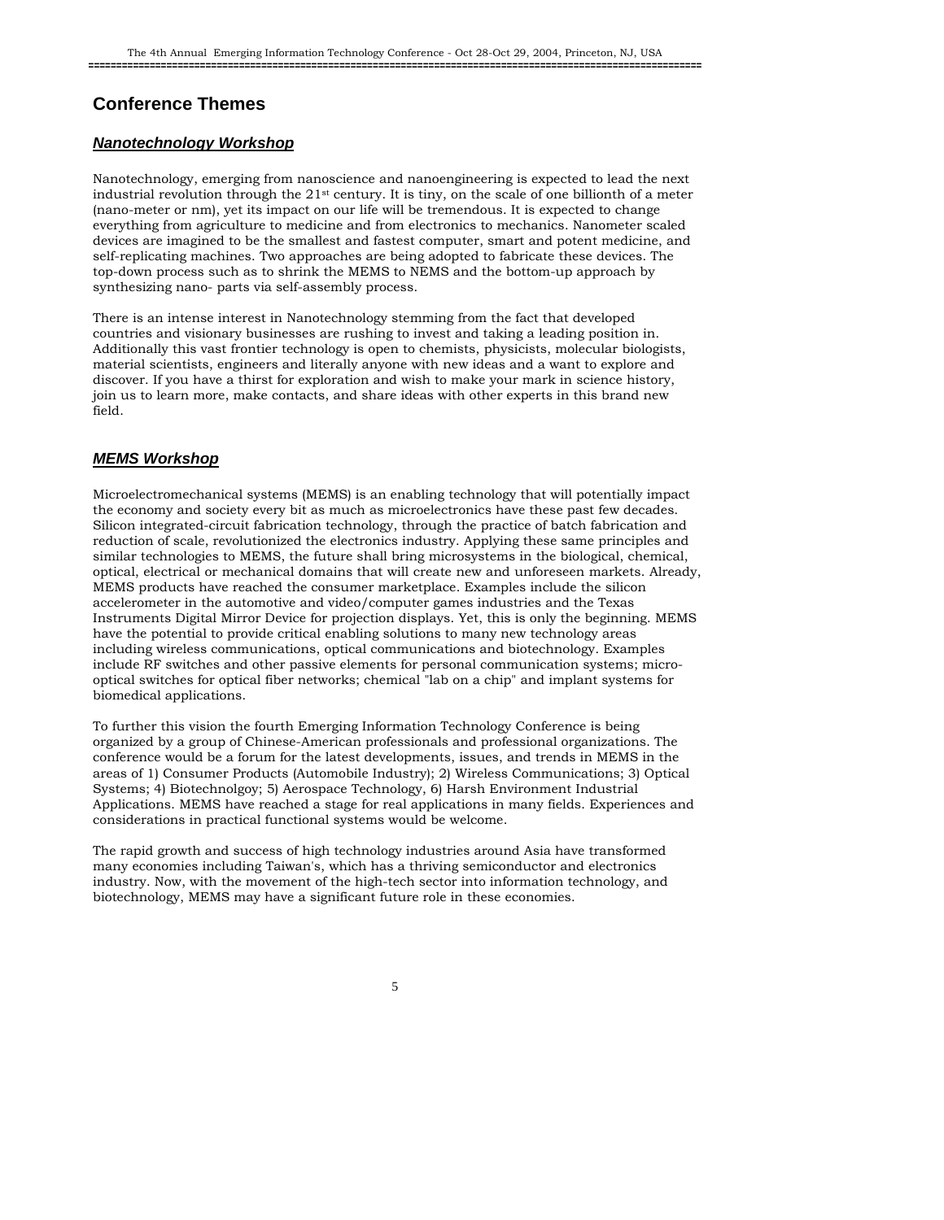## Conference Themes

### ***Nanotechnology Workshop***

Nanotechnology, emerging from nanoscience and nanoengineering is expected to lead the next industrial revolution through the $21^{st}$ century. It is tiny, on the scale of one billionth of a meter (nano-meter or nm), yet its impact on our life will be tremendous. It is expected to change everything from agriculture to medicine and from electronics to mechanics. Nanometer scaled devices are imagined to be the smallest and fastest computer, smart and potent medicine, and self-replicating machines. Two approaches are being adopted to fabricate these devices. The top-down process such as to shrink the MEMS to NEMS and the bottom-up approach by synthesizing nano- parts via self-assembly process.

There is an intense interest in Nanotechnology stemming from the fact that developed countries and visionary businesses are rushing to invest and taking a leading position in. Additionally this vast frontier technology is open to chemists, physicists, molecular biologists, material scientists, engineers and literally anyone with new ideas and a want to explore and discover. If you have a thirst for exploration and wish to make your mark in science history, join us to learn more, make contacts, and share ideas with other experts in this brand new field.

### ***MEMS Workshop***

Microelectromechanical systems (MEMS) is an enabling technology that will potentially impact the economy and society every bit as much as microelectronics have these past few decades. Silicon integrated-circuit fabrication technology, through the practice of batch fabrication and reduction of scale, revolutionized the electronics industry. Applying these same principles and similar technologies to MEMS, the future shall bring microsystems in the biological, chemical, optical, electrical or mechanical domains that will create new and unforeseen markets. Already, MEMS products have reached the consumer marketplace. Examples include the silicon accelerometer in the automotive and video/computer games industries and the Texas Instruments Digital Mirror Device for projection displays. Yet, this is only the beginning. MEMS have the potential to provide critical enabling solutions to many new technology areas including wireless communications, optical communications and biotechnology. Examples include RF switches and other passive elements for personal communication systems; micro-optical switches for optical fiber networks; chemical "lab on a chip" and implant systems for biomedical applications.

To further this vision the fourth Emerging Information Technology Conference is being organized by a group of Chinese-American professionals and professional organizations. The conference would be a forum for the latest developments, issues, and trends in MEMS in the areas of 1) Consumer Products (Automobile Industry); 2) Wireless Communications; 3) Optical Systems; 4) Biotechnolgoy; 5) Aerospace Technology, 6) Harsh Environment Industrial Applications. MEMS have reached a stage for real applications in many fields. Experiences and considerations in practical functional systems would be welcome.

The rapid growth and success of high technology industries around Asia have transformed many economies including Taiwan's, which has a thriving semiconductor and electronics industry. Now, with the movement of the high-tech sector into information technology, and biotechnology, MEMS may have a significant future role in these economies.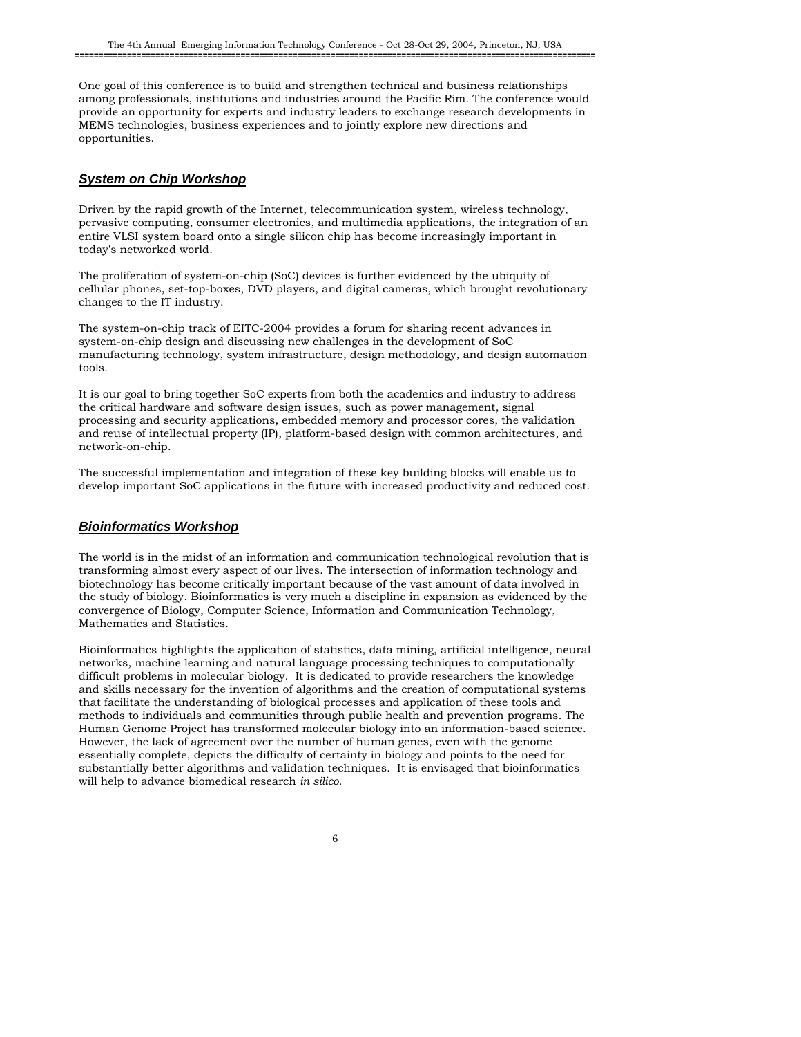One goal of this conference is to build and strengthen technical and business relationships among professionals, institutions and industries around the Pacific Rim. The conference would provide an opportunity for experts and industry leaders to exchange research developments in MEMS technologies, business experiences and to jointly explore new directions and opportunities.

## ***System on Chip Workshop***

Driven by the rapid growth of the Internet, telecommunication system, wireless technology, pervasive computing, consumer electronics, and multimedia applications, the integration of an entire VLSI system board onto a single silicon chip has become increasingly important in today's networked world.

The proliferation of system-on-chip (SoC) devices is further evidenced by the ubiquity of cellular phones, set-top-boxes, DVD players, and digital cameras, which brought revolutionary changes to the IT industry.

The system-on-chip track of EITC-2004 provides a forum for sharing recent advances in system-on-chip design and discussing new challenges in the development of SoC manufacturing technology, system infrastructure, design methodology, and design automation tools.

It is our goal to bring together SoC experts from both the academics and industry to address the critical hardware and software design issues, such as power management, signal processing and security applications, embedded memory and processor cores, the validation and reuse of intellectual property (IP), platform-based design with common architectures, and network-on-chip.

The successful implementation and integration of these key building blocks will enable us to develop important SoC applications in the future with increased productivity and reduced cost.

## ***Bioinformatics Workshop***

The world is in the midst of an information and communication technological revolution that is transforming almost every aspect of our lives. The intersection of information technology and biotechnology has become critically important because of the vast amount of data involved in the study of biology. Bioinformatics is very much a discipline in expansion as evidenced by the convergence of Biology, Computer Science, Information and Communication Technology, Mathematics and Statistics.

Bioinformatics highlights the application of statistics, data mining, artificial intelligence, neural networks, machine learning and natural language processing techniques to computationally difficult problems in molecular biology. It is dedicated to provide researchers the knowledge and skills necessary for the invention of algorithms and the creation of computational systems that facilitate the understanding of biological processes and application of these tools and methods to individuals and communities through public health and prevention programs. The Human Genome Project has transformed molecular biology into an information-based science. However, the lack of agreement over the number of human genes, even with the genome essentially complete, depicts the difficulty of certainty in biology and points to the need for substantially better algorithms and validation techniques. It is envisaged that bioinformatics will help to advance biomedical research *in silico*.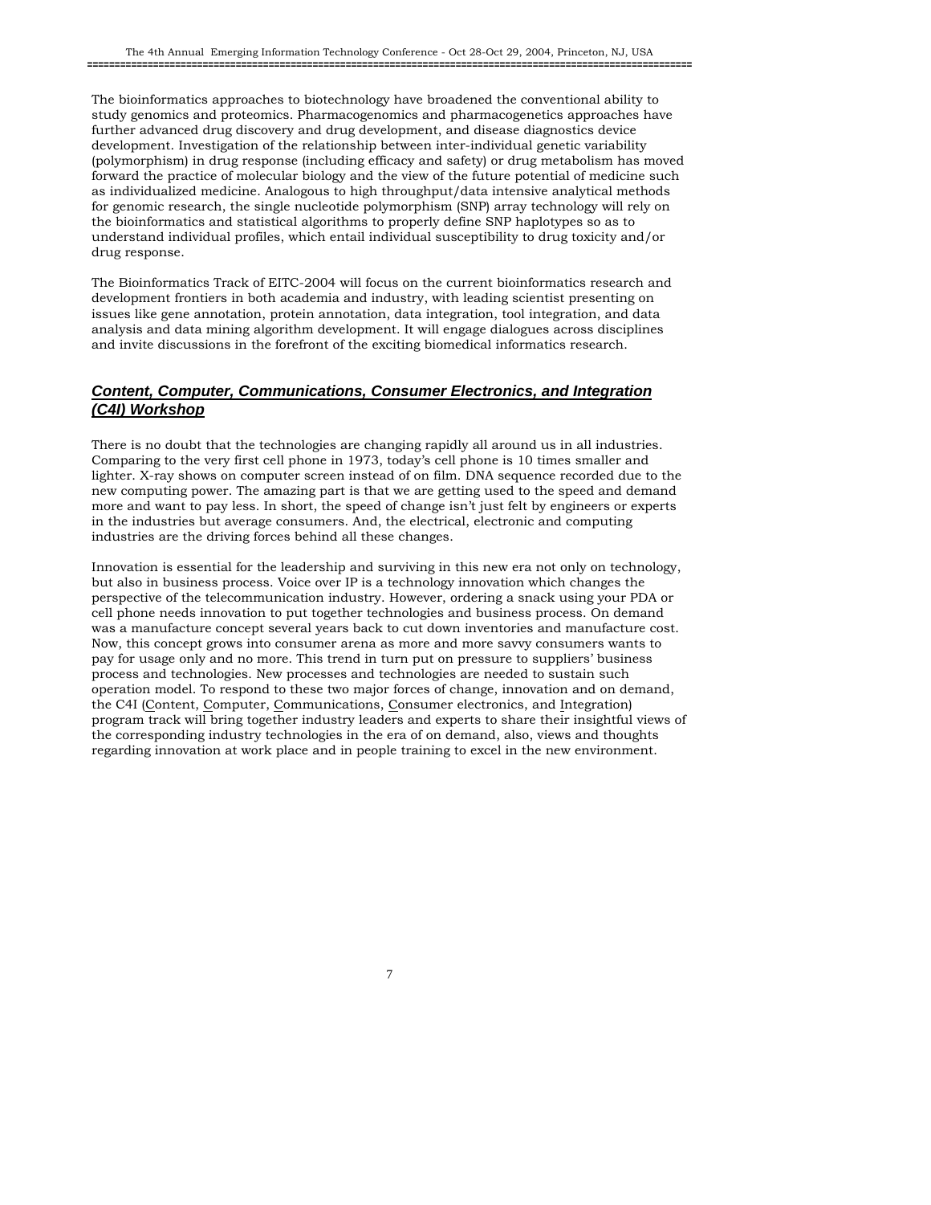The bioinformatics approaches to biotechnology have broadened the conventional ability to study genomics and proteomics. Pharmacogenomics and pharmacogenetics approaches have further advanced drug discovery and drug development, and disease diagnostics device development. Investigation of the relationship between inter-individual genetic variability (polymorphism) in drug response (including efficacy and safety) or drug metabolism has moved forward the practice of molecular biology and the view of the future potential of medicine such as individualized medicine. Analogous to high throughput/data intensive analytical methods for genomic research, the single nucleotide polymorphism (SNP) array technology will rely on the bioinformatics and statistical algorithms to properly define SNP haplotypes so as to understand individual profiles, which entail individual susceptibility to drug toxicity and/or drug response.

The Bioinformatics Track of EITC-2004 will focus on the current bioinformatics research and development frontiers in both academia and industry, with leading scientist presenting on issues like gene annotation, protein annotation, data integration, tool integration, and data analysis and data mining algorithm development. It will engage dialogues across disciplines and invite discussions in the forefront of the exciting biomedical informatics research.

## ***Content, Computer, Communications, Consumer Electronics, and Integration (C4I) Workshop***

There is no doubt that the technologies are changing rapidly all around us in all industries. Comparing to the very first cell phone in 1973, today's cell phone is 10 times smaller and lighter. X-ray shows on computer screen instead of on film. DNA sequence recorded due to the new computing power. The amazing part is that we are getting used to the speed and demand more and want to pay less. In short, the speed of change isn't just felt by engineers or experts in the industries but average consumers. And, the electrical, electronic and computing industries are the driving forces behind all these changes.

Innovation is essential for the leadership and surviving in this new era not only on technology, but also in business process. Voice over IP is a technology innovation which changes the perspective of the telecommunication industry. However, ordering a snack using your PDA or cell phone needs innovation to put together technologies and business process. On demand was a manufacture concept several years back to cut down inventories and manufacture cost. Now, this concept grows into consumer arena as more and more savvy consumers wants to pay for usage only and no more. This trend in turn put on pressure to suppliers' business process and technologies. New processes and technologies are needed to sustain such operation model. To respond to these two major forces of change, innovation and on demand, the C4I (Content, Computer, Communications, Consumer electronics, and Integration) program track will bring together industry leaders and experts to share their insightful views of the corresponding industry technologies in the era of on demand, also, views and thoughts regarding innovation at work place and in people training to excel in the new environment.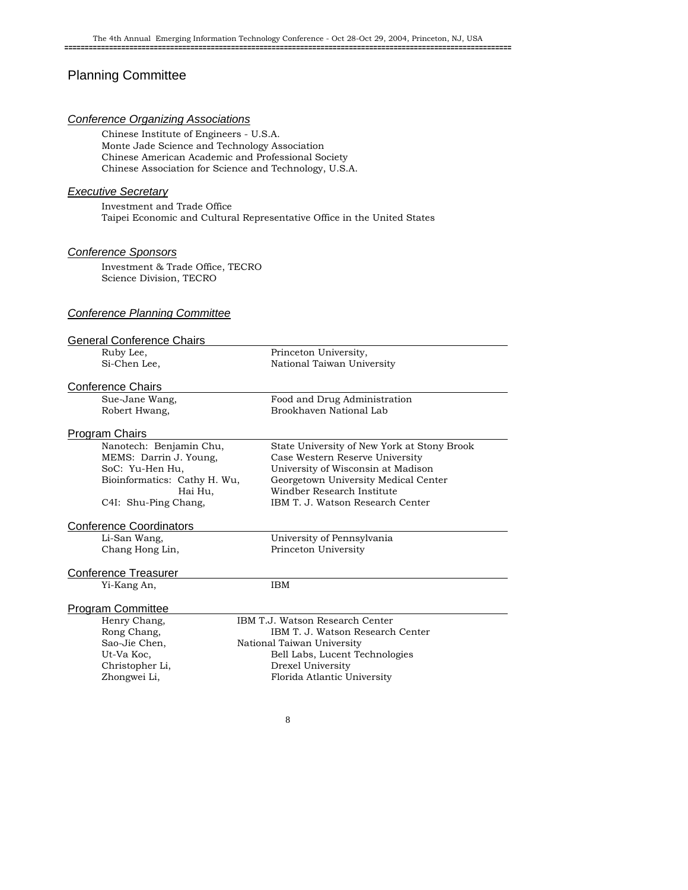# Planning Committee

## *Conference Organizing Associations*

Chinese Institute of Engineers - U.S.A.
Monte Jade Science and Technology Association
Chinese American Academic and Professional Society
Chinese Association for Science and Technology, U.S.A.

## *Executive Secretary*

Investment and Trade Office
Taipei Economic and Cultural Representative Office in the United States

## *Conference Sponsors*

Investment & Trade Office, TECRO
Science Division, TECRO

## *Conference Planning Committee*

### General Conference Chairs

| | |
|---|---|
| Ruby Lee, | Princeton University, |
| Si-Chen Lee, | National Taiwan University |

### Conference Chairs

| | |
|---|---|
| Sue-Jane Wang, | Food and Drug Administration |
| Robert Hwang, | Brookhaven National Lab |

### Program Chairs

| | |
|---|---|
| Nanotech: Benjamin Chu, | State University of New York at Stony Brook |
| MEMS: Darrin J. Young, | Case Western Reserve University |
| SoC: Yu-Hen Hu, | University of Wisconsin at Madison |
| Bioinformatics: Cathy H. Wu, | Georgetown University Medical Center |
| Hai Hu, | Windber Research Institute |
| C4I: Shu-Ping Chang, | IBM T. J. Watson Research Center |

### Conference Coordinators

| | |
|---|---|
| Li-San Wang, | University of Pennsylvania |
| Chang Hong Lin, | Princeton University |

### Conference Treasurer

| | |
|---|---|
| Yi-Kang An, | IBM |

### Program Committee

| | |
|---|---|
| Henry Chang, | IBM T.J. Watson Research Center |
| Rong Chang, | IBM T. J. Watson Research Center |
| Sao-Jie Chen, | National Taiwan University |
| Ut-Va Koc, | Bell Labs, Lucent Technologies |
| Christopher Li, | Drexel University |
| Zhongwei Li, | Florida Atlantic University |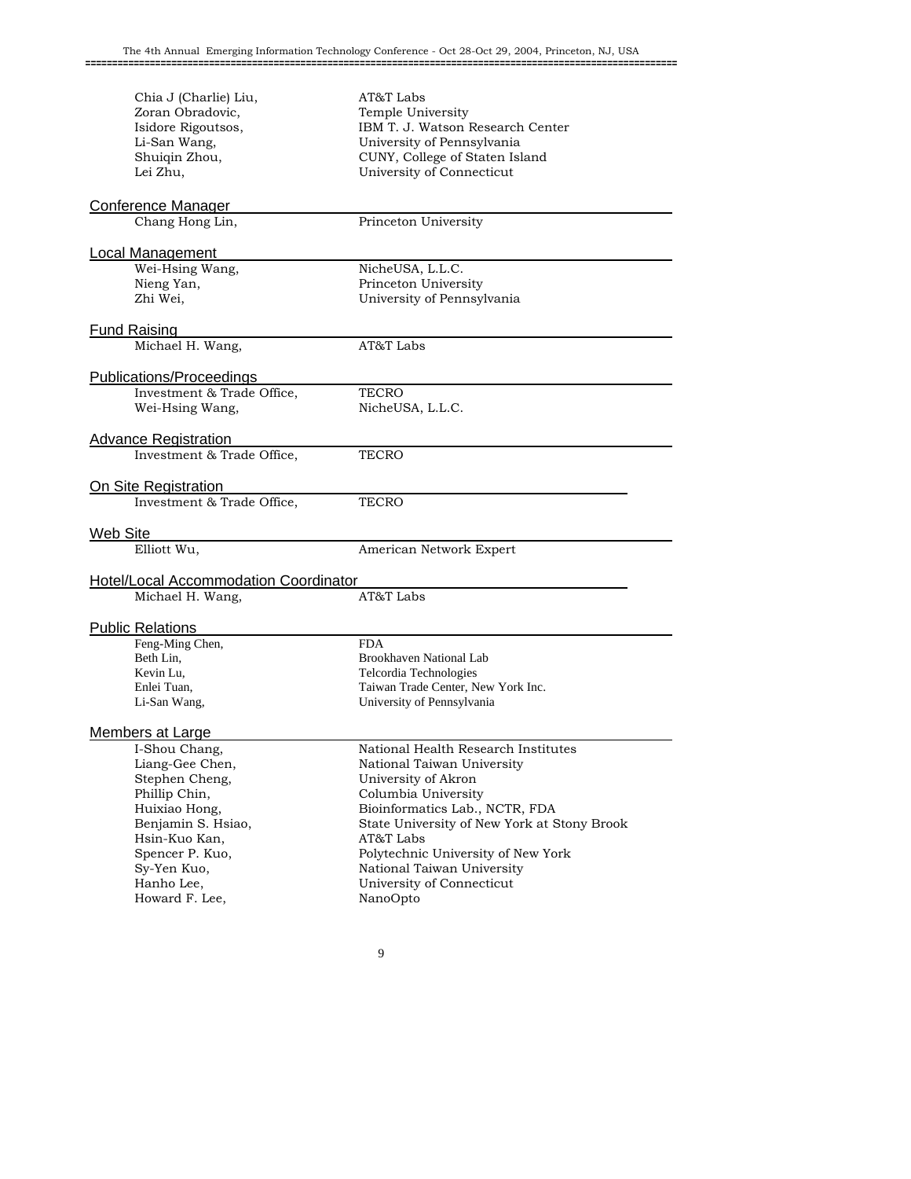| | |
|---|---|
| Chia J (Charlie) Liu, | AT&T Labs |
| Zoran Obradovic, | Temple University |
| Isidore Rigoutsos, | IBM T. J. Watson Research Center |
| Li-San Wang, | University of Pennsylvania |
| Shuiqin Zhou, | CUNY, College of Staten Island |
| Lei Zhu, | University of Connecticut |

## Conference Manager

| | |
|---|---|
| Chang Hong Lin, | Princeton University |

## Local Management

| | |
|---|---|
| Wei-Hsing Wang, | NicheUSA, L.L.C. |
| Nieng Yan, | Princeton University |
| Zhi Wei, | University of Pennsylvania |

## Fund Raising

| | |
|---|---|
| Michael H. Wang, | AT&T Labs |

## Publications/Proceedings

| | |
|---|---|
| Investment & Trade Office, | TECRO |
| Wei-Hsing Wang, | NicheUSA, L.L.C. |

## Advance Registration

| | |
|---|---|
| Investment & Trade Office, | TECRO |

## On Site Registration

| | |
|---|---|
| Investment & Trade Office, | TECRO |

## Web Site

| | |
|---|---|
| Elliott Wu, | American Network Expert |

## Hotel/Local Accommodation Coordinator

| | |
|---|---|
| Michael H. Wang, | AT&T Labs |

## Public Relations

| | |
|---|---|
| Feng-Ming Chen, | FDA |
| Beth Lin, | Brookhaven National Lab |
| Kevin Lu, | Telcordia Technologies |
| Enlei Tuan, | Taiwan Trade Center, New York Inc. |
| Li-San Wang, | University of Pennsylvania |

## Members at Large

| | |
|---|---|
| I-Shou Chang, | National Health Research Institutes |
| Liang-Gee Chen, | National Taiwan University |
| Stephen Cheng, | University of Akron |
| Phillip Chin, | Columbia University |
| Huixiao Hong, | Bioinformatics Lab., NCTR, FDA |
| Benjamin S. Hsiao, | State University of New York at Stony Brook |
| Hsin-Kuo Kan, | AT&T Labs |
| Spencer P. Kuo, | Polytechnic University of New York |
| Sy-Yen Kuo, | National Taiwan University |
| Hanho Lee, | University of Connecticut |
| Howard F. Lee, | NanoOpto |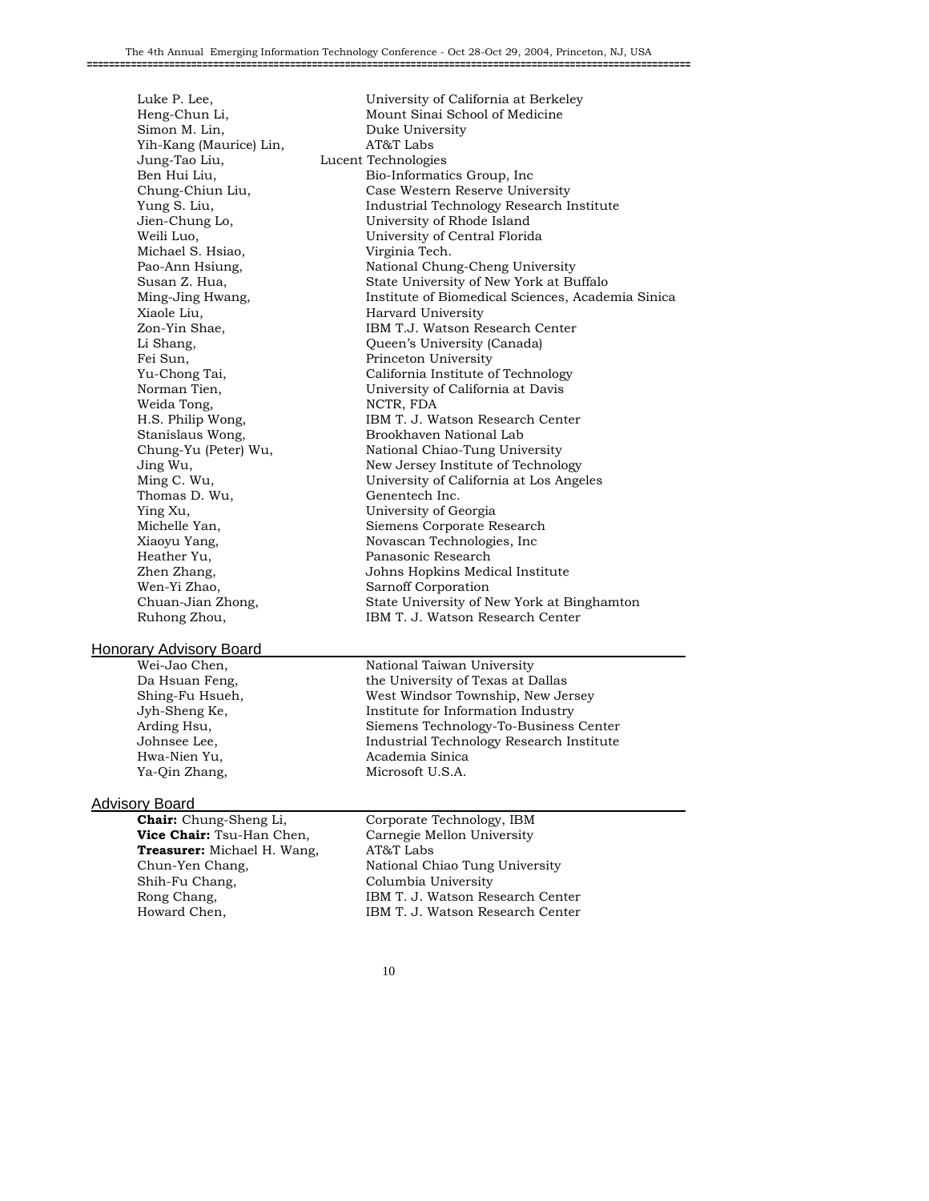| | |
|---|---|
| Luke P. Lee, | University of California at Berkeley |
| Heng-Chun Li, | Mount Sinai School of Medicine |
| Simon M. Lin, | Duke University |
| Yih-Kang (Maurice) Lin, | AT&T Labs |
| Jung-Tao Liu, | Lucent Technologies |
| Ben Hui Liu, | Bio-Informatics Group, Inc |
| Chung-Chiun Liu, | Case Western Reserve University |
| Yung S. Liu, | Industrial Technology Research Institute |
| Jien-Chung Lo, | University of Rhode Island |
| Weili Luo, | University of Central Florida |
| Michael S. Hsiao, | Virginia Tech. |
| Pao-Ann Hsiung, | National Chung-Cheng University |
| Susan Z. Hua, | State University of New York at Buffalo |
| Ming-Jing Hwang, | Institute of Biomedical Sciences, Academia Sinica |
| Xiaole Liu, | Harvard University |
| Zon-Yin Shae, | IBM T.J. Watson Research Center |
| Li Shang, | Queen's University (Canada) |
| Fei Sun, | Princeton University |
| Yu-Chong Tai, | California Institute of Technology |
| Norman Tien, | University of California at Davis |
| Weida Tong, | NCTR, FDA |
| H.S. Philip Wong, | IBM T. J. Watson Research Center |
| Stanislaus Wong, | Brookhaven National Lab |
| Chung-Yu (Peter) Wu, | National Chiao-Tung University |
| Jing Wu, | New Jersey Institute of Technology |
| Ming C. Wu, | University of California at Los Angeles |
| Thomas D. Wu, | Genentech Inc. |
| Ying Xu, | University of Georgia |
| Michelle Yan, | Siemens Corporate Research |
| Xiaoyu Yang, | Novascan Technologies, Inc |
| Heather Yu, | Panasonic Research |
| Zhen Zhang, | Johns Hopkins Medical Institute |
| Wen-Yi Zhao, | Sarnoff Corporation |
| Chuan-Jian Zhong, | State University of New York at Binghamton |
| Ruhong Zhou, | IBM T. J. Watson Research Center |

## Honorary Advisory Board

| | |
|---|---|
| Wei-Jao Chen, | National Taiwan University |
| Da Hsuan Feng, | the University of Texas at Dallas |
| Shing-Fu Hsueh, | West Windsor Township, New Jersey |
| Jyh-Sheng Ke, | Institute for Information Industry |
| Arding Hsu, | Siemens Technology-To-Business Center |
| Johnsee Lee, | Industrial Technology Research Institute |
| Hwa-Nien Yu, | Academia Sinica |
| Ya-Qin Zhang, | Microsoft U.S.A. |

## Advisory Board

| | |
|---|---|
| **Chair:** Chung-Sheng Li, | Corporate Technology, IBM |
| **Vice Chair:** Tsu-Han Chen, | Carnegie Mellon University |
| **Treasurer:** Michael H. Wang, | AT&T Labs |
| Chun-Yen Chang, | National Chiao Tung University |
| Shih-Fu Chang, | Columbia University |
| Rong Chang, | IBM T. J. Watson Research Center |
| Howard Chen, | IBM T. J. Watson Research Center |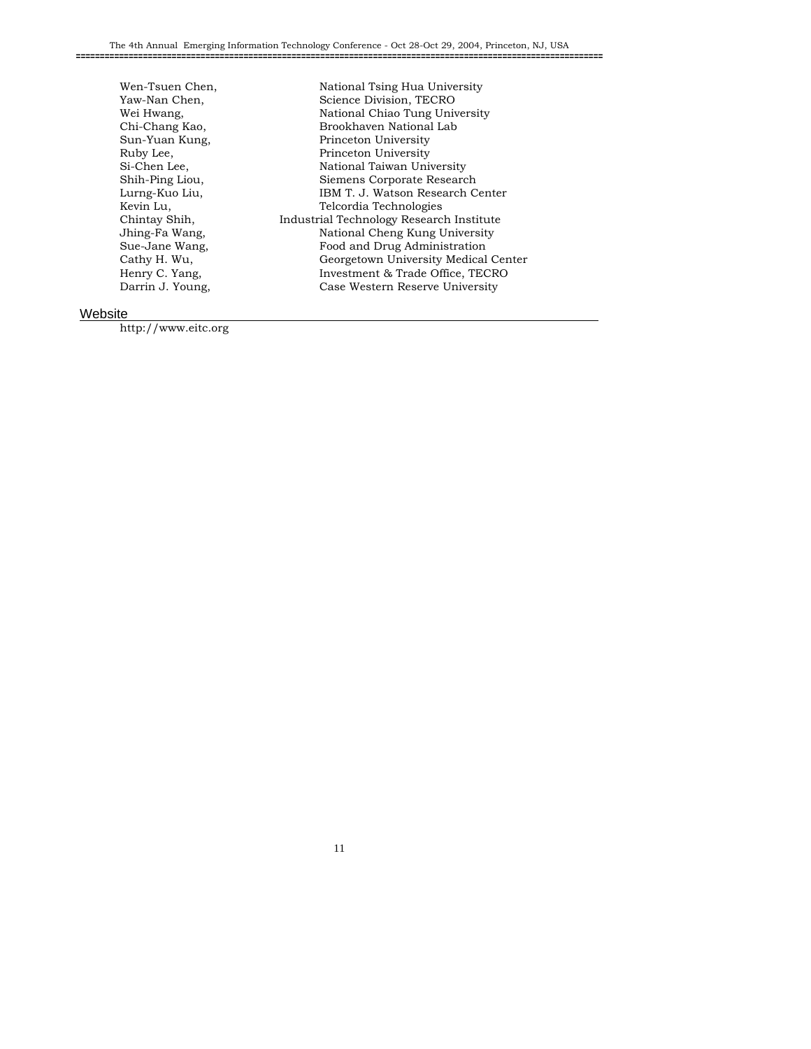| | |
|---|---|
| Wen-Tsuen Chen, | National Tsing Hua University |
| Yaw-Nan Chen, | Science Division, TECRO |
| Wei Hwang, | National Chiao Tung University |
| Chi-Chang Kao, | Brookhaven National Lab |
| Sun-Yuan Kung, | Princeton University |
| Ruby Lee, | Princeton University |
| Si-Chen Lee, | National Taiwan University |
| Shih-Ping Liou, | Siemens Corporate Research |
| Lurng-Kuo Liu, | IBM T. J. Watson Research Center |
| Kevin Lu, | Telcordia Technologies |
| Chintay Shih, | Industrial Technology Research Institute |
| Jhing-Fa Wang, | National Cheng Kung University |
| Sue-Jane Wang, | Food and Drug Administration |
| Cathy H. Wu, | Georgetown University Medical Center |
| Henry C. Yang, | Investment & Trade Office, TECRO |
| Darrin J. Young, | Case Western Reserve University |

## Website

http://www.eitc.org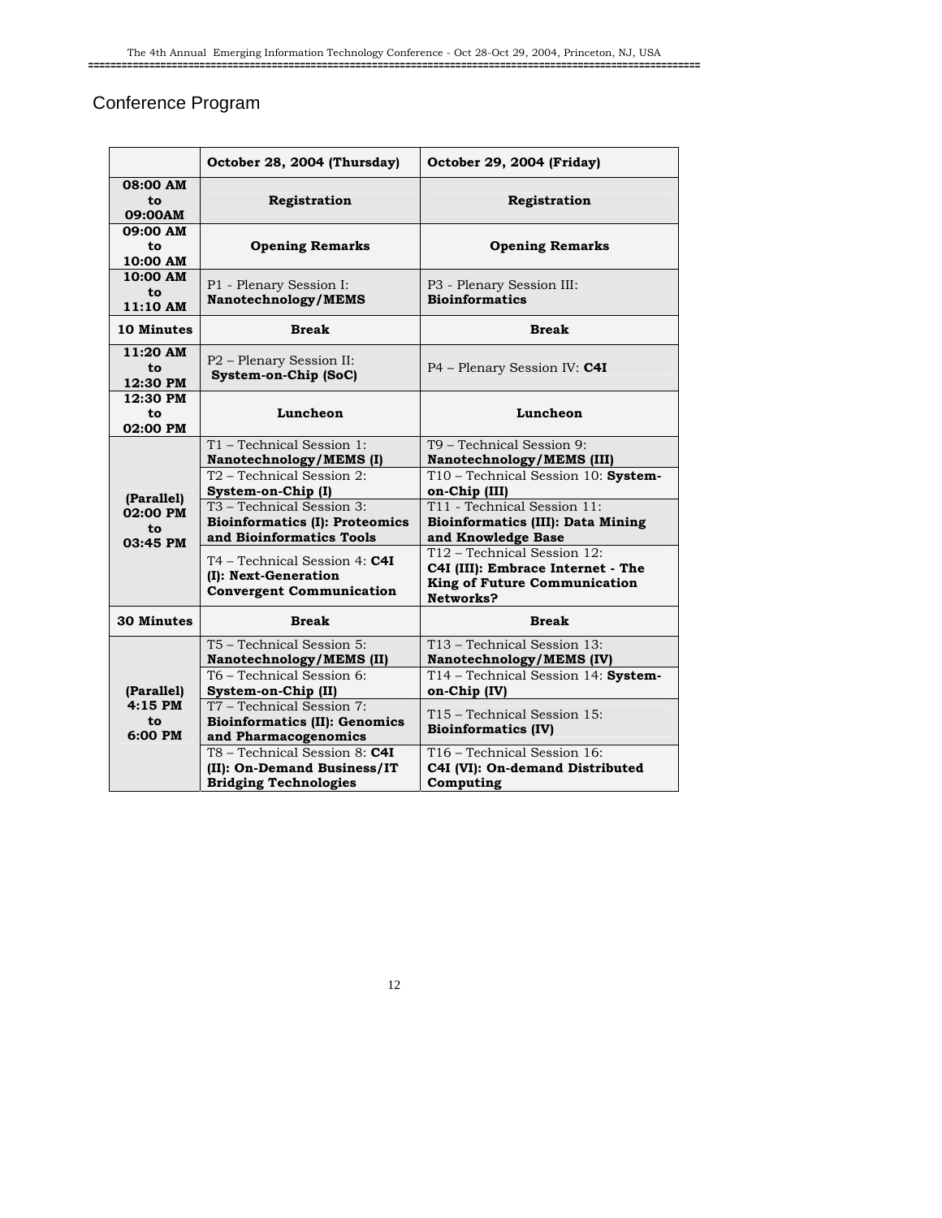## Conference Program

| | **October 28, 2004 (Thursday)** | **October 29, 2004 (Friday)** |
|---|---|---|
| **08:00 AM to 09:00AM** | **Registration** | **Registration** |
| **09:00 AM to 10:00 AM** | **Opening Remarks** | **Opening Remarks** |
| **10:00 AM to 11:10 AM** | P1 - Plenary Session I: **Nanotechnology/MEMS** | P3 - Plenary Session III: **Bioinformatics** |
| **10 Minutes** | **Break** | **Break** |
| **11:20 AM to 12:30 PM** | P2 – Plenary Session II: **System-on-Chip (SoC)** | P4 – Plenary Session IV: **C4I** |
| **12:30 PM to 02:00 PM** | **Luncheon** | **Luncheon** |
| **(Parallel) 02:00 PM to 03:45 PM** | T1 – Technical Session 1: **Nanotechnology/MEMS (I)** | T9 – Technical Session 9: **Nanotechnology/MEMS (III)** |
| | T2 – Technical Session 2: **System-on-Chip (I)** | T10 – Technical Session 10: **System-on-Chip (III)** |
| | T3 – Technical Session 3: **Bioinformatics (I): Proteomics and Bioinformatics Tools** | T11 - Technical Session 11: **Bioinformatics (III): Data Mining and Knowledge Base** |
| | T4 – Technical Session 4: **C4I (I): Next-Generation Convergent Communication** | T12 – Technical Session 12: **C4I (III): Embrace Internet - The King of Future Communication Networks?** |
| **30 Minutes** | **Break** | **Break** |
| **(Parallel) 4:15 PM to 6:00 PM** | T5 – Technical Session 5: **Nanotechnology/MEMS (II)** | T13 – Technical Session 13: **Nanotechnology/MEMS (IV)** |
| | T6 – Technical Session 6: **System-on-Chip (II)** | T14 – Technical Session 14: **System-on-Chip (IV)** |
| | T7 – Technical Session 7: **Bioinformatics (II): Genomics and Pharmacogenomics** | T15 – Technical Session 15: **Bioinformatics (IV)** |
| | T8 – Technical Session 8: **C4I (II): On-Demand Business/IT Bridging Technologies** | T16 – Technical Session 16: **C4I (VI): On-demand Distributed Computing** |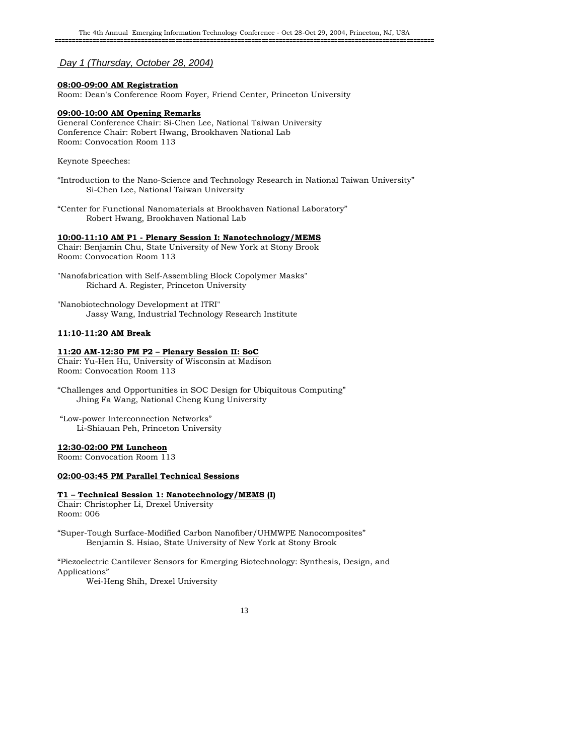*Day 1 (Thursday, October 28, 2004)*

**08:00-09:00 AM Registration**

Room: Dean's Conference Room Foyer, Friend Center, Princeton University

**09:00-10:00 AM Opening Remarks**

General Conference Chair: Si-Chen Lee, National Taiwan University
Conference Chair: Robert Hwang, Brookhaven National Lab
Room: Convocation Room 113

Keynote Speeches:

"Introduction to the Nano-Science and Technology Research in National Taiwan University"
Si-Chen Lee, National Taiwan University

"Center for Functional Nanomaterials at Brookhaven National Laboratory"
Robert Hwang, Brookhaven National Lab

**10:00-11:10 AM P1 - Plenary Session I: Nanotechnology/MEMS**

Chair: Benjamin Chu, State University of New York at Stony Brook
Room: Convocation Room 113

"Nanofabrication with Self-Assembling Block Copolymer Masks"
Richard A. Register, Princeton University

"Nanobiotechnology Development at ITRI"
Jassy Wang, Industrial Technology Research Institute

**11:10-11:20 AM Break**

**11:20 AM-12:30 PM P2 – Plenary Session II: SoC**

Chair: Yu-Hen Hu, University of Wisconsin at Madison
Room: Convocation Room 113

"Challenges and Opportunities in SOC Design for Ubiquitous Computing"
Jhing Fa Wang, National Cheng Kung University

"Low-power Interconnection Networks"
Li-Shiauan Peh, Princeton University

**12:30-02:00 PM Luncheon**

Room: Convocation Room 113

**02:00-03:45 PM Parallel Technical Sessions**

**T1 – Technical Session 1: Nanotechnology/MEMS (I)**

Chair: Christopher Li, Drexel University
Room: 006

"Super-Tough Surface-Modified Carbon Nanofiber/UHMWPE Nanocomposites"
Benjamin S. Hsiao, State University of New York at Stony Brook

"Piezoelectric Cantilever Sensors for Emerging Biotechnology: Synthesis, Design, and Applications"
Wei-Heng Shih, Drexel University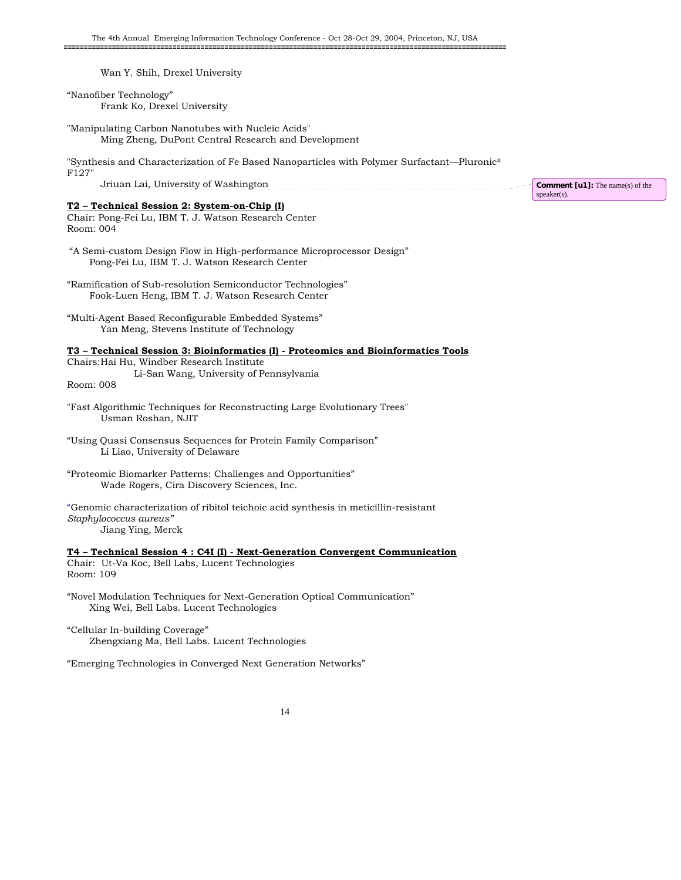Wan Y. Shih, Drexel University

“Nanofiber Technology”
Frank Ko, Drexel University

"Manipulating Carbon Nanotubes with Nucleic Acids"
Ming Zheng, DuPont Central Research and Development

"Synthesis and Characterization of Fe Based Nanoparticles with Polymer Surfactant—Pluronic® F127"
Jriuan Lai, University of Washington

Comment [u1]: The name(s) of the speaker(s).

**T2 – Technical Session 2: System-on-Chip (I)**

Chair: Pong-Fei Lu, IBM T. J. Watson Research Center
Room: 004

“A Semi-custom Design Flow in High-performance Microprocessor Design”
Pong-Fei Lu, IBM T. J. Watson Research Center

“Ramification of Sub-resolution Semiconductor Technologies”
Fook-Luen Heng, IBM T. J. Watson Research Center

“Multi-Agent Based Reconfigurable Embedded Systems”
Yan Meng, Stevens Institute of Technology

**T3 – Technical Session 3: Bioinformatics (I) - Proteomics and Bioinformatics Tools**

Chairs: Hai Hu, Windber Research Institute
Li-San Wang, University of Pennsylvania
Room: 008

"Fast Algorithmic Techniques for Reconstructing Large Evolutionary Trees"
Usman Roshan, NJIT

“Using Quasi Consensus Sequences for Protein Family Comparison”
Li Liao, University of Delaware

“Proteomic Biomarker Patterns: Challenges and Opportunities”
Wade Rogers, Cira Discovery Sciences, Inc.

“Genomic characterization of ribitol teichoic acid synthesis in meticillin-resistant *Staphylococcus aureus”*
Jiang Ying, Merck

**T4 – Technical Session 4 : C4I (I) - Next-Generation Convergent Communication**

Chair: Ut-Va Koc, Bell Labs, Lucent Technologies
Room: 109

“Novel Modulation Techniques for Next-Generation Optical Communication”
Xing Wei, Bell Labs. Lucent Technologies

“Cellular In-building Coverage”
Zhengxiang Ma, Bell Labs. Lucent Technologies

“Emerging Technologies in Converged Next Generation Networks”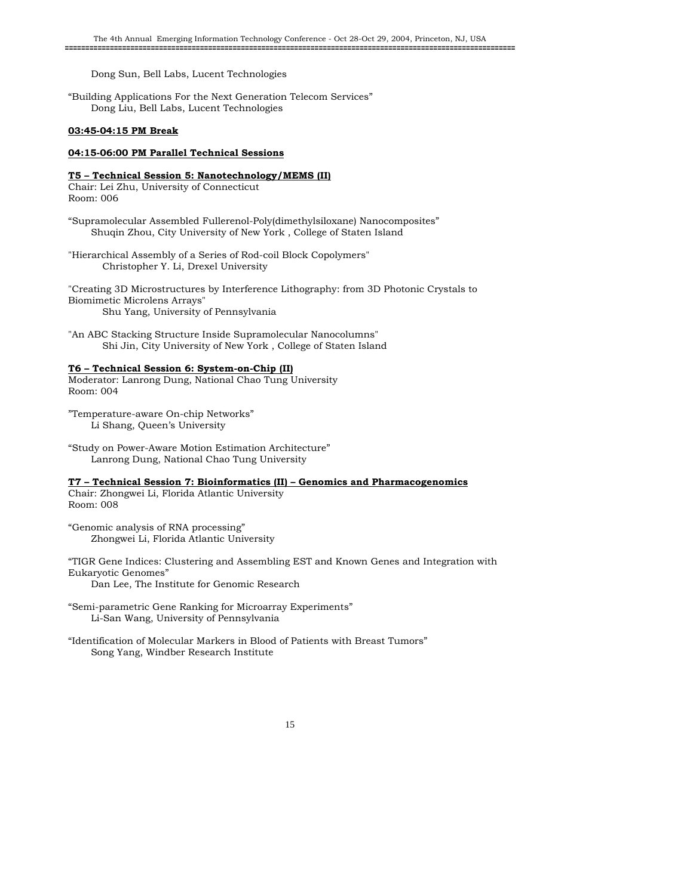Dong Sun, Bell Labs, Lucent Technologies

"Building Applications For the Next Generation Telecom Services"
Dong Liu, Bell Labs, Lucent Technologies

**03:45-04:15 PM Break**

**04:15-06:00 PM Parallel Technical Sessions**

**T5 – Technical Session 5: Nanotechnology/MEMS (II)**
Chair: Lei Zhu, University of Connecticut
Room: 006

"Supramolecular Assembled Fullerenol-Poly(dimethylsiloxane) Nanocomposites"
Shuqin Zhou, City University of New York , College of Staten Island

"Hierarchical Assembly of a Series of Rod-coil Block Copolymers"
Christopher Y. Li, Drexel University

"Creating 3D Microstructures by Interference Lithography: from 3D Photonic Crystals to Biomimetic Microlens Arrays"
Shu Yang, University of Pennsylvania

"An ABC Stacking Structure Inside Supramolecular Nanocolumns"
Shi Jin, City University of New York , College of Staten Island

**T6 – Technical Session 6: System-on-Chip (II)**
Moderator: Lanrong Dung, National Chao Tung University
Room: 004

"Temperature-aware On-chip Networks"
Li Shang, Queen's University

"Study on Power-Aware Motion Estimation Architecture"
Lanrong Dung, National Chao Tung University

**T7 – Technical Session 7: Bioinformatics (II) – Genomics and Pharmacogenomics**
Chair: Zhongwei Li, Florida Atlantic University
Room: 008

"Genomic analysis of RNA processing"
Zhongwei Li, Florida Atlantic University

"TIGR Gene Indices: Clustering and Assembling EST and Known Genes and Integration with Eukaryotic Genomes"
Dan Lee, The Institute for Genomic Research

"Semi-parametric Gene Ranking for Microarray Experiments"
Li-San Wang, University of Pennsylvania

"Identification of Molecular Markers in Blood of Patients with Breast Tumors"
Song Yang, Windber Research Institute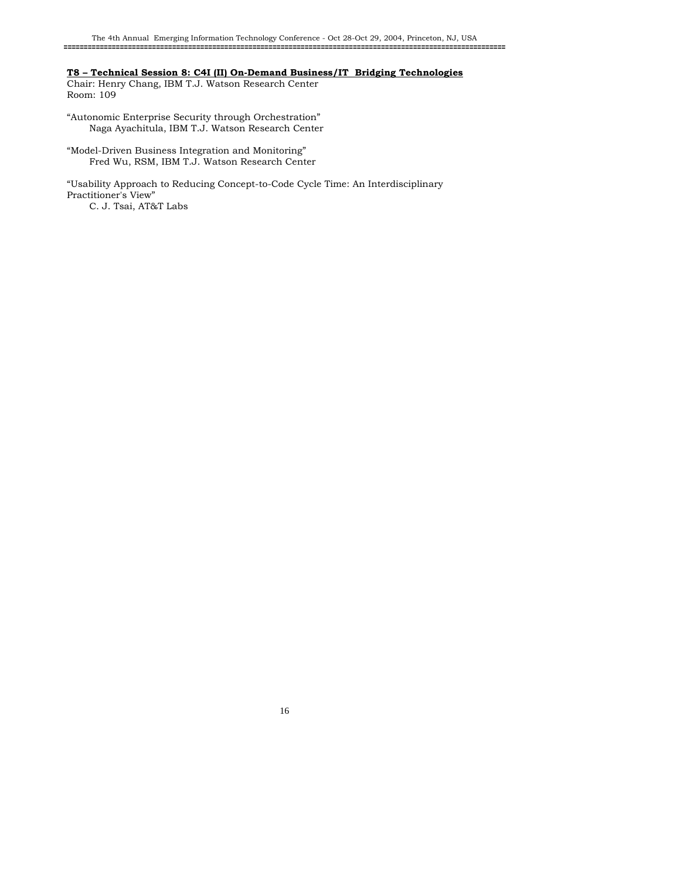### T8 – Technical Session 8: C4I (II) On-Demand Business/IT Bridging Technologies

Chair: Henry Chang, IBM T.J. Watson Research Center
Room: 109

"Autonomic Enterprise Security through Orchestration"
Naga Ayachitula, IBM T.J. Watson Research Center

"Model-Driven Business Integration and Monitoring"
Fred Wu, RSM, IBM T.J. Watson Research Center

"Usability Approach to Reducing Concept-to-Code Cycle Time: An Interdisciplinary Practitioner's View"
C. J. Tsai, AT&T Labs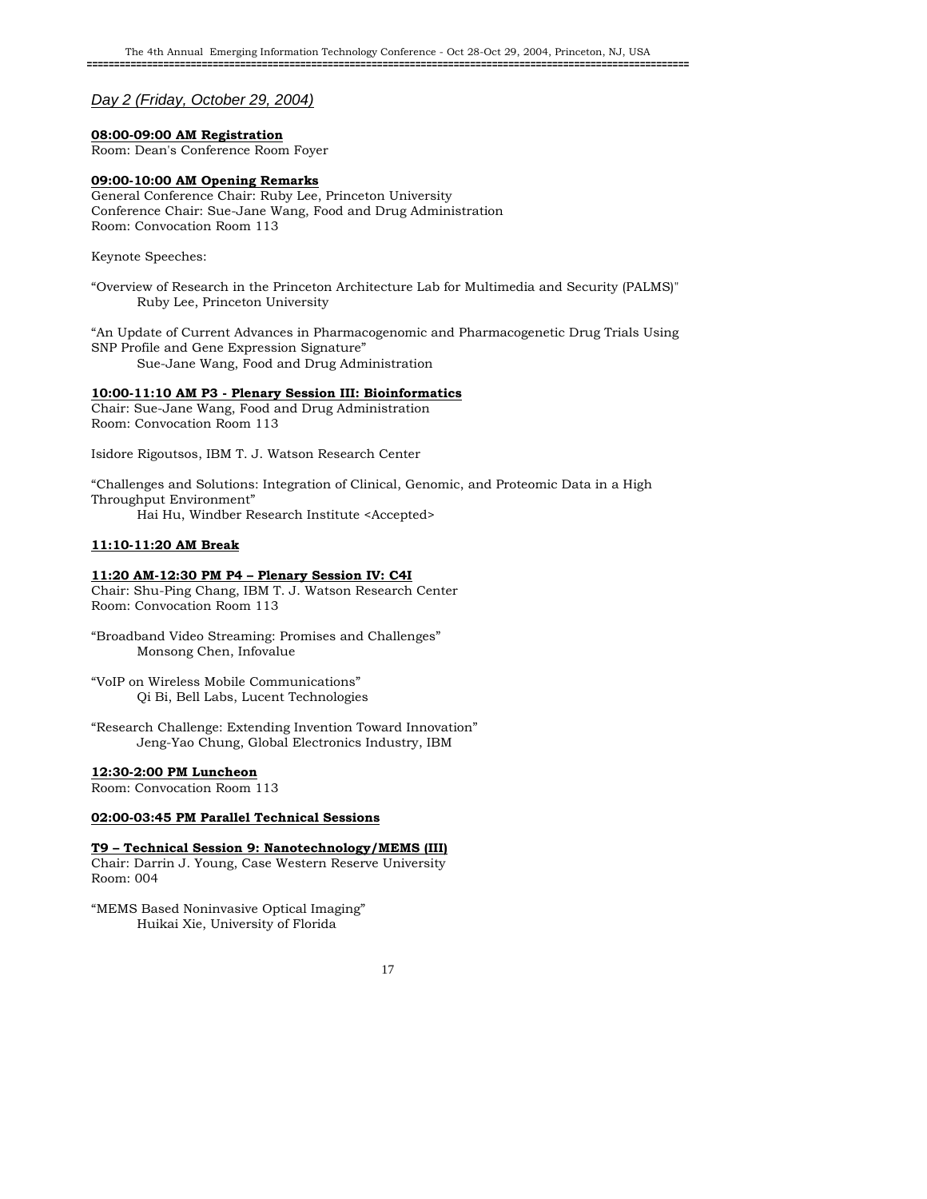*Day 2 (Friday, October 29, 2004)*

**08:00-09:00 AM Registration**
Room: Dean's Conference Room Foyer

**09:00-10:00 AM Opening Remarks**
General Conference Chair: Ruby Lee, Princeton University
Conference Chair: Sue-Jane Wang, Food and Drug Administration
Room: Convocation Room 113

Keynote Speeches:

"Overview of Research in the Princeton Architecture Lab for Multimedia and Security (PALMS)"
Ruby Lee, Princeton University

"An Update of Current Advances in Pharmacogenomic and Pharmacogenetic Drug Trials Using SNP Profile and Gene Expression Signature"
Sue-Jane Wang, Food and Drug Administration

**10:00-11:10 AM P3 - Plenary Session III: Bioinformatics**
Chair: Sue-Jane Wang, Food and Drug Administration
Room: Convocation Room 113

Isidore Rigoutsos, IBM T. J. Watson Research Center

"Challenges and Solutions: Integration of Clinical, Genomic, and Proteomic Data in a High Throughput Environment"
Hai Hu, Windber Research Institute <Accepted>

**11:10-11:20 AM Break**

**11:20 AM-12:30 PM P4 – Plenary Session IV: C4I**
Chair: Shu-Ping Chang, IBM T. J. Watson Research Center
Room: Convocation Room 113

"Broadband Video Streaming: Promises and Challenges"
Monsong Chen, Infovalue

"VoIP on Wireless Mobile Communications"
Qi Bi, Bell Labs, Lucent Technologies

"Research Challenge: Extending Invention Toward Innovation"
Jeng-Yao Chung, Global Electronics Industry, IBM

**12:30-2:00 PM Luncheon**
Room: Convocation Room 113

**02:00-03:45 PM Parallel Technical Sessions**

**T9 – Technical Session 9: Nanotechnology/MEMS (III)**
Chair: Darrin J. Young, Case Western Reserve University
Room: 004

"MEMS Based Noninvasive Optical Imaging"
Huikai Xie, University of Florida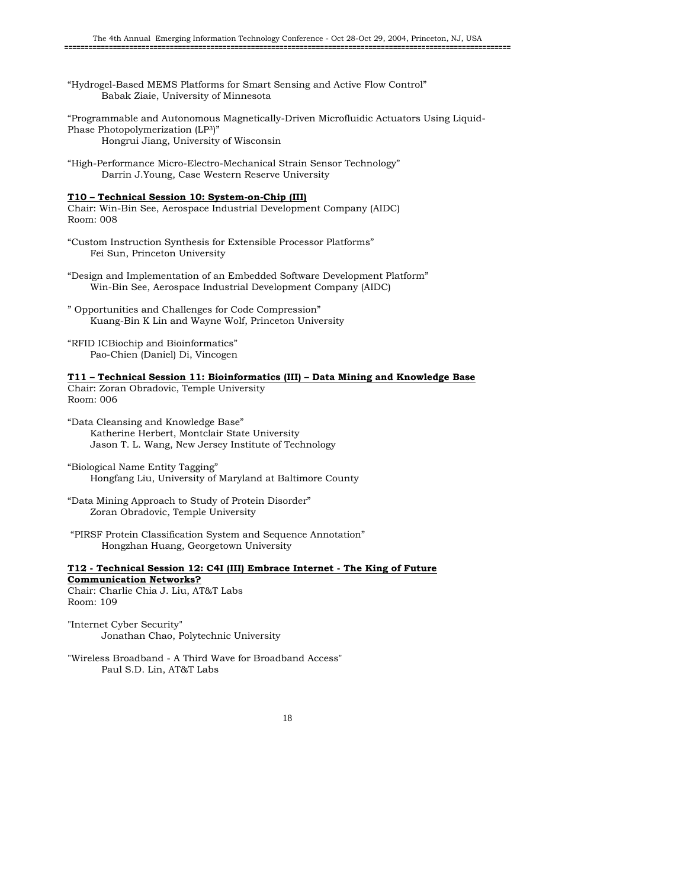"Hydrogel-Based MEMS Platforms for Smart Sensing and Active Flow Control"
Babak Ziaie, University of Minnesota

"Programmable and Autonomous Magnetically-Driven Microfluidic Actuators Using Liquid-Phase Photopolymerization ($LP^3$)"
Hongrui Jiang, University of Wisconsin

"High-Performance Micro-Electro-Mechanical Strain Sensor Technology"
Darrin J.Young, Case Western Reserve University

**T10 – Technical Session 10: System-on-Chip (III)**
Chair: Win-Bin See, Aerospace Industrial Development Company (AIDC)
Room: 008

"Custom Instruction Synthesis for Extensible Processor Platforms"
Fei Sun, Princeton University

"Design and Implementation of an Embedded Software Development Platform"
Win-Bin See, Aerospace Industrial Development Company (AIDC)

" Opportunities and Challenges for Code Compression"
Kuang-Bin K Lin and Wayne Wolf, Princeton University

"RFID ICBiochip and Bioinformatics"
Pao-Chien (Daniel) Di, Vincogen

**T11 – Technical Session 11: Bioinformatics (III) – Data Mining and Knowledge Base**
Chair: Zoran Obradovic, Temple University
Room: 006

"Data Cleansing and Knowledge Base"
Katherine Herbert, Montclair State University
Jason T. L. Wang, New Jersey Institute of Technology

"Biological Name Entity Tagging"
Hongfang Liu, University of Maryland at Baltimore County

"Data Mining Approach to Study of Protein Disorder"
Zoran Obradovic, Temple University

"PIRSF Protein Classification System and Sequence Annotation"
Hongzhan Huang, Georgetown University

**T12 - Technical Session 12: C4I (III) Embrace Internet - The King of Future Communication Networks?**
Chair: Charlie Chia J. Liu, AT&T Labs
Room: 109

"Internet Cyber Security"
Jonathan Chao, Polytechnic University

"Wireless Broadband - A Third Wave for Broadband Access"
Paul S.D. Lin, AT&T Labs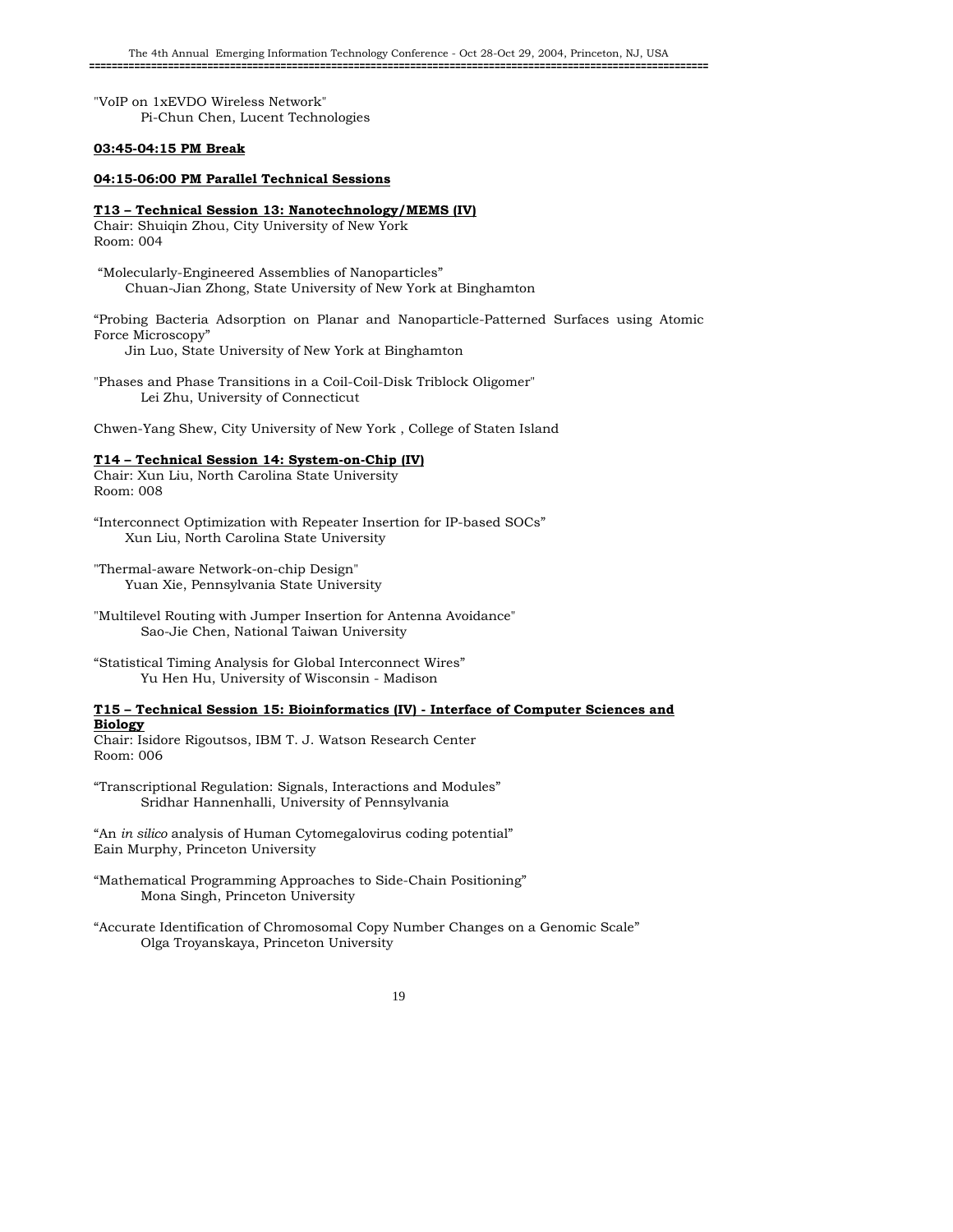"VoIP on 1xEVDO Wireless Network"
Pi-Chun Chen, Lucent Technologies

**03:45-04:15 PM Break**

**04:15-06:00 PM Parallel Technical Sessions**

**T13 – Technical Session 13: Nanotechnology/MEMS (IV)**
Chair: Shuiqin Zhou, City University of New York
Room: 004

"Molecularly-Engineered Assemblies of Nanoparticles"
Chuan-Jian Zhong, State University of New York at Binghamton

"Probing Bacteria Adsorption on Planar and Nanoparticle-Patterned Surfaces using Atomic Force Microscopy"
Jin Luo, State University of New York at Binghamton

"Phases and Phase Transitions in a Coil-Coil-Disk Triblock Oligomer"
Lei Zhu, University of Connecticut

Chwen-Yang Shew, City University of New York , College of Staten Island

**T14 – Technical Session 14: System-on-Chip (IV)**
Chair: Xun Liu, North Carolina State University
Room: 008

"Interconnect Optimization with Repeater Insertion for IP-based SOCs"
Xun Liu, North Carolina State University

"Thermal-aware Network-on-chip Design"
Yuan Xie, Pennsylvania State University

"Multilevel Routing with Jumper Insertion for Antenna Avoidance"
Sao-Jie Chen, National Taiwan University

"Statistical Timing Analysis for Global Interconnect Wires"
Yu Hen Hu, University of Wisconsin - Madison

**T15 – Technical Session 15: Bioinformatics (IV) - Interface of Computer Sciences and Biology**
Chair: Isidore Rigoutsos, IBM T. J. Watson Research Center
Room: 006

"Transcriptional Regulation: Signals, Interactions and Modules"
Sridhar Hannenhalli, University of Pennsylvania

"An *in silico* analysis of Human Cytomegalovirus coding potential"
Eain Murphy, Princeton University

"Mathematical Programming Approaches to Side-Chain Positioning"
Mona Singh, Princeton University

"Accurate Identification of Chromosomal Copy Number Changes on a Genomic Scale"
Olga Troyanskaya, Princeton University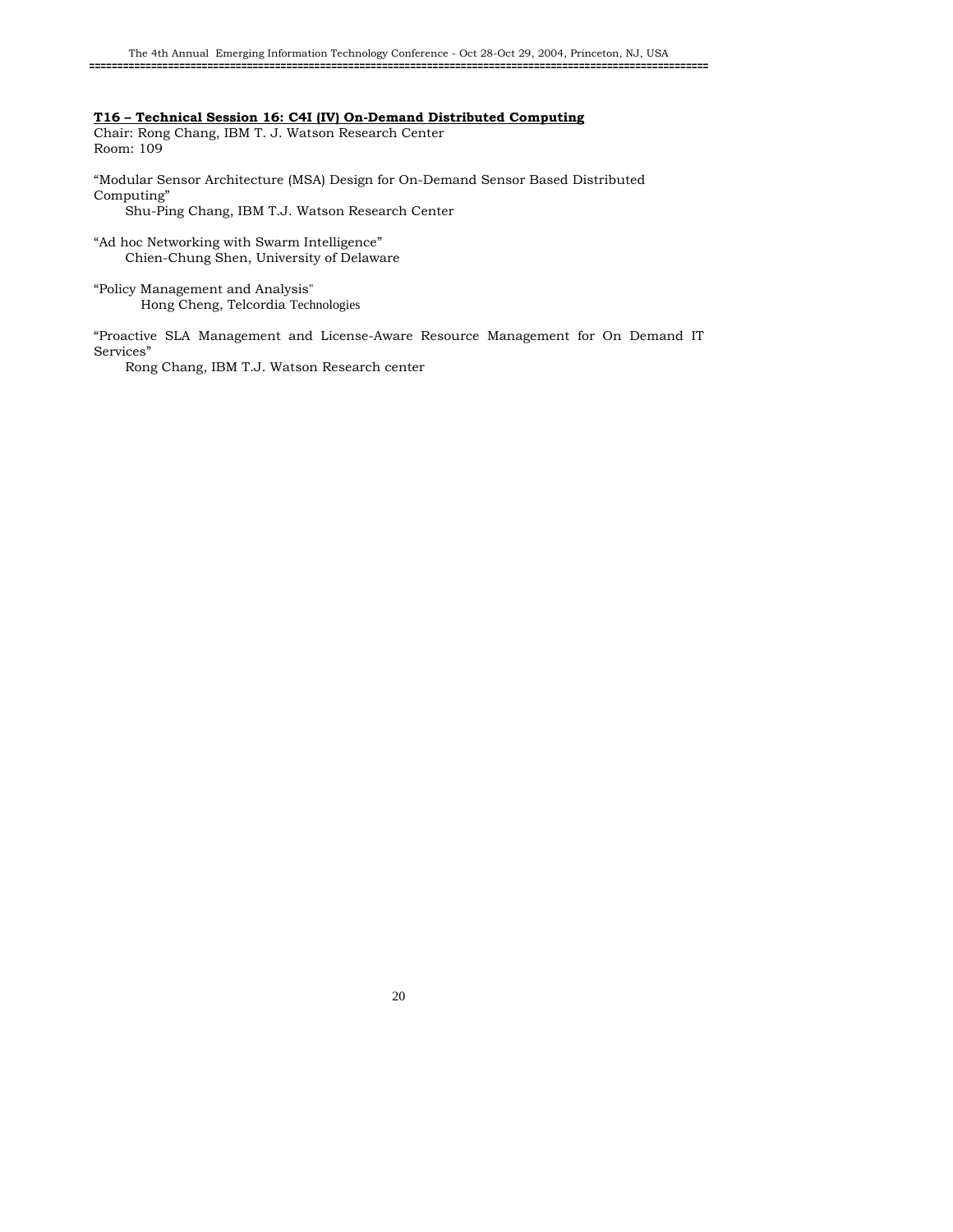## T16 – Technical Session 16: C4I (IV) On-Demand Distributed Computing

Chair: Rong Chang, IBM T. J. Watson Research Center
Room: 109

"Modular Sensor Architecture (MSA) Design for On-Demand Sensor Based Distributed Computing"
Shu-Ping Chang, IBM T.J. Watson Research Center

"Ad hoc Networking with Swarm Intelligence"
Chien-Chung Shen, University of Delaware

"Policy Management and Analysis"
Hong Cheng, Telcordia Technologies

"Proactive SLA Management and License-Aware Resource Management for On Demand IT Services"
Rong Chang, IBM T.J. Watson Research center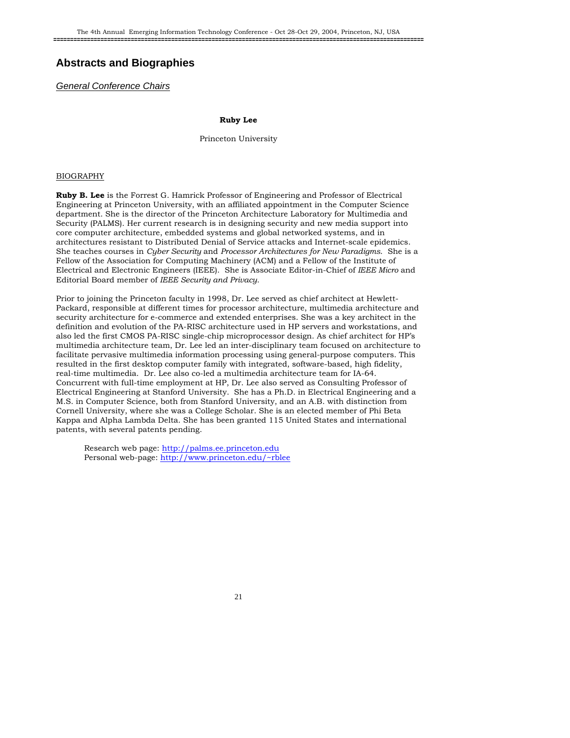## Abstracts and Biographies

### *General Conference Chairs*

**Ruby Lee**

Princeton University

BIOGRAPHY

**Ruby B. Lee** is the Forrest G. Hamrick Professor of Engineering and Professor of Electrical Engineering at Princeton University, with an affiliated appointment in the Computer Science department. She is the director of the Princeton Architecture Laboratory for Multimedia and Security (PALMS). Her current research is in designing security and new media support into core computer architecture, embedded systems and global networked systems, and in architectures resistant to Distributed Denial of Service attacks and Internet-scale epidemics. She teaches courses in *Cyber Security* and *Processor Architectures for New Paradigms.* She is a Fellow of the Association for Computing Machinery (ACM) and a Fellow of the Institute of Electrical and Electronic Engineers (IEEE). She is Associate Editor-in-Chief of *IEEE Micro* and Editorial Board member of *IEEE Security and Privacy*.

Prior to joining the Princeton faculty in 1998, Dr. Lee served as chief architect at Hewlett-Packard, responsible at different times for processor architecture, multimedia architecture and security architecture for e-commerce and extended enterprises. She was a key architect in the definition and evolution of the PA-RISC architecture used in HP servers and workstations, and also led the first CMOS PA-RISC single-chip microprocessor design. As chief architect for HP's multimedia architecture team, Dr. Lee led an inter-disciplinary team focused on architecture to facilitate pervasive multimedia information processing using general-purpose computers. This resulted in the first desktop computer family with integrated, software-based, high fidelity, real-time multimedia. Dr. Lee also co-led a multimedia architecture team for IA-64. Concurrent with full-time employment at HP, Dr. Lee also served as Consulting Professor of Electrical Engineering at Stanford University. She has a Ph.D. in Electrical Engineering and a M.S. in Computer Science, both from Stanford University, and an A.B. with distinction from Cornell University, where she was a College Scholar. She is an elected member of Phi Beta Kappa and Alpha Lambda Delta. She has been granted 115 United States and international patents, with several patents pending.

Research web page: http://palms.ee.princeton.edu
Personal web-page: http://www.princeton.edu/~rblee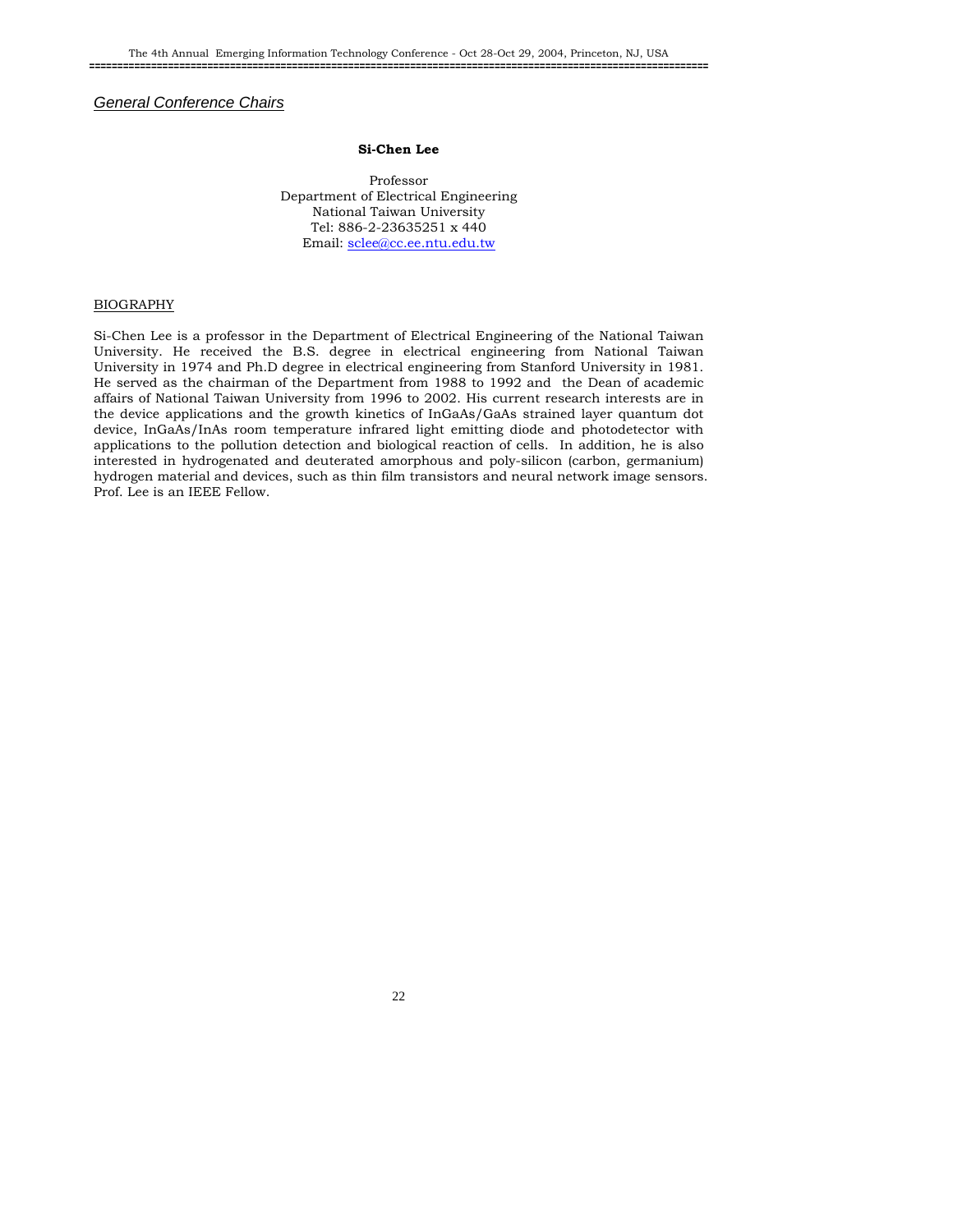## *General Conference Chairs*

**Si-Chen Lee**

Professor
Department of Electrical Engineering
National Taiwan University
Tel: 886-2-23635251 x 440
Email: sclee@cc.ee.ntu.edu.tw

### BIOGRAPHY

Si-Chen Lee is a professor in the Department of Electrical Engineering of the National Taiwan University. He received the B.S. degree in electrical engineering from National Taiwan University in 1974 and Ph.D degree in electrical engineering from Stanford University in 1981. He served as the chairman of the Department from 1988 to 1992 and the Dean of academic affairs of National Taiwan University from 1996 to 2002. His current research interests are in the device applications and the growth kinetics of InGaAs/GaAs strained layer quantum dot device, InGaAs/InAs room temperature infrared light emitting diode and photodetector with applications to the pollution detection and biological reaction of cells. In addition, he is also interested in hydrogenated and deuterated amorphous and poly-silicon (carbon, germanium) hydrogen material and devices, such as thin film transistors and neural network image sensors. Prof. Lee is an IEEE Fellow.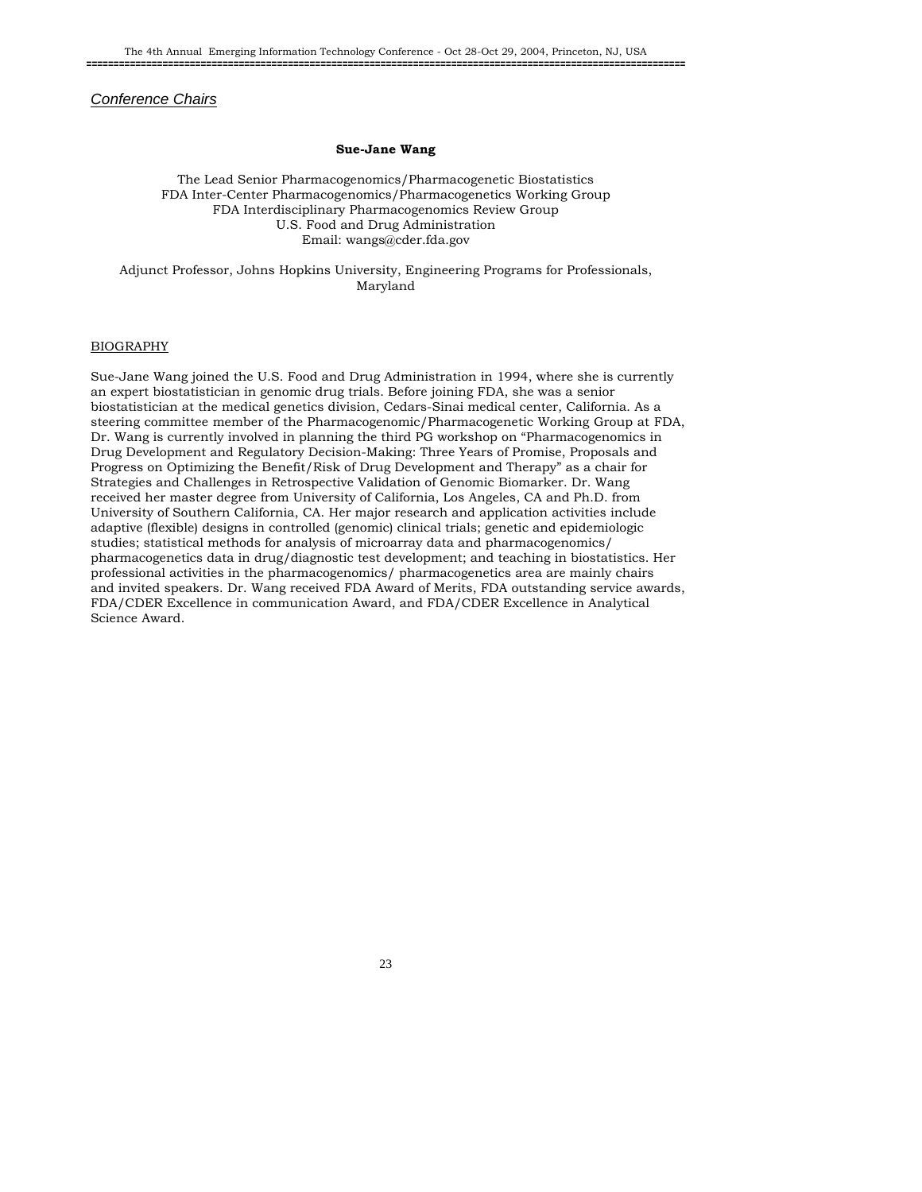*Conference Chairs*

**Sue-Jane Wang**

The Lead Senior Pharmacogenomics/Pharmacogenetic Biostatistics
FDA Inter-Center Pharmacogenomics/Pharmacogenetics Working Group
FDA Interdisciplinary Pharmacogenomics Review Group
U.S. Food and Drug Administration
Email: wangs@cder.fda.gov

Adjunct Professor, Johns Hopkins University, Engineering Programs for Professionals, Maryland

BIOGRAPHY

Sue-Jane Wang joined the U.S. Food and Drug Administration in 1994, where she is currently an expert biostatistician in genomic drug trials. Before joining FDA, she was a senior biostatistician at the medical genetics division, Cedars-Sinai medical center, California. As a steering committee member of the Pharmacogenomic/Pharmacogenetic Working Group at FDA, Dr. Wang is currently involved in planning the third PG workshop on "Pharmacogenomics in Drug Development and Regulatory Decision-Making: Three Years of Promise, Proposals and Progress on Optimizing the Benefit/Risk of Drug Development and Therapy" as a chair for Strategies and Challenges in Retrospective Validation of Genomic Biomarker. Dr. Wang received her master degree from University of California, Los Angeles, CA and Ph.D. from University of Southern California, CA. Her major research and application activities include adaptive (flexible) designs in controlled (genomic) clinical trials; genetic and epidemiologic studies; statistical methods for analysis of microarray data and pharmacogenomics/ pharmacogenetics data in drug/diagnostic test development; and teaching in biostatistics. Her professional activities in the pharmacogenomics/ pharmacogenetics area are mainly chairs and invited speakers. Dr. Wang received FDA Award of Merits, FDA outstanding service awards, FDA/CDER Excellence in communication Award, and FDA/CDER Excellence in Analytical Science Award.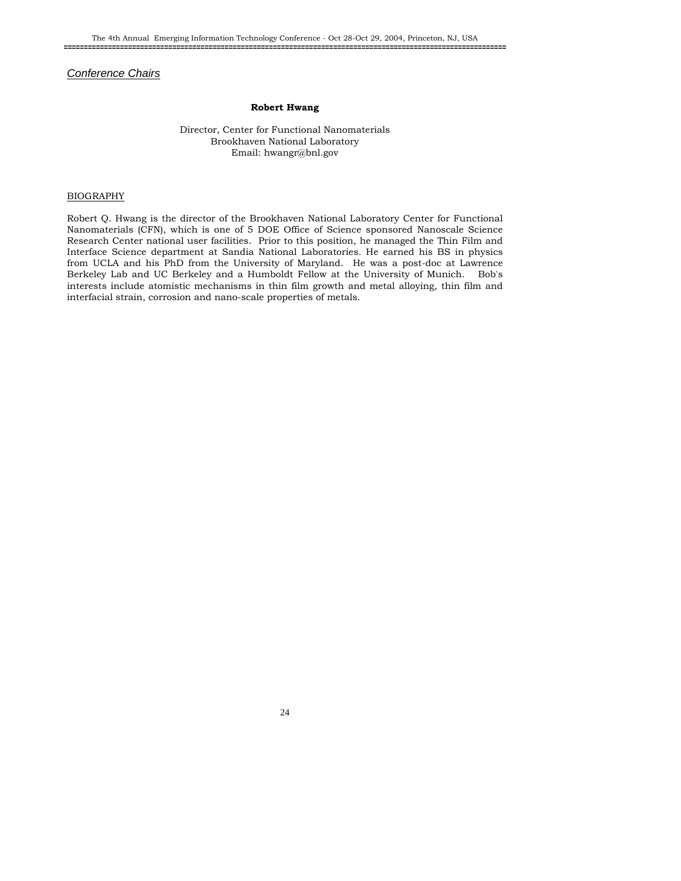*Conference Chairs*

**Robert Hwang**

Director, Center for Functional Nanomaterials
Brookhaven National Laboratory
Email: hwangr@bnl.gov

BIOGRAPHY

Robert Q. Hwang is the director of the Brookhaven National Laboratory Center for Functional Nanomaterials (CFN), which is one of 5 DOE Office of Science sponsored Nanoscale Science Research Center national user facilities. Prior to this position, he managed the Thin Film and Interface Science department at Sandia National Laboratories. He earned his BS in physics from UCLA and his PhD from the University of Maryland. He was a post-doc at Lawrence Berkeley Lab and UC Berkeley and a Humboldt Fellow at the University of Munich. Bob's interests include atomistic mechanisms in thin film growth and metal alloying, thin film and interfacial strain, corrosion and nano-scale properties of metals.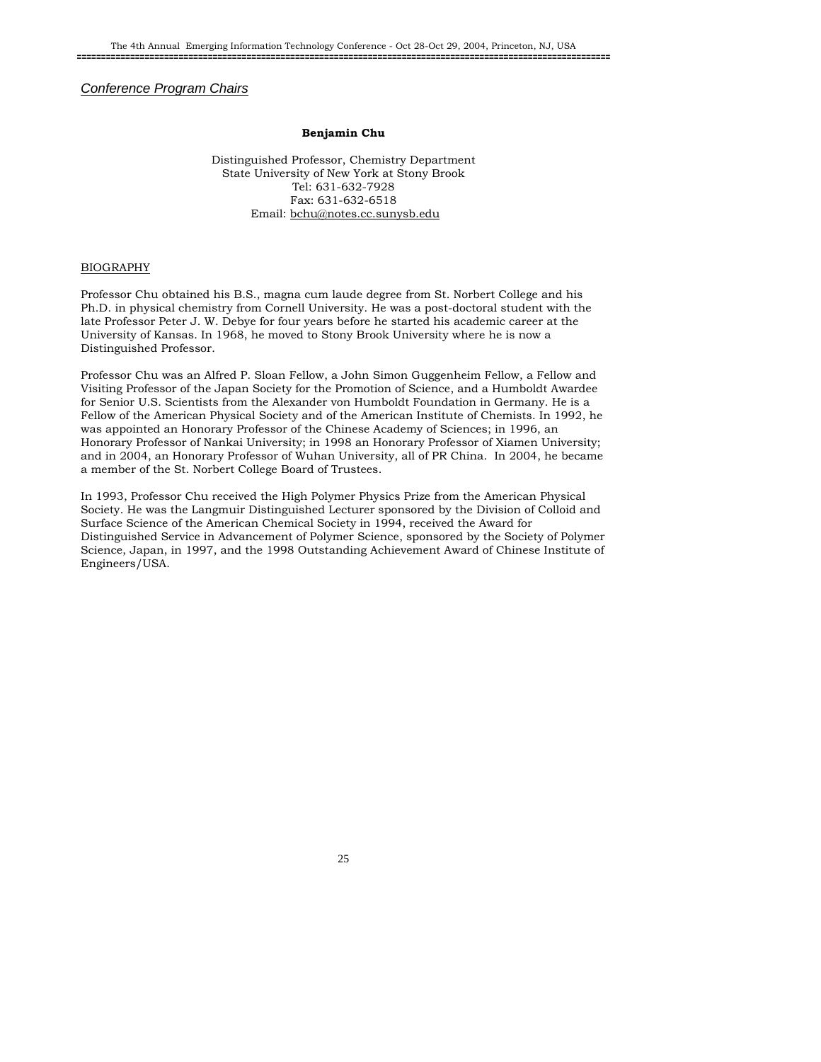*Conference Program Chairs*

**Benjamin Chu**

Distinguished Professor, Chemistry Department
State University of New York at Stony Brook
Tel: 631-632-7928
Fax: 631-632-6518
Email: bchu@notes.cc.sunysb.edu

BIOGRAPHY

Professor Chu obtained his B.S., magna cum laude degree from St. Norbert College and his Ph.D. in physical chemistry from Cornell University. He was a post-doctoral student with the late Professor Peter J. W. Debye for four years before he started his academic career at the University of Kansas. In 1968, he moved to Stony Brook University where he is now a Distinguished Professor.

Professor Chu was an Alfred P. Sloan Fellow, a John Simon Guggenheim Fellow, a Fellow and Visiting Professor of the Japan Society for the Promotion of Science, and a Humboldt Awardee for Senior U.S. Scientists from the Alexander von Humboldt Foundation in Germany. He is a Fellow of the American Physical Society and of the American Institute of Chemists. In 1992, he was appointed an Honorary Professor of the Chinese Academy of Sciences; in 1996, an Honorary Professor of Nankai University; in 1998 an Honorary Professor of Xiamen University; and in 2004, an Honorary Professor of Wuhan University, all of PR China. In 2004, he became a member of the St. Norbert College Board of Trustees.

In 1993, Professor Chu received the High Polymer Physics Prize from the American Physical Society. He was the Langmuir Distinguished Lecturer sponsored by the Division of Colloid and Surface Science of the American Chemical Society in 1994, received the Award for Distinguished Service in Advancement of Polymer Science, sponsored by the Society of Polymer Science, Japan, in 1997, and the 1998 Outstanding Achievement Award of Chinese Institute of Engineers/USA.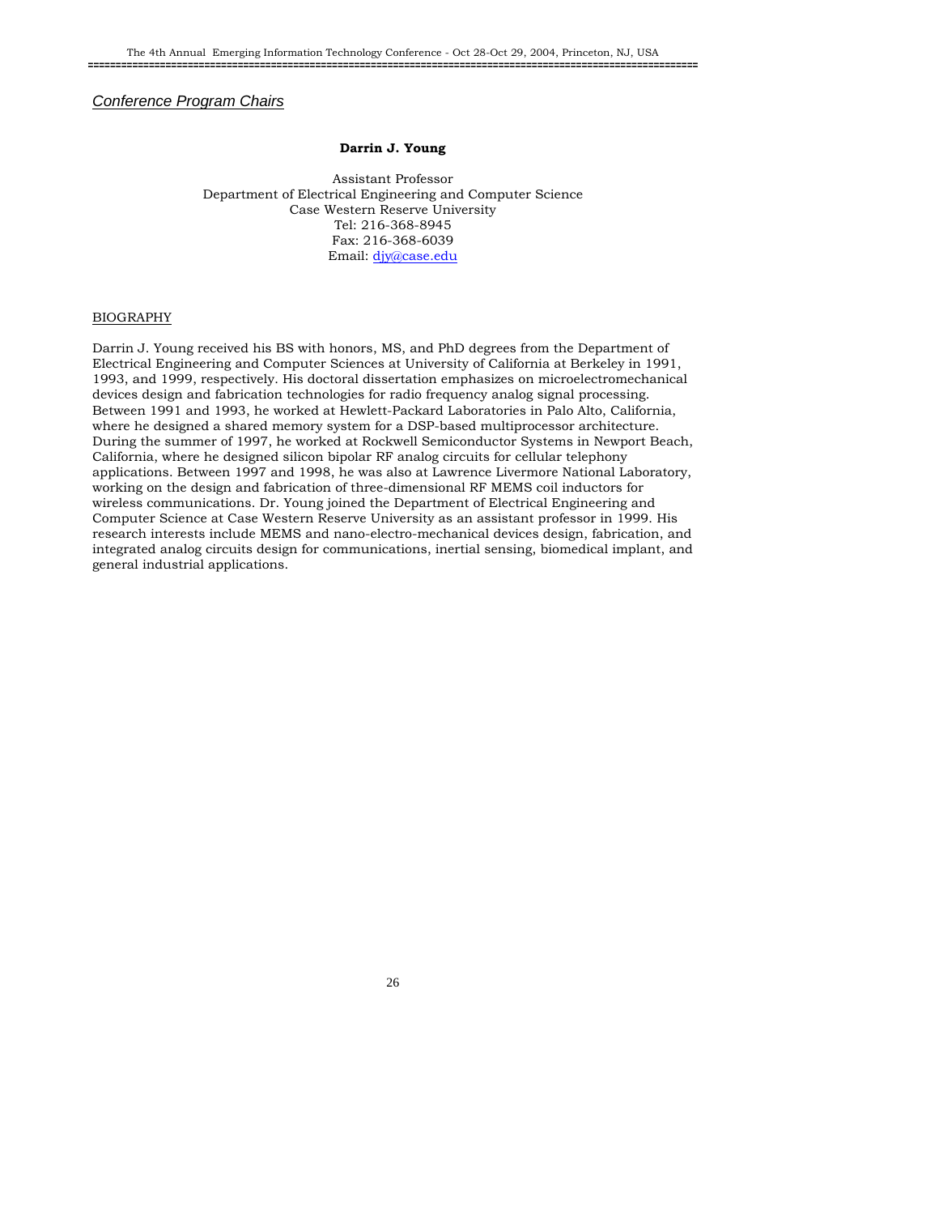*Conference Program Chairs*

**Darrin J. Young**

Assistant Professor
Department of Electrical Engineering and Computer Science
Case Western Reserve University
Tel: 216-368-8945
Fax: 216-368-6039
Email: djy@case.edu

BIOGRAPHY

Darrin J. Young received his BS with honors, MS, and PhD degrees from the Department of Electrical Engineering and Computer Sciences at University of California at Berkeley in 1991, 1993, and 1999, respectively. His doctoral dissertation emphasizes on microelectromechanical devices design and fabrication technologies for radio frequency analog signal processing. Between 1991 and 1993, he worked at Hewlett-Packard Laboratories in Palo Alto, California, where he designed a shared memory system for a DSP-based multiprocessor architecture. During the summer of 1997, he worked at Rockwell Semiconductor Systems in Newport Beach, California, where he designed silicon bipolar RF analog circuits for cellular telephony applications. Between 1997 and 1998, he was also at Lawrence Livermore National Laboratory, working on the design and fabrication of three-dimensional RF MEMS coil inductors for wireless communications. Dr. Young joined the Department of Electrical Engineering and Computer Science at Case Western Reserve University as an assistant professor in 1999. His research interests include MEMS and nano-electro-mechanical devices design, fabrication, and integrated analog circuits design for communications, inertial sensing, biomedical implant, and general industrial applications.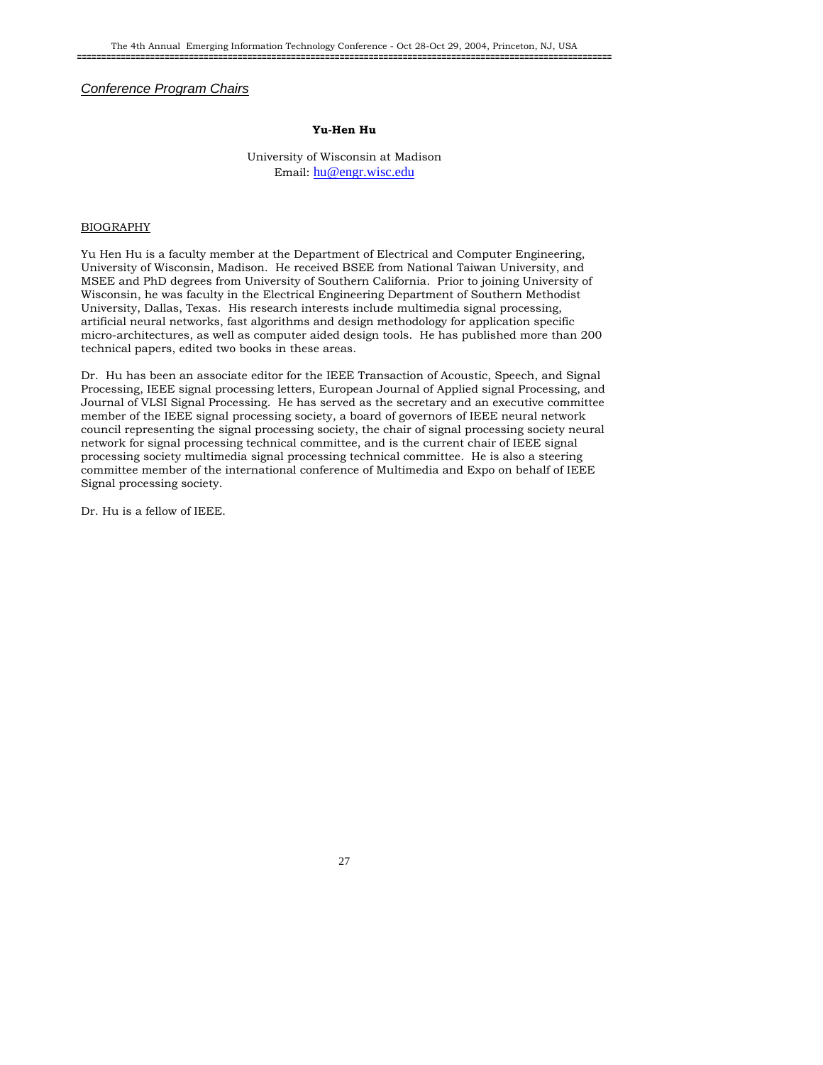*Conference Program Chairs*

**Yu-Hen Hu**

University of Wisconsin at Madison
Email: hu@engr.wisc.edu

BIOGRAPHY

Yu Hen Hu is a faculty member at the Department of Electrical and Computer Engineering, University of Wisconsin, Madison. He received BSEE from National Taiwan University, and MSEE and PhD degrees from University of Southern California. Prior to joining University of Wisconsin, he was faculty in the Electrical Engineering Department of Southern Methodist University, Dallas, Texas. His research interests include multimedia signal processing, artificial neural networks, fast algorithms and design methodology for application specific micro-architectures, as well as computer aided design tools. He has published more than 200 technical papers, edited two books in these areas.

Dr. Hu has been an associate editor for the IEEE Transaction of Acoustic, Speech, and Signal Processing, IEEE signal processing letters, European Journal of Applied signal Processing, and Journal of VLSI Signal Processing. He has served as the secretary and an executive committee member of the IEEE signal processing society, a board of governors of IEEE neural network council representing the signal processing society, the chair of signal processing society neural network for signal processing technical committee, and is the current chair of IEEE signal processing society multimedia signal processing technical committee. He is also a steering committee member of the international conference of Multimedia and Expo on behalf of IEEE Signal processing society.

Dr. Hu is a fellow of IEEE.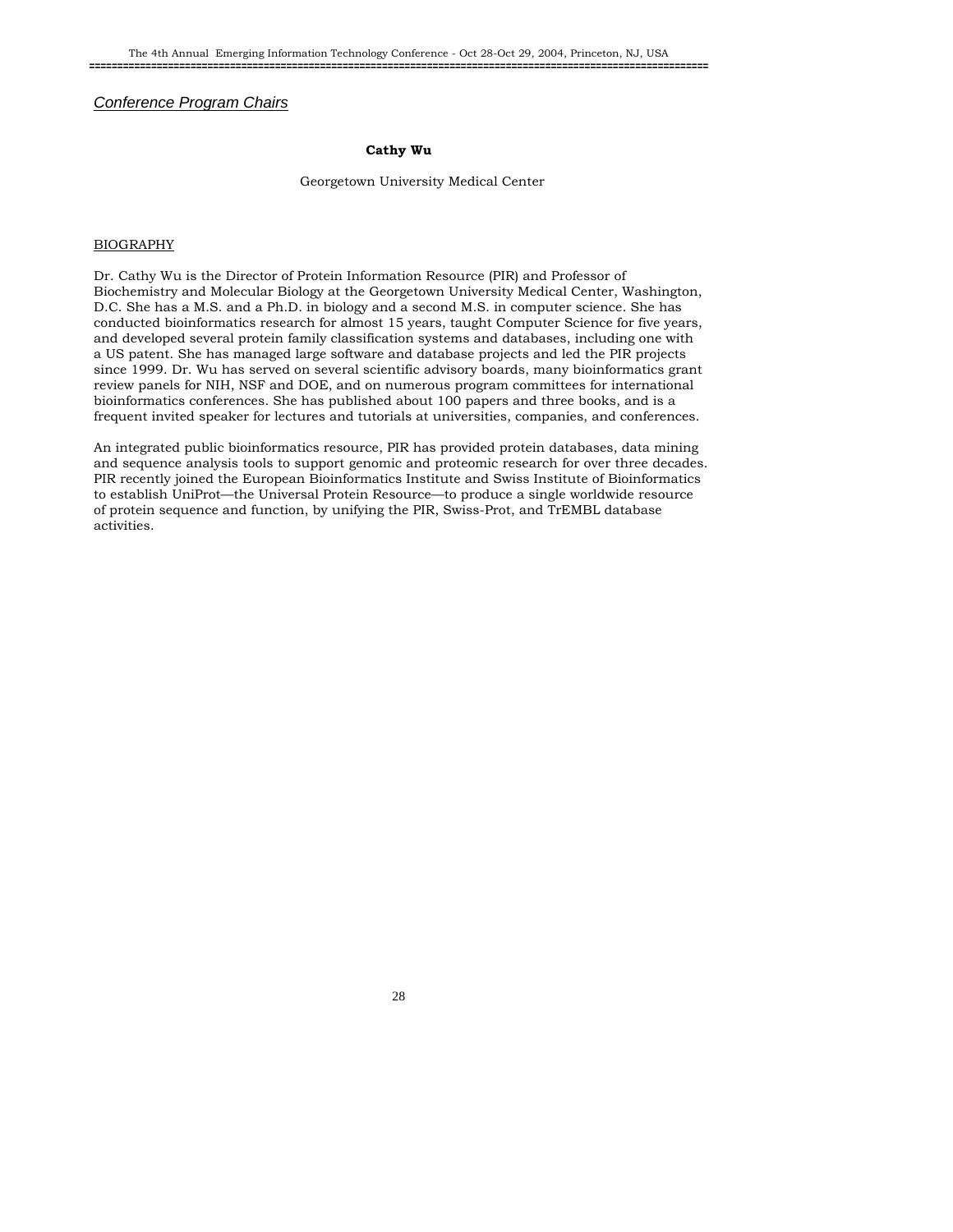## *Conference Program Chairs*

**Cathy Wu**

Georgetown University Medical Center

BIOGRAPHY

Dr. Cathy Wu is the Director of Protein Information Resource (PIR) and Professor of Biochemistry and Molecular Biology at the Georgetown University Medical Center, Washington, D.C. She has a M.S. and a Ph.D. in biology and a second M.S. in computer science. She has conducted bioinformatics research for almost 15 years, taught Computer Science for five years, and developed several protein family classification systems and databases, including one with a US patent. She has managed large software and database projects and led the PIR projects since 1999. Dr. Wu has served on several scientific advisory boards, many bioinformatics grant review panels for NIH, NSF and DOE, and on numerous program committees for international bioinformatics conferences. She has published about 100 papers and three books, and is a frequent invited speaker for lectures and tutorials at universities, companies, and conferences.

An integrated public bioinformatics resource, PIR has provided protein databases, data mining and sequence analysis tools to support genomic and proteomic research for over three decades. PIR recently joined the European Bioinformatics Institute and Swiss Institute of Bioinformatics to establish UniProt—the Universal Protein Resource—to produce a single worldwide resource of protein sequence and function, by unifying the PIR, Swiss-Prot, and TrEMBL database activities.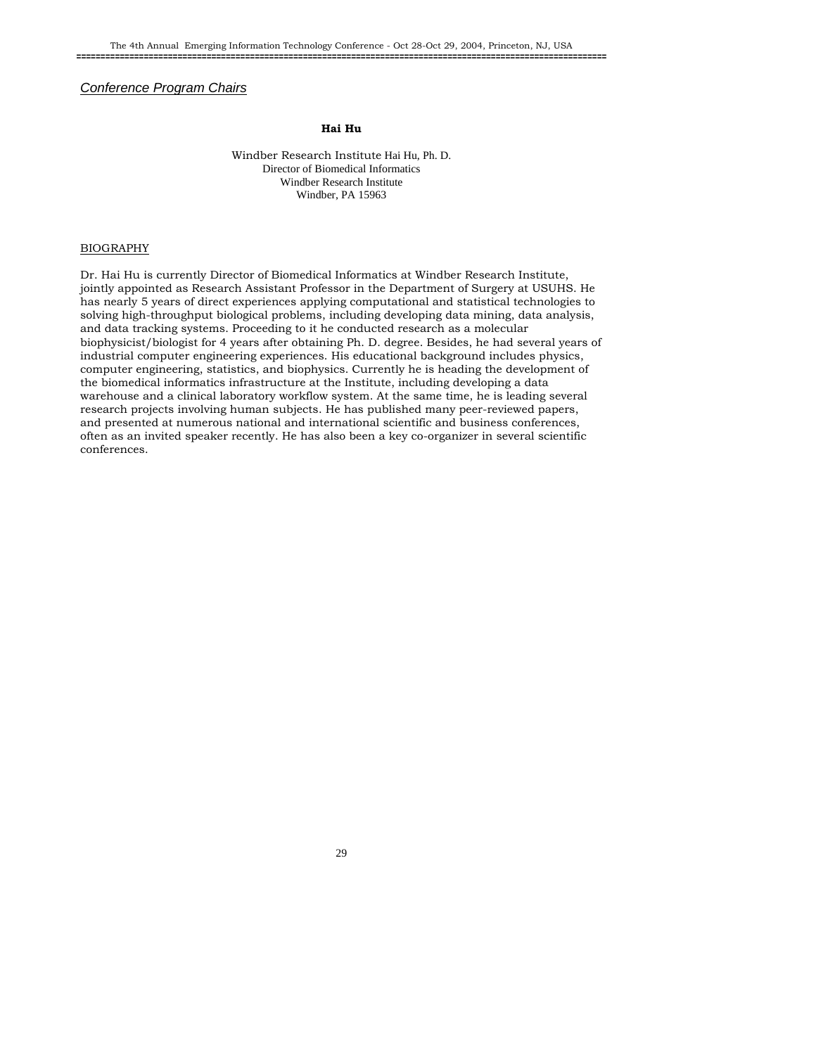*Conference Program Chairs*

**Hai Hu**

Windber Research Institute Hai Hu, Ph. D.
Director of Biomedical Informatics
Windber Research Institute
Windber, PA 15963

BIOGRAPHY

Dr. Hai Hu is currently Director of Biomedical Informatics at Windber Research Institute, jointly appointed as Research Assistant Professor in the Department of Surgery at USUHS. He has nearly 5 years of direct experiences applying computational and statistical technologies to solving high-throughput biological problems, including developing data mining, data analysis, and data tracking systems. Proceeding to it he conducted research as a molecular biophysicist/biologist for 4 years after obtaining Ph. D. degree. Besides, he had several years of industrial computer engineering experiences. His educational background includes physics, computer engineering, statistics, and biophysics. Currently he is heading the development of the biomedical informatics infrastructure at the Institute, including developing a data warehouse and a clinical laboratory workflow system. At the same time, he is leading several research projects involving human subjects. He has published many peer-reviewed papers, and presented at numerous national and international scientific and business conferences, often as an invited speaker recently. He has also been a key co-organizer in several scientific conferences.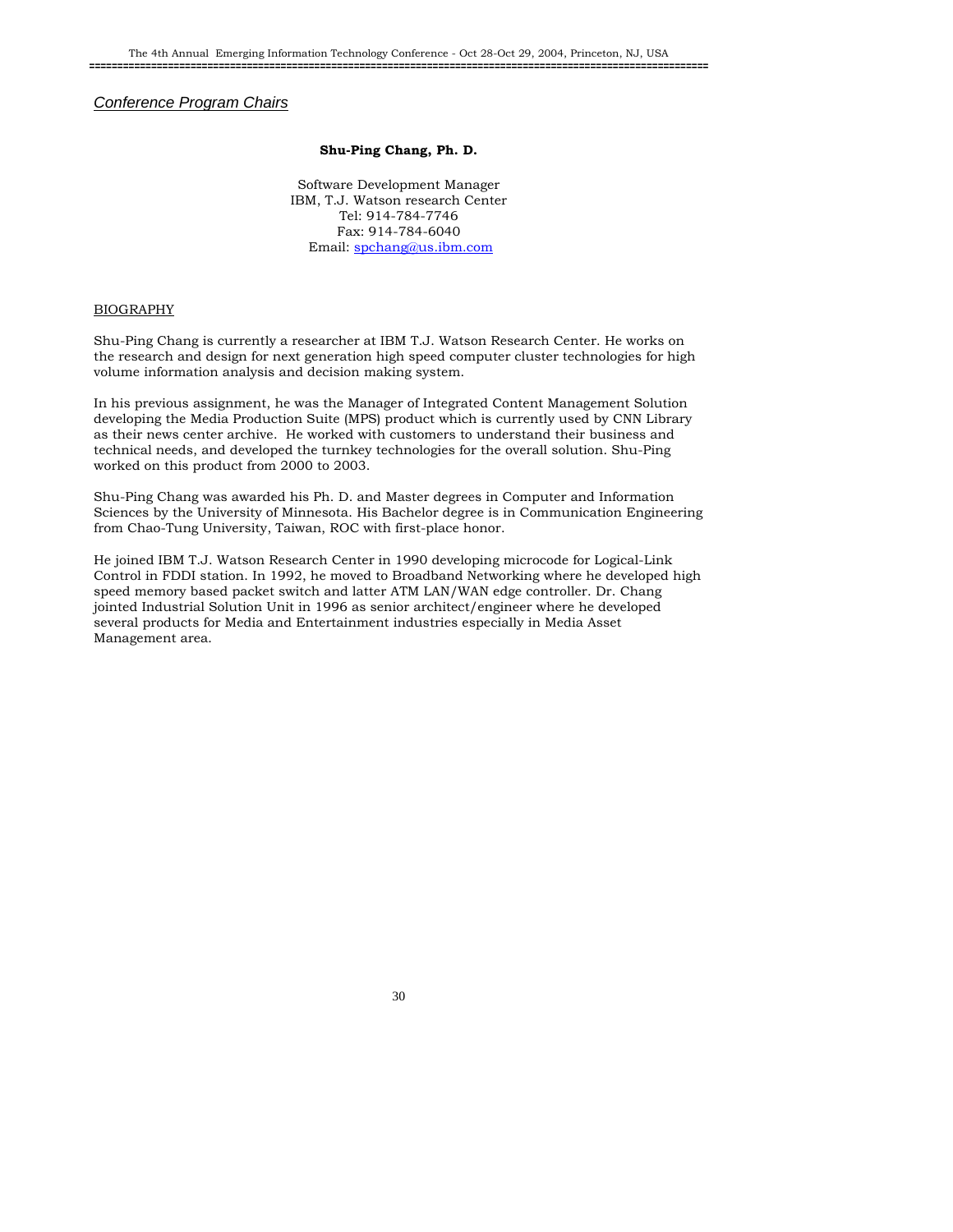*Conference Program Chairs*

**Shu-Ping Chang, Ph. D.**

Software Development Manager
IBM, T.J. Watson research Center
Tel: 914-784-7746
Fax: 914-784-6040
Email: spchang@us.ibm.com

BIOGRAPHY

Shu-Ping Chang is currently a researcher at IBM T.J. Watson Research Center. He works on the research and design for next generation high speed computer cluster technologies for high volume information analysis and decision making system.

In his previous assignment, he was the Manager of Integrated Content Management Solution developing the Media Production Suite (MPS) product which is currently used by CNN Library as their news center archive. He worked with customers to understand their business and technical needs, and developed the turnkey technologies for the overall solution. Shu-Ping worked on this product from 2000 to 2003.

Shu-Ping Chang was awarded his Ph. D. and Master degrees in Computer and Information Sciences by the University of Minnesota. His Bachelor degree is in Communication Engineering from Chao-Tung University, Taiwan, ROC with first-place honor.

He joined IBM T.J. Watson Research Center in 1990 developing microcode for Logical-Link Control in FDDI station. In 1992, he moved to Broadband Networking where he developed high speed memory based packet switch and latter ATM LAN/WAN edge controller. Dr. Chang jointed Industrial Solution Unit in 1996 as senior architect/engineer where he developed several products for Media and Entertainment industries especially in Media Asset Management area.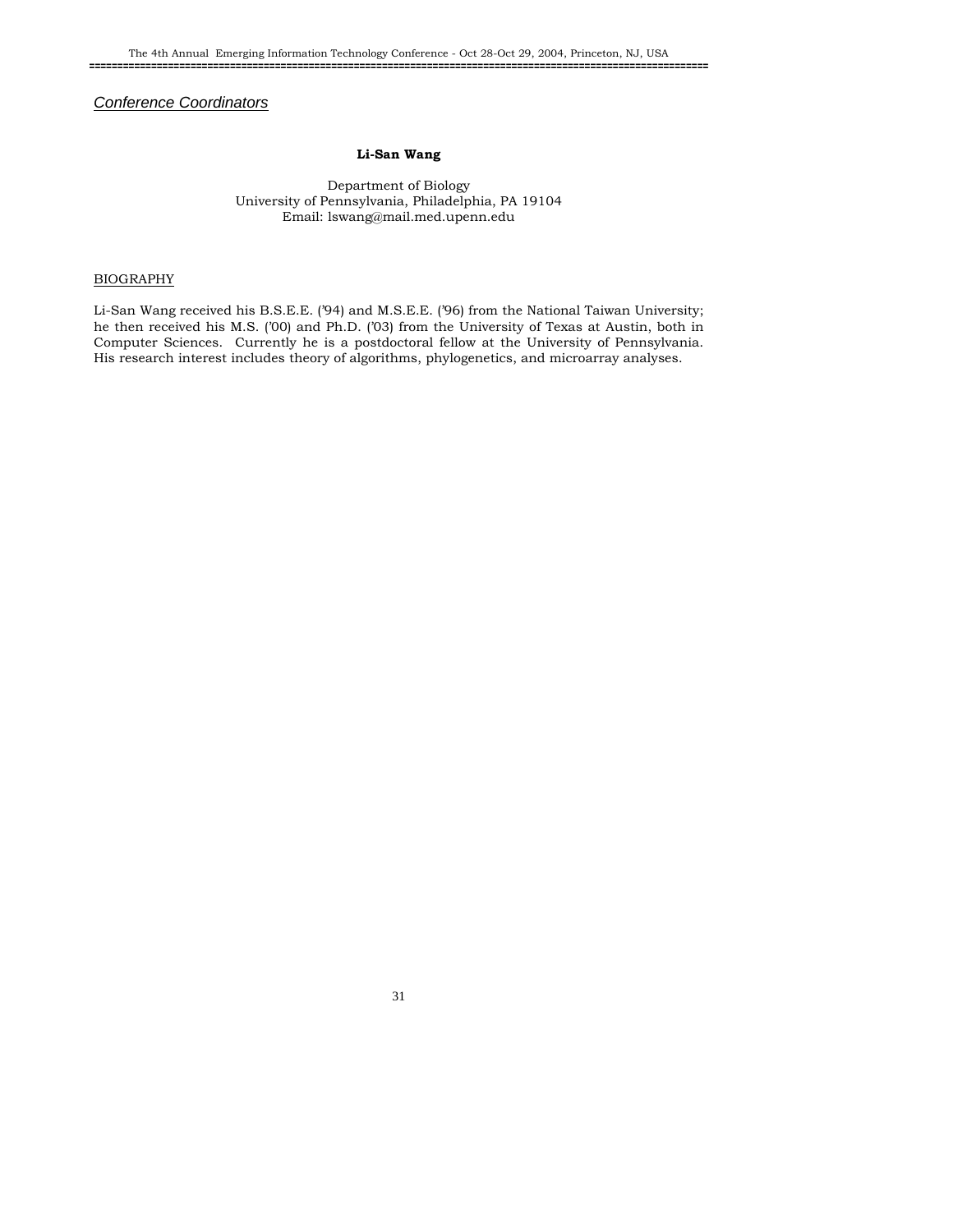*Conference Coordinators*

**Li-San Wang**

Department of Biology
University of Pennsylvania, Philadelphia, PA 19104
Email: lswang@mail.med.upenn.edu

BIOGRAPHY

Li-San Wang received his B.S.E.E. ('94) and M.S.E.E. ('96) from the National Taiwan University; he then received his M.S. ('00) and Ph.D. ('03) from the University of Texas at Austin, both in Computer Sciences. Currently he is a postdoctoral fellow at the University of Pennsylvania. His research interest includes theory of algorithms, phylogenetics, and microarray analyses.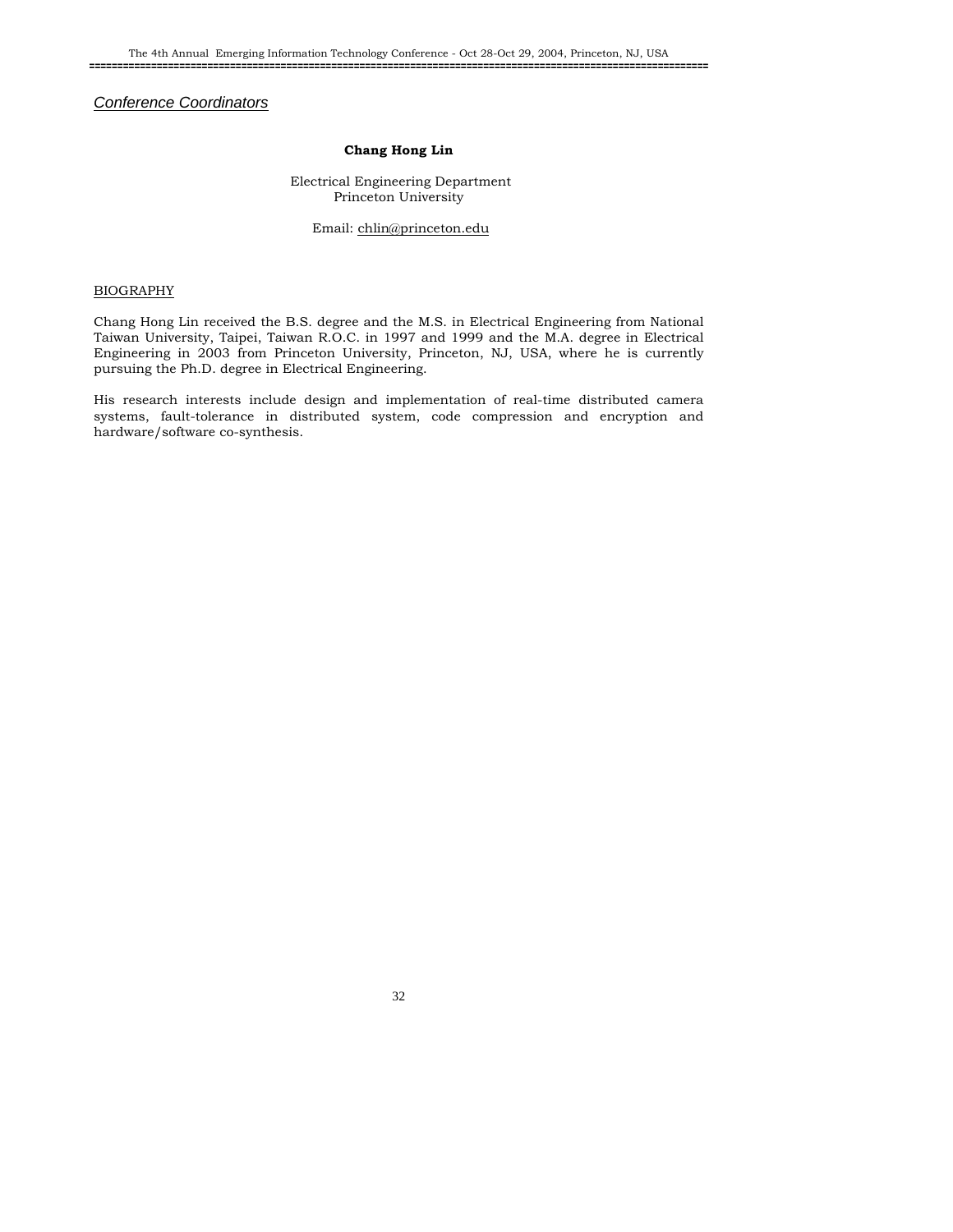*Conference Coordinators*

**Chang Hong Lin**

Electrical Engineering Department
Princeton University

Email: chlin@princeton.edu

BIOGRAPHY

Chang Hong Lin received the B.S. degree and the M.S. in Electrical Engineering from National Taiwan University, Taipei, Taiwan R.O.C. in 1997 and 1999 and the M.A. degree in Electrical Engineering in 2003 from Princeton University, Princeton, NJ, USA, where he is currently pursuing the Ph.D. degree in Electrical Engineering.

His research interests include design and implementation of real-time distributed camera systems, fault-tolerance in distributed system, code compression and encryption and hardware/software co-synthesis.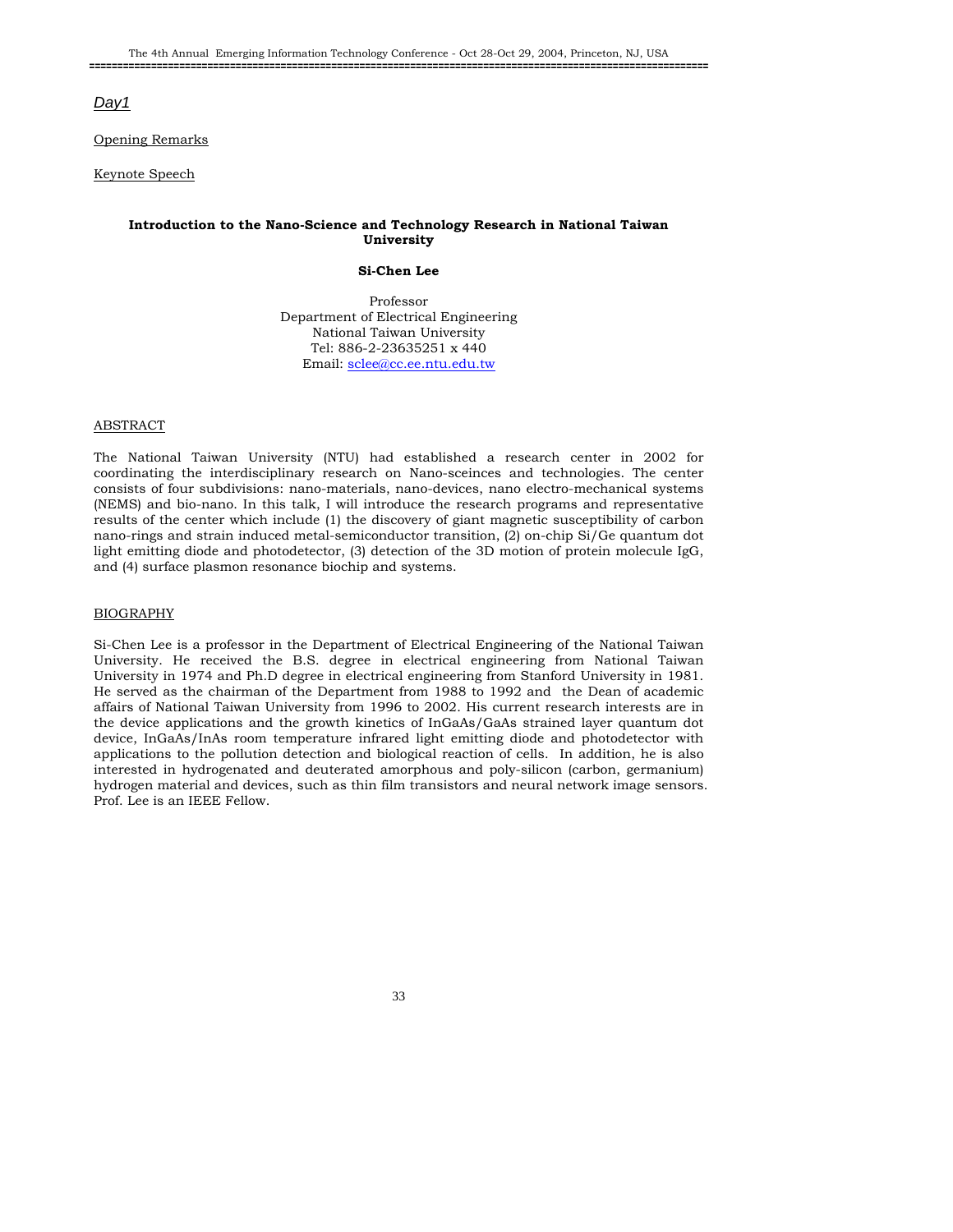*Day1*

Opening Remarks

Keynote Speech

**Introduction to the Nano-Science and Technology Research in National Taiwan University**

**Si-Chen Lee**

Professor
Department of Electrical Engineering
National Taiwan University
Tel: 886-2-23635251 x 440
Email: sclee@cc.ee.ntu.edu.tw

ABSTRACT

The National Taiwan University (NTU) had established a research center in 2002 for coordinating the interdisciplinary research on Nano-sceinces and technologies. The center consists of four subdivisions: nano-materials, nano-devices, nano electro-mechanical systems (NEMS) and bio-nano. In this talk, I will introduce the research programs and representative results of the center which include (1) the discovery of giant magnetic susceptibility of carbon nano-rings and strain induced metal-semiconductor transition, (2) on-chip Si/Ge quantum dot light emitting diode and photodetector, (3) detection of the 3D motion of protein molecule IgG, and (4) surface plasmon resonance biochip and systems.

BIOGRAPHY

Si-Chen Lee is a professor in the Department of Electrical Engineering of the National Taiwan University. He received the B.S. degree in electrical engineering from National Taiwan University in 1974 and Ph.D degree in electrical engineering from Stanford University in 1981. He served as the chairman of the Department from 1988 to 1992 and the Dean of academic affairs of National Taiwan University from 1996 to 2002. His current research interests are in the device applications and the growth kinetics of InGaAs/GaAs strained layer quantum dot device, InGaAs/InAs room temperature infrared light emitting diode and photodetector with applications to the pollution detection and biological reaction of cells. In addition, he is also interested in hydrogenated and deuterated amorphous and poly-silicon (carbon, germanium) hydrogen material and devices, such as thin film transistors and neural network image sensors. Prof. Lee is an IEEE Fellow.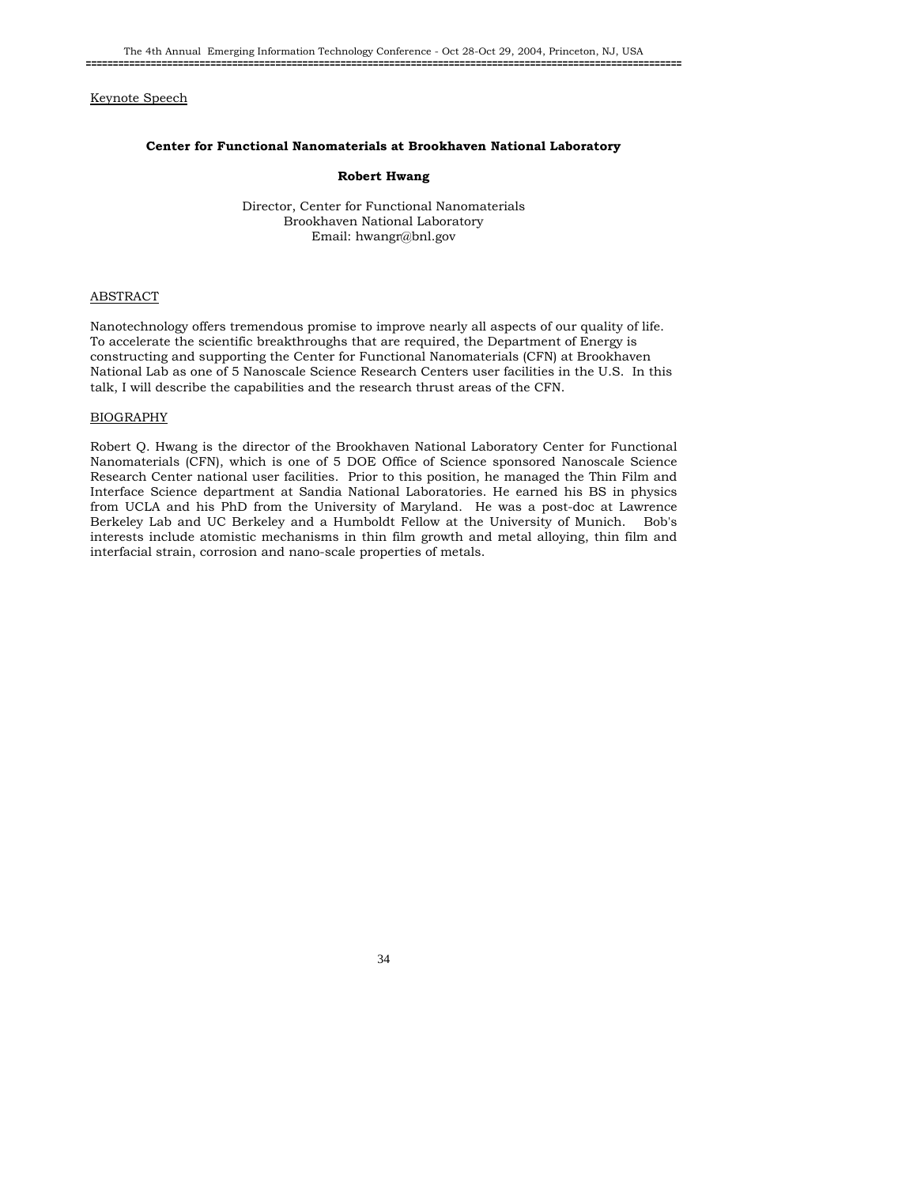Keynote Speech

## Center for Functional Nanomaterials at Brookhaven National Laboratory

**Robert Hwang**

Director, Center for Functional Nanomaterials
Brookhaven National Laboratory
Email: hwangr@bnl.gov

### ABSTRACT

Nanotechnology offers tremendous promise to improve nearly all aspects of our quality of life. To accelerate the scientific breakthroughs that are required, the Department of Energy is constructing and supporting the Center for Functional Nanomaterials (CFN) at Brookhaven National Lab as one of 5 Nanoscale Science Research Centers user facilities in the U.S. In this talk, I will describe the capabilities and the research thrust areas of the CFN.

### BIOGRAPHY

Robert Q. Hwang is the director of the Brookhaven National Laboratory Center for Functional Nanomaterials (CFN), which is one of 5 DOE Office of Science sponsored Nanoscale Science Research Center national user facilities. Prior to this position, he managed the Thin Film and Interface Science department at Sandia National Laboratories. He earned his BS in physics from UCLA and his PhD from the University of Maryland. He was a post-doc at Lawrence Berkeley Lab and UC Berkeley and a Humboldt Fellow at the University of Munich. Bob's interests include atomistic mechanisms in thin film growth and metal alloying, thin film and interfacial strain, corrosion and nano-scale properties of metals.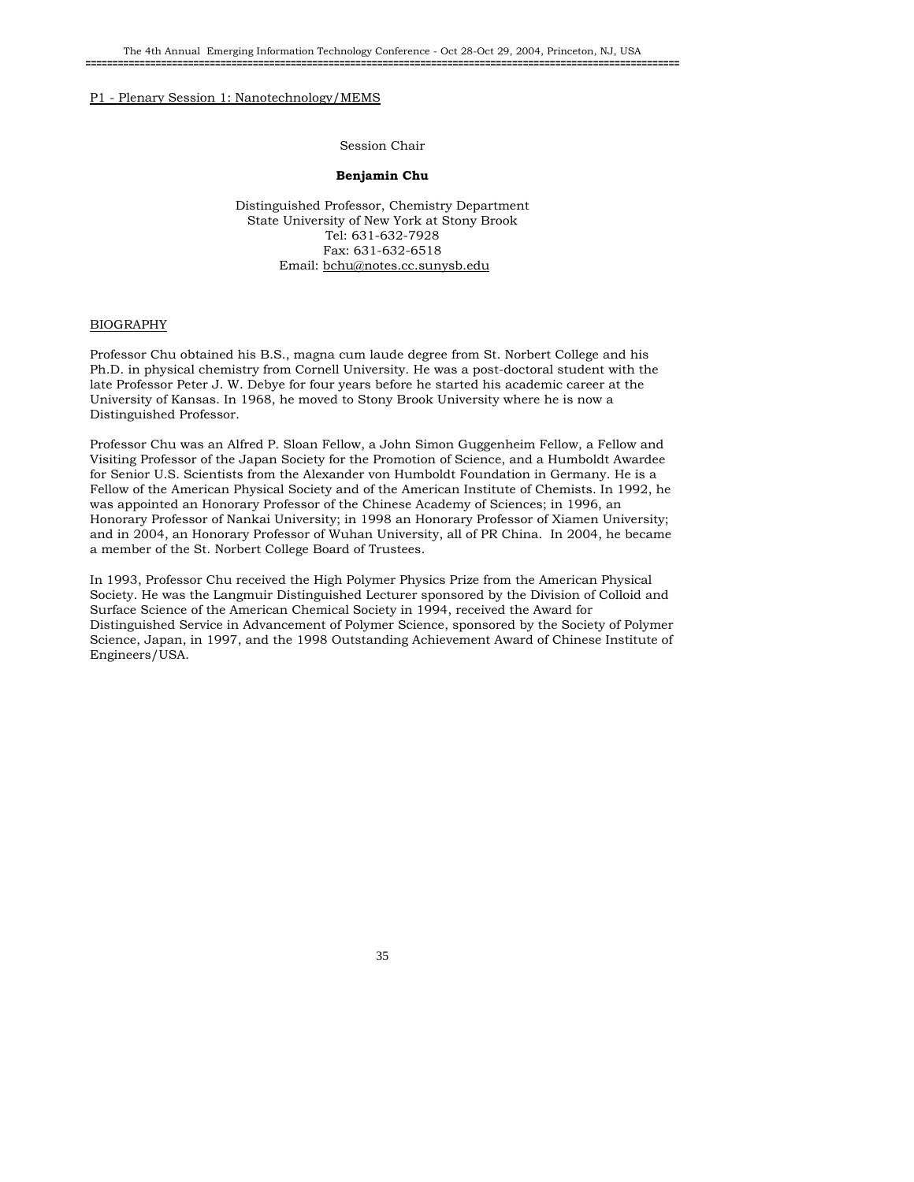P1 - Plenary Session 1: Nanotechnology/MEMS

Session Chair

**Benjamin Chu**

Distinguished Professor, Chemistry Department
State University of New York at Stony Brook
Tel: 631-632-7928
Fax: 631-632-6518
Email: bchu@notes.cc.sunysb.edu

BIOGRAPHY

Professor Chu obtained his B.S., magna cum laude degree from St. Norbert College and his Ph.D. in physical chemistry from Cornell University. He was a post-doctoral student with the late Professor Peter J. W. Debye for four years before he started his academic career at the University of Kansas. In 1968, he moved to Stony Brook University where he is now a Distinguished Professor.

Professor Chu was an Alfred P. Sloan Fellow, a John Simon Guggenheim Fellow, a Fellow and Visiting Professor of the Japan Society for the Promotion of Science, and a Humboldt Awardee for Senior U.S. Scientists from the Alexander von Humboldt Foundation in Germany. He is a Fellow of the American Physical Society and of the American Institute of Chemists. In 1992, he was appointed an Honorary Professor of the Chinese Academy of Sciences; in 1996, an Honorary Professor of Nankai University; in 1998 an Honorary Professor of Xiamen University; and in 2004, an Honorary Professor of Wuhan University, all of PR China. In 2004, he became a member of the St. Norbert College Board of Trustees.

In 1993, Professor Chu received the High Polymer Physics Prize from the American Physical Society. He was the Langmuir Distinguished Lecturer sponsored by the Division of Colloid and Surface Science of the American Chemical Society in 1994, received the Award for Distinguished Service in Advancement of Polymer Science, sponsored by the Society of Polymer Science, Japan, in 1997, and the 1998 Outstanding Achievement Award of Chinese Institute of Engineers/USA.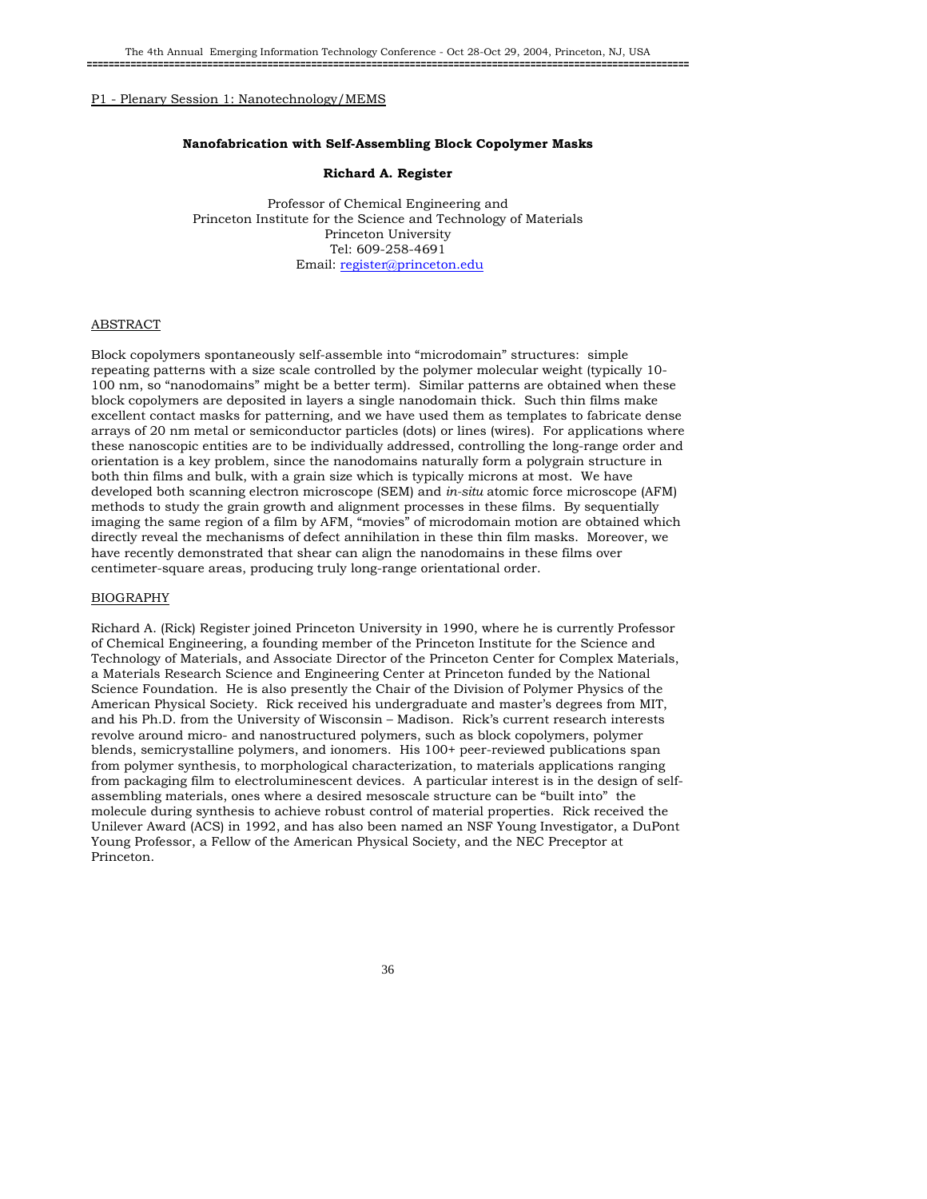P1 - Plenary Session 1: Nanotechnology/MEMS

## Nanofabrication with Self-Assembling Block Copolymer Masks

**Richard A. Register**

Professor of Chemical Engineering and
Princeton Institute for the Science and Technology of Materials
Princeton University
Tel: 609-258-4691
Email: register@princeton.edu

### ABSTRACT

Block copolymers spontaneously self-assemble into "microdomain" structures: simple repeating patterns with a size scale controlled by the polymer molecular weight (typically 10-100 nm, so "nanodomains" might be a better term). Similar patterns are obtained when these block copolymers are deposited in layers a single nanodomain thick. Such thin films make excellent contact masks for patterning, and we have used them as templates to fabricate dense arrays of 20 nm metal or semiconductor particles (dots) or lines (wires). For applications where these nanoscopic entities are to be individually addressed, controlling the long-range order and orientation is a key problem, since the nanodomains naturally form a polygrain structure in both thin films and bulk, with a grain size which is typically microns at most. We have developed both scanning electron microscope (SEM) and *in-situ* atomic force microscope (AFM) methods to study the grain growth and alignment processes in these films. By sequentially imaging the same region of a film by AFM, "movies" of microdomain motion are obtained which directly reveal the mechanisms of defect annihilation in these thin film masks. Moreover, we have recently demonstrated that shear can align the nanodomains in these films over centimeter-square areas, producing truly long-range orientational order.

### BIOGRAPHY

Richard A. (Rick) Register joined Princeton University in 1990, where he is currently Professor of Chemical Engineering, a founding member of the Princeton Institute for the Science and Technology of Materials, and Associate Director of the Princeton Center for Complex Materials, a Materials Research Science and Engineering Center at Princeton funded by the National Science Foundation. He is also presently the Chair of the Division of Polymer Physics of the American Physical Society. Rick received his undergraduate and master's degrees from MIT, and his Ph.D. from the University of Wisconsin – Madison. Rick's current research interests revolve around micro- and nanostructured polymers, such as block copolymers, polymer blends, semicrystalline polymers, and ionomers. His 100+ peer-reviewed publications span from polymer synthesis, to morphological characterization, to materials applications ranging from packaging film to electroluminescent devices. A particular interest is in the design of self-assembling materials, ones where a desired mesoscale structure can be "built into" the molecule during synthesis to achieve robust control of material properties. Rick received the Unilever Award (ACS) in 1992, and has also been named an NSF Young Investigator, a DuPont Young Professor, a Fellow of the American Physical Society, and the NEC Preceptor at Princeton.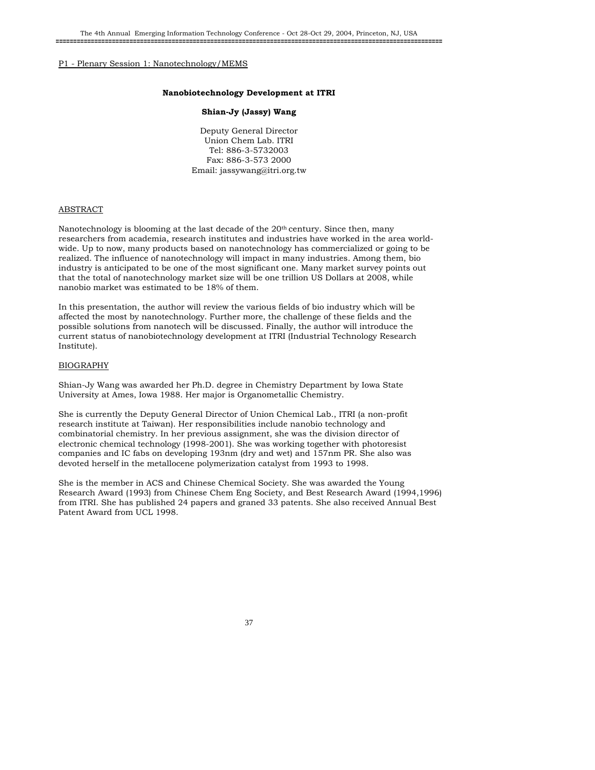P1 - Plenary Session 1: Nanotechnology/MEMS

## Nanobiotechnology Development at ITRI

**Shian-Jy (Jassy) Wang**

Deputy General Director
Union Chem Lab. ITRI
Tel: 886-3-5732003
Fax: 886-3-573 2000
Email: jassywang@itri.org.tw

### ABSTRACT

Nanotechnology is blooming at the last decade of the 20th century. Since then, many researchers from academia, research institutes and industries have worked in the area world-wide. Up to now, many products based on nanotechnology has commercialized or going to be realized. The influence of nanotechnology will impact in many industries. Among them, bio industry is anticipated to be one of the most significant one. Many market survey points out that the total of nanotechnology market size will be one trillion US Dollars at 2008, while nanobio market was estimated to be 18% of them.

In this presentation, the author will review the various fields of bio industry which will be affected the most by nanotechnology. Further more, the challenge of these fields and the possible solutions from nanotech will be discussed. Finally, the author will introduce the current status of nanobiotechnology development at ITRI (Industrial Technology Research Institute).

### BIOGRAPHY

Shian-Jy Wang was awarded her Ph.D. degree in Chemistry Department by Iowa State University at Ames, Iowa 1988. Her major is Organometallic Chemistry.

She is currently the Deputy General Director of Union Chemical Lab., ITRI (a non-profit research institute at Taiwan). Her responsibilities include nanobio technology and combinatorial chemistry. In her previous assignment, she was the division director of electronic chemical technology (1998-2001). She was working together with photoresist companies and IC fabs on developing 193nm (dry and wet) and 157nm PR. She also was devoted herself in the metallocene polymerization catalyst from 1993 to 1998.

She is the member in ACS and Chinese Chemical Society. She was awarded the Young Research Award (1993) from Chinese Chem Eng Society, and Best Research Award (1994,1996) from ITRI. She has published 24 papers and graned 33 patents. She also received Annual Best Patent Award from UCL 1998.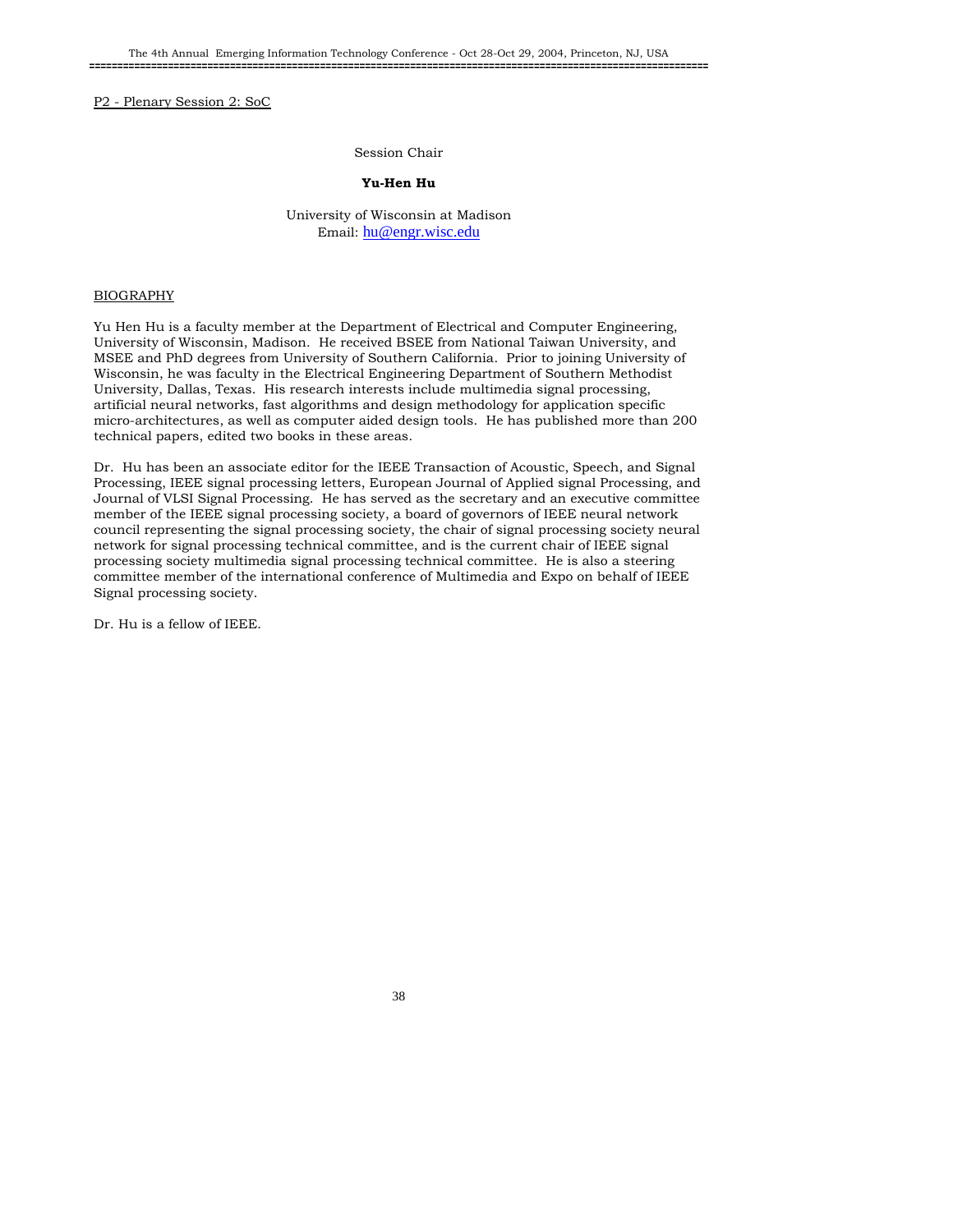P2 - Plenary Session 2: SoC

Session Chair

**Yu-Hen Hu**

University of Wisconsin at Madison
Email: hu@engr.wisc.edu

BIOGRAPHY

Yu Hen Hu is a faculty member at the Department of Electrical and Computer Engineering, University of Wisconsin, Madison. He received BSEE from National Taiwan University, and MSEE and PhD degrees from University of Southern California. Prior to joining University of Wisconsin, he was faculty in the Electrical Engineering Department of Southern Methodist University, Dallas, Texas. His research interests include multimedia signal processing, artificial neural networks, fast algorithms and design methodology for application specific micro-architectures, as well as computer aided design tools. He has published more than 200 technical papers, edited two books in these areas.

Dr. Hu has been an associate editor for the IEEE Transaction of Acoustic, Speech, and Signal Processing, IEEE signal processing letters, European Journal of Applied signal Processing, and Journal of VLSI Signal Processing. He has served as the secretary and an executive committee member of the IEEE signal processing society, a board of governors of IEEE neural network council representing the signal processing society, the chair of signal processing society neural network for signal processing technical committee, and is the current chair of IEEE signal processing society multimedia signal processing technical committee. He is also a steering committee member of the international conference of Multimedia and Expo on behalf of IEEE Signal processing society.

Dr. Hu is a fellow of IEEE.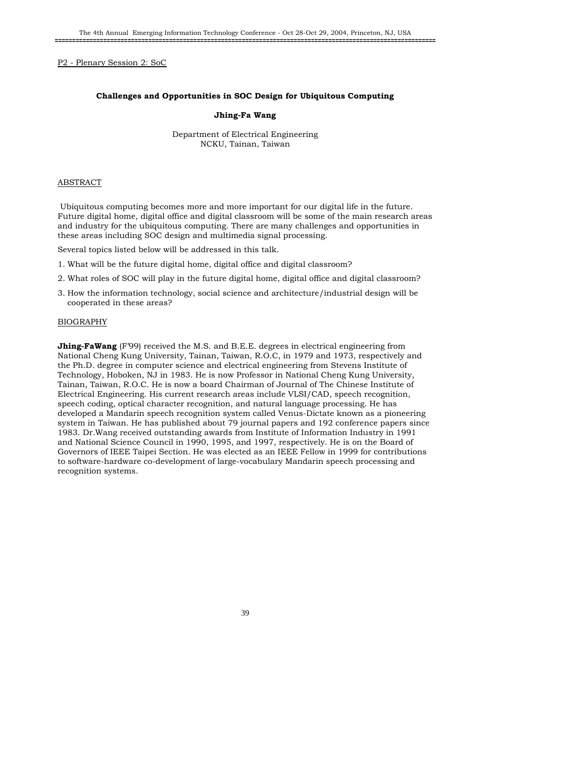P2 - Plenary Session 2: SoC

## Challenges and Opportunities in SOC Design for Ubiquitous Computing

**Jhing-Fa Wang**

Department of Electrical Engineering
NCKU, Tainan, Taiwan

### ABSTRACT

Ubiquitous computing becomes more and more important for our digital life in the future. Future digital home, digital office and digital classroom will be some of the main research areas and industry for the ubiquitous computing. There are many challenges and opportunities in these areas including SOC design and multimedia signal processing.

Several topics listed below will be addressed in this talk.

1. What will be the future digital home, digital office and digital classroom?
2. What roles of SOC will play in the future digital home, digital office and digital classroom?
3. How the information technology, social science and architecture/industrial design will be cooperated in these areas?

### BIOGRAPHY

**Jhing-FaWang** (F'99) received the M.S. and B.E.E. degrees in electrical engineering from National Cheng Kung University, Tainan, Taiwan, R.O.C, in 1979 and 1973, respectively and the Ph.D. degree in computer science and electrical engineering from Stevens Institute of Technology, Hoboken, NJ in 1983. He is now Professor in National Cheng Kung University, Tainan, Taiwan, R.O.C. He is now a board Chairman of Journal of The Chinese Institute of Electrical Engineering. His current research areas include VLSI/CAD, speech recognition, speech coding, optical character recognition, and natural language processing. He has developed a Mandarin speech recognition system called Venus-Dictate known as a pioneering system in Taiwan. He has published about 79 journal papers and 192 conference papers since 1983. Dr.Wang received outstanding awards from Institute of Information Industry in 1991 and National Science Council in 1990, 1995, and 1997, respectively. He is on the Board of Governors of IEEE Taipei Section. He was elected as an IEEE Fellow in 1999 for contributions to software-hardware co-development of large-vocabulary Mandarin speech processing and recognition systems.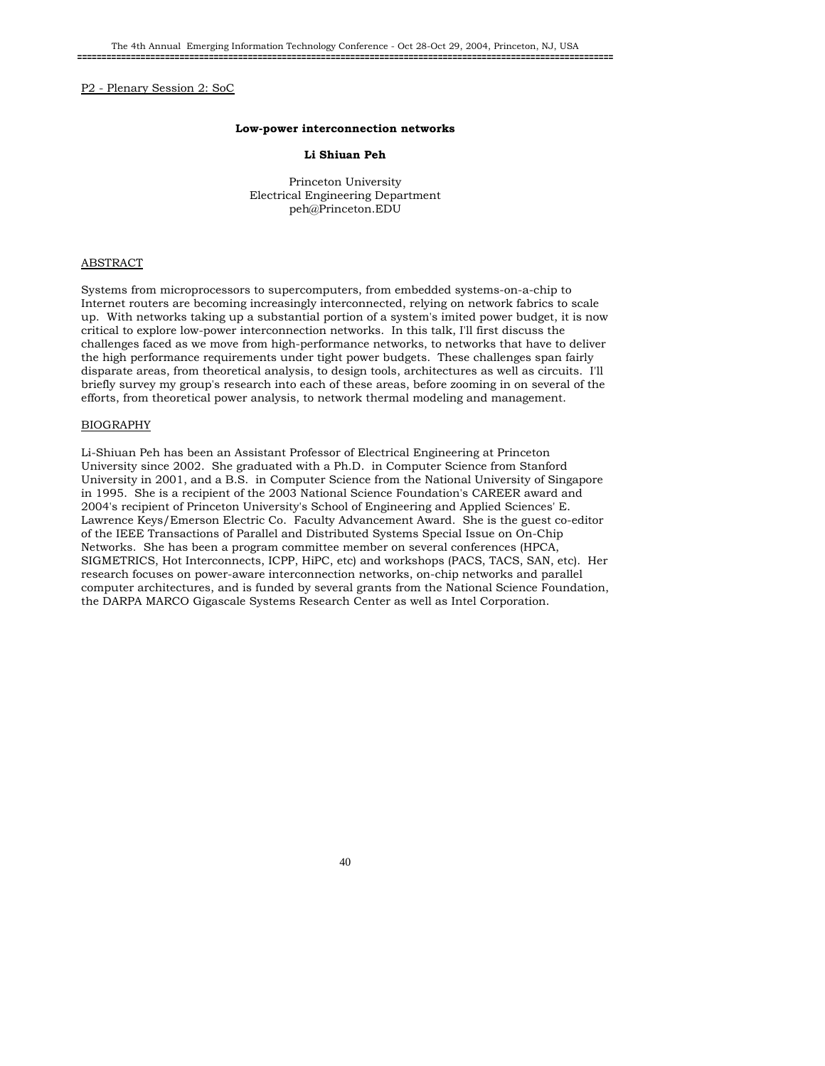P2 - Plenary Session 2: SoC

**Low-power interconnection networks**

**Li Shiuan Peh**

Princeton University
Electrical Engineering Department
peh@Princeton.EDU

## ABSTRACT

Systems from microprocessors to supercomputers, from embedded systems-on-a-chip to Internet routers are becoming increasingly interconnected, relying on network fabrics to scale up. With networks taking up a substantial portion of a system's imited power budget, it is now critical to explore low-power interconnection networks. In this talk, I'll first discuss the challenges faced as we move from high-performance networks, to networks that have to deliver the high performance requirements under tight power budgets. These challenges span fairly disparate areas, from theoretical analysis, to design tools, architectures as well as circuits. I'll briefly survey my group's research into each of these areas, before zooming in on several of the efforts, from theoretical power analysis, to network thermal modeling and management.

## BIOGRAPHY

Li-Shiuan Peh has been an Assistant Professor of Electrical Engineering at Princeton University since 2002. She graduated with a Ph.D. in Computer Science from Stanford University in 2001, and a B.S. in Computer Science from the National University of Singapore in 1995. She is a recipient of the 2003 National Science Foundation's CAREER award and 2004's recipient of Princeton University's School of Engineering and Applied Sciences' E. Lawrence Keys/Emerson Electric Co. Faculty Advancement Award. She is the guest co-editor of the IEEE Transactions of Parallel and Distributed Systems Special Issue on On-Chip Networks. She has been a program committee member on several conferences (HPCA, SIGMETRICS, Hot Interconnects, ICPP, HiPC, etc) and workshops (PACS, TACS, SAN, etc). Her research focuses on power-aware interconnection networks, on-chip networks and parallel computer architectures, and is funded by several grants from the National Science Foundation, the DARPA MARCO Gigascale Systems Research Center as well as Intel Corporation.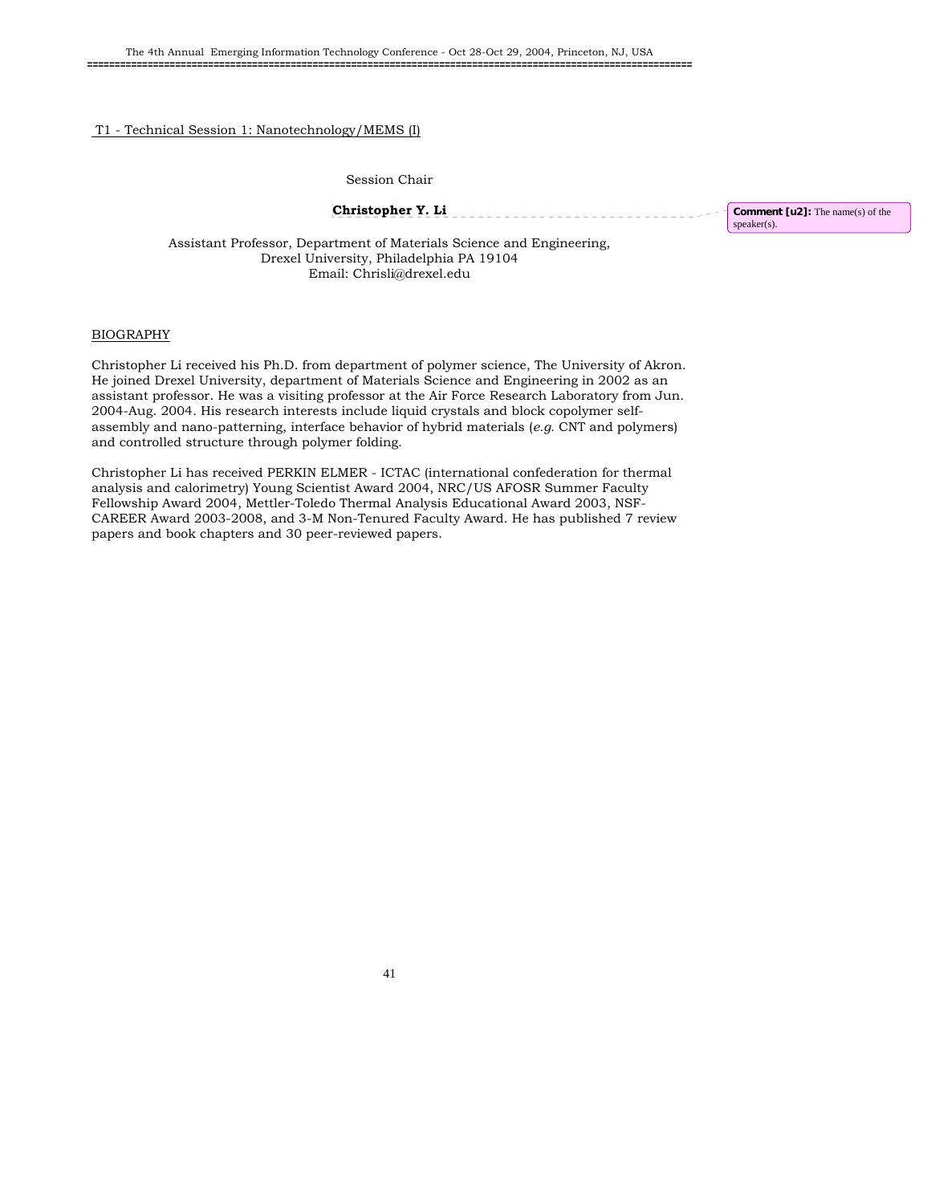T1 - Technical Session 1: Nanotechnology/MEMS (I)

Session Chair

**Christopher Y. Li**

Comment [u2]: The name(s) of the speaker(s).

Assistant Professor, Department of Materials Science and Engineering,
Drexel University, Philadelphia PA 19104
Email: Chrisli@drexel.edu

BIOGRAPHY

Christopher Li received his Ph.D. from department of polymer science, The University of Akron. He joined Drexel University, department of Materials Science and Engineering in 2002 as an assistant professor. He was a visiting professor at the Air Force Research Laboratory from Jun. 2004-Aug. 2004. His research interests include liquid crystals and block copolymer self-assembly and nano-patterning, interface behavior of hybrid materials (*e.g.* CNT and polymers) and controlled structure through polymer folding.

Christopher Li has received PERKIN ELMER - ICTAC (international confederation for thermal analysis and calorimetry) Young Scientist Award 2004, NRC/US AFOSR Summer Faculty Fellowship Award 2004, Mettler-Toledo Thermal Analysis Educational Award 2003, NSF-CAREER Award 2003-2008, and 3-M Non-Tenured Faculty Award. He has published 7 review papers and book chapters and 30 peer-reviewed papers.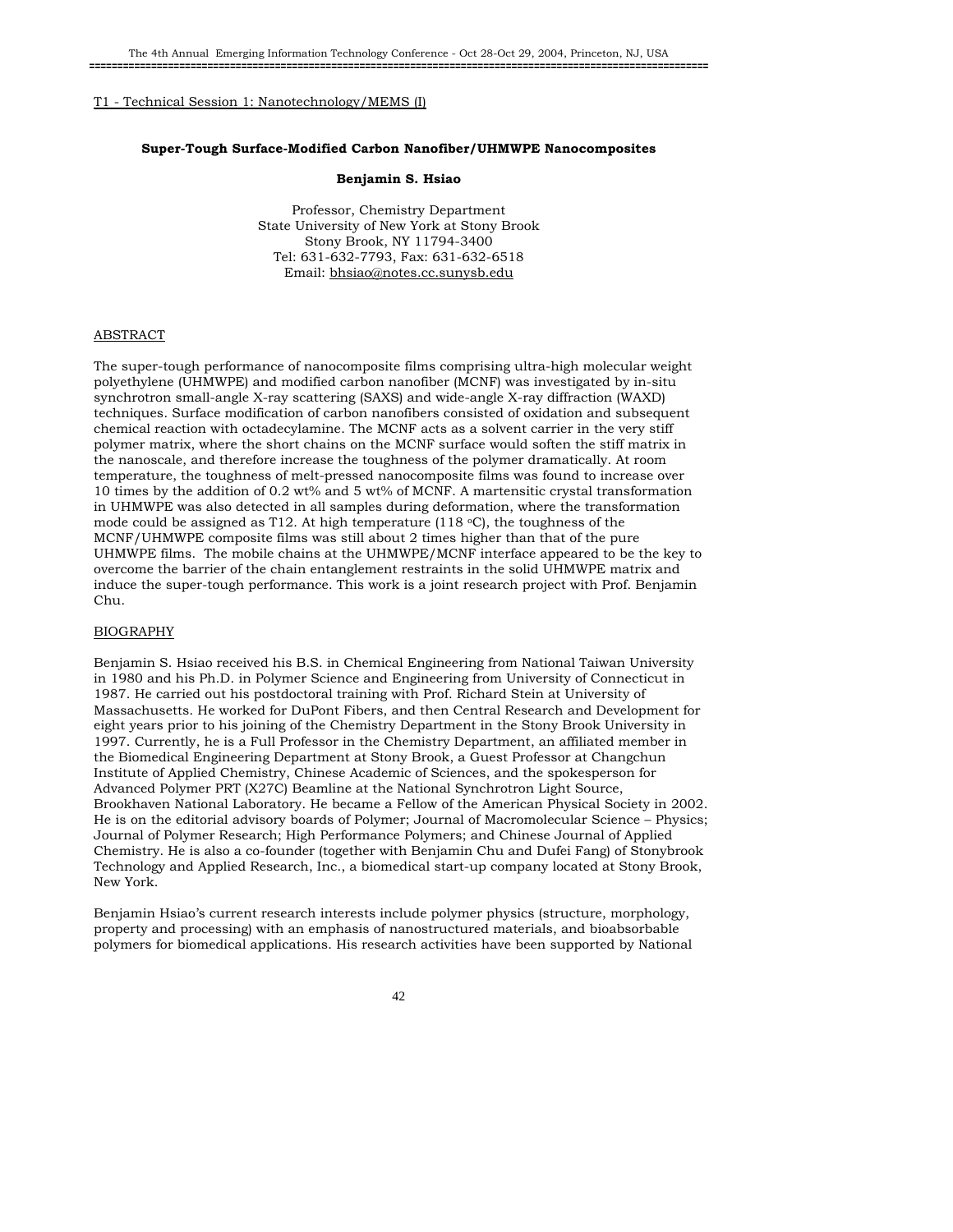T1 - Technical Session 1: Nanotechnology/MEMS (I)

**Super-Tough Surface-Modified Carbon Nanofiber/UHMWPE Nanocomposites**

**Benjamin S. Hsiao**

Professor, Chemistry Department
State University of New York at Stony Brook
Stony Brook, NY 11794-3400
Tel: 631-632-7793, Fax: 631-632-6518
Email: bhsiao@notes.cc.sunysb.edu

## ABSTRACT

The super-tough performance of nanocomposite films comprising ultra-high molecular weight polyethylene (UHMWPE) and modified carbon nanofiber (MCNF) was investigated by in-situ synchrotron small-angle X-ray scattering (SAXS) and wide-angle X-ray diffraction (WAXD) techniques. Surface modification of carbon nanofibers consisted of oxidation and subsequent chemical reaction with octadecylamine. The MCNF acts as a solvent carrier in the very stiff polymer matrix, where the short chains on the MCNF surface would soften the stiff matrix in the nanoscale, and therefore increase the toughness of the polymer dramatically. At room temperature, the toughness of melt-pressed nanocomposite films was found to increase over 10 times by the addition of 0.2 wt% and 5 wt% of MCNF. A martensitic crystal transformation in UHMWPE was also detected in all samples during deformation, where the transformation mode could be assigned as T12. At high temperature (118 $^{o}$C), the toughness of the MCNF/UHMWPE composite films was still about 2 times higher than that of the pure UHMWPE films. The mobile chains at the UHMWPE/MCNF interface appeared to be the key to overcome the barrier of the chain entanglement restraints in the solid UHMWPE matrix and induce the super-tough performance. This work is a joint research project with Prof. Benjamin Chu.

## BIOGRAPHY

Benjamin S. Hsiao received his B.S. in Chemical Engineering from National Taiwan University in 1980 and his Ph.D. in Polymer Science and Engineering from University of Connecticut in 1987. He carried out his postdoctoral training with Prof. Richard Stein at University of Massachusetts. He worked for DuPont Fibers, and then Central Research and Development for eight years prior to his joining of the Chemistry Department in the Stony Brook University in 1997. Currently, he is a Full Professor in the Chemistry Department, an affiliated member in the Biomedical Engineering Department at Stony Brook, a Guest Professor at Changchun Institute of Applied Chemistry, Chinese Academic of Sciences, and the spokesperson for Advanced Polymer PRT (X27C) Beamline at the National Synchrotron Light Source, Brookhaven National Laboratory. He became a Fellow of the American Physical Society in 2002. He is on the editorial advisory boards of Polymer; Journal of Macromolecular Science – Physics; Journal of Polymer Research; High Performance Polymers; and Chinese Journal of Applied Chemistry. He is also a co-founder (together with Benjamin Chu and Dufei Fang) of Stonybrook Technology and Applied Research, Inc., a biomedical start-up company located at Stony Brook, New York.

Benjamin Hsiao's current research interests include polymer physics (structure, morphology, property and processing) with an emphasis of nanostructured materials, and bioabsorbable polymers for biomedical applications. His research activities have been supported by National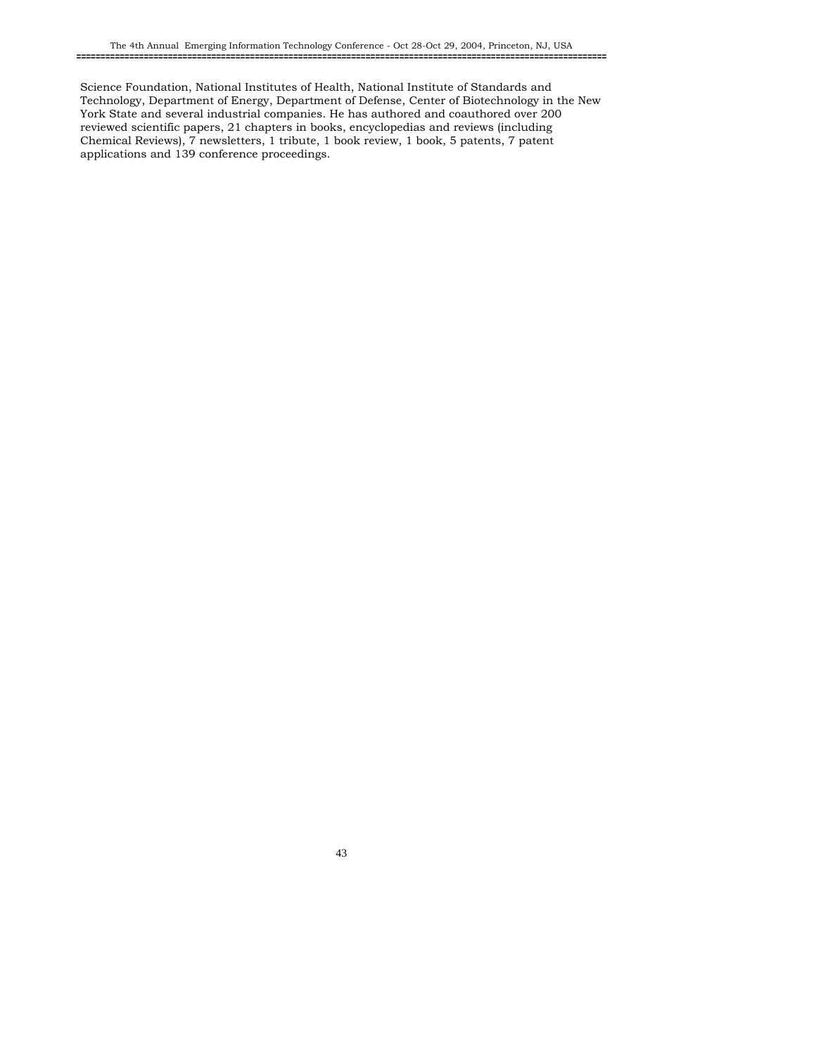Science Foundation, National Institutes of Health, National Institute of Standards and Technology, Department of Energy, Department of Defense, Center of Biotechnology in the New York State and several industrial companies. He has authored and coauthored over 200 reviewed scientific papers, 21 chapters in books, encyclopedias and reviews (including Chemical Reviews), 7 newsletters, 1 tribute, 1 book review, 1 book, 5 patents, 7 patent applications and 139 conference proceedings.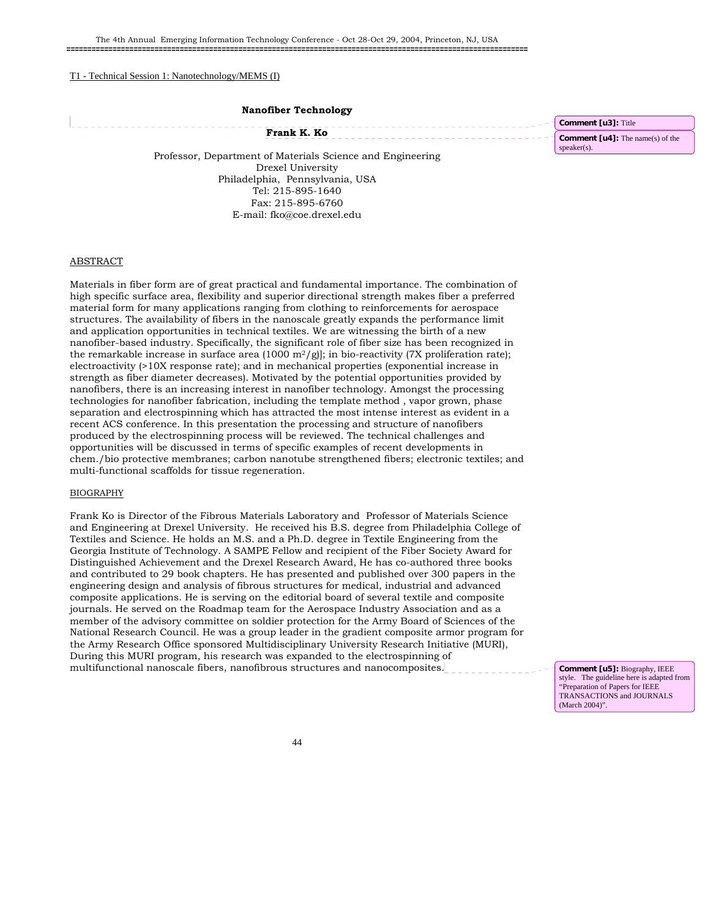T1 - Technical Session 1: Nanotechnology/MEMS (I)

# Nanofiber Technology

**Frank K. Ko**

Professor, Department of Materials Science and Engineering
Drexel University
Philadelphia, Pennsylvania, USA
Tel: 215-895-1640
Fax: 215-895-6760
E-mail: fko@coe.drexel.edu

## ABSTRACT

Materials in fiber form are of great practical and fundamental importance. The combination of high specific surface area, flexibility and superior directional strength makes fiber a preferred material form for many applications ranging from clothing to reinforcements for aerospace structures. The availability of fibers in the nanoscale greatly expands the performance limit and application opportunities in technical textiles. We are witnessing the birth of a new nanofiber-based industry. Specifically, the significant role of fiber size has been recognized in the remarkable increase in surface area (1000 $m^2/g$)]; in bio-reactivity (7X proliferation rate); electroactivity (>10X response rate); and in mechanical properties (exponential increase in strength as fiber diameter decreases). Motivated by the potential opportunities provided by nanofibers, there is an increasing interest in nanofiber technology. Amongst the processing technologies for nanofiber fabrication, including the template method , vapor grown, phase separation and electrospinning which has attracted the most intense interest as evident in a recent ACS conference. In this presentation the processing and structure of nanofibers produced by the electrospinning process will be reviewed. The technical challenges and opportunities will be discussed in terms of specific examples of recent developments in chem./bio protective membranes; carbon nanotube strengthened fibers; electronic textiles; and multi-functional scaffolds for tissue regeneration.

## BIOGRAPHY

Frank Ko is Director of the Fibrous Materials Laboratory and Professor of Materials Science and Engineering at Drexel University. He received his B.S. degree from Philadelphia College of Textiles and Science. He holds an M.S. and a Ph.D. degree in Textile Engineering from the Georgia Institute of Technology. A SAMPE Fellow and recipient of the Fiber Society Award for Distinguished Achievement and the Drexel Research Award, He has co-authored three books and contributed to 29 book chapters. He has presented and published over 300 papers in the engineering design and analysis of fibrous structures for medical, industrial and advanced composite applications. He is serving on the editorial board of several textile and composite journals. He served on the Roadmap team for the Aerospace Industry Association and as a member of the advisory committee on soldier protection for the Army Board of Sciences of the National Research Council. He was a group leader in the gradient composite armor program for the Army Research Office sponsored Multidisciplinary University Research Initiative (MURI), During this MURI program, his research was expanded to the electrospinning of multifunctional nanoscale fibers, nanofibrous structures and nanocomposites.

Comment [u3]: Title

Comment [u4]: The name(s) of the speaker(s).

Comment [u5]: Biography, IEEE style. The guideline here is adapted from "Preparation of Papers for IEEE TRANSACTIONS and JOURNALS (March 2004)".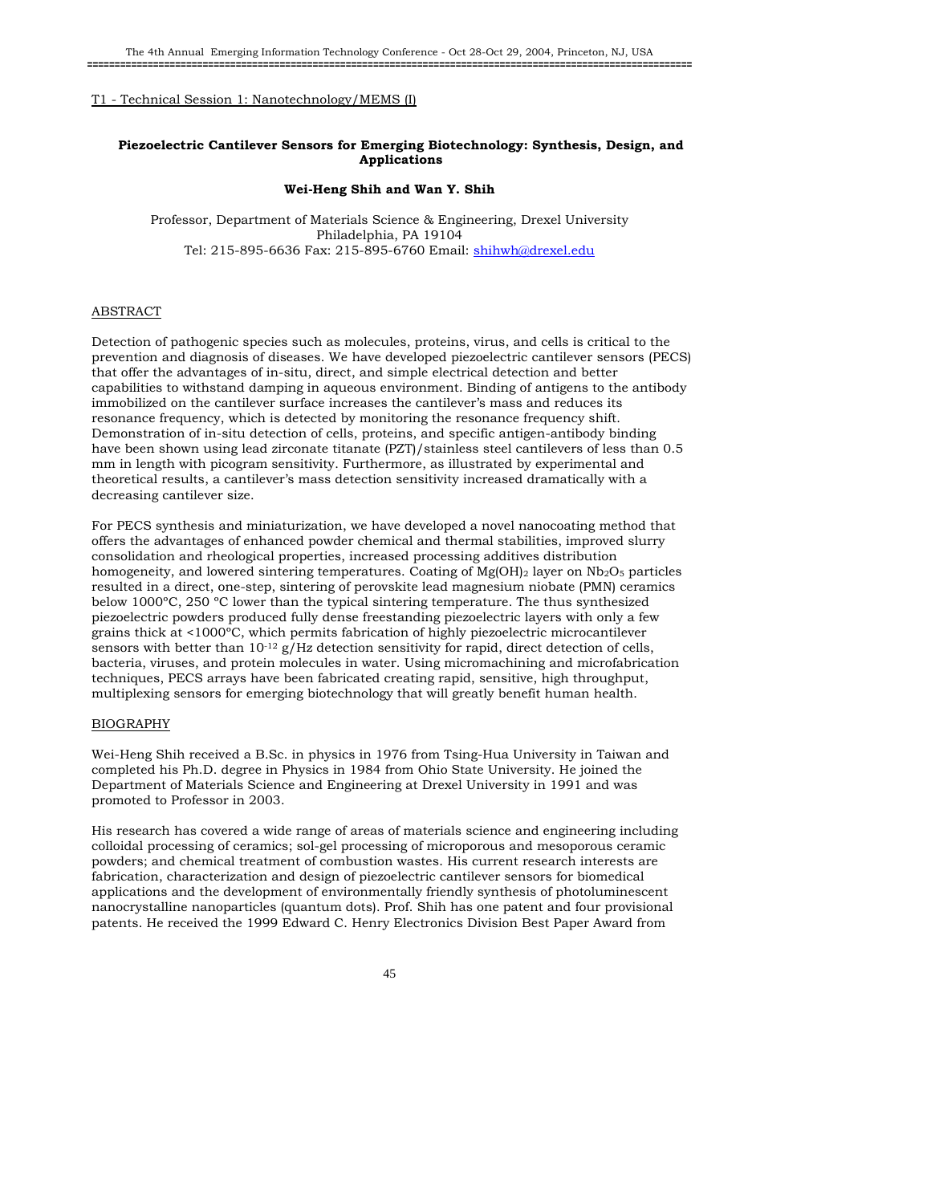T1 - Technical Session 1: Nanotechnology/MEMS (I)

## Piezoelectric Cantilever Sensors for Emerging Biotechnology: Synthesis, Design, and Applications

**Wei-Heng Shih and Wan Y. Shih**

Professor, Department of Materials Science & Engineering, Drexel University
Philadelphia, PA 19104
Tel: 215-895-6636 Fax: 215-895-6760 Email: shihwh@drexel.edu

### ABSTRACT

Detection of pathogenic species such as molecules, proteins, virus, and cells is critical to the prevention and diagnosis of diseases. We have developed piezoelectric cantilever sensors (PECS) that offer the advantages of in-situ, direct, and simple electrical detection and better capabilities to withstand damping in aqueous environment. Binding of antigens to the antibody immobilized on the cantilever surface increases the cantilever's mass and reduces its resonance frequency, which is detected by monitoring the resonance frequency shift. Demonstration of in-situ detection of cells, proteins, and specific antigen-antibody binding have been shown using lead zirconate titanate (PZT)/stainless steel cantilevers of less than 0.5 mm in length with picogram sensitivity. Furthermore, as illustrated by experimental and theoretical results, a cantilever's mass detection sensitivity increased dramatically with a decreasing cantilever size.

For PECS synthesis and miniaturization, we have developed a novel nanocoating method that offers the advantages of enhanced powder chemical and thermal stabilities, improved slurry consolidation and rheological properties, increased processing additives distribution homogeneity, and lowered sintering temperatures. Coating of $Mg(OH)_2$ layer on $Nb_2O_5$ particles resulted in a direct, one-step, sintering of perovskite lead magnesium niobate (PMN) ceramics below 1000ºC, 250 ºC lower than the typical sintering temperature. The thus synthesized piezoelectric powders produced fully dense freestanding piezoelectric layers with only a few grains thick at <1000ºC, which permits fabrication of highly piezoelectric microcantilever sensors with better than $10^{-12}$ g/Hz detection sensitivity for rapid, direct detection of cells, bacteria, viruses, and protein molecules in water. Using micromachining and microfabrication techniques, PECS arrays have been fabricated creating rapid, sensitive, high throughput, multiplexing sensors for emerging biotechnology that will greatly benefit human health.

### BIOGRAPHY

Wei-Heng Shih received a B.Sc. in physics in 1976 from Tsing-Hua University in Taiwan and completed his Ph.D. degree in Physics in 1984 from Ohio State University. He joined the Department of Materials Science and Engineering at Drexel University in 1991 and was promoted to Professor in 2003.

His research has covered a wide range of areas of materials science and engineering including colloidal processing of ceramics; sol-gel processing of microporous and mesoporous ceramic powders; and chemical treatment of combustion wastes. His current research interests are fabrication, characterization and design of piezoelectric cantilever sensors for biomedical applications and the development of environmentally friendly synthesis of photoluminescent nanocrystalline nanoparticles (quantum dots). Prof. Shih has one patent and four provisional patents. He received the 1999 Edward C. Henry Electronics Division Best Paper Award from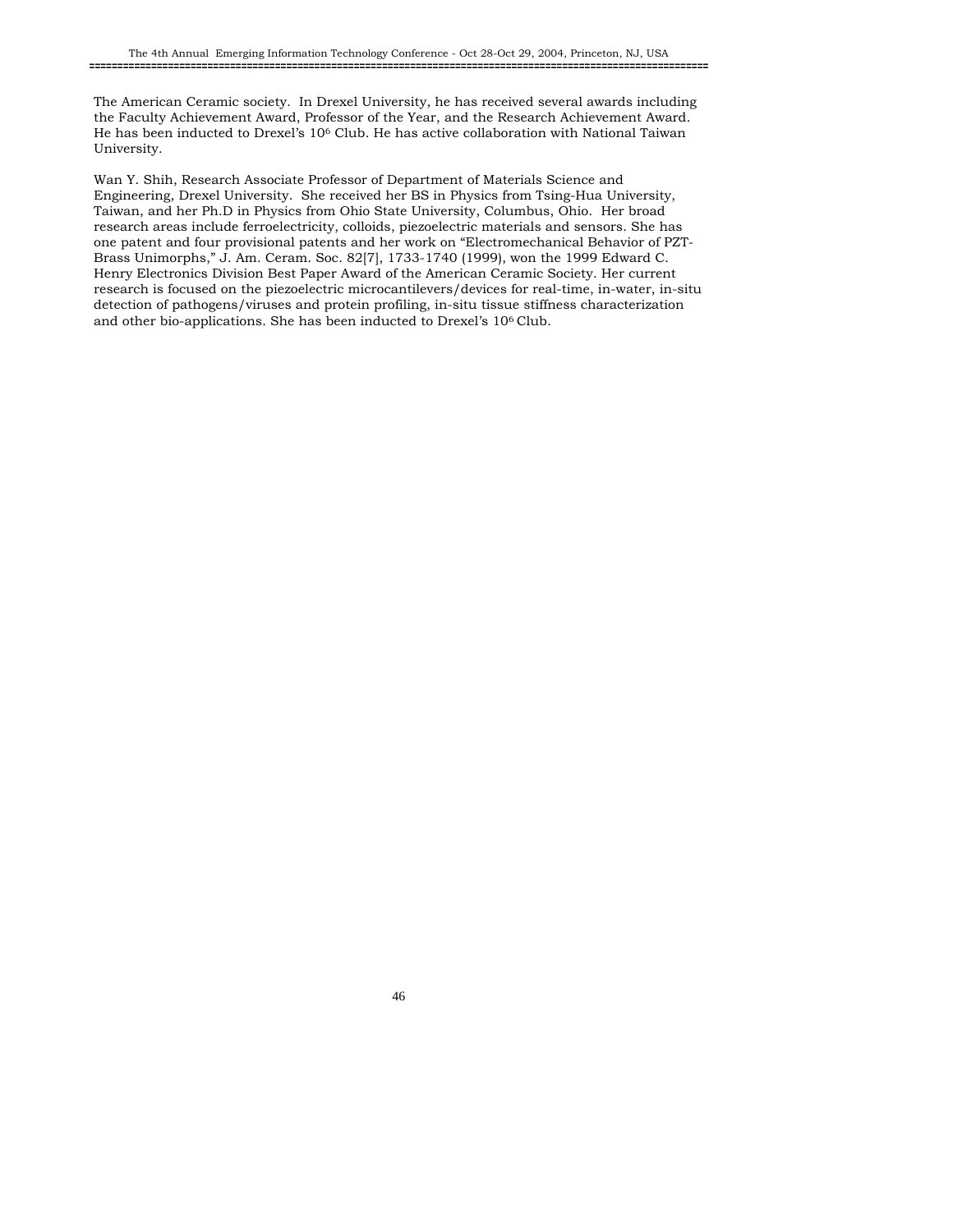The American Ceramic society. In Drexel University, he has received several awards including the Faculty Achievement Award, Professor of the Year, and the Research Achievement Award. He has been inducted to Drexel's $10^6$ Club. He has active collaboration with National Taiwan University.

Wan Y. Shih, Research Associate Professor of Department of Materials Science and Engineering, Drexel University. She received her BS in Physics from Tsing-Hua University, Taiwan, and her Ph.D in Physics from Ohio State University, Columbus, Ohio. Her broad research areas include ferroelectricity, colloids, piezoelectric materials and sensors. She has one patent and four provisional patents and her work on "Electromechanical Behavior of PZT-Brass Unimorphs," J. Am. Ceram. Soc. 82[7], 1733-1740 (1999), won the 1999 Edward C. Henry Electronics Division Best Paper Award of the American Ceramic Society. Her current research is focused on the piezoelectric microcantilevers/devices for real-time, in-water, in-situ detection of pathogens/viruses and protein profiling, in-situ tissue stiffness characterization and other bio-applications. She has been inducted to Drexel's $10^6$ Club.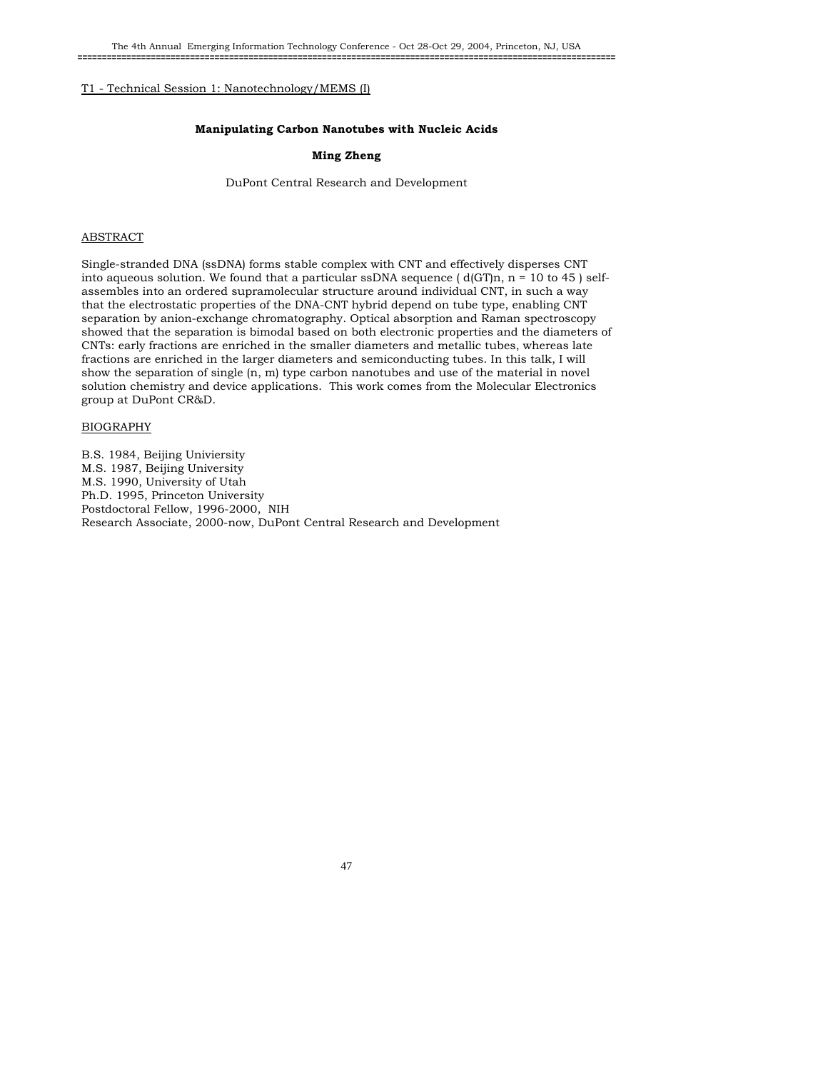T1 - Technical Session 1: Nanotechnology/MEMS (I)

## Manipulating Carbon Nanotubes with Nucleic Acids

**Ming Zheng**

DuPont Central Research and Development

### ABSTRACT

Single-stranded DNA (ssDNA) forms stable complex with CNT and effectively disperses CNT into aqueous solution. We found that a particular ssDNA sequence ( $d(GT)n$, $n = 10$ to 45 ) self-assembles into an ordered supramolecular structure around individual CNT, in such a way that the electrostatic properties of the DNA-CNT hybrid depend on tube type, enabling CNT separation by anion-exchange chromatography. Optical absorption and Raman spectroscopy showed that the separation is bimodal based on both electronic properties and the diameters of CNTs: early fractions are enriched in the smaller diameters and metallic tubes, whereas late fractions are enriched in the larger diameters and semiconducting tubes. In this talk, I will show the separation of single (n, m) type carbon nanotubes and use of the material in novel solution chemistry and device applications. This work comes from the Molecular Electronics group at DuPont CR&D.

### BIOGRAPHY

B.S. 1984, Beijing Univiersity
M.S. 1987, Beijing University
M.S. 1990, University of Utah
Ph.D. 1995, Princeton University
Postdoctoral Fellow, 1996-2000, NIH
Research Associate, 2000-now, DuPont Central Research and Development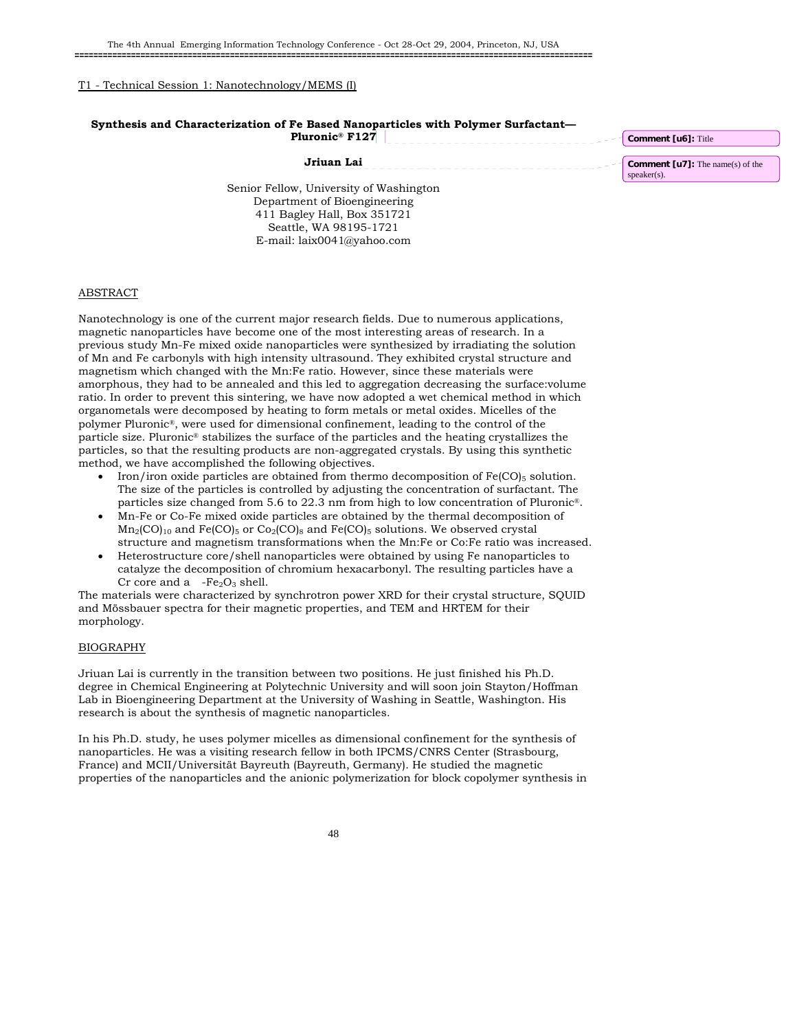T1 - Technical Session 1: Nanotechnology/MEMS (I)

**Synthesis and Characterization of Fe Based Nanoparticles with Polymer Surfactant—Pluronic® F127**

**Jriuan Lai**

Senior Fellow, University of Washington
Department of Bioengineering
411 Bagley Hall, Box 351721
Seattle, WA 98195-1721
E-mail: laix0041@yahoo.com

## ABSTRACT

Nanotechnology is one of the current major research fields. Due to numerous applications, magnetic nanoparticles have become one of the most interesting areas of research. In a previous study Mn-Fe mixed oxide nanoparticles were synthesized by irradiating the solution of Mn and Fe carbonyls with high intensity ultrasound. They exhibited crystal structure and magnetism which changed with the Mn:Fe ratio. However, since these materials were amorphous, they had to be annealed and this led to aggregation decreasing the surface:volume ratio. In order to prevent this sintering, we have now adopted a wet chemical method in which organometals were decomposed by heating to form metals or metal oxides. Micelles of the polymer Pluronic®, were used for dimensional confinement, leading to the control of the particle size. Pluronic® stabilizes the surface of the particles and the heating crystallizes the particles, so that the resulting products are non-aggregated crystals. By using this synthetic method, we have accomplished the following objectives.

- Iron/iron oxide particles are obtained from thermo decomposition of $Fe(CO)_5$ solution. The size of the particles is controlled by adjusting the concentration of surfactant. The particles size changed from 5.6 to 22.3 nm from high to low concentration of Pluronic®.
- Mn-Fe or Co-Fe mixed oxide particles are obtained by the thermal decomposition of $Mn_2(CO)_{10}$ and $Fe(CO)_5$ or $Co_2(CO)_8$ and $Fe(CO)_5$ solutions. We observed crystal structure and magnetism transformations when the Mn:Fe or Co:Fe ratio was increased.
- Heterostructure core/shell nanoparticles were obtained by using Fe nanoparticles to catalyze the decomposition of chromium hexacarbonyl. The resulting particles have a Cr core and a $\gamma$-$Fe_2O_3$ shell.

The materials were characterized by synchrotron power XRD for their crystal structure, SQUID and Mössbauer spectra for their magnetic properties, and TEM and HRTEM for their morphology.

## BIOGRAPHY

Jriuan Lai is currently in the transition between two positions. He just finished his Ph.D. degree in Chemical Engineering at Polytechnic University and will soon join Stayton/Hoffman Lab in Bioengineering Department at the University of Washing in Seattle, Washington. His research is about the synthesis of magnetic nanoparticles.

In his Ph.D. study, he uses polymer micelles as dimensional confinement for the synthesis of nanoparticles. He was a visiting research fellow in both IPCMS/CNRS Center (Strasbourg, France) and MCII/Universität Bayreuth (Bayreuth, Germany). He studied the magnetic properties of the nanoparticles and the anionic polymerization for block copolymer synthesis in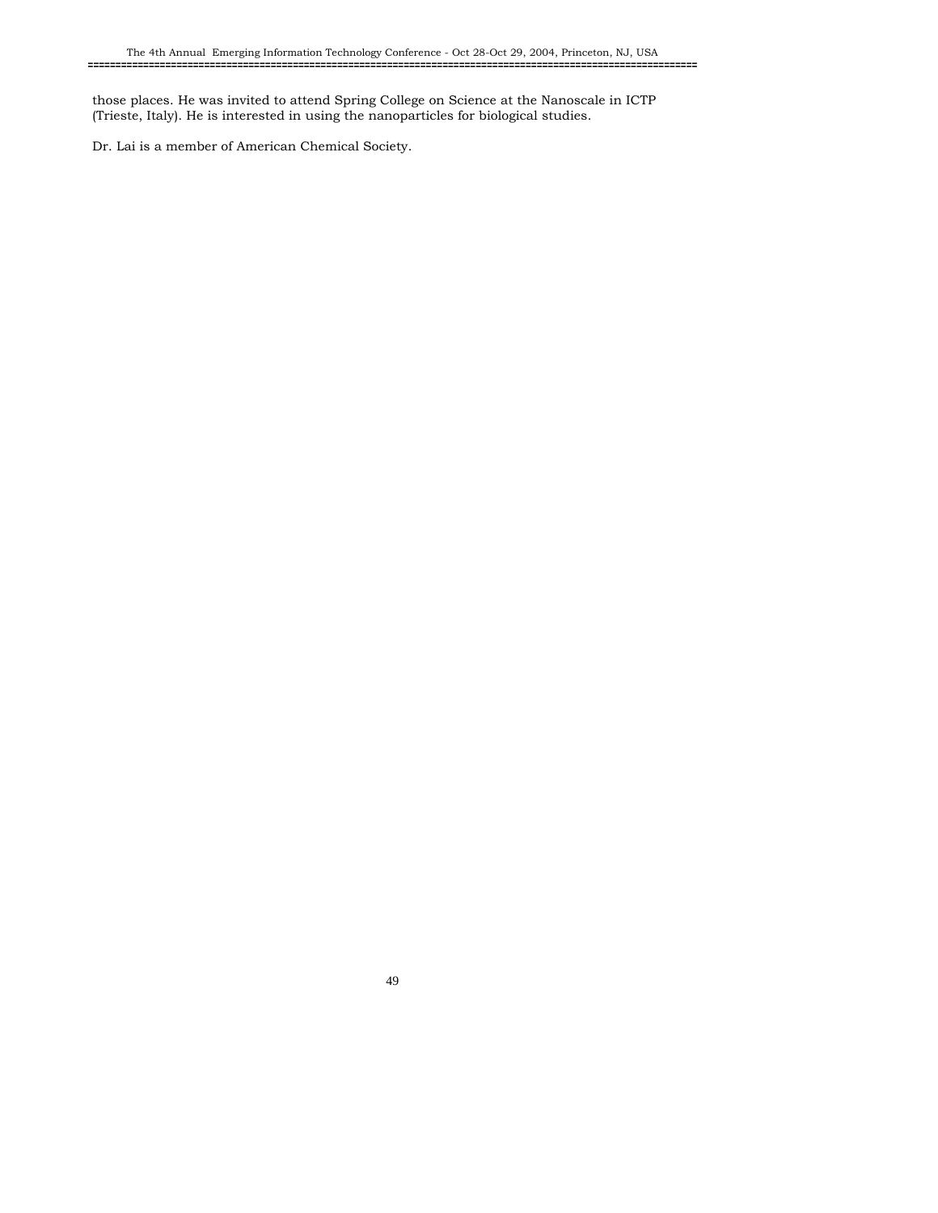those places. He was invited to attend Spring College on Science at the Nanoscale in ICTP (Trieste, Italy). He is interested in using the nanoparticles for biological studies.

Dr. Lai is a member of American Chemical Society.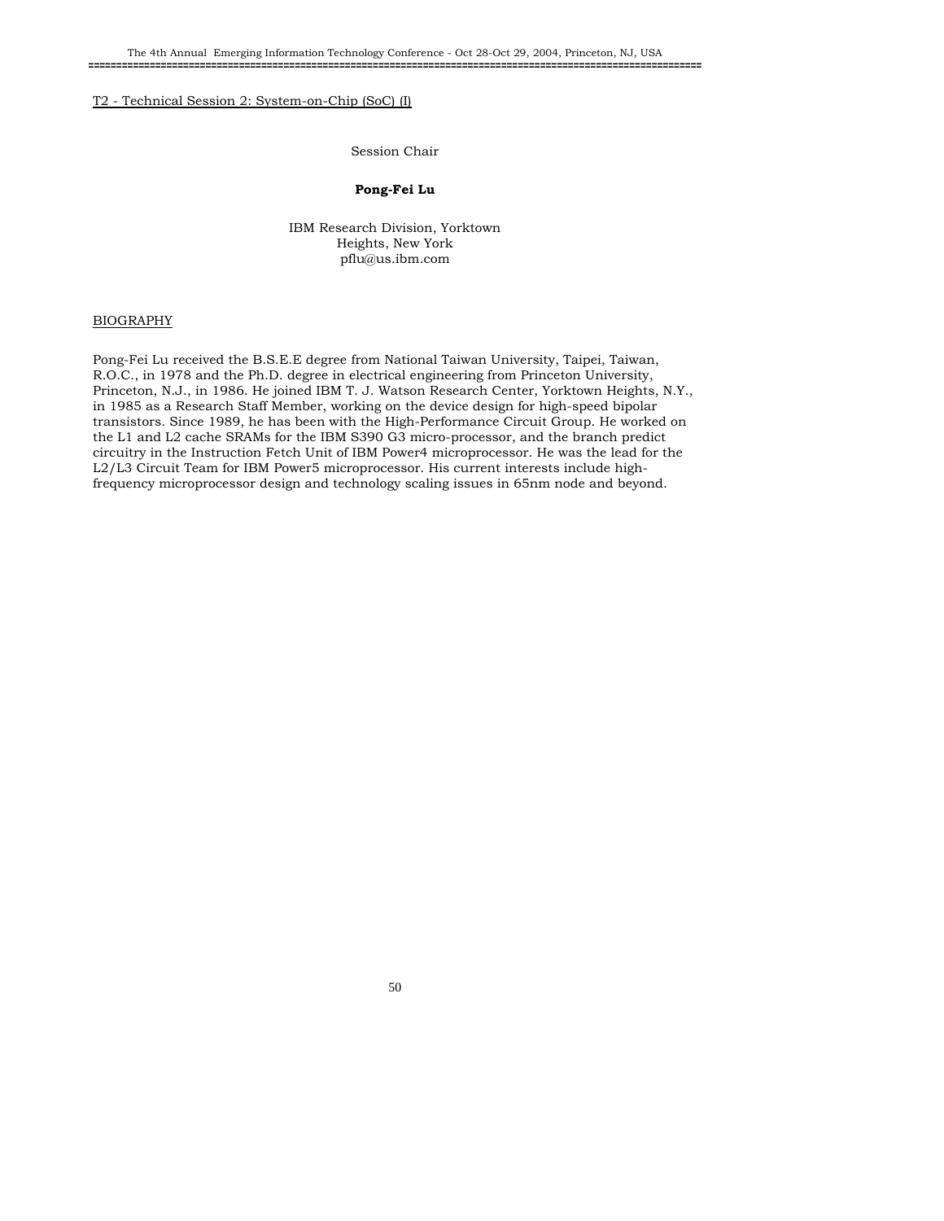T2 - Technical Session 2: System-on-Chip (SoC) (I)

Session Chair

**Pong-Fei Lu**

IBM Research Division, Yorktown Heights, New York
pflu@us.ibm.com

BIOGRAPHY

Pong-Fei Lu received the B.S.E.E degree from National Taiwan University, Taipei, Taiwan, R.O.C., in 1978 and the Ph.D. degree in electrical engineering from Princeton University, Princeton, N.J., in 1986. He joined IBM T. J. Watson Research Center, Yorktown Heights, N.Y., in 1985 as a Research Staff Member, working on the device design for high-speed bipolar transistors. Since 1989, he has been with the High-Performance Circuit Group. He worked on the L1 and L2 cache SRAMs for the IBM S390 G3 micro-processor, and the branch predict circuitry in the Instruction Fetch Unit of IBM Power4 microprocessor. He was the lead for the L2/L3 Circuit Team for IBM Power5 microprocessor. His current interests include high-frequency microprocessor design and technology scaling issues in 65nm node and beyond.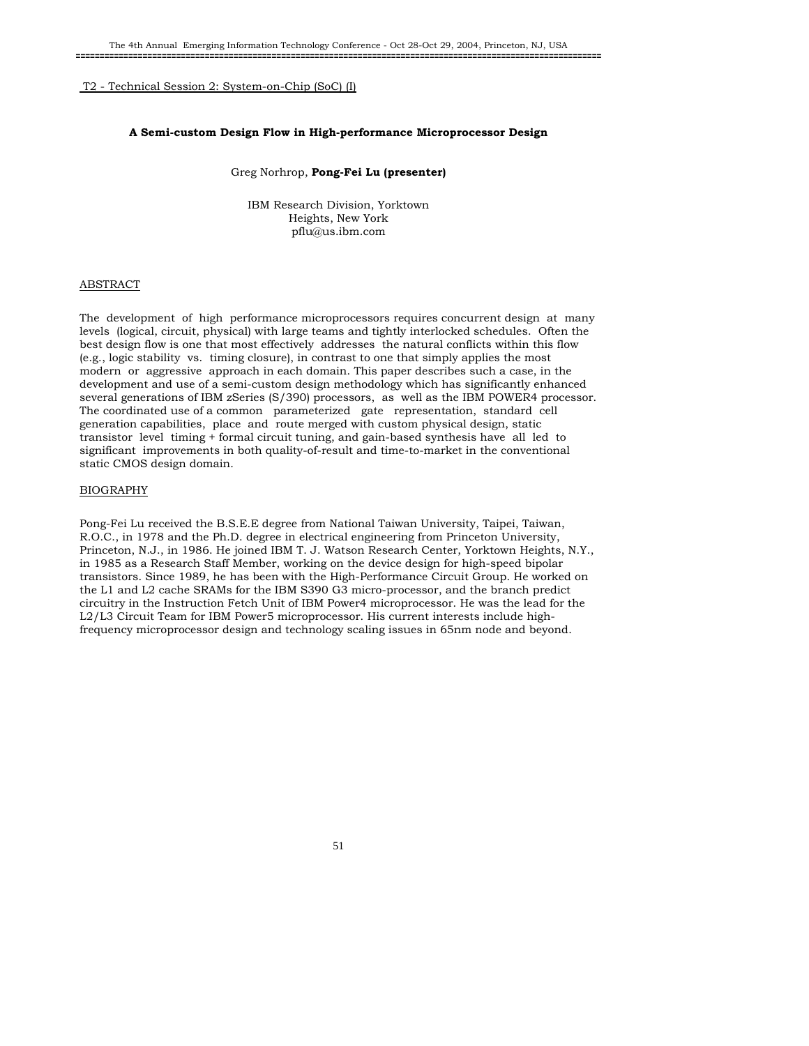T2 - Technical Session 2: System-on-Chip (SoC) (I)

### A Semi-custom Design Flow in High-performance Microprocessor Design

Greg Norhrop, **Pong-Fei Lu (presenter)**

IBM Research Division, Yorktown Heights, New York
pflu@us.ibm.com

#### ABSTRACT

The development of high performance microprocessors requires concurrent design at many levels (logical, circuit, physical) with large teams and tightly interlocked schedules. Often the best design flow is one that most effectively addresses the natural conflicts within this flow (e.g., logic stability vs. timing closure), in contrast to one that simply applies the most modern or aggressive approach in each domain. This paper describes such a case, in the development and use of a semi-custom design methodology which has significantly enhanced several generations of IBM zSeries (S/390) processors, as well as the IBM POWER4 processor. The coordinated use of a common parameterized gate representation, standard cell generation capabilities, place and route merged with custom physical design, static transistor level timing + formal circuit tuning, and gain-based synthesis have all led to significant improvements in both quality-of-result and time-to-market in the conventional static CMOS design domain.

#### BIOGRAPHY

Pong-Fei Lu received the B.S.E.E degree from National Taiwan University, Taipei, Taiwan, R.O.C., in 1978 and the Ph.D. degree in electrical engineering from Princeton University, Princeton, N.J., in 1986. He joined IBM T. J. Watson Research Center, Yorktown Heights, N.Y., in 1985 as a Research Staff Member, working on the device design for high-speed bipolar transistors. Since 1989, he has been with the High-Performance Circuit Group. He worked on the L1 and L2 cache SRAMs for the IBM S390 G3 micro-processor, and the branch predict circuitry in the Instruction Fetch Unit of IBM Power4 microprocessor. He was the lead for the L2/L3 Circuit Team for IBM Power5 microprocessor. His current interests include high-frequency microprocessor design and technology scaling issues in 65nm node and beyond.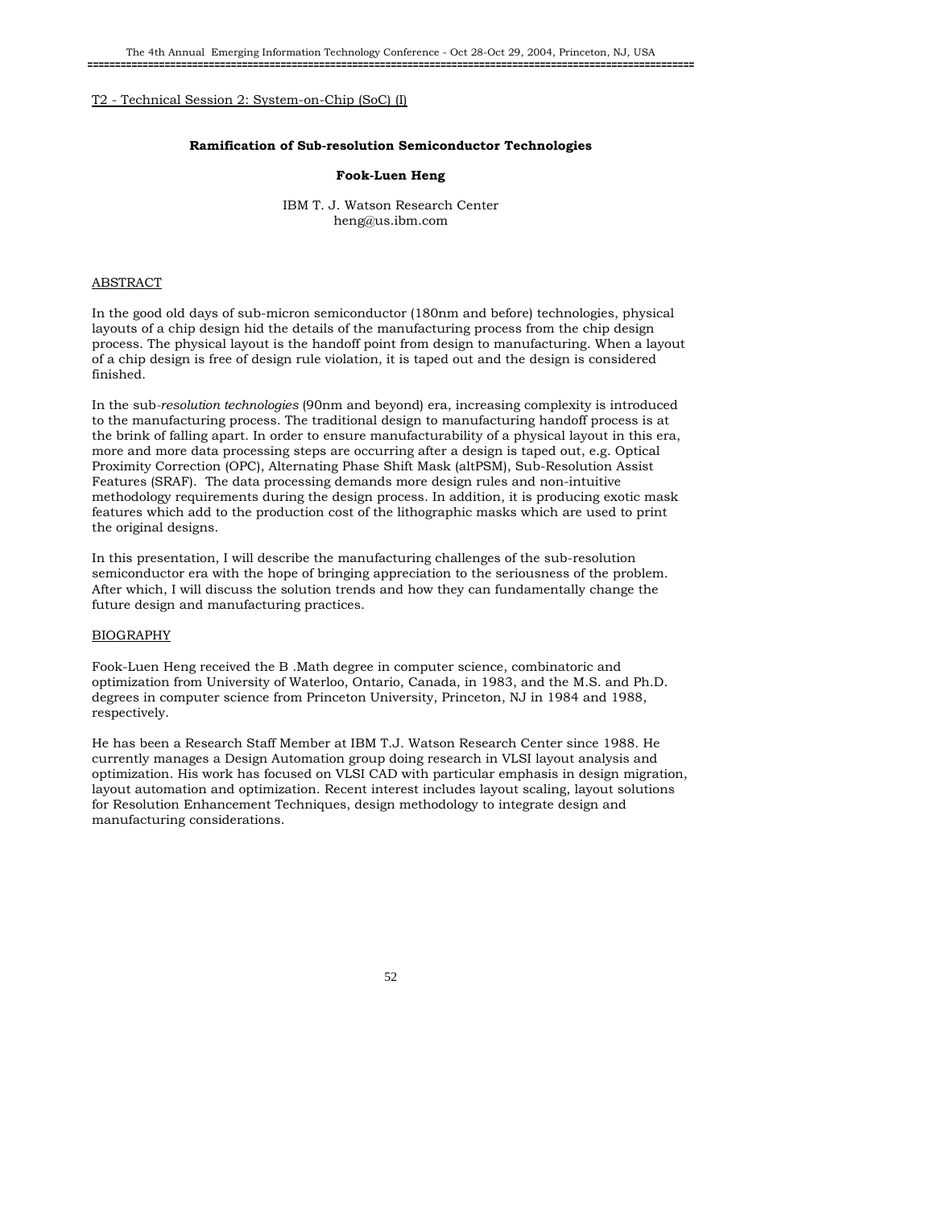T2 - Technical Session 2: System-on-Chip (SoC) (I)

## Ramification of Sub-resolution Semiconductor Technologies

**Fook-Luen Heng**

IBM T. J. Watson Research Center
heng@us.ibm.com

### ABSTRACT

In the good old days of sub-micron semiconductor (180nm and before) technologies, physical layouts of a chip design hid the details of the manufacturing process from the chip design process. The physical layout is the handoff point from design to manufacturing. When a layout of a chip design is free of design rule violation, it is taped out and the design is considered finished.

In the sub-*resolution technologies* (90nm and beyond) era, increasing complexity is introduced to the manufacturing process. The traditional design to manufacturing handoff process is at the brink of falling apart. In order to ensure manufacturability of a physical layout in this era, more and more data processing steps are occurring after a design is taped out, e.g. Optical Proximity Correction (OPC), Alternating Phase Shift Mask (altPSM), Sub-Resolution Assist Features (SRAF). The data processing demands more design rules and non-intuitive methodology requirements during the design process. In addition, it is producing exotic mask features which add to the production cost of the lithographic masks which are used to print the original designs.

In this presentation, I will describe the manufacturing challenges of the sub-resolution semiconductor era with the hope of bringing appreciation to the seriousness of the problem. After which, I will discuss the solution trends and how they can fundamentally change the future design and manufacturing practices.

### BIOGRAPHY

Fook-Luen Heng received the B .Math degree in computer science, combinatoric and optimization from University of Waterloo, Ontario, Canada, in 1983, and the M.S. and Ph.D. degrees in computer science from Princeton University, Princeton, NJ in 1984 and 1988, respectively.

He has been a Research Staff Member at IBM T.J. Watson Research Center since 1988. He currently manages a Design Automation group doing research in VLSI layout analysis and optimization. His work has focused on VLSI CAD with particular emphasis in design migration, layout automation and optimization. Recent interest includes layout scaling, layout solutions for Resolution Enhancement Techniques, design methodology to integrate design and manufacturing considerations.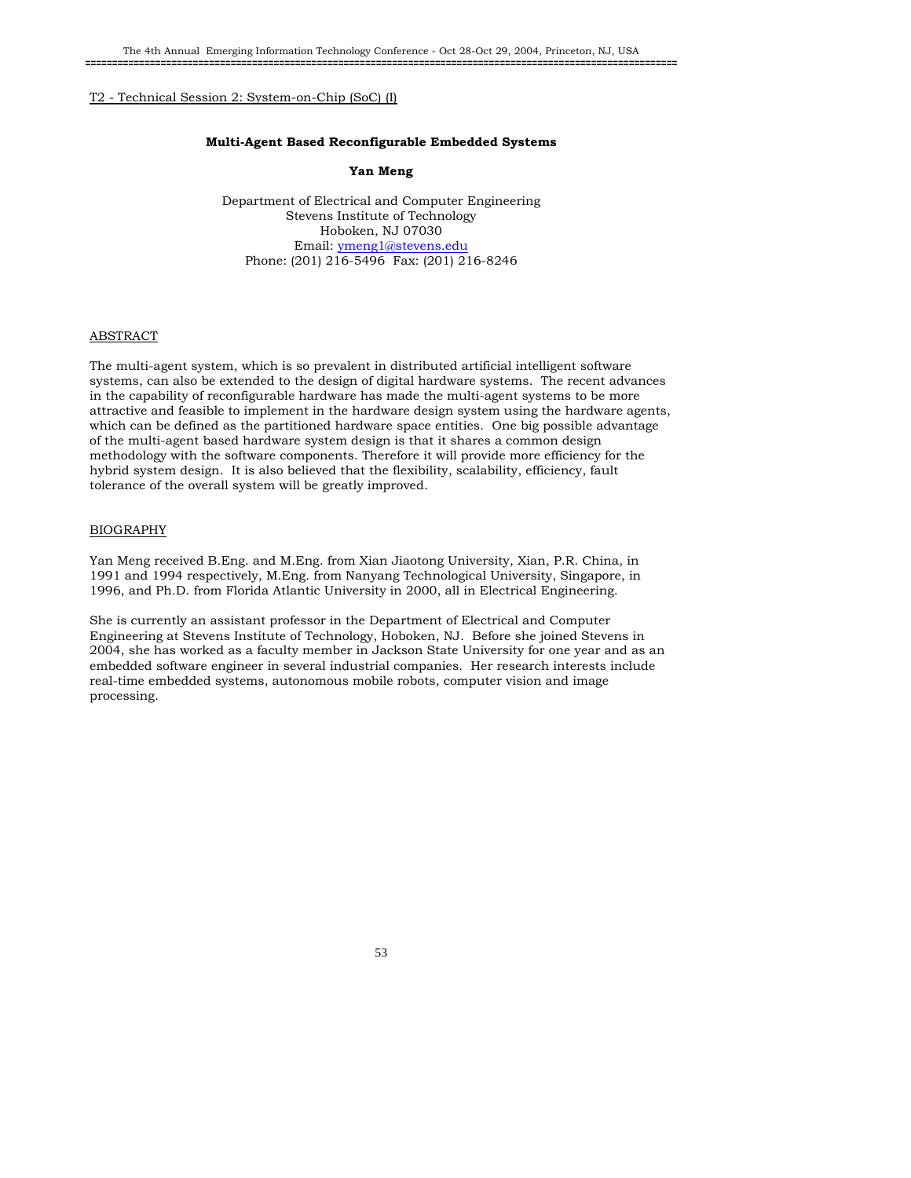T2 - Technical Session 2: System-on-Chip (SoC) (I)

## Multi-Agent Based Reconfigurable Embedded Systems

**Yan Meng**

Department of Electrical and Computer Engineering
Stevens Institute of Technology
Hoboken, NJ 07030
Email: ymeng1@stevens.edu
Phone: (201) 216-5496 Fax: (201) 216-8246

### ABSTRACT

The multi-agent system, which is so prevalent in distributed artificial intelligent software systems, can also be extended to the design of digital hardware systems. The recent advances in the capability of reconfigurable hardware has made the multi-agent systems to be more attractive and feasible to implement in the hardware design system using the hardware agents, which can be defined as the partitioned hardware space entities. One big possible advantage of the multi-agent based hardware system design is that it shares a common design methodology with the software components. Therefore it will provide more efficiency for the hybrid system design. It is also believed that the flexibility, scalability, efficiency, fault tolerance of the overall system will be greatly improved.

### BIOGRAPHY

Yan Meng received B.Eng. and M.Eng. from Xian Jiaotong University, Xian, P.R. China, in 1991 and 1994 respectively, M.Eng. from Nanyang Technological University, Singapore, in 1996, and Ph.D. from Florida Atlantic University in 2000, all in Electrical Engineering.

She is currently an assistant professor in the Department of Electrical and Computer Engineering at Stevens Institute of Technology, Hoboken, NJ. Before she joined Stevens in 2004, she has worked as a faculty member in Jackson State University for one year and as an embedded software engineer in several industrial companies. Her research interests include real-time embedded systems, autonomous mobile robots, computer vision and image processing.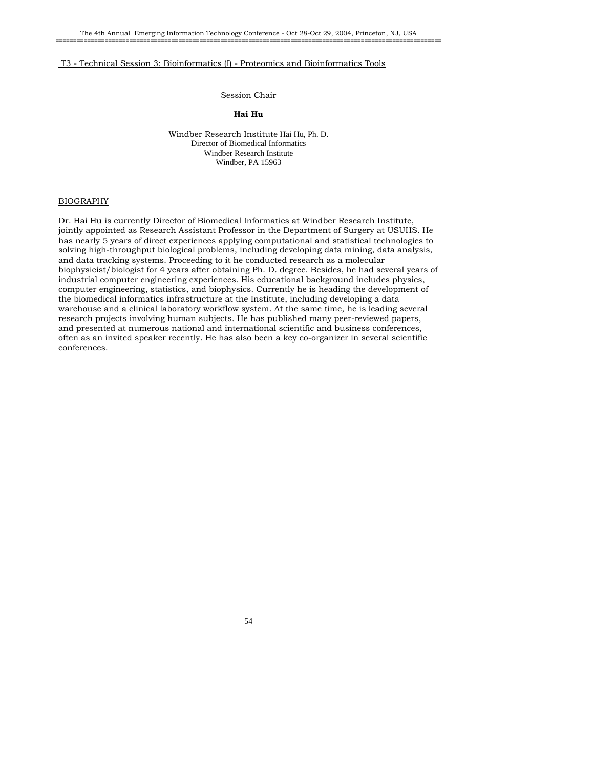T3 - Technical Session 3: Bioinformatics (I) - Proteomics and Bioinformatics Tools

Session Chair

**Hai Hu**

Windber Research Institute Hai Hu, Ph. D.
Director of Biomedical Informatics
Windber Research Institute
Windber, PA 15963

BIOGRAPHY

Dr. Hai Hu is currently Director of Biomedical Informatics at Windber Research Institute, jointly appointed as Research Assistant Professor in the Department of Surgery at USUHS. He has nearly 5 years of direct experiences applying computational and statistical technologies to solving high-throughput biological problems, including developing data mining, data analysis, and data tracking systems. Proceeding to it he conducted research as a molecular biophysicist/biologist for 4 years after obtaining Ph. D. degree. Besides, he had several years of industrial computer engineering experiences. His educational background includes physics, computer engineering, statistics, and biophysics. Currently he is heading the development of the biomedical informatics infrastructure at the Institute, including developing a data warehouse and a clinical laboratory workflow system. At the same time, he is leading several research projects involving human subjects. He has published many peer-reviewed papers, and presented at numerous national and international scientific and business conferences, often as an invited speaker recently. He has also been a key co-organizer in several scientific conferences.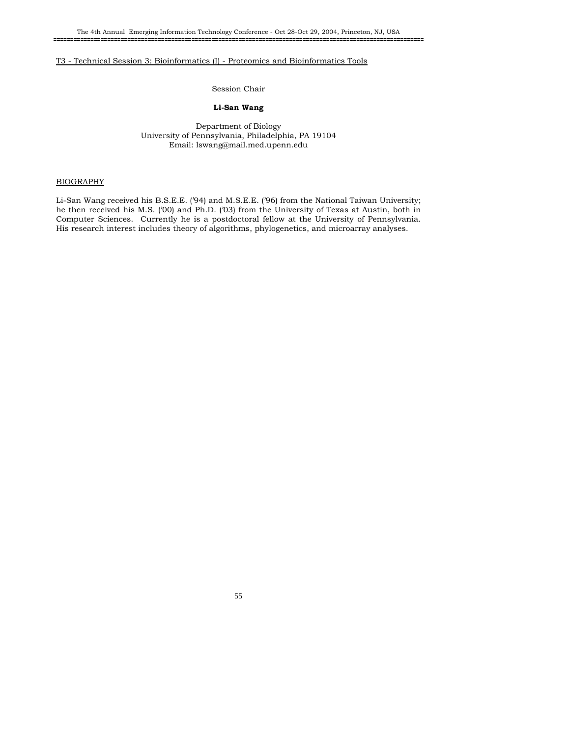## T3 - Technical Session 3: Bioinformatics (I) - Proteomics and Bioinformatics Tools

Session Chair

**Li-San Wang**

Department of Biology
University of Pennsylvania, Philadelphia, PA 19104
Email: lswang@mail.med.upenn.edu

### BIOGRAPHY

Li-San Wang received his B.S.E.E. ('94) and M.S.E.E. ('96) from the National Taiwan University; he then received his M.S. ('00) and Ph.D. ('03) from the University of Texas at Austin, both in Computer Sciences. Currently he is a postdoctoral fellow at the University of Pennsylvania. His research interest includes theory of algorithms, phylogenetics, and microarray analyses.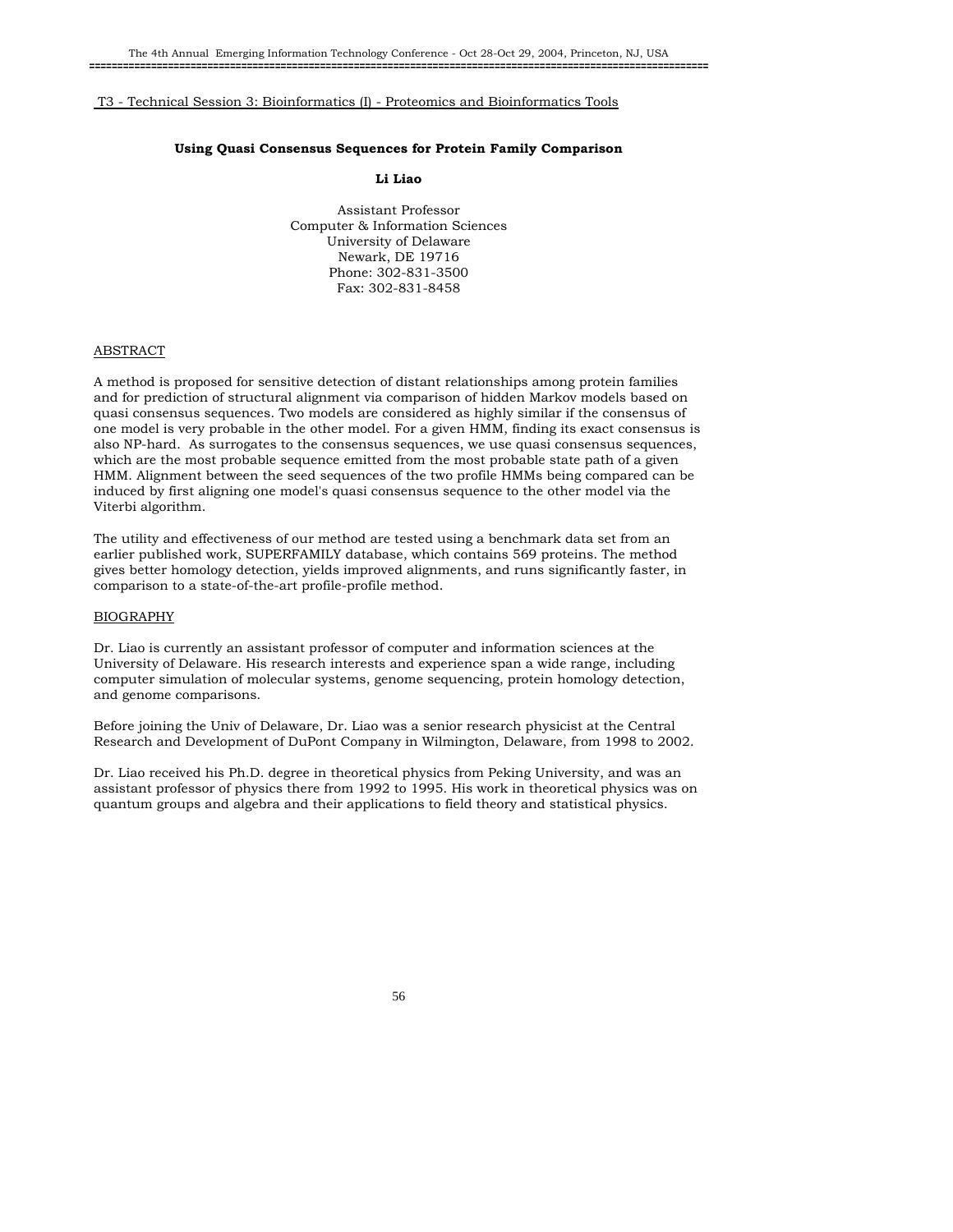T3 - Technical Session 3: Bioinformatics (I) - Proteomics and Bioinformatics Tools

**Using Quasi Consensus Sequences for Protein Family Comparison**

**Li Liao**

Assistant Professor
Computer & Information Sciences
University of Delaware
Newark, DE 19716
Phone: 302-831-3500
Fax: 302-831-8458

ABSTRACT

A method is proposed for sensitive detection of distant relationships among protein families and for prediction of structural alignment via comparison of hidden Markov models based on quasi consensus sequences. Two models are considered as highly similar if the consensus of one model is very probable in the other model. For a given HMM, finding its exact consensus is also NP-hard. As surrogates to the consensus sequences, we use quasi consensus sequences, which are the most probable sequence emitted from the most probable state path of a given HMM. Alignment between the seed sequences of the two profile HMMs being compared can be induced by first aligning one model's quasi consensus sequence to the other model via the Viterbi algorithm.

The utility and effectiveness of our method are tested using a benchmark data set from an earlier published work, SUPERFAMILY database, which contains 569 proteins. The method gives better homology detection, yields improved alignments, and runs significantly faster, in comparison to a state-of-the-art profile-profile method.

BIOGRAPHY

Dr. Liao is currently an assistant professor of computer and information sciences at the University of Delaware. His research interests and experience span a wide range, including computer simulation of molecular systems, genome sequencing, protein homology detection, and genome comparisons.

Before joining the Univ of Delaware, Dr. Liao was a senior research physicist at the Central Research and Development of DuPont Company in Wilmington, Delaware, from 1998 to 2002.

Dr. Liao received his Ph.D. degree in theoretical physics from Peking University, and was an assistant professor of physics there from 1992 to 1995. His work in theoretical physics was on quantum groups and algebra and their applications to field theory and statistical physics.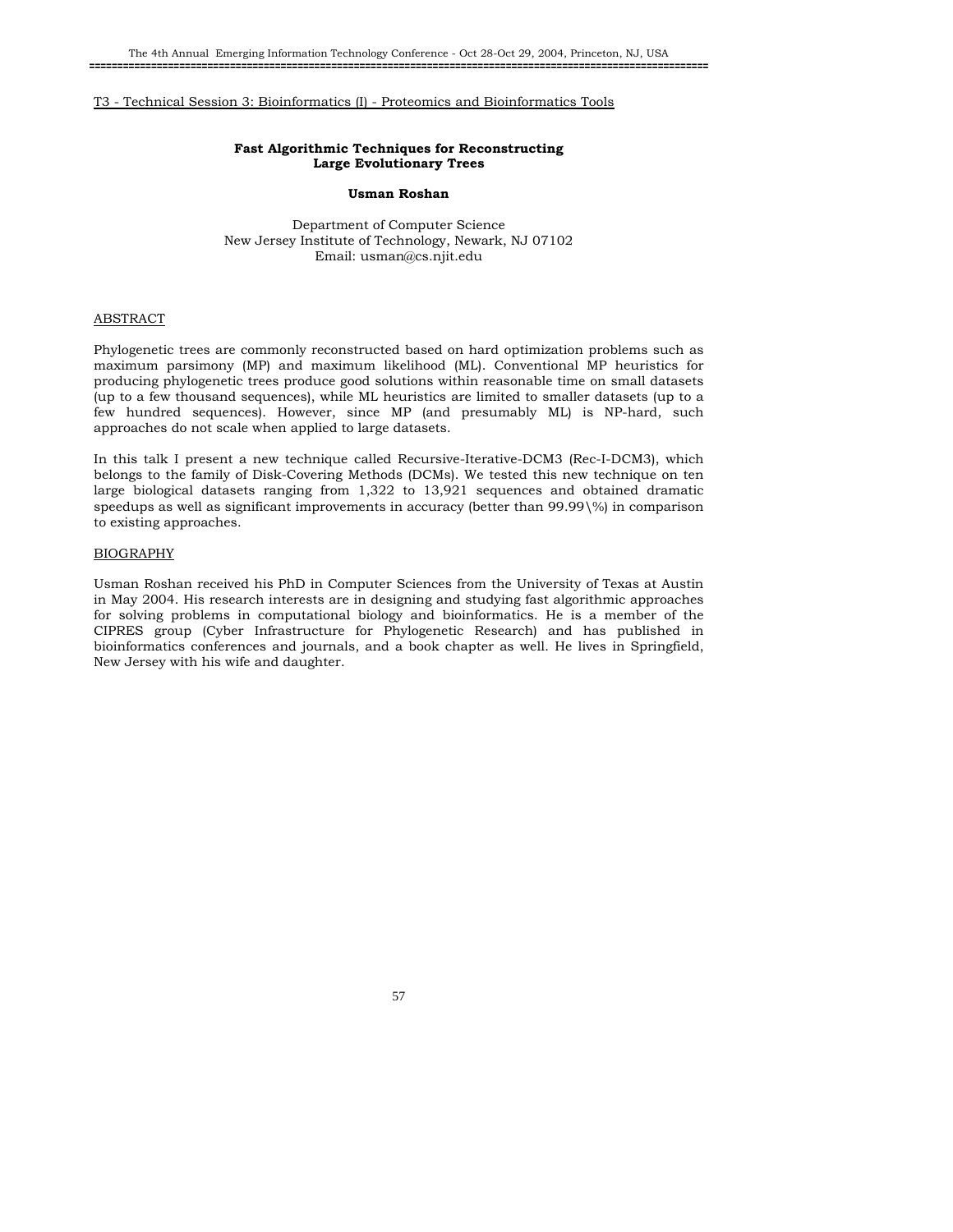T3 - Technical Session 3: Bioinformatics (I) - Proteomics and Bioinformatics Tools

## Fast Algorithmic Techniques for Reconstructing Large Evolutionary Trees

**Usman Roshan**

Department of Computer Science
New Jersey Institute of Technology, Newark, NJ 07102
Email: usman@cs.njit.edu

### ABSTRACT

Phylogenetic trees are commonly reconstructed based on hard optimization problems such as maximum parsimony (MP) and maximum likelihood (ML). Conventional MP heuristics for producing phylogenetic trees produce good solutions within reasonable time on small datasets (up to a few thousand sequences), while ML heuristics are limited to smaller datasets (up to a few hundred sequences). However, since MP (and presumably ML) is NP-hard, such approaches do not scale when applied to large datasets.

In this talk I present a new technique called Recursive-Iterative-DCM3 (Rec-I-DCM3), which belongs to the family of Disk-Covering Methods (DCMs). We tested this new technique on ten large biological datasets ranging from 1,322 to 13,921 sequences and obtained dramatic speedups as well as significant improvements in accuracy (better than 99.99\%) in comparison to existing approaches.

### BIOGRAPHY

Usman Roshan received his PhD in Computer Sciences from the University of Texas at Austin in May 2004. His research interests are in designing and studying fast algorithmic approaches for solving problems in computational biology and bioinformatics. He is a member of the CIPRES group (Cyber Infrastructure for Phylogenetic Research) and has published in bioinformatics conferences and journals, and a book chapter as well. He lives in Springfield, New Jersey with his wife and daughter.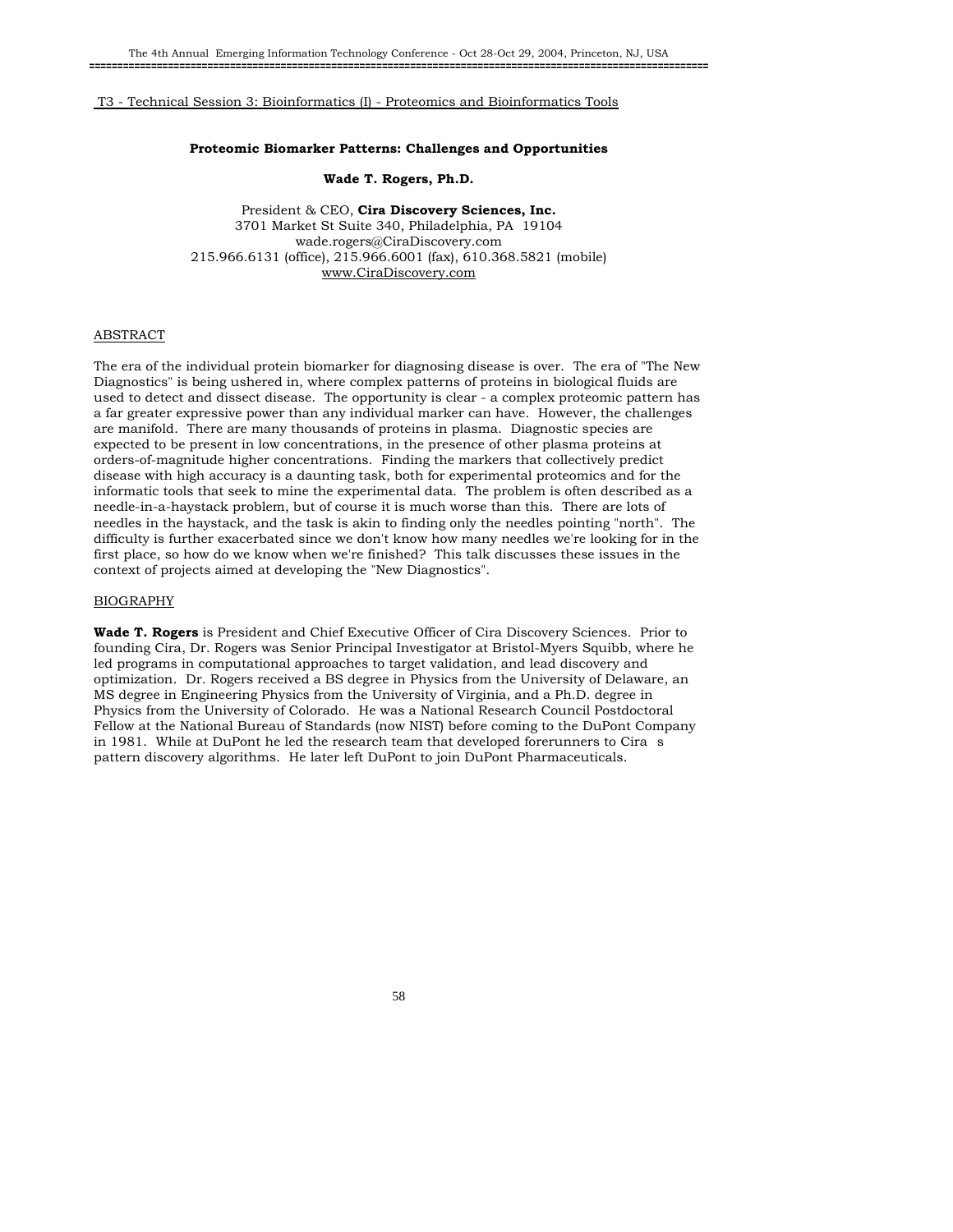T3 - Technical Session 3: Bioinformatics (I) - Proteomics and Bioinformatics Tools

## Proteomic Biomarker Patterns: Challenges and Opportunities

**Wade T. Rogers, Ph.D.**

President & CEO, **Cira Discovery Sciences, Inc.**
3701 Market St Suite 340, Philadelphia, PA 19104
wade.rogers@CiraDiscovery.com
215.966.6131 (office), 215.966.6001 (fax), 610.368.5821 (mobile)
www.CiraDiscovery.com

### ABSTRACT

The era of the individual protein biomarker for diagnosing disease is over. The era of "The New Diagnostics" is being ushered in, where complex patterns of proteins in biological fluids are used to detect and dissect disease. The opportunity is clear - a complex proteomic pattern has a far greater expressive power than any individual marker can have. However, the challenges are manifold. There are many thousands of proteins in plasma. Diagnostic species are expected to be present in low concentrations, in the presence of other plasma proteins at orders-of-magnitude higher concentrations. Finding the markers that collectively predict disease with high accuracy is a daunting task, both for experimental proteomics and for the informatic tools that seek to mine the experimental data. The problem is often described as a needle-in-a-haystack problem, but of course it is much worse than this. There are lots of needles in the haystack, and the task is akin to finding only the needles pointing "north". The difficulty is further exacerbated since we don't know how many needles we're looking for in the first place, so how do we know when we're finished? This talk discusses these issues in the context of projects aimed at developing the "New Diagnostics".

### BIOGRAPHY

**Wade T. Rogers** is President and Chief Executive Officer of Cira Discovery Sciences. Prior to founding Cira, Dr. Rogers was Senior Principal Investigator at Bristol-Myers Squibb, where he led programs in computational approaches to target validation, and lead discovery and optimization. Dr. Rogers received a BS degree in Physics from the University of Delaware, an MS degree in Engineering Physics from the University of Virginia, and a Ph.D. degree in Physics from the University of Colorado. He was a National Research Council Postdoctoral Fellow at the National Bureau of Standards (now NIST) before coming to the DuPont Company in 1981. While at DuPont he led the research team that developed forerunners to Cira s pattern discovery algorithms. He later left DuPont to join DuPont Pharmaceuticals.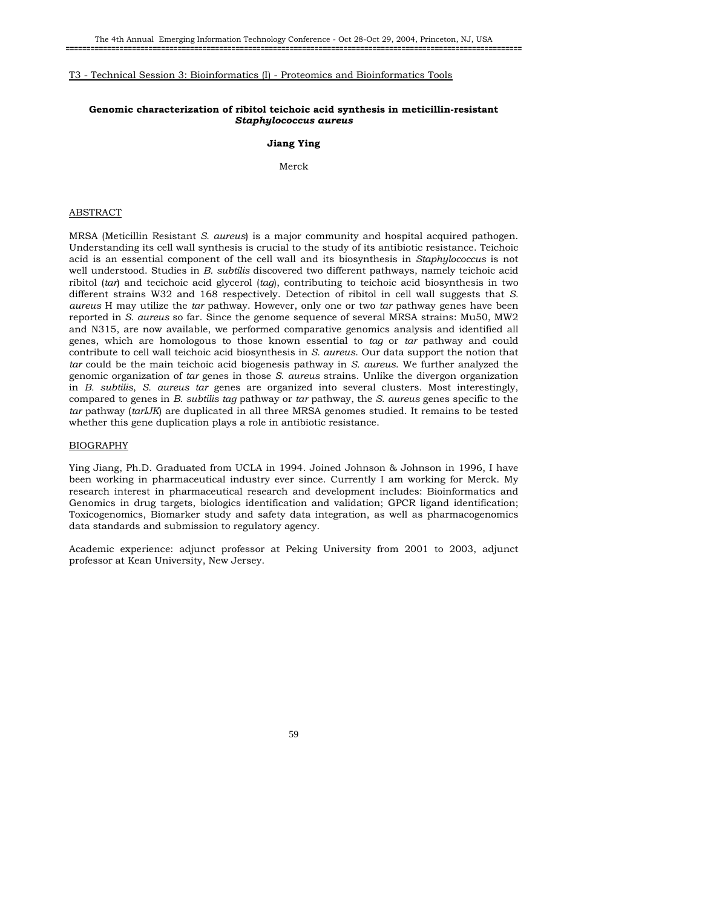T3 - Technical Session 3: Bioinformatics (I) - Proteomics and Bioinformatics Tools

## Genomic characterization of ribitol teichoic acid synthesis in meticillin-resistant *Staphylococcus aureus*

**Jiang Ying**

Merck

### ABSTRACT

MRSA (Meticillin Resistant *S. aureus*) is a major community and hospital acquired pathogen. Understanding its cell wall synthesis is crucial to the study of its antibiotic resistance. Teichoic acid is an essential component of the cell wall and its biosynthesis in *Staphylococcus* is not well understood. Studies in *B. subtilis* discovered two different pathways, namely teichoic acid ribitol (*tar*) and tecichoic acid glycerol (*tag*), contributing to teichoic acid biosynthesis in two different strains W32 and 168 respectively. Detection of ribitol in cell wall suggests that *S. aureus* H may utilize the *tar* pathway. However, only one or two *tar* pathway genes have been reported in *S. aureus* so far. Since the genome sequence of several MRSA strains: Mu50, MW2 and N315, are now available, we performed comparative genomics analysis and identified all genes, which are homologous to those known essential to *tag* or *tar* pathway and could contribute to cell wall teichoic acid biosynthesis in *S. aureus*. Our data support the notion that *tar* could be the main teichoic acid biogenesis pathway in *S. aureus*. We further analyzed the genomic organization of *tar* genes in those *S. aureus* strains. Unlike the divergon organization in *B. subtilis*, *S. aureus tar* genes are organized into several clusters. Most interestingly, compared to genes in *B. subtilis tag* pathway or *tar* pathway, the *S. aureus* genes specific to the *tar* pathway (*tarIJK*) are duplicated in all three MRSA genomes studied. It remains to be tested whether this gene duplication plays a role in antibiotic resistance.

### BIOGRAPHY

Ying Jiang, Ph.D. Graduated from UCLA in 1994. Joined Johnson & Johnson in 1996, I have been working in pharmaceutical industry ever since. Currently I am working for Merck. My research interest in pharmaceutical research and development includes: Bioinformatics and Genomics in drug targets, biologics identification and validation; GPCR ligand identification; Toxicogenomics, Biomarker study and safety data integration, as well as pharmacogenomics data standards and submission to regulatory agency.

Academic experience: adjunct professor at Peking University from 2001 to 2003, adjunct professor at Kean University, New Jersey.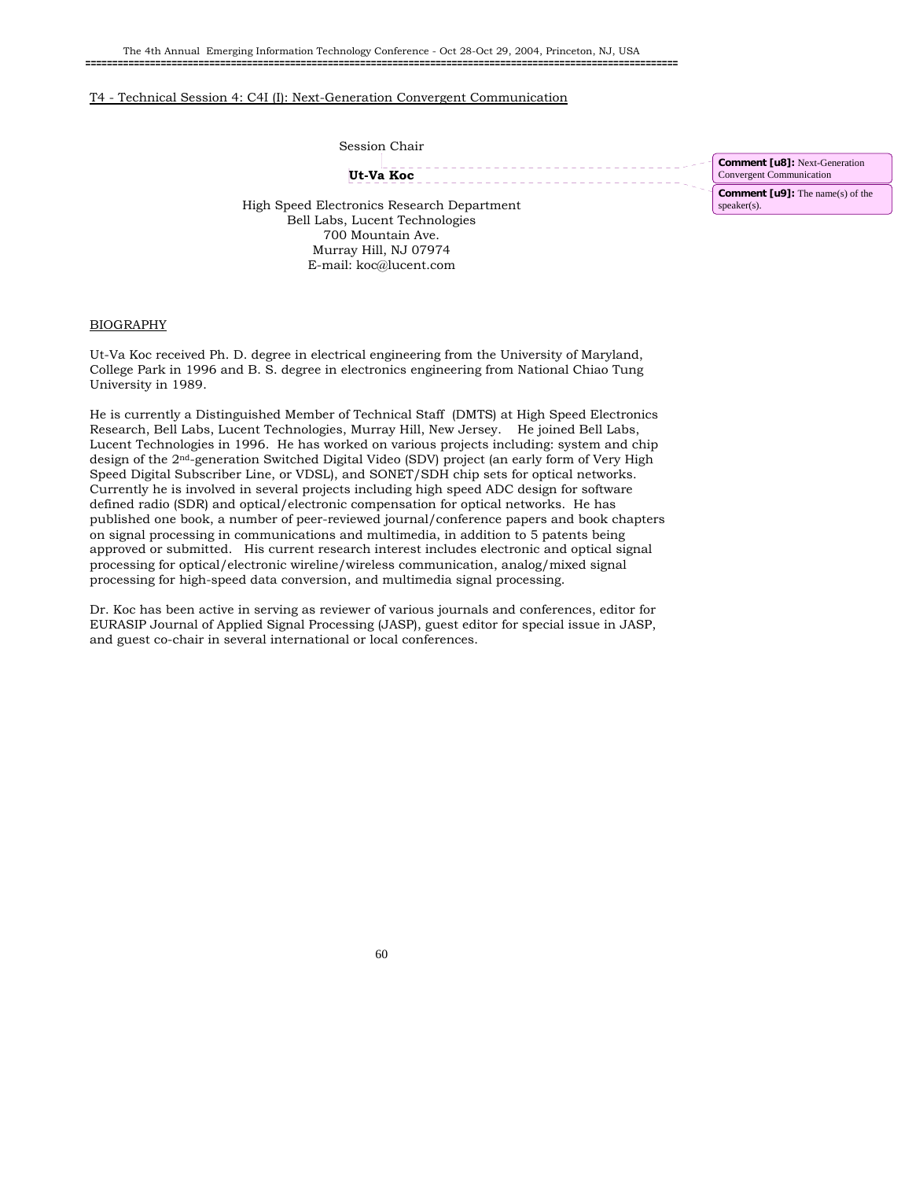T4 - Technical Session 4: C4I (I): Next-Generation Convergent Communication

Session Chair

**Ut-Va Koc**

High Speed Electronics Research Department
Bell Labs, Lucent Technologies
700 Mountain Ave.
Murray Hill, NJ 07974
E-mail: koc@lucent.com

BIOGRAPHY

Ut-Va Koc received Ph. D. degree in electrical engineering from the University of Maryland, College Park in 1996 and B. S. degree in electronics engineering from National Chiao Tung University in 1989.

He is currently a Distinguished Member of Technical Staff (DMTS) at High Speed Electronics Research, Bell Labs, Lucent Technologies, Murray Hill, New Jersey. He joined Bell Labs, Lucent Technologies in 1996. He has worked on various projects including: system and chip design of the 2nd-generation Switched Digital Video (SDV) project (an early form of Very High Speed Digital Subscriber Line, or VDSL), and SONET/SDH chip sets for optical networks. Currently he is involved in several projects including high speed ADC design for software defined radio (SDR) and optical/electronic compensation for optical networks. He has published one book, a number of peer-reviewed journal/conference papers and book chapters on signal processing in communications and multimedia, in addition to 5 patents being approved or submitted. His current research interest includes electronic and optical signal processing for optical/electronic wireline/wireless communication, analog/mixed signal processing for high-speed data conversion, and multimedia signal processing.

Dr. Koc has been active in serving as reviewer of various journals and conferences, editor for EURASIP Journal of Applied Signal Processing (JASP), guest editor for special issue in JASP, and guest co-chair in several international or local conferences.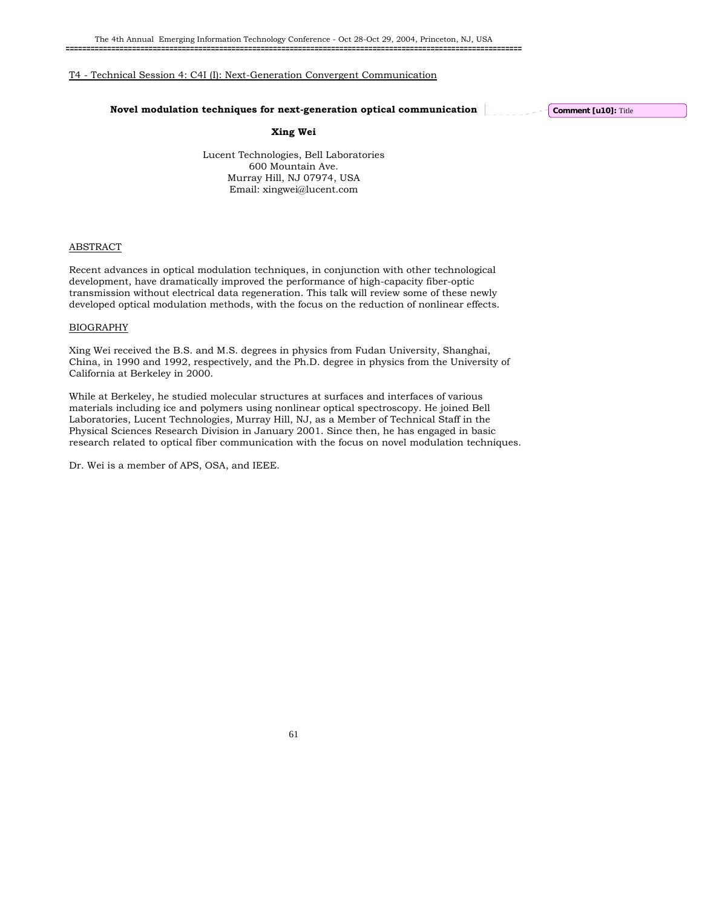T4 - Technical Session 4: C4I (I): Next-Generation Convergent Communication

## Novel modulation techniques for next-generation optical communication

**Xing Wei**

Lucent Technologies, Bell Laboratories
600 Mountain Ave.
Murray Hill, NJ 07974, USA
Email: xingwei@lucent.com

### ABSTRACT

Recent advances in optical modulation techniques, in conjunction with other technological development, have dramatically improved the performance of high-capacity fiber-optic transmission without electrical data regeneration. This talk will review some of these newly developed optical modulation methods, with the focus on the reduction of nonlinear effects.

### BIOGRAPHY

Xing Wei received the B.S. and M.S. degrees in physics from Fudan University, Shanghai, China, in 1990 and 1992, respectively, and the Ph.D. degree in physics from the University of California at Berkeley in 2000.

While at Berkeley, he studied molecular structures at surfaces and interfaces of various materials including ice and polymers using nonlinear optical spectroscopy. He joined Bell Laboratories, Lucent Technologies, Murray Hill, NJ, as a Member of Technical Staff in the Physical Sciences Research Division in January 2001. Since then, he has engaged in basic research related to optical fiber communication with the focus on novel modulation techniques.

Dr. Wei is a member of APS, OSA, and IEEE.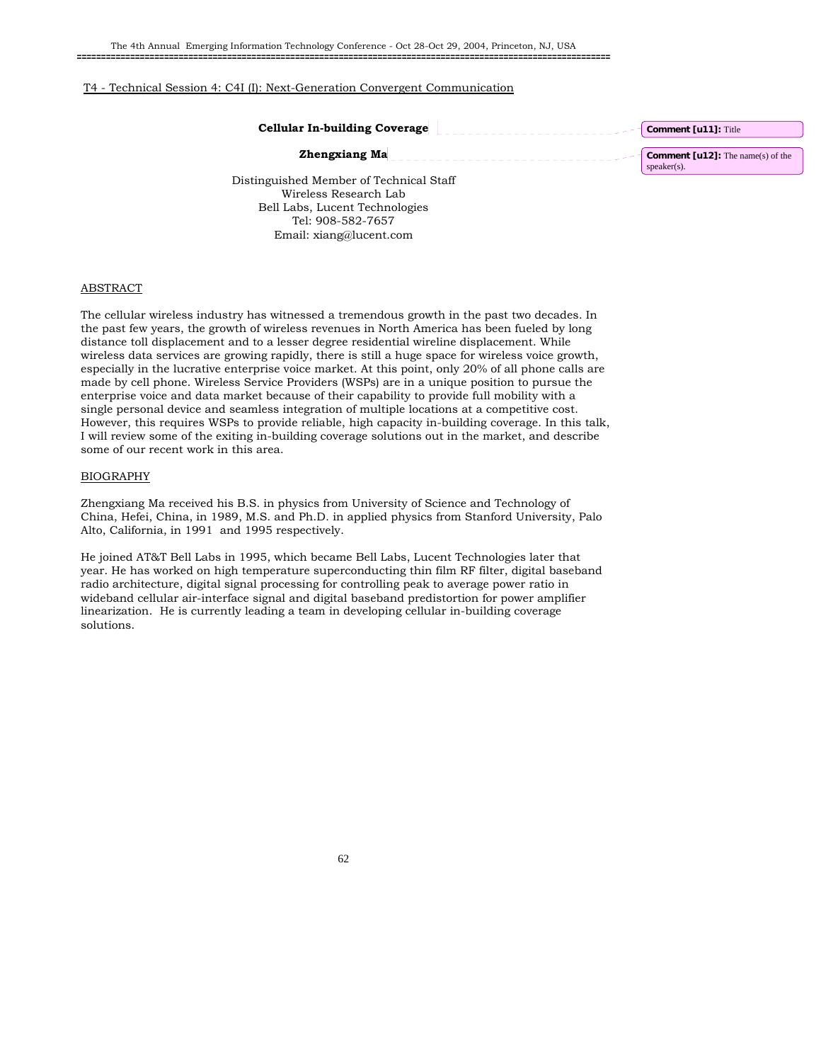T4 - Technical Session 4: C4I (I): Next-Generation Convergent Communication

**Cellular In-building Coverage**

**Zhengxiang Ma**

Distinguished Member of Technical Staff
Wireless Research Lab
Bell Labs, Lucent Technologies
Tel: 908-582-7657
Email: xiang@lucent.com

ABSTRACT

The cellular wireless industry has witnessed a tremendous growth in the past two decades. In the past few years, the growth of wireless revenues in North America has been fueled by long distance toll displacement and to a lesser degree residential wireline displacement. While wireless data services are growing rapidly, there is still a huge space for wireless voice growth, especially in the lucrative enterprise voice market. At this point, only 20% of all phone calls are made by cell phone. Wireless Service Providers (WSPs) are in a unique position to pursue the enterprise voice and data market because of their capability to provide full mobility with a single personal device and seamless integration of multiple locations at a competitive cost. However, this requires WSPs to provide reliable, high capacity in-building coverage. In this talk, I will review some of the exiting in-building coverage solutions out in the market, and describe some of our recent work in this area.

BIOGRAPHY

Zhengxiang Ma received his B.S. in physics from University of Science and Technology of China, Hefei, China, in 1989, M.S. and Ph.D. in applied physics from Stanford University, Palo Alto, California, in 1991 and 1995 respectively.

He joined AT&T Bell Labs in 1995, which became Bell Labs, Lucent Technologies later that year. He has worked on high temperature superconducting thin film RF filter, digital baseband radio architecture, digital signal processing for controlling peak to average power ratio in wideband cellular air-interface signal and digital baseband predistortion for power amplifier linearization. He is currently leading a team in developing cellular in-building coverage solutions.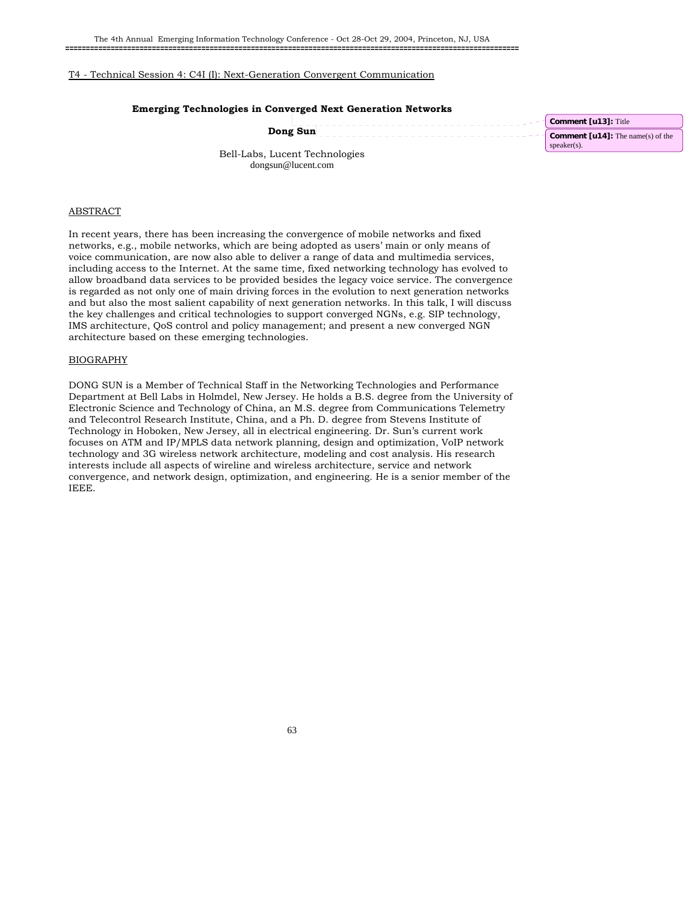T4 - Technical Session 4: C4I (I): Next-Generation Convergent Communication

## Emerging Technologies in Converged Next Generation Networks

**Dong Sun**

Bell-Labs, Lucent Technologies
dongsun@lucent.com

### ABSTRACT

In recent years, there has been increasing the convergence of mobile networks and fixed networks, e.g., mobile networks, which are being adopted as users' main or only means of voice communication, are now also able to deliver a range of data and multimedia services, including access to the Internet. At the same time, fixed networking technology has evolved to allow broadband data services to be provided besides the legacy voice service. The convergence is regarded as not only one of main driving forces in the evolution to next generation networks and but also the most salient capability of next generation networks. In this talk, I will discuss the key challenges and critical technologies to support converged NGNs, e.g. SIP technology, IMS architecture, QoS control and policy management; and present a new converged NGN architecture based on these emerging technologies.

### BIOGRAPHY

DONG SUN is a Member of Technical Staff in the Networking Technologies and Performance Department at Bell Labs in Holmdel, New Jersey. He holds a B.S. degree from the University of Electronic Science and Technology of China, an M.S. degree from Communications Telemetry and Telecontrol Research Institute, China, and a Ph. D. degree from Stevens Institute of Technology in Hoboken, New Jersey, all in electrical engineering. Dr. Sun's current work focuses on ATM and IP/MPLS data network planning, design and optimization, VoIP network technology and 3G wireless network architecture, modeling and cost analysis. His research interests include all aspects of wireline and wireless architecture, service and network convergence, and network design, optimization, and engineering. He is a senior member of the IEEE.

**Comment [u13]:** Title

**Comment [u14]:** The name(s) of the speaker(s).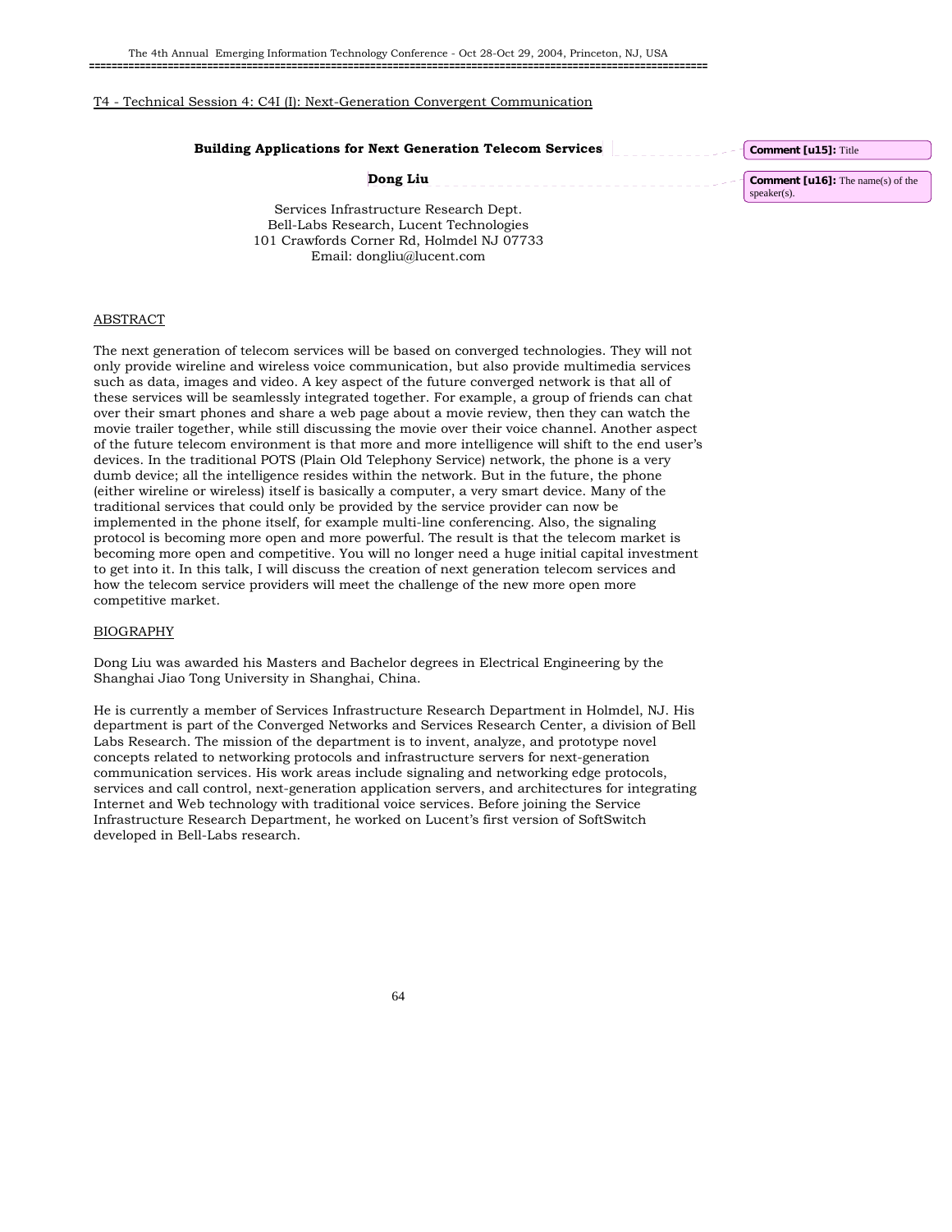T4 - Technical Session 4: C4I (I): Next-Generation Convergent Communication

# Building Applications for Next Generation Telecom Services

**Dong Liu**

Services Infrastructure Research Dept.
Bell-Labs Research, Lucent Technologies
101 Crawfords Corner Rd, Holmdel NJ 07733
Email: dongliu@lucent.com

## ABSTRACT

The next generation of telecom services will be based on converged technologies. They will not only provide wireline and wireless voice communication, but also provide multimedia services such as data, images and video. A key aspect of the future converged network is that all of these services will be seamlessly integrated together. For example, a group of friends can chat over their smart phones and share a web page about a movie review, then they can watch the movie trailer together, while still discussing the movie over their voice channel. Another aspect of the future telecom environment is that more and more intelligence will shift to the end user's devices. In the traditional POTS (Plain Old Telephony Service) network, the phone is a very dumb device; all the intelligence resides within the network. But in the future, the phone (either wireline or wireless) itself is basically a computer, a very smart device. Many of the traditional services that could only be provided by the service provider can now be implemented in the phone itself, for example multi-line conferencing. Also, the signaling protocol is becoming more open and more powerful. The result is that the telecom market is becoming more open and competitive. You will no longer need a huge initial capital investment to get into it. In this talk, I will discuss the creation of next generation telecom services and how the telecom service providers will meet the challenge of the new more open more competitive market.

## BIOGRAPHY

Dong Liu was awarded his Masters and Bachelor degrees in Electrical Engineering by the Shanghai Jiao Tong University in Shanghai, China.

He is currently a member of Services Infrastructure Research Department in Holmdel, NJ. His department is part of the Converged Networks and Services Research Center, a division of Bell Labs Research. The mission of the department is to invent, analyze, and prototype novel concepts related to networking protocols and infrastructure servers for next-generation communication services. His work areas include signaling and networking edge protocols, services and call control, next-generation application servers, and architectures for integrating Internet and Web technology with traditional voice services. Before joining the Service Infrastructure Research Department, he worked on Lucent's first version of SoftSwitch developed in Bell-Labs research.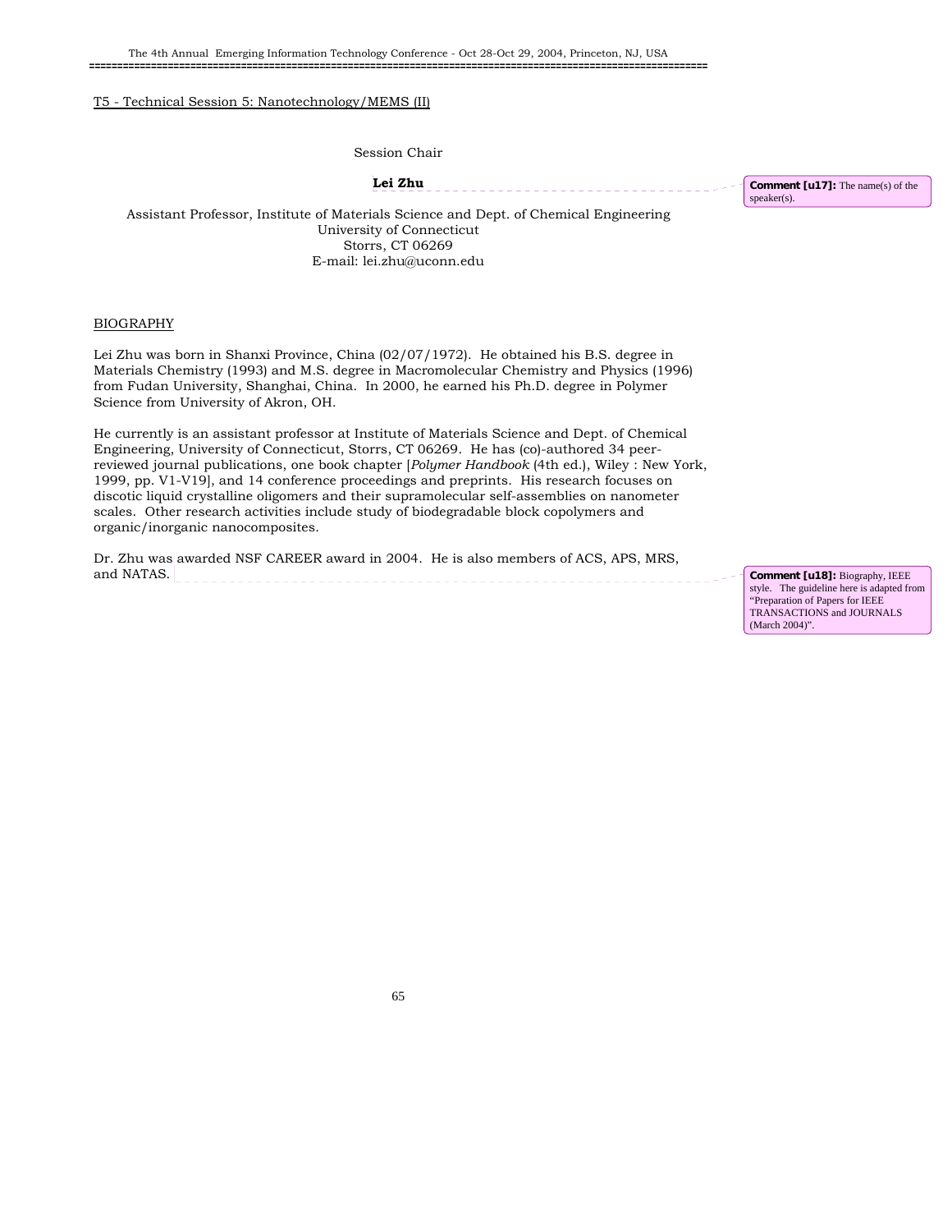T5 - Technical Session 5: Nanotechnology/MEMS (II)

Session Chair

**Lei Zhu**

Assistant Professor, Institute of Materials Science and Dept. of Chemical Engineering
University of Connecticut
Storrs, CT 06269
E-mail: lei.zhu@uconn.edu

BIOGRAPHY

Lei Zhu was born in Shanxi Province, China (02/07/1972). He obtained his B.S. degree in Materials Chemistry (1993) and M.S. degree in Macromolecular Chemistry and Physics (1996) from Fudan University, Shanghai, China. In 2000, he earned his Ph.D. degree in Polymer Science from University of Akron, OH.

He currently is an assistant professor at Institute of Materials Science and Dept. of Chemical Engineering, University of Connecticut, Storrs, CT 06269. He has (co)-authored 34 peer-reviewed journal publications, one book chapter [*Polymer Handbook* (4th ed.), Wiley : New York, 1999, pp. V1-V19], and 14 conference proceedings and preprints. His research focuses on discotic liquid crystalline oligomers and their supramolecular self-assemblies on nanometer scales. Other research activities include study of biodegradable block copolymers and organic/inorganic nanocomposites.

Dr. Zhu was awarded NSF CAREER award in 2004. He is also members of ACS, APS, MRS, and NATAS.

**Comment [u17]:** The name(s) of the speaker(s).

**Comment [u18]:** Biography, IEEE style. The guideline here is adapted from "Preparation of Papers for IEEE TRANSACTIONS and JOURNALS (March 2004)".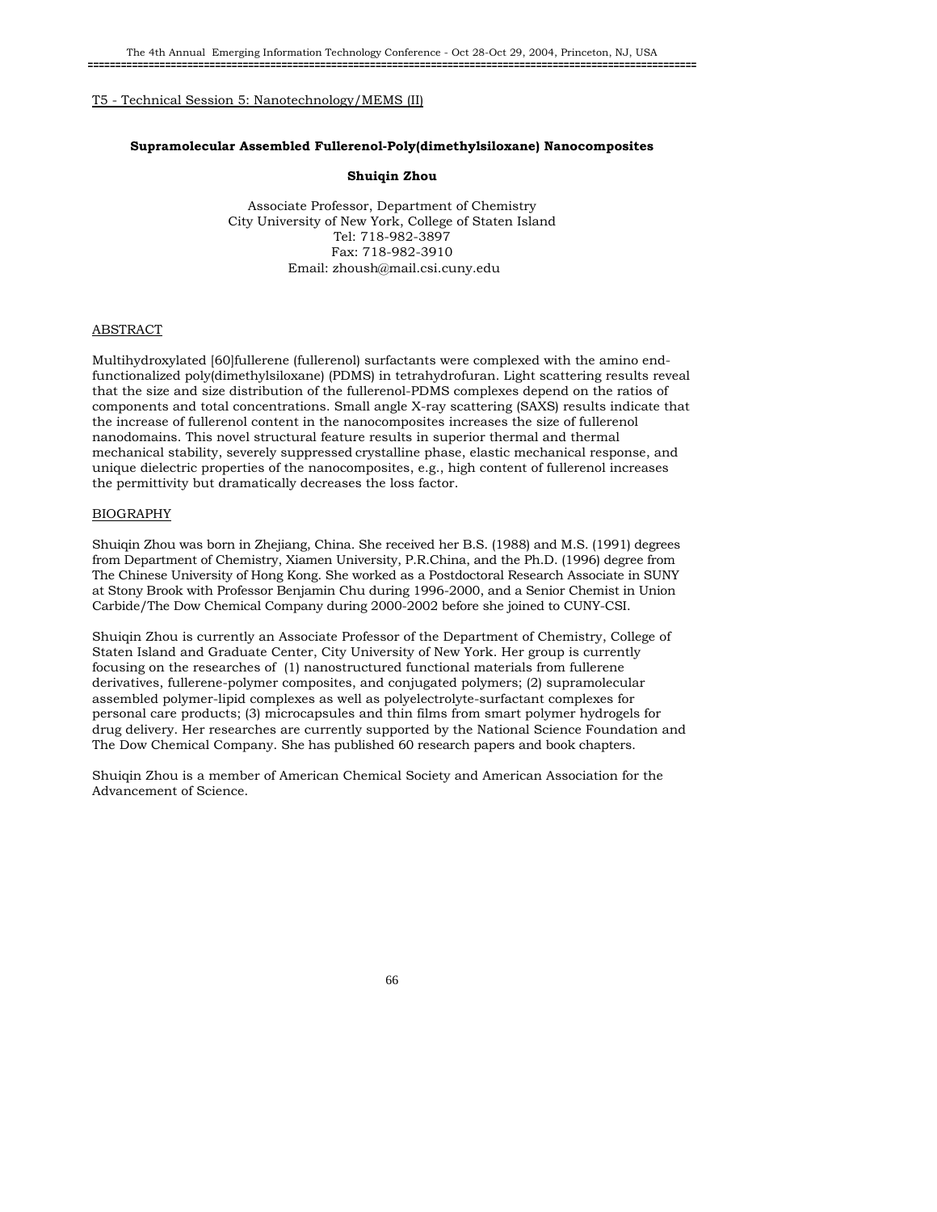T5 - Technical Session 5: Nanotechnology/MEMS (II)

## Supramolecular Assembled Fullerenol-Poly(dimethylsiloxane) Nanocomposites

**Shuiqin Zhou**

Associate Professor, Department of Chemistry
City University of New York, College of Staten Island
Tel: 718-982-3897
Fax: 718-982-3910
Email: zhoush@mail.csi.cuny.edu

### ABSTRACT

Multihydroxylated [60]fullerene (fullerenol) surfactants were complexed with the amino end-functionalized poly(dimethylsiloxane) (PDMS) in tetrahydrofuran. Light scattering results reveal that the size and size distribution of the fullerenol-PDMS complexes depend on the ratios of components and total concentrations. Small angle X-ray scattering (SAXS) results indicate that the increase of fullerenol content in the nanocomposites increases the size of fullerenol nanodomains. This novel structural feature results in superior thermal and thermal mechanical stability, severely suppressed crystalline phase, elastic mechanical response, and unique dielectric properties of the nanocomposites, e.g., high content of fullerenol increases the permittivity but dramatically decreases the loss factor.

### BIOGRAPHY

Shuiqin Zhou was born in Zhejiang, China. She received her B.S. (1988) and M.S. (1991) degrees from Department of Chemistry, Xiamen University, P.R.China, and the Ph.D. (1996) degree from The Chinese University of Hong Kong. She worked as a Postdoctoral Research Associate in SUNY at Stony Brook with Professor Benjamin Chu during 1996-2000, and a Senior Chemist in Union Carbide/The Dow Chemical Company during 2000-2002 before she joined to CUNY-CSI.

Shuiqin Zhou is currently an Associate Professor of the Department of Chemistry, College of Staten Island and Graduate Center, City University of New York. Her group is currently focusing on the researches of (1) nanostructured functional materials from fullerene derivatives, fullerene-polymer composites, and conjugated polymers; (2) supramolecular assembled polymer-lipid complexes as well as polyelectrolyte-surfactant complexes for personal care products; (3) microcapsules and thin films from smart polymer hydrogels for drug delivery. Her researches are currently supported by the National Science Foundation and The Dow Chemical Company. She has published 60 research papers and book chapters.

Shuiqin Zhou is a member of American Chemical Society and American Association for the Advancement of Science.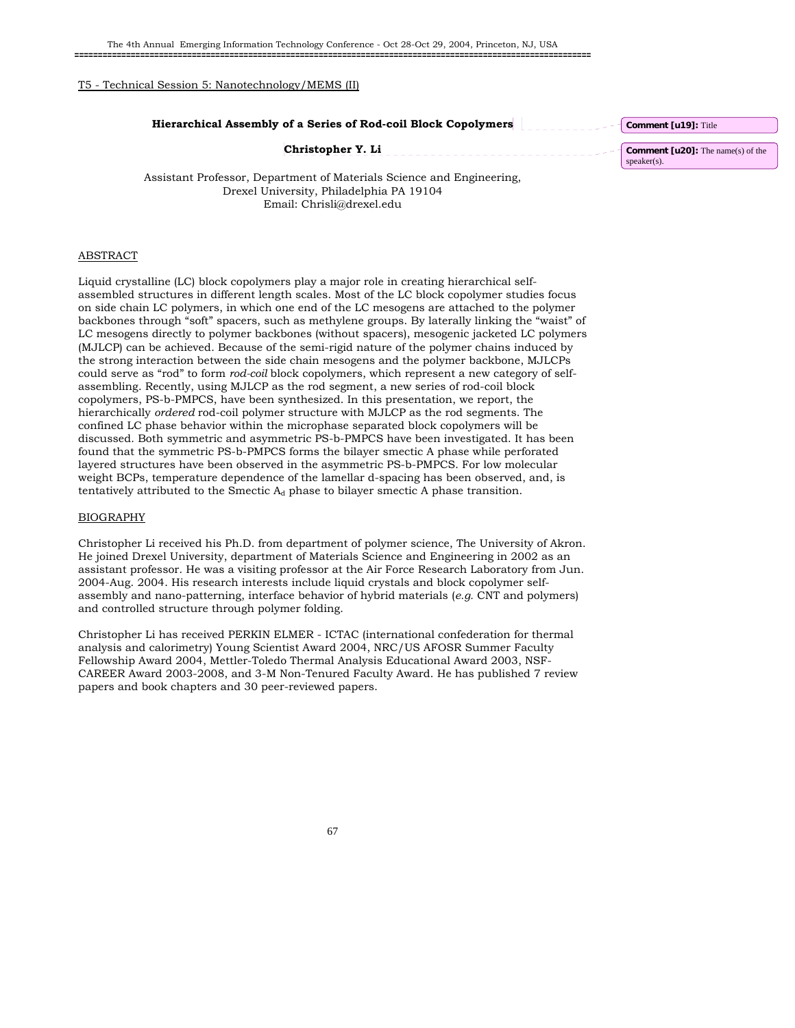T5 - Technical Session 5: Nanotechnology/MEMS (II)

## Hierarchical Assembly of a Series of Rod-coil Block Copolymers

**Christopher Y. Li**

Assistant Professor, Department of Materials Science and Engineering,
Drexel University, Philadelphia PA 19104
Email: Chrisli@drexel.edu

### ABSTRACT

Liquid crystalline (LC) block copolymers play a major role in creating hierarchical self-assembled structures in different length scales. Most of the LC block copolymer studies focus on side chain LC polymers, in which one end of the LC mesogens are attached to the polymer backbones through "soft" spacers, such as methylene groups. By laterally linking the "waist" of LC mesogens directly to polymer backbones (without spacers), mesogenic jacketed LC polymers (MJLCP) can be achieved. Because of the semi-rigid nature of the polymer chains induced by the strong interaction between the side chain mesogens and the polymer backbone, MJLCPs could serve as "rod" to form *rod-coil* block copolymers, which represent a new category of self-assembling. Recently, using MJLCP as the rod segment, a new series of rod-coil block copolymers, PS-b-PMPCS, have been synthesized. In this presentation, we report, the hierarchically *ordered* rod-coil polymer structure with MJLCP as the rod segments. The confined LC phase behavior within the microphase separated block copolymers will be discussed. Both symmetric and asymmetric PS-b-PMPCS have been investigated. It has been found that the symmetric PS-b-PMPCS forms the bilayer smectic A phase while perforated layered structures have been observed in the asymmetric PS-b-PMPCS. For low molecular weight BCPs, temperature dependence of the lamellar d-spacing has been observed, and, is tentatively attributed to the Smectic $A_d$ phase to bilayer smectic A phase transition.

### BIOGRAPHY

Christopher Li received his Ph.D. from department of polymer science, The University of Akron. He joined Drexel University, department of Materials Science and Engineering in 2002 as an assistant professor. He was a visiting professor at the Air Force Research Laboratory from Jun. 2004-Aug. 2004. His research interests include liquid crystals and block copolymer self-assembly and nano-patterning, interface behavior of hybrid materials (*e.g.* CNT and polymers) and controlled structure through polymer folding.

Christopher Li has received PERKIN ELMER - ICTAC (international confederation for thermal analysis and calorimetry) Young Scientist Award 2004, NRC/US AFOSR Summer Faculty Fellowship Award 2004, Mettler-Toledo Thermal Analysis Educational Award 2003, NSF-CAREER Award 2003-2008, and 3-M Non-Tenured Faculty Award. He has published 7 review papers and book chapters and 30 peer-reviewed papers.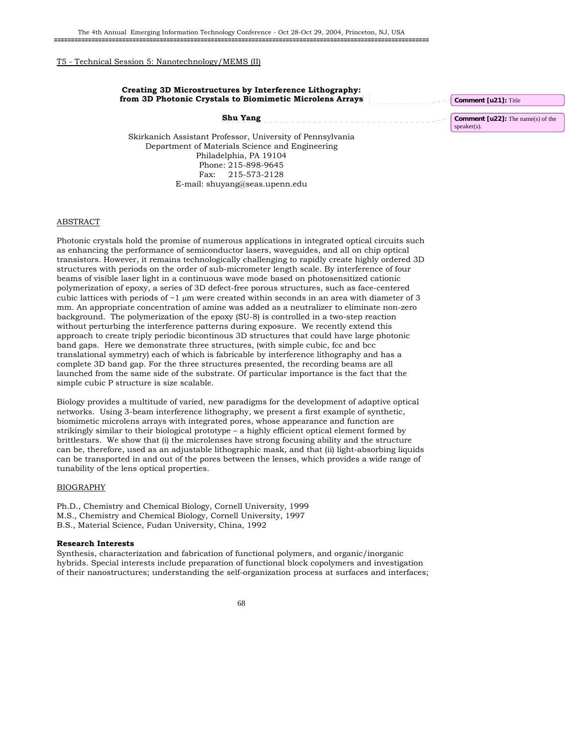T5 - Technical Session 5: Nanotechnology/MEMS (II)

**Creating 3D Microstructures by Interference Lithography: from 3D Photonic Crystals to Biomimetic Microlens Arrays**

**Shu Yang**

Skirkanich Assistant Professor, University of Pennsylvania
Department of Materials Science and Engineering
Philadelphia, PA 19104
Phone: 215-898-9645
Fax: 215-573-2128
E-mail: shuyang@seas.upenn.edu

ABSTRACT

Photonic crystals hold the promise of numerous applications in integrated optical circuits such as enhancing the performance of semiconductor lasers, waveguides, and all on chip optical transistors. However, it remains technologically challenging to rapidly create highly ordered 3D structures with periods on the order of sub-micrometer length scale. By interference of four beams of visible laser light in a continuous wave mode based on photosensitized cationic polymerization of epoxy, a series of 3D defect-free porous structures, such as face-centered cubic lattices with periods of ~1 μm were created within seconds in an area with diameter of 3 mm. An appropriate concentration of amine was added as a neutralizer to eliminate non-zero background. The polymerization of the epoxy (SU-8) is controlled in a two-step reaction without perturbing the interference patterns during exposure. We recently extend this approach to create triply periodic bicontinous 3D structures that could have large photonic band gaps. Here we demonstrate three structures, (with simple cubic, fcc and bcc translational symmetry) each of which is fabricable by interference lithography and has a complete 3D band gap. For the three structures presented, the recording beams are all launched from the same side of the substrate. Of particular importance is the fact that the simple cubic P structure is size scalable.

Biology provides a multitude of varied, new paradigms for the development of adaptive optical networks. Using 3-beam interference lithography, we present a first example of synthetic, biomimetic microlens arrays with integrated pores, whose appearance and function are strikingly similar to their biological prototype – a highly efficient optical element formed by brittlestars. We show that (i) the microlenses have strong focusing ability and the structure can be, therefore, used as an adjustable lithographic mask, and that (ii) light-absorbing liquids can be transported in and out of the pores between the lenses, which provides a wide range of tunability of the lens optical properties.

BIOGRAPHY

Ph.D., Chemistry and Chemical Biology, Cornell University, 1999
M.S., Chemistry and Chemical Biology, Cornell University, 1997
B.S., Material Science, Fudan University, China, 1992

**Research Interests**

Synthesis, characterization and fabrication of functional polymers, and organic/inorganic hybrids. Special interests include preparation of functional block copolymers and investigation of their nanostructures; understanding the self-organization process at surfaces and interfaces;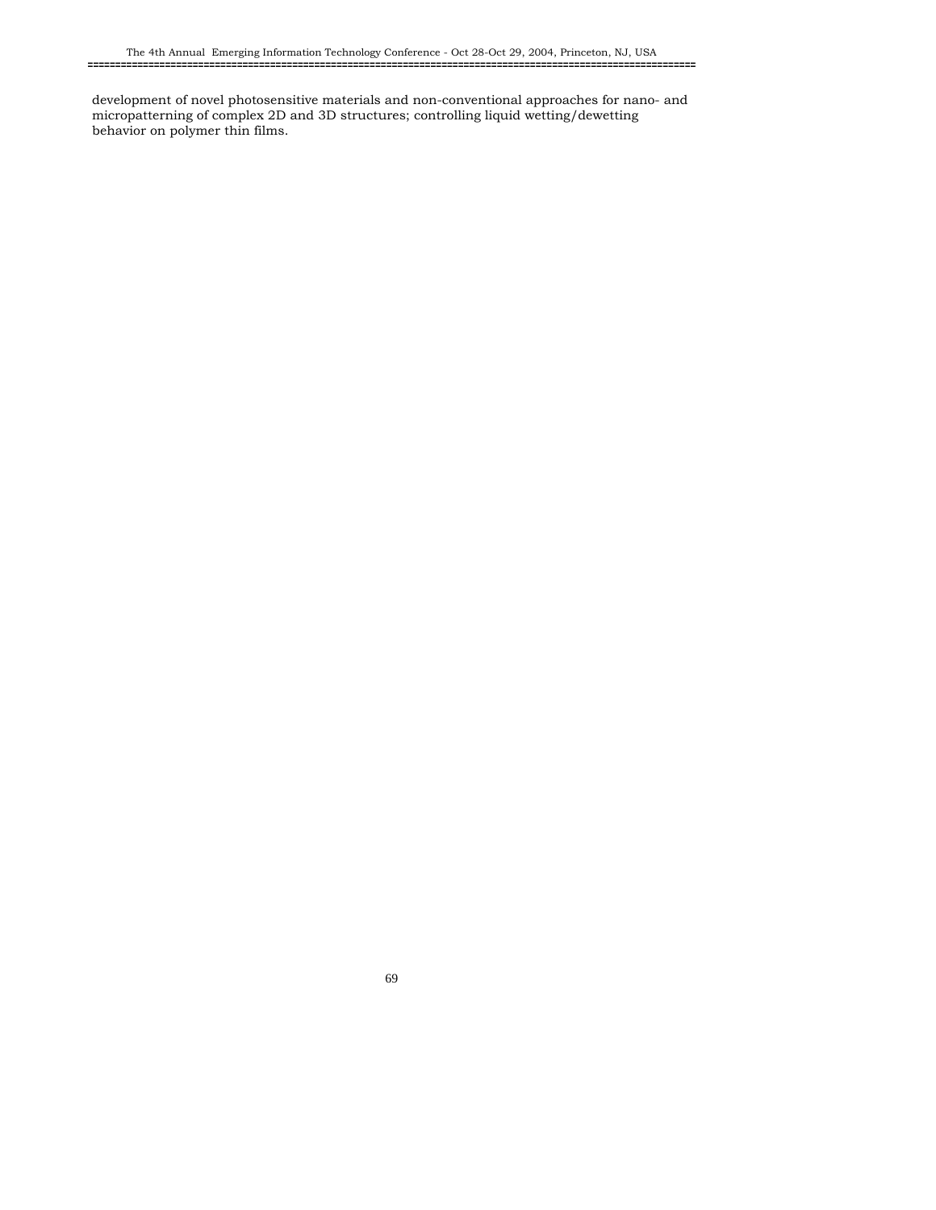development of novel photosensitive materials and non-conventional approaches for nano- and micropatterning of complex 2D and 3D structures; controlling liquid wetting/dewetting behavior on polymer thin films.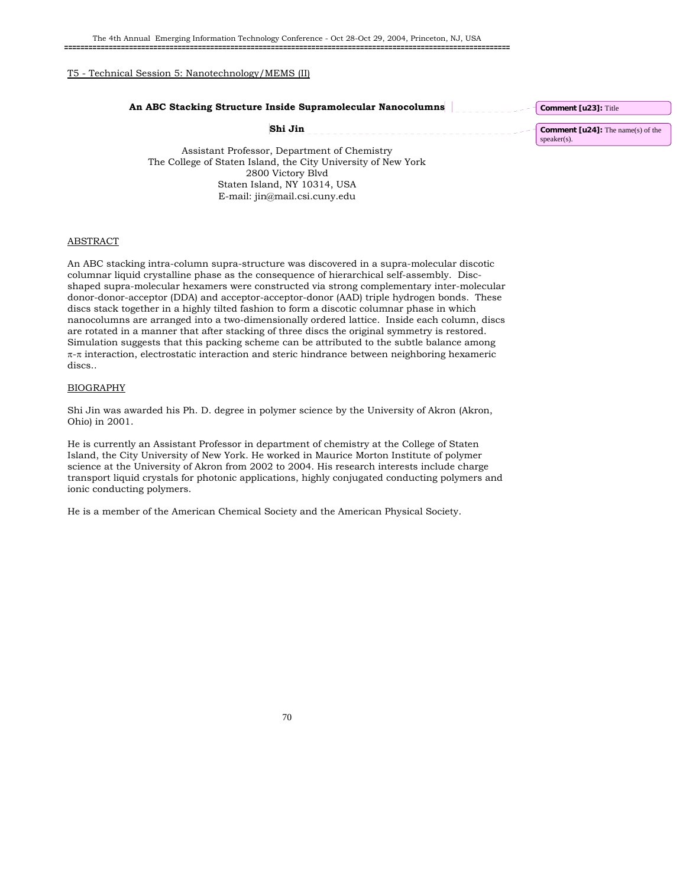T5 - Technical Session 5: Nanotechnology/MEMS (II)

## An ABC Stacking Structure Inside Supramolecular Nanocolumns

**Shi Jin**

Assistant Professor, Department of Chemistry
The College of Staten Island, the City University of New York
2800 Victory Blvd
Staten Island, NY 10314, USA
E-mail: jin@mail.csi.cuny.edu

### ABSTRACT

An ABC stacking intra-column supra-structure was discovered in a supra-molecular discotic columnar liquid crystalline phase as the consequence of hierarchical self-assembly. Disc-shaped supra-molecular hexamers were constructed via strong complementary inter-molecular donor-donor-acceptor (DDA) and acceptor-acceptor-donor (AAD) triple hydrogen bonds. These discs stack together in a highly tilted fashion to form a discotic columnar phase in which nanocolumns are arranged into a two-dimensionally ordered lattice. Inside each column, discs are rotated in a manner that after stacking of three discs the original symmetry is restored. Simulation suggests that this packing scheme can be attributed to the subtle balance among $\pi$-$\pi$ interaction, electrostatic interaction and steric hindrance between neighboring hexameric discs..

### BIOGRAPHY

Shi Jin was awarded his Ph. D. degree in polymer science by the University of Akron (Akron, Ohio) in 2001.

He is currently an Assistant Professor in department of chemistry at the College of Staten Island, the City University of New York. He worked in Maurice Morton Institute of polymer science at the University of Akron from 2002 to 2004. His research interests include charge transport liquid crystals for photonic applications, highly conjugated conducting polymers and ionic conducting polymers.

He is a member of the American Chemical Society and the American Physical Society.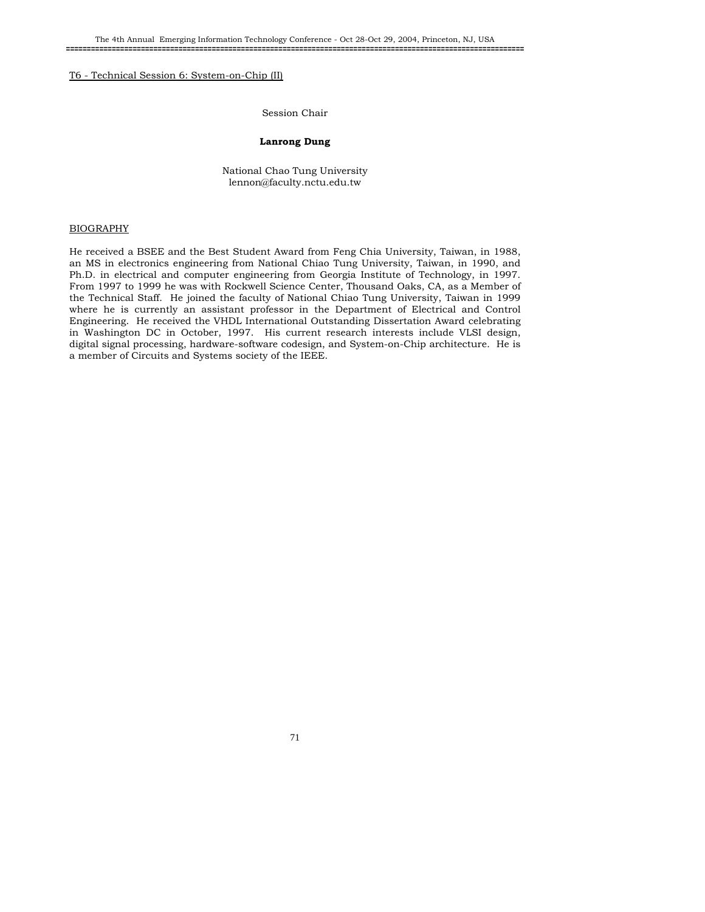T6 - Technical Session 6: System-on-Chip (II)

Session Chair

**Lanrong Dung**

National Chao Tung University
lennon@faculty.nctu.edu.tw

BIOGRAPHY

He received a BSEE and the Best Student Award from Feng Chia University, Taiwan, in 1988, an MS in electronics engineering from National Chiao Tung University, Taiwan, in 1990, and Ph.D. in electrical and computer engineering from Georgia Institute of Technology, in 1997. From 1997 to 1999 he was with Rockwell Science Center, Thousand Oaks, CA, as a Member of the Technical Staff. He joined the faculty of National Chiao Tung University, Taiwan in 1999 where he is currently an assistant professor in the Department of Electrical and Control Engineering. He received the VHDL International Outstanding Dissertation Award celebrating in Washington DC in October, 1997. His current research interests include VLSI design, digital signal processing, hardware-software codesign, and System-on-Chip architecture. He is a member of Circuits and Systems society of the IEEE.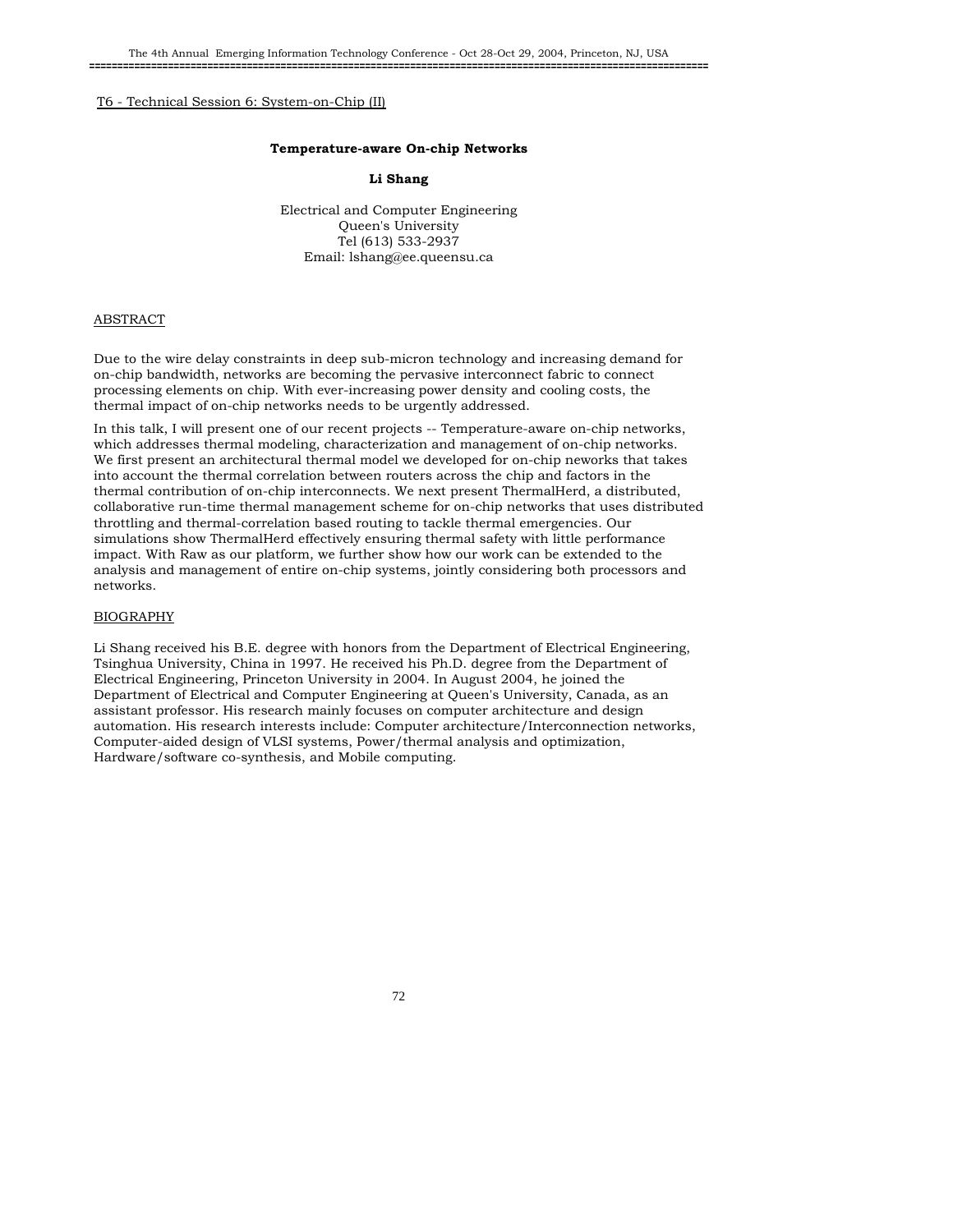T6 - Technical Session 6: System-on-Chip (II)

## Temperature-aware On-chip Networks

**Li Shang**

Electrical and Computer Engineering
Queen's University
Tel (613) 533-2937
Email: lshang@ee.queensu.ca

### ABSTRACT

Due to the wire delay constraints in deep sub-micron technology and increasing demand for on-chip bandwidth, networks are becoming the pervasive interconnect fabric to connect processing elements on chip. With ever-increasing power density and cooling costs, the thermal impact of on-chip networks needs to be urgently addressed.

In this talk, I will present one of our recent projects -- Temperature-aware on-chip networks, which addresses thermal modeling, characterization and management of on-chip networks. We first present an architectural thermal model we developed for on-chip neworks that takes into account the thermal correlation between routers across the chip and factors in the thermal contribution of on-chip interconnects. We next present ThermalHerd, a distributed, collaborative run-time thermal management scheme for on-chip networks that uses distributed throttling and thermal-correlation based routing to tackle thermal emergencies. Our simulations show ThermalHerd effectively ensuring thermal safety with little performance impact. With Raw as our platform, we further show how our work can be extended to the analysis and management of entire on-chip systems, jointly considering both processors and networks.

### BIOGRAPHY

Li Shang received his B.E. degree with honors from the Department of Electrical Engineering, Tsinghua University, China in 1997. He received his Ph.D. degree from the Department of Electrical Engineering, Princeton University in 2004. In August 2004, he joined the Department of Electrical and Computer Engineering at Queen's University, Canada, as an assistant professor. His research mainly focuses on computer architecture and design automation. His research interests include: Computer architecture/Interconnection networks, Computer-aided design of VLSI systems, Power/thermal analysis and optimization, Hardware/software co-synthesis, and Mobile computing.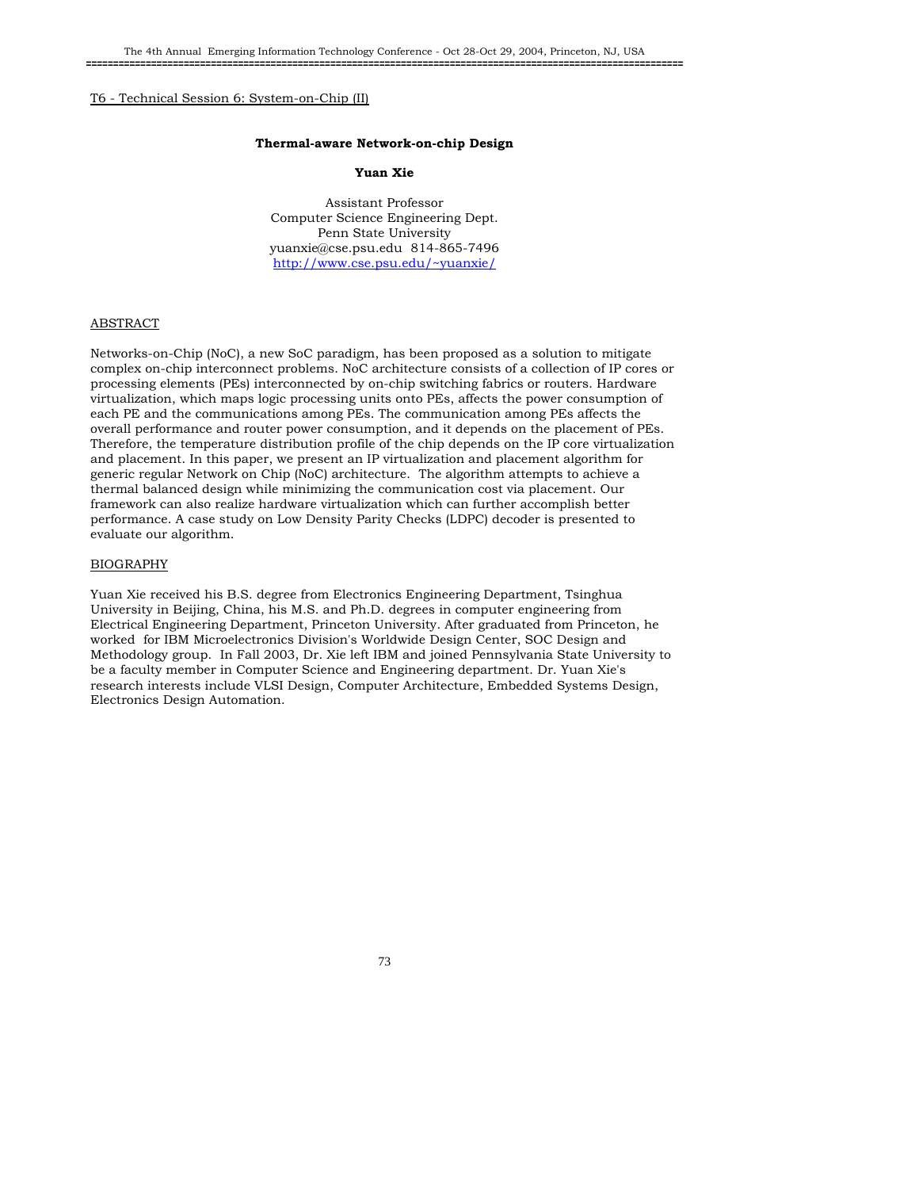T6 - Technical Session 6: System-on-Chip (II)

## Thermal-aware Network-on-chip Design

**Yuan Xie**

Assistant Professor
Computer Science Engineering Dept.
Penn State University
yuanxie@cse.psu.edu 814-865-7496
http://www.cse.psu.edu/~yuanxie/

### ABSTRACT

Networks-on-Chip (NoC), a new SoC paradigm, has been proposed as a solution to mitigate complex on-chip interconnect problems. NoC architecture consists of a collection of IP cores or processing elements (PEs) interconnected by on-chip switching fabrics or routers. Hardware virtualization, which maps logic processing units onto PEs, affects the power consumption of each PE and the communications among PEs. The communication among PEs affects the overall performance and router power consumption, and it depends on the placement of PEs. Therefore, the temperature distribution profile of the chip depends on the IP core virtualization and placement. In this paper, we present an IP virtualization and placement algorithm for generic regular Network on Chip (NoC) architecture. The algorithm attempts to achieve a thermal balanced design while minimizing the communication cost via placement. Our framework can also realize hardware virtualization which can further accomplish better performance. A case study on Low Density Parity Checks (LDPC) decoder is presented to evaluate our algorithm.

### BIOGRAPHY

Yuan Xie received his B.S. degree from Electronics Engineering Department, Tsinghua University in Beijing, China, his M.S. and Ph.D. degrees in computer engineering from Electrical Engineering Department, Princeton University. After graduated from Princeton, he worked for IBM Microelectronics Division's Worldwide Design Center, SOC Design and Methodology group. In Fall 2003, Dr. Xie left IBM and joined Pennsylvania State University to be a faculty member in Computer Science and Engineering department. Dr. Yuan Xie's research interests include VLSI Design, Computer Architecture, Embedded Systems Design, Electronics Design Automation.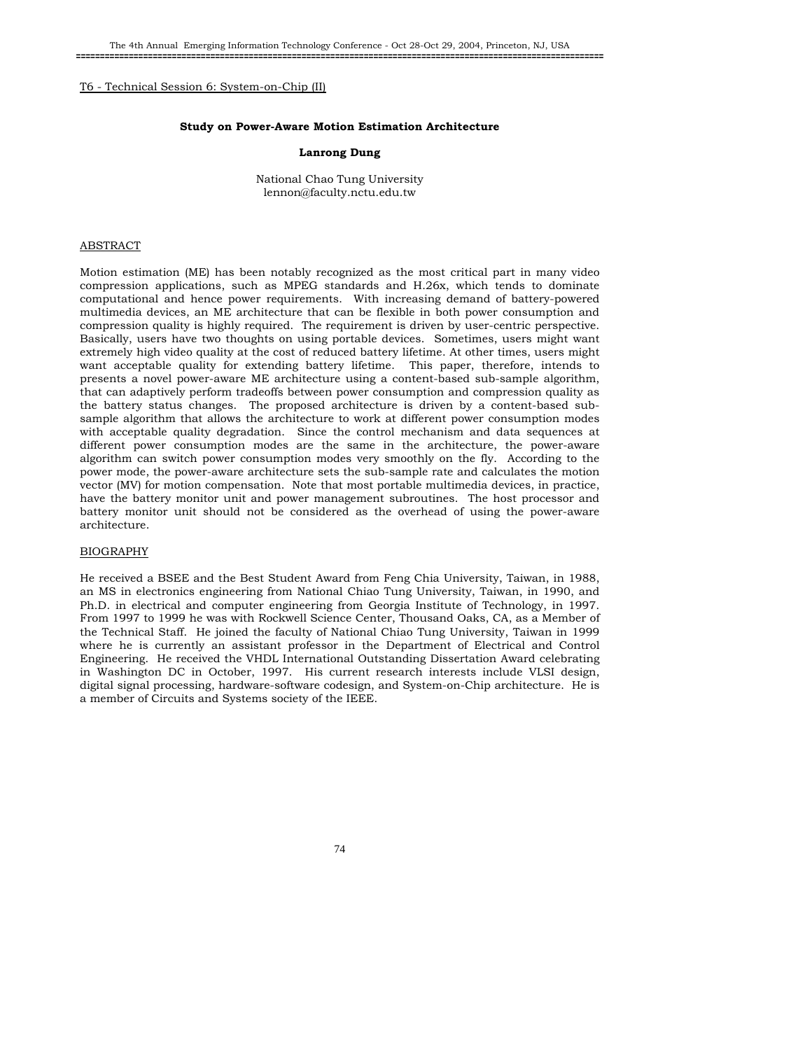T6 - Technical Session 6: System-on-Chip (II)

# Study on Power-Aware Motion Estimation Architecture

**Lanrong Dung**

National Chao Tung University
lennon@faculty.nctu.edu.tw

## ABSTRACT

Motion estimation (ME) has been notably recognized as the most critical part in many video compression applications, such as MPEG standards and H.26x, which tends to dominate computational and hence power requirements. With increasing demand of battery-powered multimedia devices, an ME architecture that can be flexible in both power consumption and compression quality is highly required. The requirement is driven by user-centric perspective. Basically, users have two thoughts on using portable devices. Sometimes, users might want extremely high video quality at the cost of reduced battery lifetime. At other times, users might want acceptable quality for extending battery lifetime. This paper, therefore, intends to presents a novel power-aware ME architecture using a content-based sub-sample algorithm, that can adaptively perform tradeoffs between power consumption and compression quality as the battery status changes. The proposed architecture is driven by a content-based sub-sample algorithm that allows the architecture to work at different power consumption modes with acceptable quality degradation. Since the control mechanism and data sequences at different power consumption modes are the same in the architecture, the power-aware algorithm can switch power consumption modes very smoothly on the fly. According to the power mode, the power-aware architecture sets the sub-sample rate and calculates the motion vector (MV) for motion compensation. Note that most portable multimedia devices, in practice, have the battery monitor unit and power management subroutines. The host processor and battery monitor unit should not be considered as the overhead of using the power-aware architecture.

## BIOGRAPHY

He received a BSEE and the Best Student Award from Feng Chia University, Taiwan, in 1988, an MS in electronics engineering from National Chiao Tung University, Taiwan, in 1990, and Ph.D. in electrical and computer engineering from Georgia Institute of Technology, in 1997. From 1997 to 1999 he was with Rockwell Science Center, Thousand Oaks, CA, as a Member of the Technical Staff. He joined the faculty of National Chiao Tung University, Taiwan in 1999 where he is currently an assistant professor in the Department of Electrical and Control Engineering. He received the VHDL International Outstanding Dissertation Award celebrating in Washington DC in October, 1997. His current research interests include VLSI design, digital signal processing, hardware-software codesign, and System-on-Chip architecture. He is a member of Circuits and Systems society of the IEEE.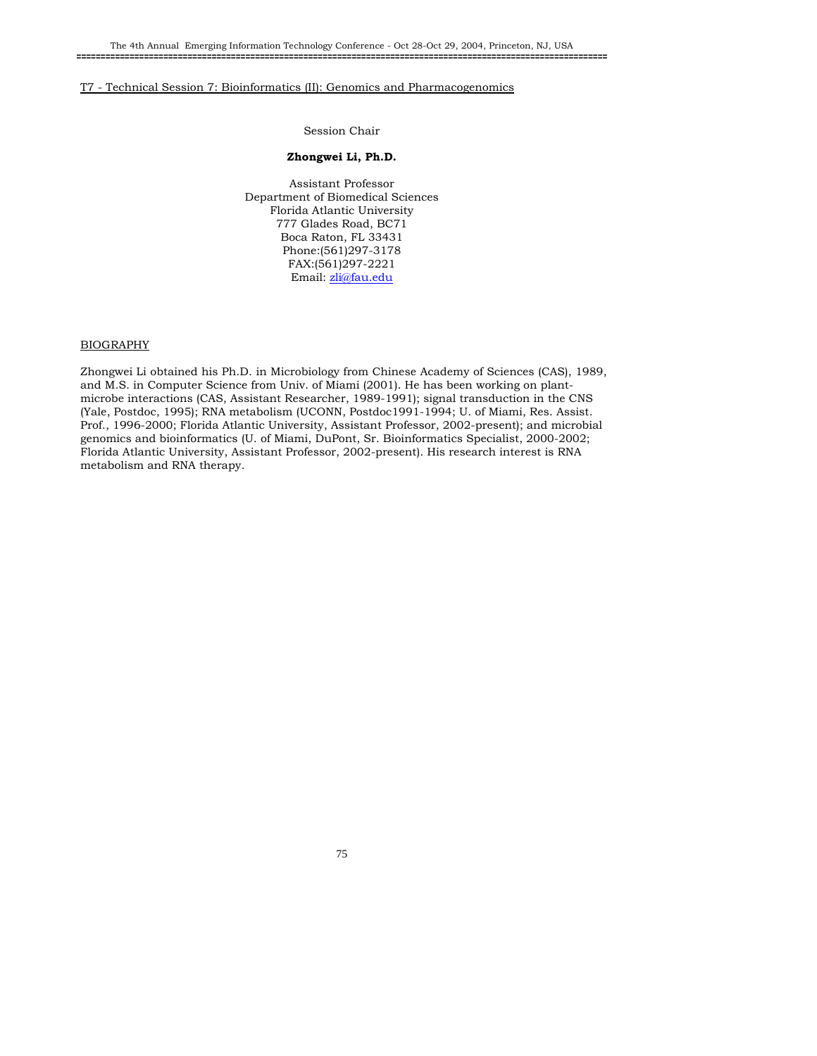## T7 - Technical Session 7: Bioinformatics (II): Genomics and Pharmacogenomics

Session Chair

**Zhongwei Li, Ph.D.**

Assistant Professor
Department of Biomedical Sciences
Florida Atlantic University
777 Glades Road, BC71
Boca Raton, FL 33431
Phone:(561)297-3178
FAX:(561)297-2221
Email: zli@fau.edu

### BIOGRAPHY

Zhongwei Li obtained his Ph.D. in Microbiology from Chinese Academy of Sciences (CAS), 1989, and M.S. in Computer Science from Univ. of Miami (2001). He has been working on plant-microbe interactions (CAS, Assistant Researcher, 1989-1991); signal transduction in the CNS (Yale, Postdoc, 1995); RNA metabolism (UCONN, Postdoc1991-1994; U. of Miami, Res. Assist. Prof., 1996-2000; Florida Atlantic University, Assistant Professor, 2002-present); and microbial genomics and bioinformatics (U. of Miami, DuPont, Sr. Bioinformatics Specialist, 2000-2002; Florida Atlantic University, Assistant Professor, 2002-present). His research interest is RNA metabolism and RNA therapy.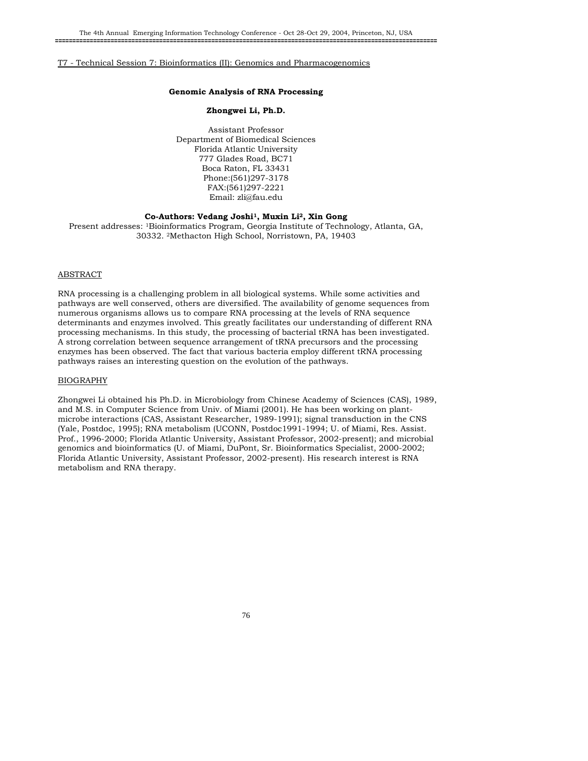T7 - Technical Session 7: Bioinformatics (II): Genomics and Pharmacogenomics

## Genomic Analysis of RNA Processing

**Zhongwei Li, Ph.D.**

Assistant Professor
Department of Biomedical Sciences
Florida Atlantic University
777 Glades Road, BC71
Boca Raton, FL 33431
Phone:(561)297-3178
FAX:(561)297-2221
Email: zli@fau.edu

**Co-Authors: Vedang Joshi[1], Muxin Li[2], Xin Gong**

Present addresses: [1]Bioinformatics Program, Georgia Institute of Technology, Atlanta, GA, 30332. [2]Methacton High School, Norristown, PA, 19403

### ABSTRACT

RNA processing is a challenging problem in all biological systems. While some activities and pathways are well conserved, others are diversified. The availability of genome sequences from numerous organisms allows us to compare RNA processing at the levels of RNA sequence determinants and enzymes involved. This greatly facilitates our understanding of different RNA processing mechanisms. In this study, the processing of bacterial tRNA has been investigated. A strong correlation between sequence arrangement of tRNA precursors and the processing enzymes has been observed. The fact that various bacteria employ different tRNA processing pathways raises an interesting question on the evolution of the pathways.

### BIOGRAPHY

Zhongwei Li obtained his Ph.D. in Microbiology from Chinese Academy of Sciences (CAS), 1989, and M.S. in Computer Science from Univ. of Miami (2001). He has been working on plant-microbe interactions (CAS, Assistant Researcher, 1989-1991); signal transduction in the CNS (Yale, Postdoc, 1995); RNA metabolism (UCONN, Postdoc1991-1994; U. of Miami, Res. Assist. Prof., 1996-2000; Florida Atlantic University, Assistant Professor, 2002-present); and microbial genomics and bioinformatics (U. of Miami, DuPont, Sr. Bioinformatics Specialist, 2000-2002; Florida Atlantic University, Assistant Professor, 2002-present). His research interest is RNA metabolism and RNA therapy.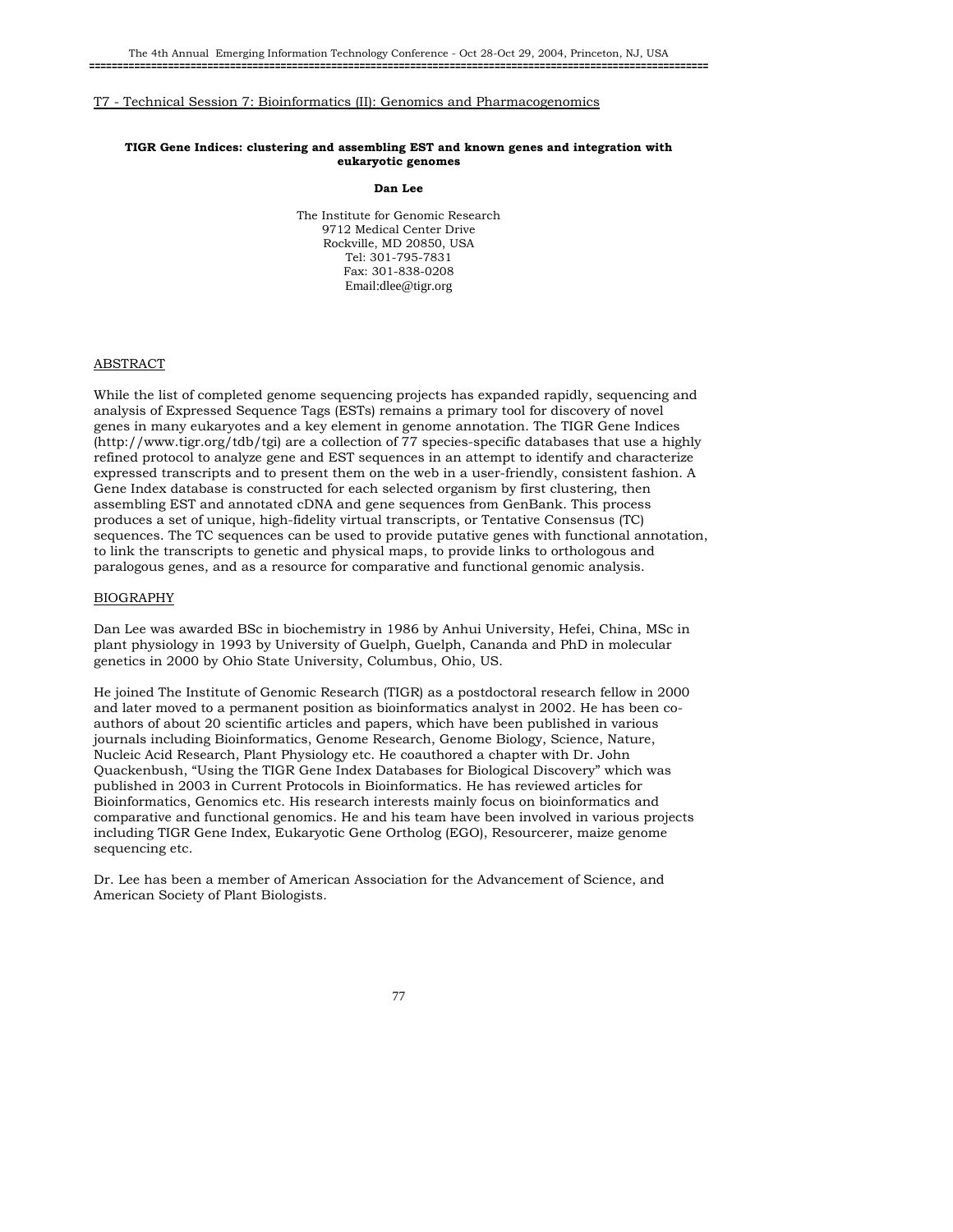T7 - Technical Session 7: Bioinformatics (II): Genomics and Pharmacogenomics

## TIGR Gene Indices: clustering and assembling EST and known genes and integration with eukaryotic genomes

**Dan Lee**

The Institute for Genomic Research
9712 Medical Center Drive
Rockville, MD 20850, USA
Tel: 301-795-7831
Fax: 301-838-0208
Email:dlee@tigr.org

### ABSTRACT

While the list of completed genome sequencing projects has expanded rapidly, sequencing and analysis of Expressed Sequence Tags (ESTs) remains a primary tool for discovery of novel genes in many eukaryotes and a key element in genome annotation. The TIGR Gene Indices (http://www.tigr.org/tdb/tgi) are a collection of 77 species-specific databases that use a highly refined protocol to analyze gene and EST sequences in an attempt to identify and characterize expressed transcripts and to present them on the web in a user-friendly, consistent fashion. A Gene Index database is constructed for each selected organism by first clustering, then assembling EST and annotated cDNA and gene sequences from GenBank. This process produces a set of unique, high-fidelity virtual transcripts, or Tentative Consensus (TC) sequences. The TC sequences can be used to provide putative genes with functional annotation, to link the transcripts to genetic and physical maps, to provide links to orthologous and paralogous genes, and as a resource for comparative and functional genomic analysis.

### BIOGRAPHY

Dan Lee was awarded BSc in biochemistry in 1986 by Anhui University, Hefei, China, MSc in plant physiology in 1993 by University of Guelph, Guelph, Cananda and PhD in molecular genetics in 2000 by Ohio State University, Columbus, Ohio, US.

He joined The Institute of Genomic Research (TIGR) as a postdoctoral research fellow in 2000 and later moved to a permanent position as bioinformatics analyst in 2002. He has been co-authors of about 20 scientific articles and papers, which have been published in various journals including Bioinformatics, Genome Research, Genome Biology, Science, Nature, Nucleic Acid Research, Plant Physiology etc. He coauthored a chapter with Dr. John Quackenbush, “Using the TIGR Gene Index Databases for Biological Discovery” which was published in 2003 in Current Protocols in Bioinformatics. He has reviewed articles for Bioinformatics, Genomics etc. His research interests mainly focus on bioinformatics and comparative and functional genomics. He and his team have been involved in various projects including TIGR Gene Index, Eukaryotic Gene Ortholog (EGO), Resourcerer, maize genome sequencing etc.

Dr. Lee has been a member of American Association for the Advancement of Science, and American Society of Plant Biologists.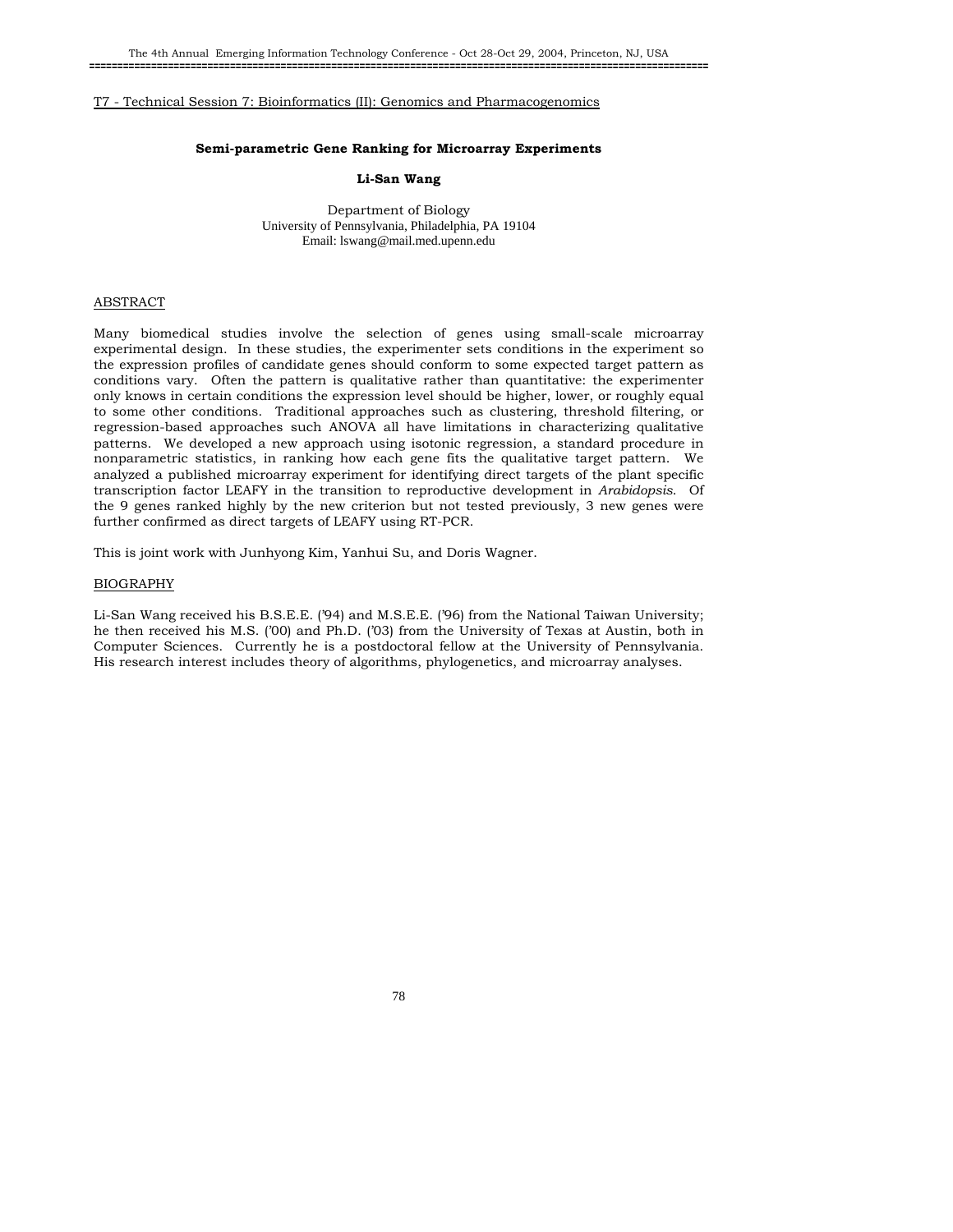T7 - Technical Session 7: Bioinformatics (II): Genomics and Pharmacogenomics

**Semi-parametric Gene Ranking for Microarray Experiments**

**Li-San Wang**

Department of Biology
University of Pennsylvania, Philadelphia, PA 19104
Email: lswang@mail.med.upenn.edu

## ABSTRACT

Many biomedical studies involve the selection of genes using small-scale microarray experimental design. In these studies, the experimenter sets conditions in the experiment so the expression profiles of candidate genes should conform to some expected target pattern as conditions vary. Often the pattern is qualitative rather than quantitative: the experimenter only knows in certain conditions the expression level should be higher, lower, or roughly equal to some other conditions. Traditional approaches such as clustering, threshold filtering, or regression-based approaches such ANOVA all have limitations in characterizing qualitative patterns. We developed a new approach using isotonic regression, a standard procedure in nonparametric statistics, in ranking how each gene fits the qualitative target pattern. We analyzed a published microarray experiment for identifying direct targets of the plant specific transcription factor LEAFY in the transition to reproductive development in *Arabidopsis*. Of the 9 genes ranked highly by the new criterion but not tested previously, 3 new genes were further confirmed as direct targets of LEAFY using RT-PCR.

This is joint work with Junhyong Kim, Yanhui Su, and Doris Wagner.

## BIOGRAPHY

Li-San Wang received his B.S.E.E. ('94) and M.S.E.E. ('96) from the National Taiwan University; he then received his M.S. ('00) and Ph.D. ('03) from the University of Texas at Austin, both in Computer Sciences. Currently he is a postdoctoral fellow at the University of Pennsylvania. His research interest includes theory of algorithms, phylogenetics, and microarray analyses.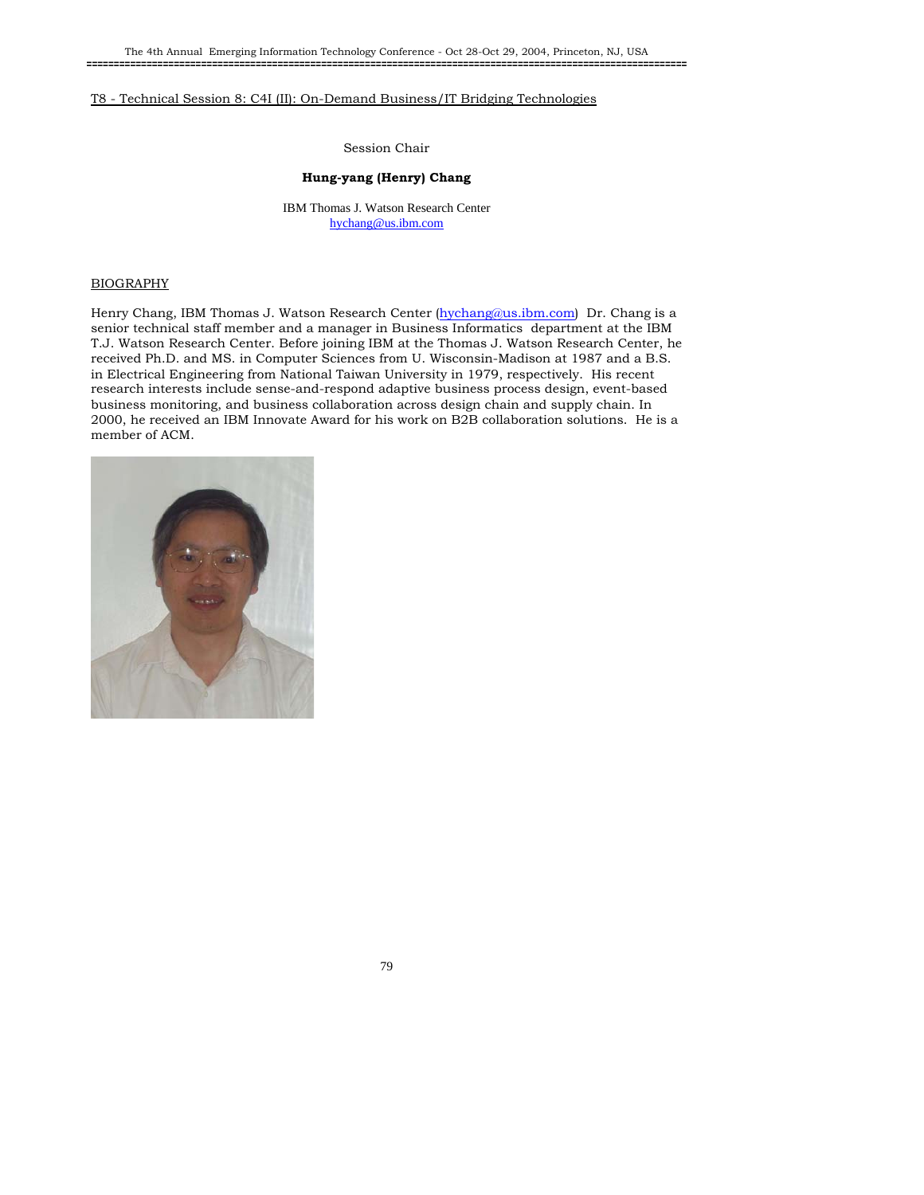T8 - Technical Session 8: C4I (II): On-Demand Business/IT Bridging Technologies

Session Chair

**Hung-yang (Henry) Chang**

IBM Thomas J. Watson Research Center
hychang@us.ibm.com

BIOGRAPHY

Henry Chang, IBM Thomas J. Watson Research Center (hychang@us.ibm.com) Dr. Chang is a senior technical staff member and a manager in Business Informatics department at the IBM T.J. Watson Research Center. Before joining IBM at the Thomas J. Watson Research Center, he received Ph.D. and MS. in Computer Sciences from U. Wisconsin-Madison at 1987 and a B.S. in Electrical Engineering from National Taiwan University in 1979, respectively. His recent research interests include sense-and-respond adaptive business process design, event-based business monitoring, and business collaboration across design chain and supply chain. In 2000, he received an IBM Innovate Award for his work on B2B collaboration solutions. He is a member of ACM.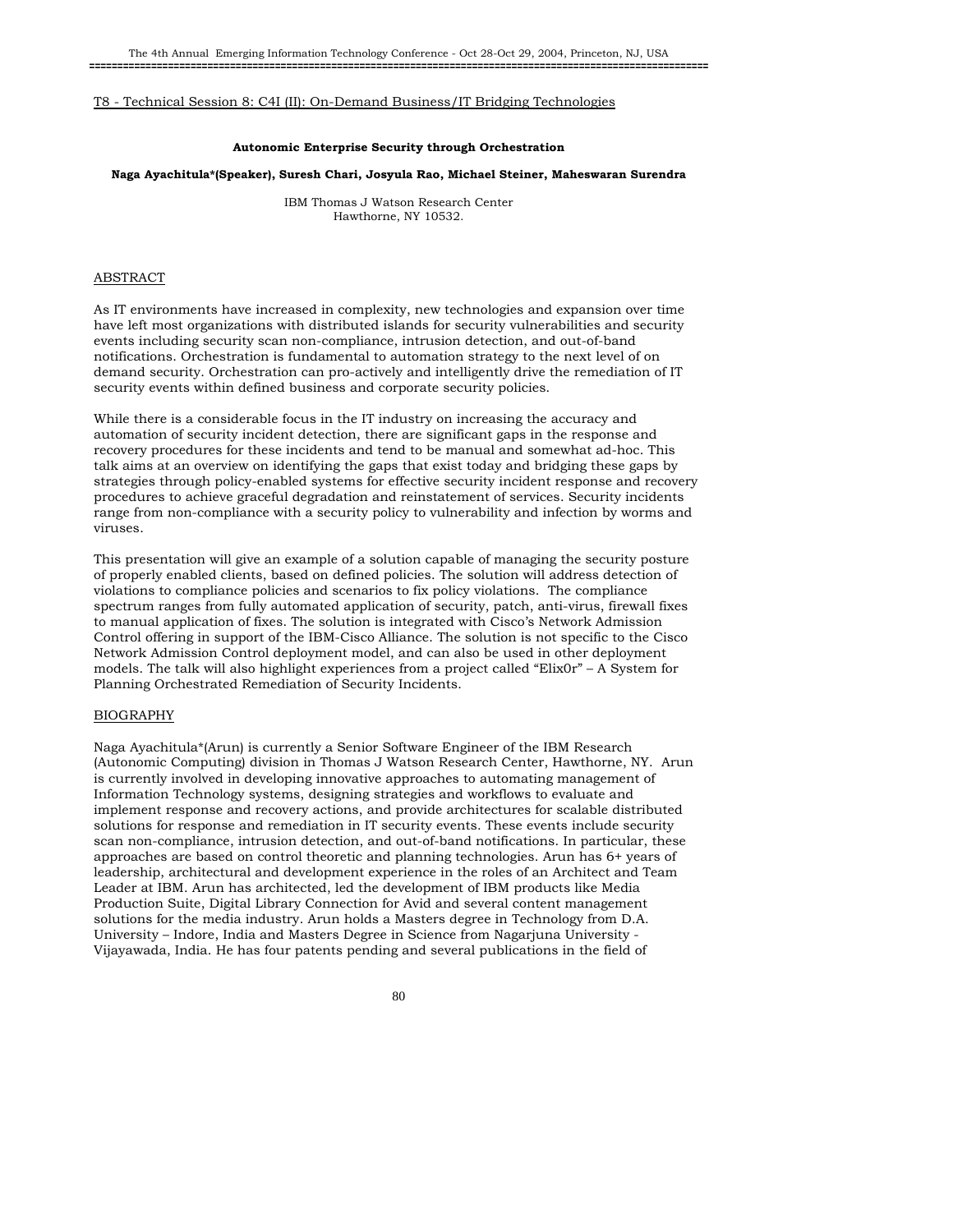T8 - Technical Session 8: C4I (II): On-Demand Business/IT Bridging Technologies

**Autonomic Enterprise Security through Orchestration**

**Naga Ayachitula*(Speaker), Suresh Chari, Josyula Rao, Michael Steiner, Maheswaran Surendra**

IBM Thomas J Watson Research Center
Hawthorne, NY 10532.

## ABSTRACT

As IT environments have increased in complexity, new technologies and expansion over time have left most organizations with distributed islands for security vulnerabilities and security events including security scan non-compliance, intrusion detection, and out-of-band notifications. Orchestration is fundamental to automation strategy to the next level of on demand security. Orchestration can pro-actively and intelligently drive the remediation of IT security events within defined business and corporate security policies.

While there is a considerable focus in the IT industry on increasing the accuracy and automation of security incident detection, there are significant gaps in the response and recovery procedures for these incidents and tend to be manual and somewhat ad-hoc. This talk aims at an overview on identifying the gaps that exist today and bridging these gaps by strategies through policy-enabled systems for effective security incident response and recovery procedures to achieve graceful degradation and reinstatement of services. Security incidents range from non-compliance with a security policy to vulnerability and infection by worms and viruses.

This presentation will give an example of a solution capable of managing the security posture of properly enabled clients, based on defined policies. The solution will address detection of violations to compliance policies and scenarios to fix policy violations. The compliance spectrum ranges from fully automated application of security, patch, anti-virus, firewall fixes to manual application of fixes. The solution is integrated with Cisco's Network Admission Control offering in support of the IBM-Cisco Alliance. The solution is not specific to the Cisco Network Admission Control deployment model, and can also be used in other deployment models. The talk will also highlight experiences from a project called "Elix0r" – A System for Planning Orchestrated Remediation of Security Incidents.

## BIOGRAPHY

Naga Ayachitula*(Arun) is currently a Senior Software Engineer of the IBM Research (Autonomic Computing) division in Thomas J Watson Research Center, Hawthorne, NY. Arun is currently involved in developing innovative approaches to automating management of Information Technology systems, designing strategies and workflows to evaluate and implement response and recovery actions, and provide architectures for scalable distributed solutions for response and remediation in IT security events. These events include security scan non-compliance, intrusion detection, and out-of-band notifications. In particular, these approaches are based on control theoretic and planning technologies. Arun has 6+ years of leadership, architectural and development experience in the roles of an Architect and Team Leader at IBM. Arun has architected, led the development of IBM products like Media Production Suite, Digital Library Connection for Avid and several content management solutions for the media industry. Arun holds a Masters degree in Technology from D.A. University – Indore, India and Masters Degree in Science from Nagarjuna University - Vijayawada, India. He has four patents pending and several publications in the field of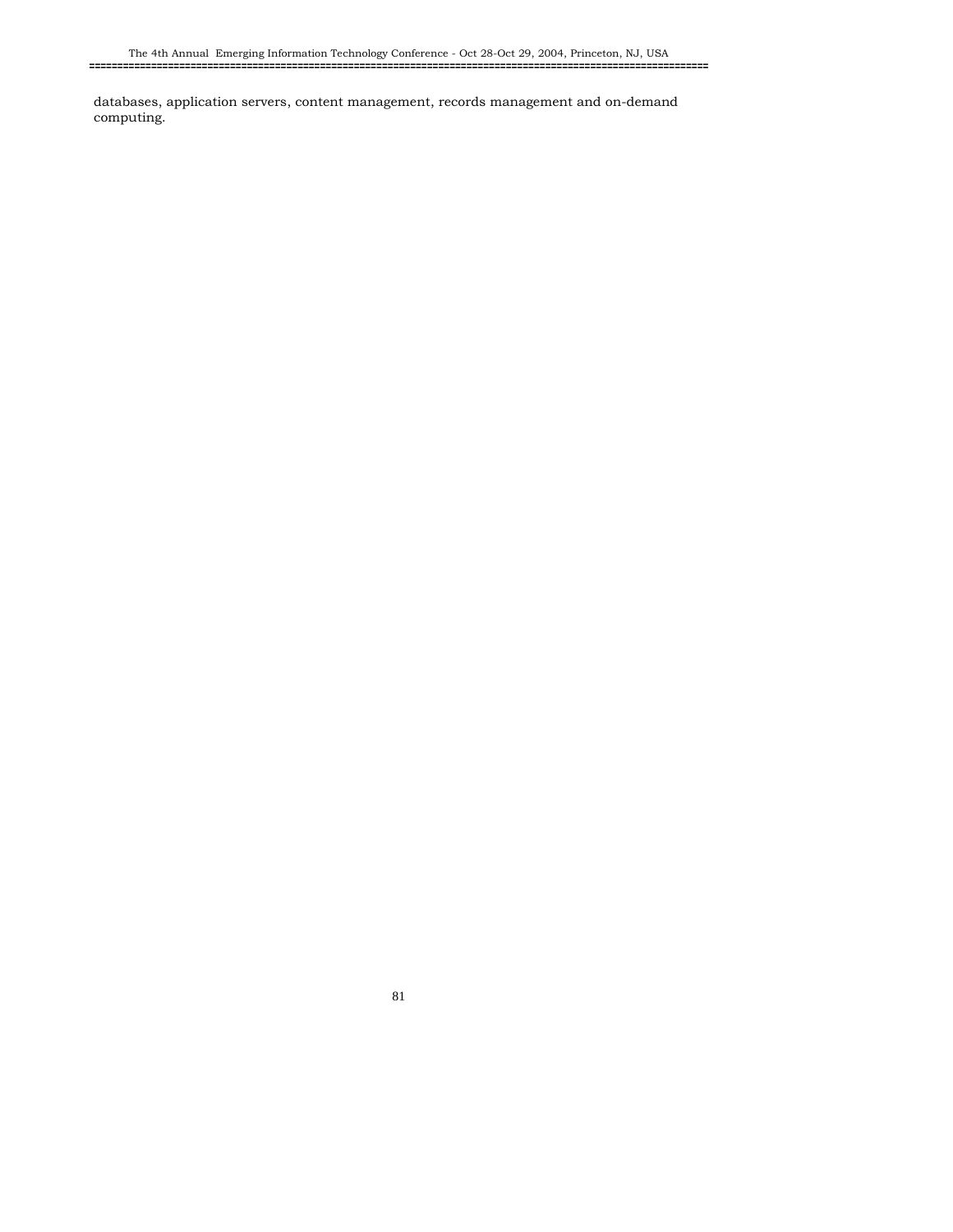databases, application servers, content management, records management and on-demand computing.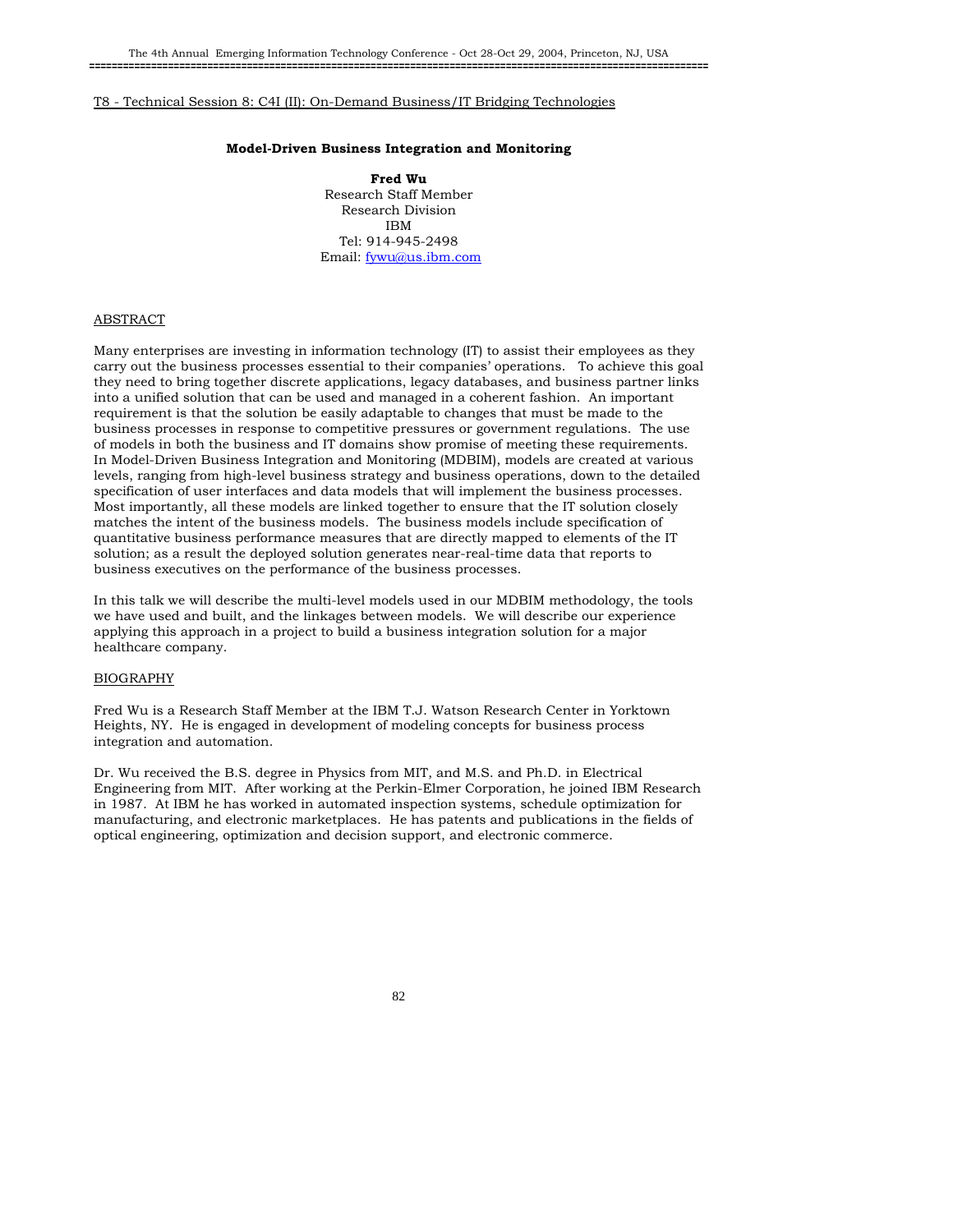T8 - Technical Session 8: C4I (II): On-Demand Business/IT Bridging Technologies

## Model-Driven Business Integration and Monitoring

**Fred Wu**
Research Staff Member
Research Division
IBM
Tel: 914-945-2498
Email: fywu@us.ibm.com

### ABSTRACT

Many enterprises are investing in information technology (IT) to assist their employees as they carry out the business processes essential to their companies' operations. To achieve this goal they need to bring together discrete applications, legacy databases, and business partner links into a unified solution that can be used and managed in a coherent fashion. An important requirement is that the solution be easily adaptable to changes that must be made to the business processes in response to competitive pressures or government regulations. The use of models in both the business and IT domains show promise of meeting these requirements. In Model-Driven Business Integration and Monitoring (MDBIM), models are created at various levels, ranging from high-level business strategy and business operations, down to the detailed specification of user interfaces and data models that will implement the business processes. Most importantly, all these models are linked together to ensure that the IT solution closely matches the intent of the business models. The business models include specification of quantitative business performance measures that are directly mapped to elements of the IT solution; as a result the deployed solution generates near-real-time data that reports to business executives on the performance of the business processes.

In this talk we will describe the multi-level models used in our MDBIM methodology, the tools we have used and built, and the linkages between models. We will describe our experience applying this approach in a project to build a business integration solution for a major healthcare company.

### BIOGRAPHY

Fred Wu is a Research Staff Member at the IBM T.J. Watson Research Center in Yorktown Heights, NY. He is engaged in development of modeling concepts for business process integration and automation.

Dr. Wu received the B.S. degree in Physics from MIT, and M.S. and Ph.D. in Electrical Engineering from MIT. After working at the Perkin-Elmer Corporation, he joined IBM Research in 1987. At IBM he has worked in automated inspection systems, schedule optimization for manufacturing, and electronic marketplaces. He has patents and publications in the fields of optical engineering, optimization and decision support, and electronic commerce.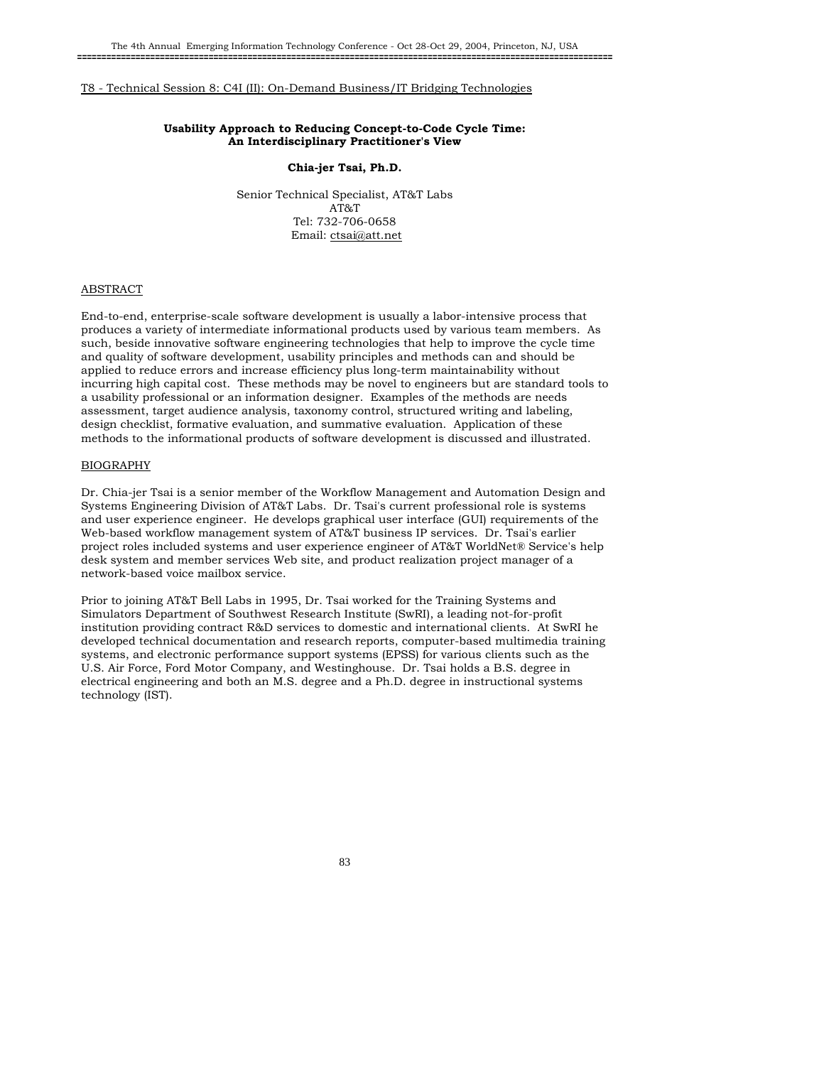T8 - Technical Session 8: C4I (II): On-Demand Business/IT Bridging Technologies

# Usability Approach to Reducing Concept-to-Code Cycle Time: An Interdisciplinary Practitioner's View

**Chia-jer Tsai, Ph.D.**

Senior Technical Specialist, AT&T Labs
AT&T
Tel: 732-706-0658
Email: ctsai@att.net

## ABSTRACT

End-to-end, enterprise-scale software development is usually a labor-intensive process that produces a variety of intermediate informational products used by various team members. As such, beside innovative software engineering technologies that help to improve the cycle time and quality of software development, usability principles and methods can and should be applied to reduce errors and increase efficiency plus long-term maintainability without incurring high capital cost. These methods may be novel to engineers but are standard tools to a usability professional or an information designer. Examples of the methods are needs assessment, target audience analysis, taxonomy control, structured writing and labeling, design checklist, formative evaluation, and summative evaluation. Application of these methods to the informational products of software development is discussed and illustrated.

## BIOGRAPHY

Dr. Chia-jer Tsai is a senior member of the Workflow Management and Automation Design and Systems Engineering Division of AT&T Labs. Dr. Tsai's current professional role is systems and user experience engineer. He develops graphical user interface (GUI) requirements of the Web-based workflow management system of AT&T business IP services. Dr. Tsai's earlier project roles included systems and user experience engineer of AT&T WorldNet® Service's help desk system and member services Web site, and product realization project manager of a network-based voice mailbox service.

Prior to joining AT&T Bell Labs in 1995, Dr. Tsai worked for the Training Systems and Simulators Department of Southwest Research Institute (SwRI), a leading not-for-profit institution providing contract R&D services to domestic and international clients. At SwRI he developed technical documentation and research reports, computer-based multimedia training systems, and electronic performance support systems (EPSS) for various clients such as the U.S. Air Force, Ford Motor Company, and Westinghouse. Dr. Tsai holds a B.S. degree in electrical engineering and both an M.S. degree and a Ph.D. degree in instructional systems technology (IST).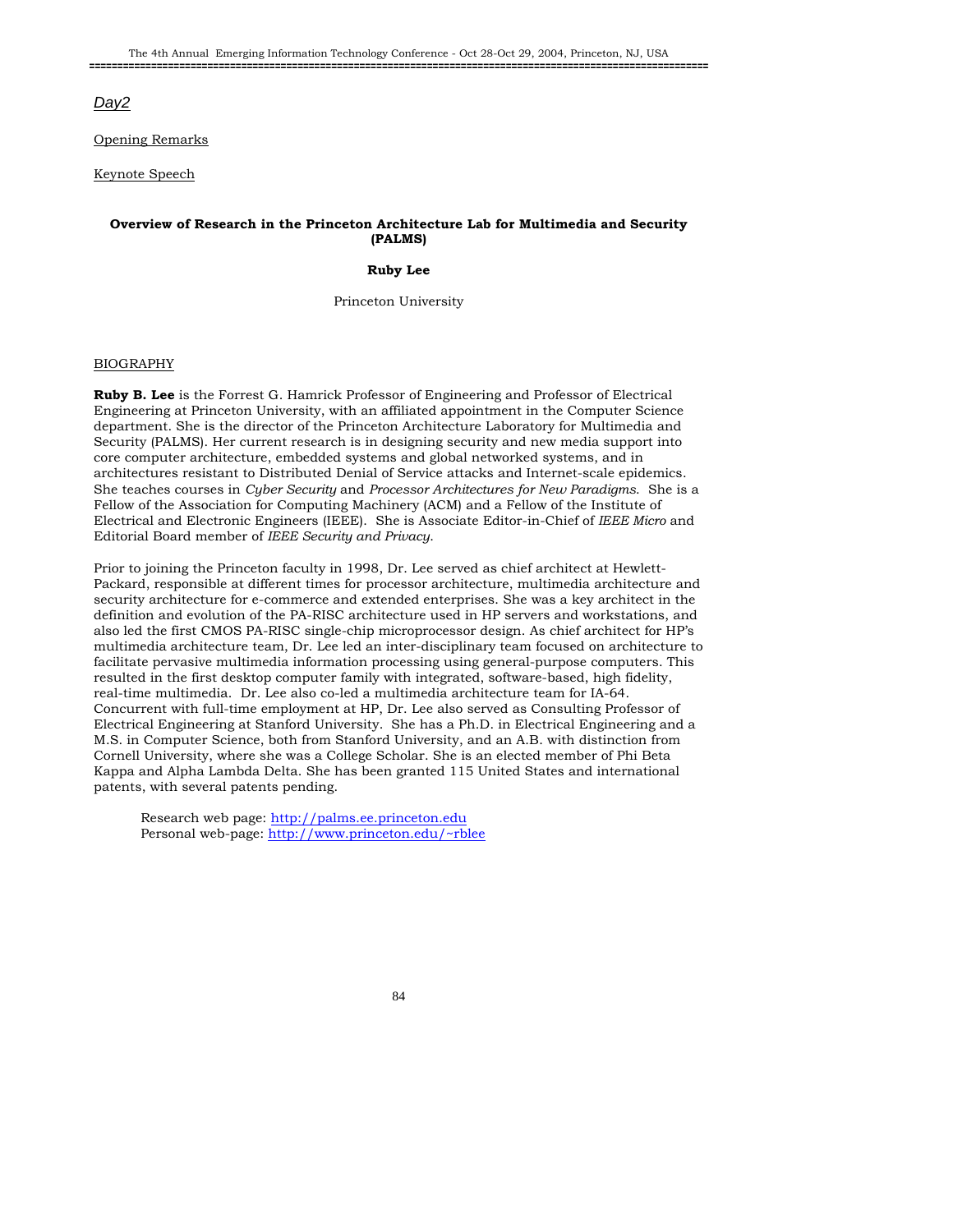*Day2*

Opening Remarks

Keynote Speech

**Overview of Research in the Princeton Architecture Lab for Multimedia and Security (PALMS)**

**Ruby Lee**

Princeton University

BIOGRAPHY

**Ruby B. Lee** is the Forrest G. Hamrick Professor of Engineering and Professor of Electrical Engineering at Princeton University, with an affiliated appointment in the Computer Science department. She is the director of the Princeton Architecture Laboratory for Multimedia and Security (PALMS). Her current research is in designing security and new media support into core computer architecture, embedded systems and global networked systems, and in architectures resistant to Distributed Denial of Service attacks and Internet-scale epidemics. She teaches courses in *Cyber Security* and *Processor Architectures for New Paradigms*. She is a Fellow of the Association for Computing Machinery (ACM) and a Fellow of the Institute of Electrical and Electronic Engineers (IEEE). She is Associate Editor-in-Chief of *IEEE Micro* and Editorial Board member of *IEEE Security and Privacy*.

Prior to joining the Princeton faculty in 1998, Dr. Lee served as chief architect at Hewlett-Packard, responsible at different times for processor architecture, multimedia architecture and security architecture for e-commerce and extended enterprises. She was a key architect in the definition and evolution of the PA-RISC architecture used in HP servers and workstations, and also led the first CMOS PA-RISC single-chip microprocessor design. As chief architect for HP's multimedia architecture team, Dr. Lee led an inter-disciplinary team focused on architecture to facilitate pervasive multimedia information processing using general-purpose computers. This resulted in the first desktop computer family with integrated, software-based, high fidelity, real-time multimedia. Dr. Lee also co-led a multimedia architecture team for IA-64. Concurrent with full-time employment at HP, Dr. Lee also served as Consulting Professor of Electrical Engineering at Stanford University. She has a Ph.D. in Electrical Engineering and a M.S. in Computer Science, both from Stanford University, and an A.B. with distinction from Cornell University, where she was a College Scholar. She is an elected member of Phi Beta Kappa and Alpha Lambda Delta. She has been granted 115 United States and international patents, with several patents pending.

Research web page: http://palms.ee.princeton.edu
Personal web-page: http://www.princeton.edu/~rblee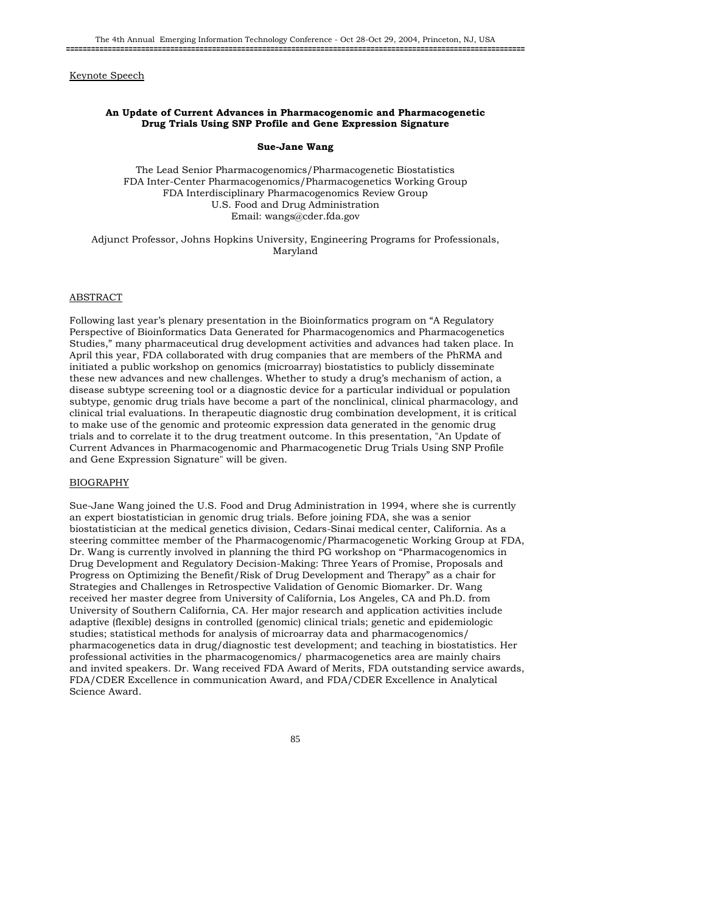Keynote Speech

## An Update of Current Advances in Pharmacogenomic and Pharmacogenetic Drug Trials Using SNP Profile and Gene Expression Signature

**Sue-Jane Wang**

The Lead Senior Pharmacogenomics/Pharmacogenetic Biostatistics
FDA Inter-Center Pharmacogenomics/Pharmacogenetics Working Group
FDA Interdisciplinary Pharmacogenomics Review Group
U.S. Food and Drug Administration
Email: wangs@cder.fda.gov

Adjunct Professor, Johns Hopkins University, Engineering Programs for Professionals, Maryland

### ABSTRACT

Following last year's plenary presentation in the Bioinformatics program on "A Regulatory Perspective of Bioinformatics Data Generated for Pharmacogenomics and Pharmacogenetics Studies," many pharmaceutical drug development activities and advances had taken place. In April this year, FDA collaborated with drug companies that are members of the PhRMA and initiated a public workshop on genomics (microarray) biostatistics to publicly disseminate these new advances and new challenges. Whether to study a drug's mechanism of action, a disease subtype screening tool or a diagnostic device for a particular individual or population subtype, genomic drug trials have become a part of the nonclinical, clinical pharmacology, and clinical trial evaluations. In therapeutic diagnostic drug combination development, it is critical to make use of the genomic and proteomic expression data generated in the genomic drug trials and to correlate it to the drug treatment outcome. In this presentation, "An Update of Current Advances in Pharmacogenomic and Pharmacogenetic Drug Trials Using SNP Profile and Gene Expression Signature" will be given.

### BIOGRAPHY

Sue-Jane Wang joined the U.S. Food and Drug Administration in 1994, where she is currently an expert biostatistician in genomic drug trials. Before joining FDA, she was a senior biostatistician at the medical genetics division, Cedars-Sinai medical center, California. As a steering committee member of the Pharmacogenomic/Pharmacogenetic Working Group at FDA, Dr. Wang is currently involved in planning the third PG workshop on "Pharmacogenomics in Drug Development and Regulatory Decision-Making: Three Years of Promise, Proposals and Progress on Optimizing the Benefit/Risk of Drug Development and Therapy" as a chair for Strategies and Challenges in Retrospective Validation of Genomic Biomarker. Dr. Wang received her master degree from University of California, Los Angeles, CA and Ph.D. from University of Southern California, CA. Her major research and application activities include adaptive (flexible) designs in controlled (genomic) clinical trials; genetic and epidemiologic studies; statistical methods for analysis of microarray data and pharmacogenomics/ pharmacogenetics data in drug/diagnostic test development; and teaching in biostatistics. Her professional activities in the pharmacogenomics/ pharmacogenetics area are mainly chairs and invited speakers. Dr. Wang received FDA Award of Merits, FDA outstanding service awards, FDA/CDER Excellence in communication Award, and FDA/CDER Excellence in Analytical Science Award.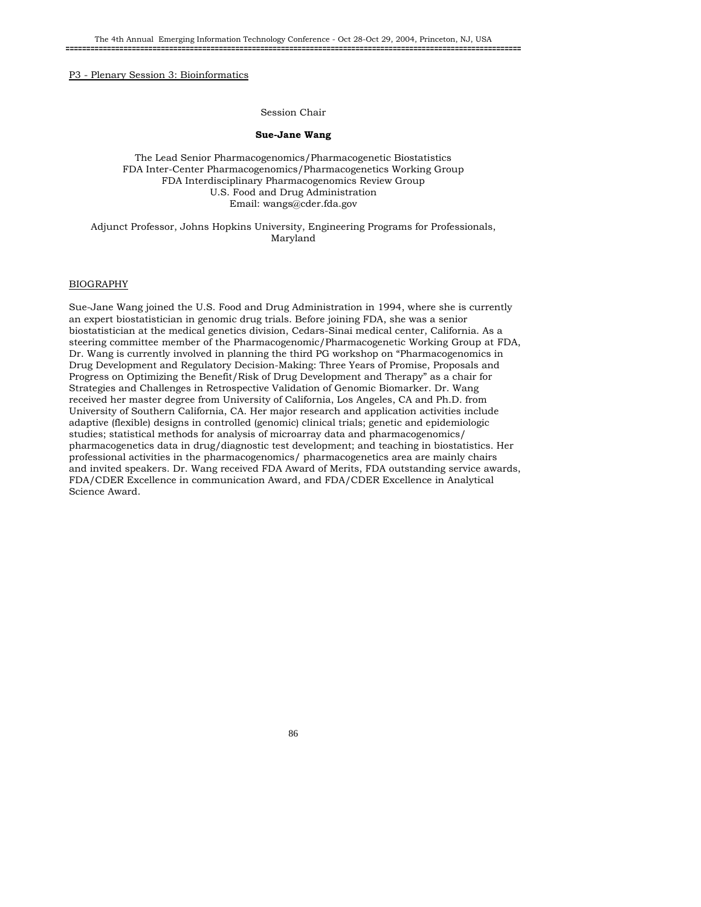P3 - Plenary Session 3: Bioinformatics

Session Chair

**Sue-Jane Wang**

The Lead Senior Pharmacogenomics/Pharmacogenetic Biostatistics
FDA Inter-Center Pharmacogenomics/Pharmacogenetics Working Group
FDA Interdisciplinary Pharmacogenomics Review Group
U.S. Food and Drug Administration
Email: wangs@cder.fda.gov

Adjunct Professor, Johns Hopkins University, Engineering Programs for Professionals, Maryland

## BIOGRAPHY

Sue-Jane Wang joined the U.S. Food and Drug Administration in 1994, where she is currently an expert biostatistician in genomic drug trials. Before joining FDA, she was a senior biostatistician at the medical genetics division, Cedars-Sinai medical center, California. As a steering committee member of the Pharmacogenomic/Pharmacogenetic Working Group at FDA, Dr. Wang is currently involved in planning the third PG workshop on "Pharmacogenomics in Drug Development and Regulatory Decision-Making: Three Years of Promise, Proposals and Progress on Optimizing the Benefit/Risk of Drug Development and Therapy" as a chair for Strategies and Challenges in Retrospective Validation of Genomic Biomarker. Dr. Wang received her master degree from University of California, Los Angeles, CA and Ph.D. from University of Southern California, CA. Her major research and application activities include adaptive (flexible) designs in controlled (genomic) clinical trials; genetic and epidemiologic studies; statistical methods for analysis of microarray data and pharmacogenomics/ pharmacogenetics data in drug/diagnostic test development; and teaching in biostatistics. Her professional activities in the pharmacogenomics/ pharmacogenetics area are mainly chairs and invited speakers. Dr. Wang received FDA Award of Merits, FDA outstanding service awards, FDA/CDER Excellence in communication Award, and FDA/CDER Excellence in Analytical Science Award.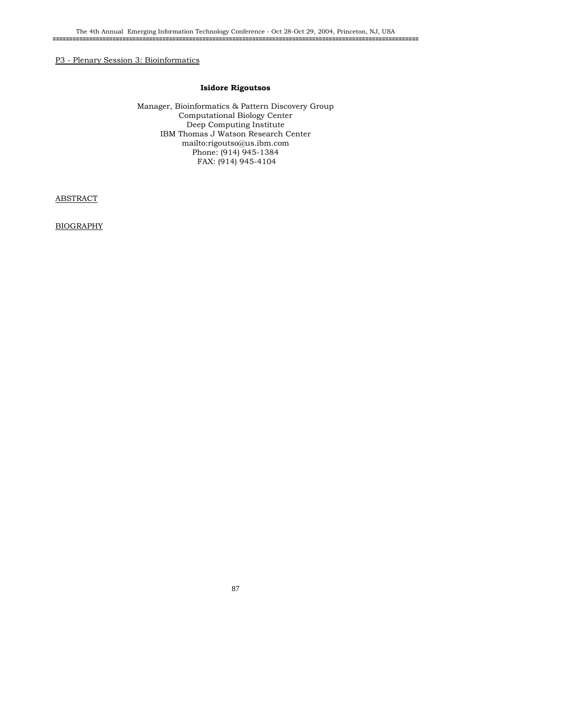P3 - Plenary Session 3: Bioinformatics

**Isidore Rigoutsos**

Manager, Bioinformatics & Pattern Discovery Group
Computational Biology Center
Deep Computing Institute
IBM Thomas J Watson Research Center
mailto:rigoutso@us.ibm.com
Phone: (914) 945-1384
FAX: (914) 945-4104

ABSTRACT

BIOGRAPHY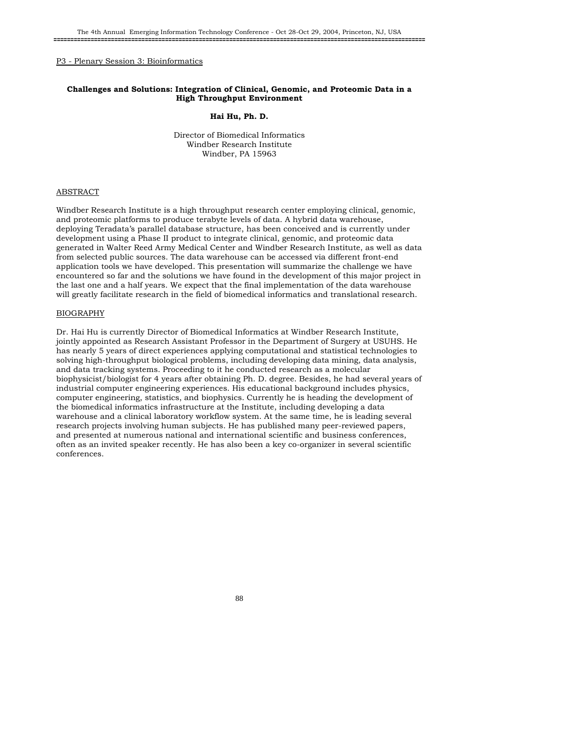P3 - Plenary Session 3: Bioinformatics

## Challenges and Solutions: Integration of Clinical, Genomic, and Proteomic Data in a High Throughput Environment

**Hai Hu, Ph. D.**

Director of Biomedical Informatics
Windber Research Institute
Windber, PA 15963

### ABSTRACT

Windber Research Institute is a high throughput research center employing clinical, genomic, and proteomic platforms to produce terabyte levels of data. A hybrid data warehouse, deploying Teradata's parallel database structure, has been conceived and is currently under development using a Phase II product to integrate clinical, genomic, and proteomic data generated in Walter Reed Army Medical Center and Windber Research Institute, as well as data from selected public sources. The data warehouse can be accessed via different front-end application tools we have developed. This presentation will summarize the challenge we have encountered so far and the solutions we have found in the development of this major project in the last one and a half years. We expect that the final implementation of the data warehouse will greatly facilitate research in the field of biomedical informatics and translational research.

### BIOGRAPHY

Dr. Hai Hu is currently Director of Biomedical Informatics at Windber Research Institute, jointly appointed as Research Assistant Professor in the Department of Surgery at USUHS. He has nearly 5 years of direct experiences applying computational and statistical technologies to solving high-throughput biological problems, including developing data mining, data analysis, and data tracking systems. Proceeding to it he conducted research as a molecular biophysicist/biologist for 4 years after obtaining Ph. D. degree. Besides, he had several years of industrial computer engineering experiences. His educational background includes physics, computer engineering, statistics, and biophysics. Currently he is heading the development of the biomedical informatics infrastructure at the Institute, including developing a data warehouse and a clinical laboratory workflow system. At the same time, he is leading several research projects involving human subjects. He has published many peer-reviewed papers, and presented at numerous national and international scientific and business conferences, often as an invited speaker recently. He has also been a key co-organizer in several scientific conferences.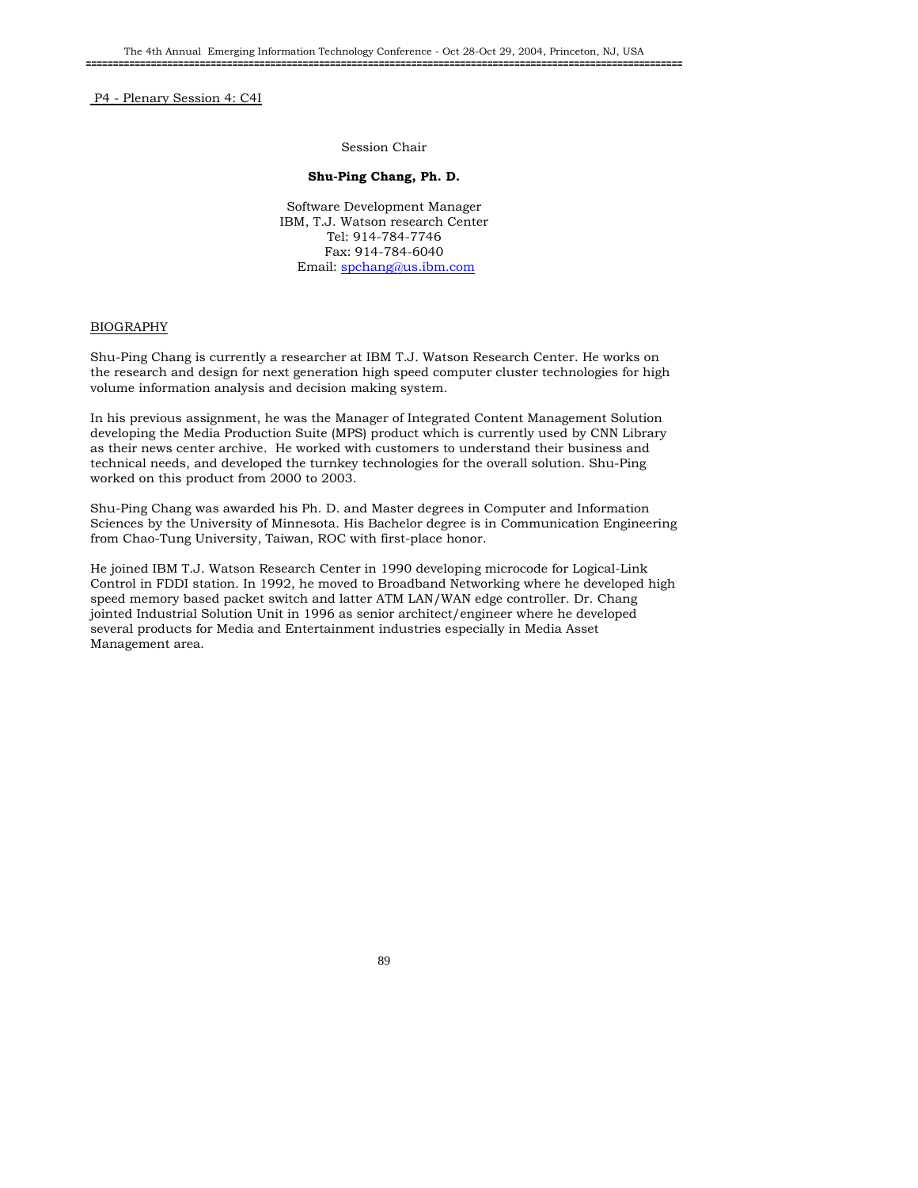P4 - Plenary Session 4: C4I

Session Chair

**Shu-Ping Chang, Ph. D.**

Software Development Manager
IBM, T.J. Watson research Center
Tel: 914-784-7746
Fax: 914-784-6040
Email: spchang@us.ibm.com

BIOGRAPHY

Shu-Ping Chang is currently a researcher at IBM T.J. Watson Research Center. He works on the research and design for next generation high speed computer cluster technologies for high volume information analysis and decision making system.

In his previous assignment, he was the Manager of Integrated Content Management Solution developing the Media Production Suite (MPS) product which is currently used by CNN Library as their news center archive. He worked with customers to understand their business and technical needs, and developed the turnkey technologies for the overall solution. Shu-Ping worked on this product from 2000 to 2003.

Shu-Ping Chang was awarded his Ph. D. and Master degrees in Computer and Information Sciences by the University of Minnesota. His Bachelor degree is in Communication Engineering from Chao-Tung University, Taiwan, ROC with first-place honor.

He joined IBM T.J. Watson Research Center in 1990 developing microcode for Logical-Link Control in FDDI station. In 1992, he moved to Broadband Networking where he developed high speed memory based packet switch and latter ATM LAN/WAN edge controller. Dr. Chang jointed Industrial Solution Unit in 1996 as senior architect/engineer where he developed several products for Media and Entertainment industries especially in Media Asset Management area.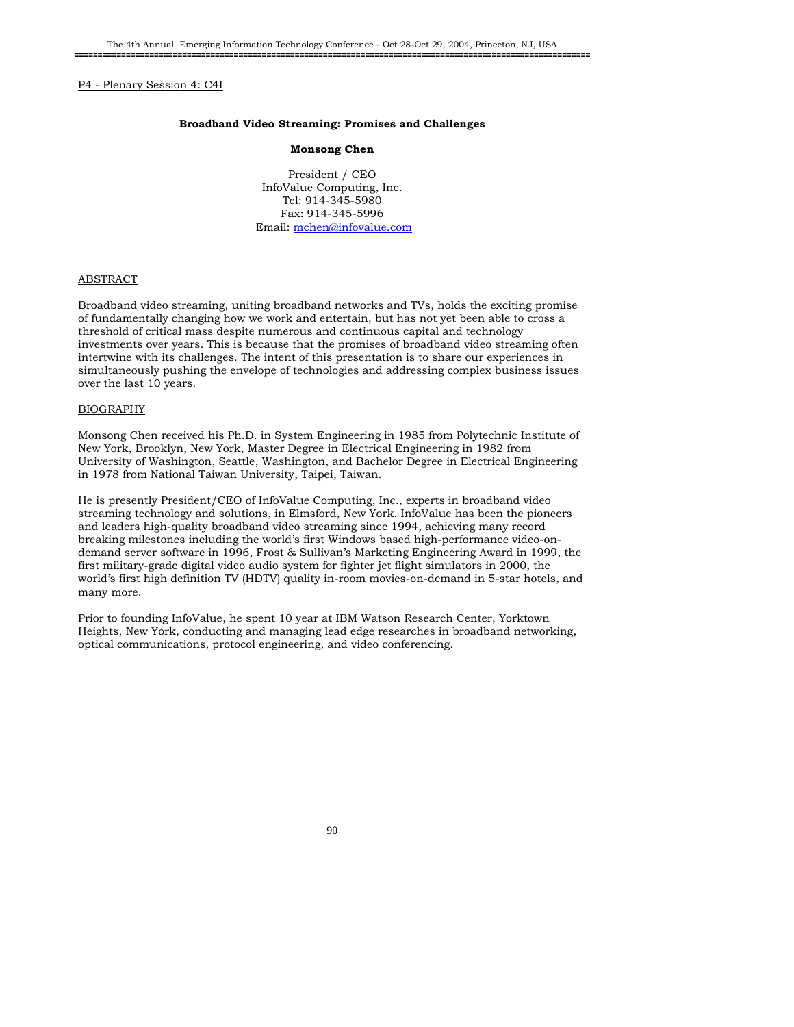P4 - Plenary Session 4: C4I

## Broadband Video Streaming: Promises and Challenges

**Monsong Chen**

President / CEO
InfoValue Computing, Inc.
Tel: 914-345-5980
Fax: 914-345-5996
Email: mchen@infovalue.com

### ABSTRACT

Broadband video streaming, uniting broadband networks and TVs, holds the exciting promise of fundamentally changing how we work and entertain, but has not yet been able to cross a threshold of critical mass despite numerous and continuous capital and technology investments over years. This is because that the promises of broadband video streaming often intertwine with its challenges. The intent of this presentation is to share our experiences in simultaneously pushing the envelope of technologies and addressing complex business issues over the last 10 years.

### BIOGRAPHY

Monsong Chen received his Ph.D. in System Engineering in 1985 from Polytechnic Institute of New York, Brooklyn, New York, Master Degree in Electrical Engineering in 1982 from University of Washington, Seattle, Washington, and Bachelor Degree in Electrical Engineering in 1978 from National Taiwan University, Taipei, Taiwan.

He is presently President/CEO of InfoValue Computing, Inc., experts in broadband video streaming technology and solutions, in Elmsford, New York. InfoValue has been the pioneers and leaders high-quality broadband video streaming since 1994, achieving many record breaking milestones including the world's first Windows based high-performance video-on-demand server software in 1996, Frost & Sullivan's Marketing Engineering Award in 1999, the first military-grade digital video audio system for fighter jet flight simulators in 2000, the world's first high definition TV (HDTV) quality in-room movies-on-demand in 5-star hotels, and many more.

Prior to founding InfoValue, he spent 10 year at IBM Watson Research Center, Yorktown Heights, New York, conducting and managing lead edge researches in broadband networking, optical communications, protocol engineering, and video conferencing.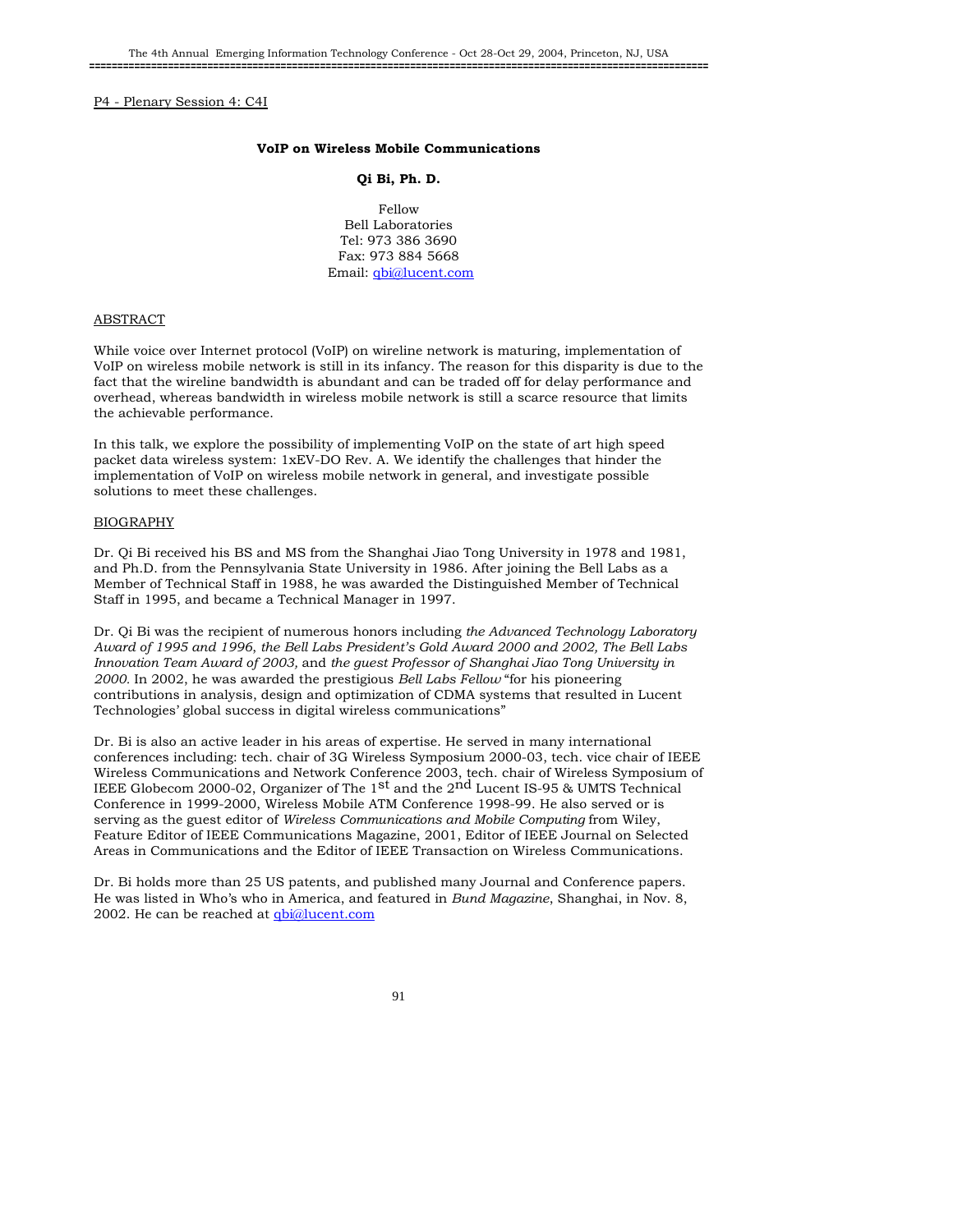P4 - Plenary Session 4: C4I

**VoIP on Wireless Mobile Communications**

**Qi Bi, Ph. D.**

Fellow
Bell Laboratories
Tel: 973 386 3690
Fax: 973 884 5668
Email: qbi@lucent.com

## ABSTRACT

While voice over Internet protocol (VoIP) on wireline network is maturing, implementation of VoIP on wireless mobile network is still in its infancy. The reason for this disparity is due to the fact that the wireline bandwidth is abundant and can be traded off for delay performance and overhead, whereas bandwidth in wireless mobile network is still a scarce resource that limits the achievable performance.

In this talk, we explore the possibility of implementing VoIP on the state of art high speed packet data wireless system: 1xEV-DO Rev. A. We identify the challenges that hinder the implementation of VoIP on wireless mobile network in general, and investigate possible solutions to meet these challenges.

## BIOGRAPHY

Dr. Qi Bi received his BS and MS from the Shanghai Jiao Tong University in 1978 and 1981, and Ph.D. from the Pennsylvania State University in 1986. After joining the Bell Labs as a Member of Technical Staff in 1988, he was awarded the Distinguished Member of Technical Staff in 1995, and became a Technical Manager in 1997.

Dr. Qi Bi was the recipient of numerous honors including *the Advanced Technology Laboratory Award of 1995 and 1996, the Bell Labs President's Gold Award 2000 and 2002, The Bell Labs Innovation Team Award of 2003,* and *the guest Professor of Shanghai Jiao Tong University in 2000.* In 2002, he was awarded the prestigious *Bell Labs Fellow* "for his pioneering contributions in analysis, design and optimization of CDMA systems that resulted in Lucent Technologies' global success in digital wireless communications"

Dr. Bi is also an active leader in his areas of expertise. He served in many international conferences including: tech. chair of 3G Wireless Symposium 2000-03, tech. vice chair of IEEE Wireless Communications and Network Conference 2003, tech. chair of Wireless Symposium of IEEE Globecom 2000-02, Organizer of The 1st and the 2nd Lucent IS-95 & UMTS Technical Conference in 1999-2000, Wireless Mobile ATM Conference 1998-99. He also served or is serving as the guest editor of *Wireless Communications and Mobile Computing* from Wiley, Feature Editor of IEEE Communications Magazine, 2001, Editor of IEEE Journal on Selected Areas in Communications and the Editor of IEEE Transaction on Wireless Communications.

Dr. Bi holds more than 25 US patents, and published many Journal and Conference papers. He was listed in Who's who in America, and featured in *Bund Magazine*, Shanghai, in Nov. 8, 2002. He can be reached at qbi@lucent.com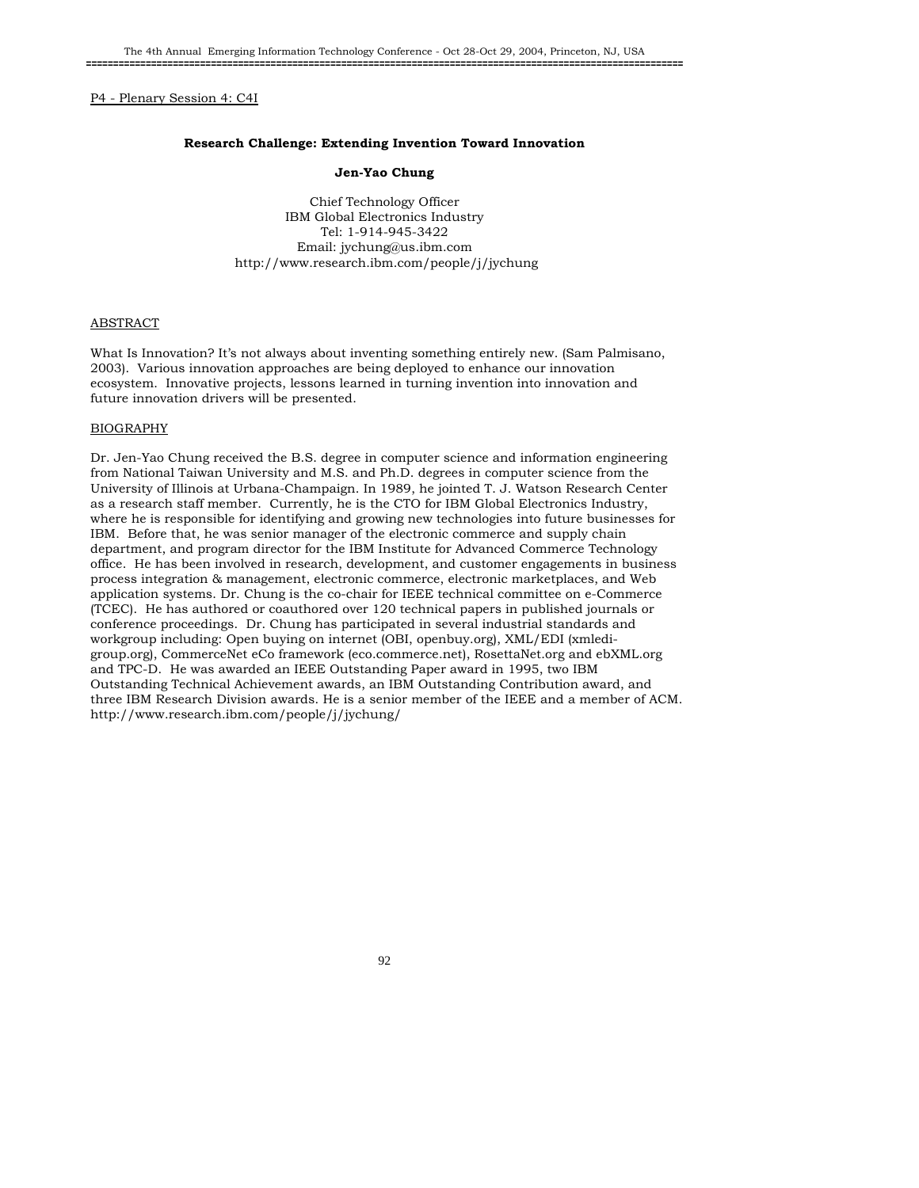P4 - Plenary Session 4: C4I

### Research Challenge: Extending Invention Toward Innovation

**Jen-Yao Chung**

Chief Technology Officer
IBM Global Electronics Industry
Tel: 1-914-945-3422
Email: jychung@us.ibm.com
http://www.research.ibm.com/people/j/jychung

## ABSTRACT

What Is Innovation? It's not always about inventing something entirely new. (Sam Palmisano, 2003). Various innovation approaches are being deployed to enhance our innovation ecosystem. Innovative projects, lessons learned in turning invention into innovation and future innovation drivers will be presented.

## BIOGRAPHY

Dr. Jen-Yao Chung received the B.S. degree in computer science and information engineering from National Taiwan University and M.S. and Ph.D. degrees in computer science from the University of Illinois at Urbana-Champaign. In 1989, he jointed T. J. Watson Research Center as a research staff member. Currently, he is the CTO for IBM Global Electronics Industry, where he is responsible for identifying and growing new technologies into future businesses for IBM. Before that, he was senior manager of the electronic commerce and supply chain department, and program director for the IBM Institute for Advanced Commerce Technology office. He has been involved in research, development, and customer engagements in business process integration & management, electronic commerce, electronic marketplaces, and Web application systems. Dr. Chung is the co-chair for IEEE technical committee on e-Commerce (TCEC). He has authored or coauthored over 120 technical papers in published journals or conference proceedings. Dr. Chung has participated in several industrial standards and workgroup including: Open buying on internet (OBI, openbuy.org), XML/EDI (xmledi-group.org), CommerceNet eCo framework (eco.commerce.net), RosettaNet.org and ebXML.org and TPC-D. He was awarded an IEEE Outstanding Paper award in 1995, two IBM Outstanding Technical Achievement awards, an IBM Outstanding Contribution award, and three IBM Research Division awards. He is a senior member of the IEEE and a member of ACM. http://www.research.ibm.com/people/j/jychung/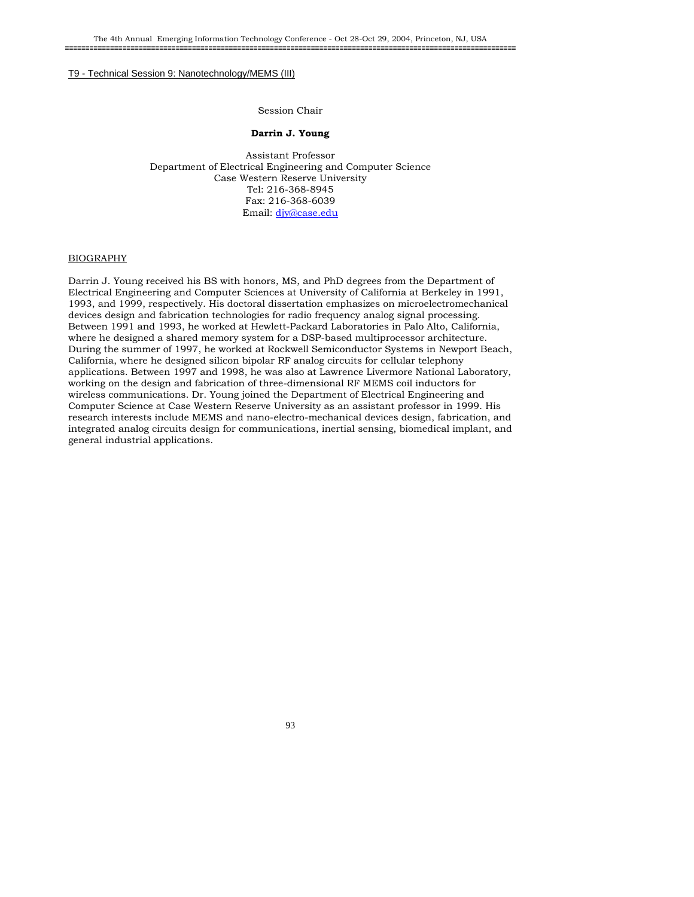T9 - Technical Session 9: Nanotechnology/MEMS (III)

Session Chair

**Darrin J. Young**

Assistant Professor
Department of Electrical Engineering and Computer Science
Case Western Reserve University
Tel: 216-368-8945
Fax: 216-368-6039
Email: djy@case.edu

BIOGRAPHY

Darrin J. Young received his BS with honors, MS, and PhD degrees from the Department of Electrical Engineering and Computer Sciences at University of California at Berkeley in 1991, 1993, and 1999, respectively. His doctoral dissertation emphasizes on microelectromechanical devices design and fabrication technologies for radio frequency analog signal processing. Between 1991 and 1993, he worked at Hewlett-Packard Laboratories in Palo Alto, California, where he designed a shared memory system for a DSP-based multiprocessor architecture. During the summer of 1997, he worked at Rockwell Semiconductor Systems in Newport Beach, California, where he designed silicon bipolar RF analog circuits for cellular telephony applications. Between 1997 and 1998, he was also at Lawrence Livermore National Laboratory, working on the design and fabrication of three-dimensional RF MEMS coil inductors for wireless communications. Dr. Young joined the Department of Electrical Engineering and Computer Science at Case Western Reserve University as an assistant professor in 1999. His research interests include MEMS and nano-electro-mechanical devices design, fabrication, and integrated analog circuits design for communications, inertial sensing, biomedical implant, and general industrial applications.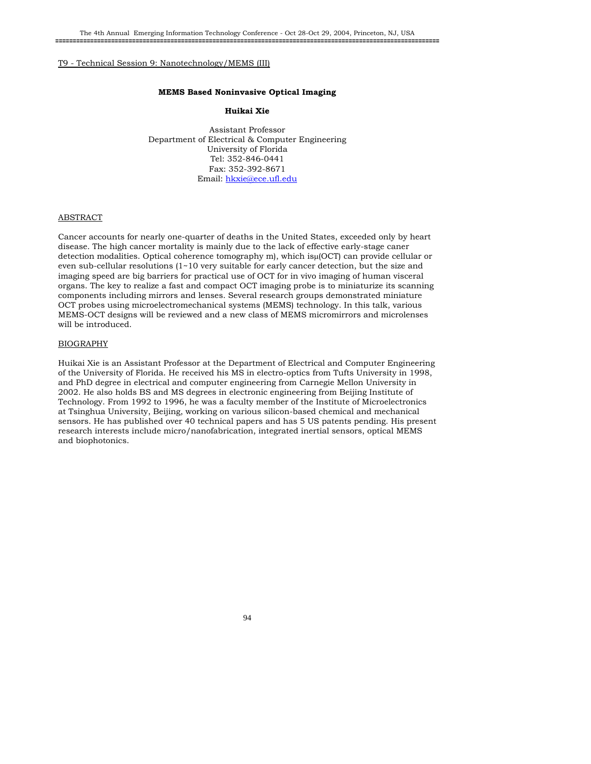T9 - Technical Session 9: Nanotechnology/MEMS (III)

**MEMS Based Noninvasive Optical Imaging**

**Huikai Xie**

Assistant Professor
Department of Electrical & Computer Engineering
University of Florida
Tel: 352-846-0441
Fax: 352-392-8671
Email: hkxie@ece.ufl.edu

ABSTRACT

Cancer accounts for nearly one-quarter of deaths in the United States, exceeded only by heart disease. The high cancer mortality is mainly due to the lack of effective early-stage caner detection modalities. Optical coherence tomography m), which isμ(OCT) can provide cellular or even sub-cellular resolutions (1~10 very suitable for early cancer detection, but the size and imaging speed are big barriers for practical use of OCT for in vivo imaging of human visceral organs. The key to realize a fast and compact OCT imaging probe is to miniaturize its scanning components including mirrors and lenses. Several research groups demonstrated miniature OCT probes using microelectromechanical systems (MEMS) technology. In this talk, various MEMS-OCT designs will be reviewed and a new class of MEMS micromirrors and microlenses will be introduced.

BIOGRAPHY

Huikai Xie is an Assistant Professor at the Department of Electrical and Computer Engineering of the University of Florida. He received his MS in electro-optics from Tufts University in 1998, and PhD degree in electrical and computer engineering from Carnegie Mellon University in 2002. He also holds BS and MS degrees in electronic engineering from Beijing Institute of Technology. From 1992 to 1996, he was a faculty member of the Institute of Microelectronics at Tsinghua University, Beijing, working on various silicon-based chemical and mechanical sensors. He has published over 40 technical papers and has 5 US patents pending. His present research interests include micro/nanofabrication, integrated inertial sensors, optical MEMS and biophotonics.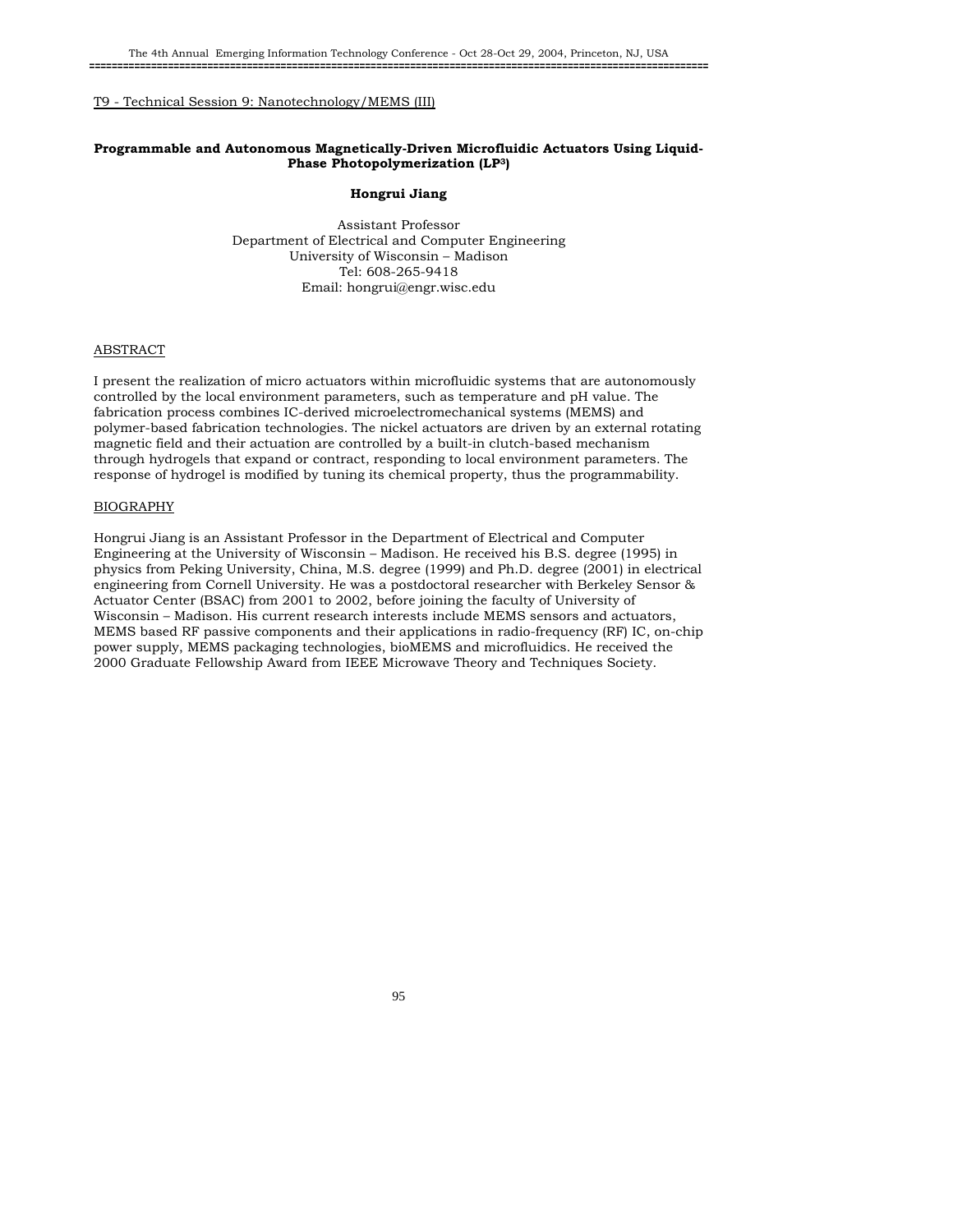T9 - Technical Session 9: Nanotechnology/MEMS (III)

**Programmable and Autonomous Magnetically-Driven Microfluidic Actuators Using Liquid-Phase Photopolymerization (LP$^3$)**

**Hongrui Jiang**

Assistant Professor
Department of Electrical and Computer Engineering
University of Wisconsin – Madison
Tel: 608-265-9418
Email: hongrui@engr.wisc.edu

ABSTRACT

I present the realization of micro actuators within microfluidic systems that are autonomously controlled by the local environment parameters, such as temperature and pH value. The fabrication process combines IC-derived microelectromechanical systems (MEMS) and polymer-based fabrication technologies. The nickel actuators are driven by an external rotating magnetic field and their actuation are controlled by a built-in clutch-based mechanism through hydrogels that expand or contract, responding to local environment parameters. The response of hydrogel is modified by tuning its chemical property, thus the programmability.

BIOGRAPHY

Hongrui Jiang is an Assistant Professor in the Department of Electrical and Computer Engineering at the University of Wisconsin – Madison. He received his B.S. degree (1995) in physics from Peking University, China, M.S. degree (1999) and Ph.D. degree (2001) in electrical engineering from Cornell University. He was a postdoctoral researcher with Berkeley Sensor & Actuator Center (BSAC) from 2001 to 2002, before joining the faculty of University of Wisconsin – Madison. His current research interests include MEMS sensors and actuators, MEMS based RF passive components and their applications in radio-frequency (RF) IC, on-chip power supply, MEMS packaging technologies, bioMEMS and microfluidics. He received the 2000 Graduate Fellowship Award from IEEE Microwave Theory and Techniques Society.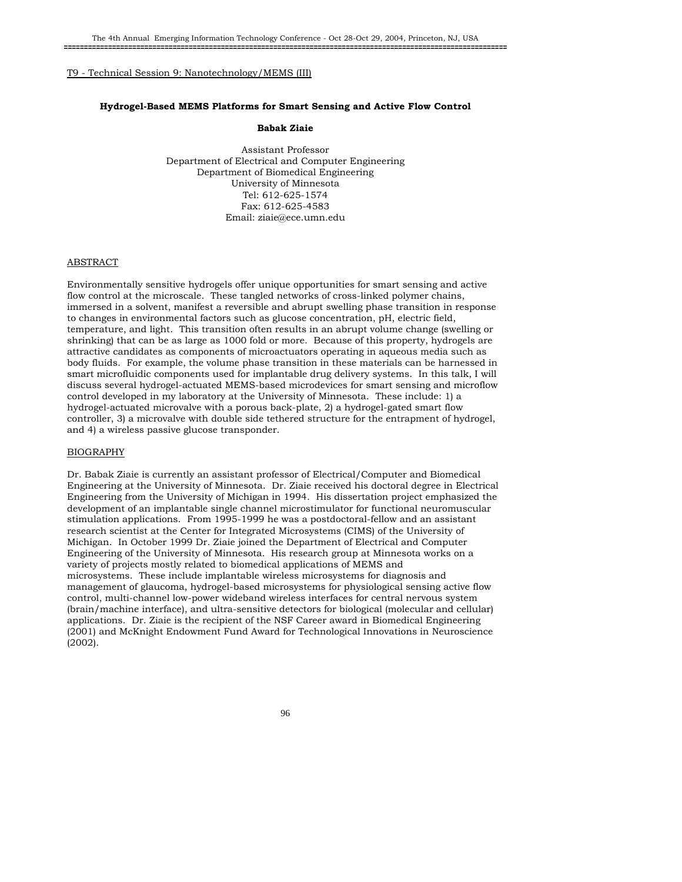T9 - Technical Session 9: Nanotechnology/MEMS (III)

## Hydrogel-Based MEMS Platforms for Smart Sensing and Active Flow Control

**Babak Ziaie**

Assistant Professor
Department of Electrical and Computer Engineering
Department of Biomedical Engineering
University of Minnesota
Tel: 612-625-1574
Fax: 612-625-4583
Email: ziaie@ece.umn.edu

### ABSTRACT

Environmentally sensitive hydrogels offer unique opportunities for smart sensing and active flow control at the microscale. These tangled networks of cross-linked polymer chains, immersed in a solvent, manifest a reversible and abrupt swelling phase transition in response to changes in environmental factors such as glucose concentration, pH, electric field, temperature, and light. This transition often results in an abrupt volume change (swelling or shrinking) that can be as large as 1000 fold or more. Because of this property, hydrogels are attractive candidates as components of microactuators operating in aqueous media such as body fluids. For example, the volume phase transition in these materials can be harnessed in smart microfluidic components used for implantable drug delivery systems. In this talk, I will discuss several hydrogel-actuated MEMS-based microdevices for smart sensing and microflow control developed in my laboratory at the University of Minnesota. These include: 1) a hydrogel-actuated microvalve with a porous back-plate, 2) a hydrogel-gated smart flow controller, 3) a microvalve with double side tethered structure for the entrapment of hydrogel, and 4) a wireless passive glucose transponder.

### BIOGRAPHY

Dr. Babak Ziaie is currently an assistant professor of Electrical/Computer and Biomedical Engineering at the University of Minnesota. Dr. Ziaie received his doctoral degree in Electrical Engineering from the University of Michigan in 1994. His dissertation project emphasized the development of an implantable single channel microstimulator for functional neuromuscular stimulation applications. From 1995-1999 he was a postdoctoral-fellow and an assistant research scientist at the Center for Integrated Microsystems (CIMS) of the University of Michigan. In October 1999 Dr. Ziaie joined the Department of Electrical and Computer Engineering of the University of Minnesota. His research group at Minnesota works on a variety of projects mostly related to biomedical applications of MEMS and microsystems. These include implantable wireless microsystems for diagnosis and management of glaucoma, hydrogel-based microsystems for physiological sensing active flow control, multi-channel low-power wideband wireless interfaces for central nervous system (brain/machine interface), and ultra-sensitive detectors for biological (molecular and cellular) applications. Dr. Ziaie is the recipient of the NSF Career award in Biomedical Engineering (2001) and McKnight Endowment Fund Award for Technological Innovations in Neuroscience (2002).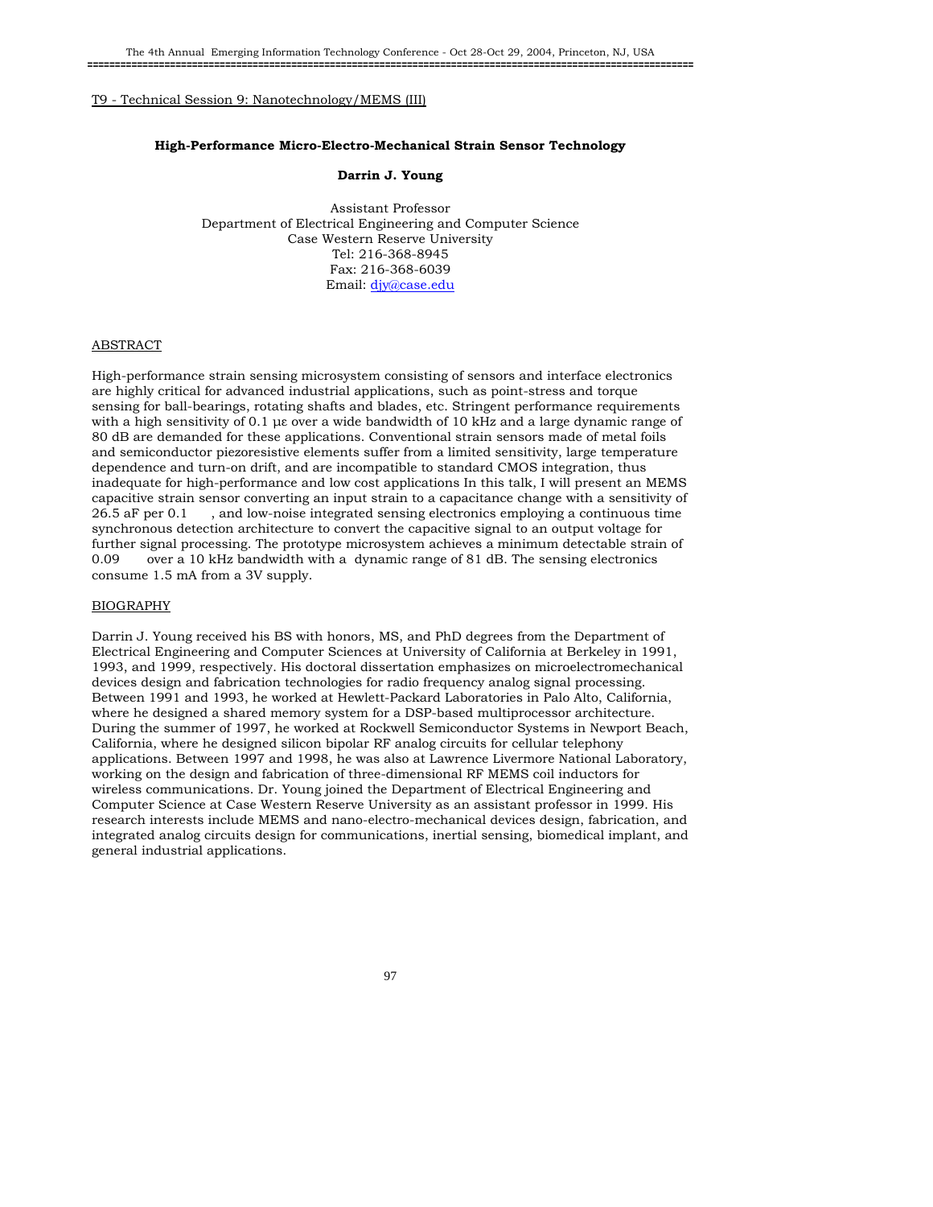T9 - Technical Session 9: Nanotechnology/MEMS (III)

**High-Performance Micro-Electro-Mechanical Strain Sensor Technology**

**Darrin J. Young**

Assistant Professor
Department of Electrical Engineering and Computer Science
Case Western Reserve University
Tel: 216-368-8945
Fax: 216-368-6039
Email: djy@case.edu

ABSTRACT

High-performance strain sensing microsystem consisting of sensors and interface electronics are highly critical for advanced industrial applications, such as point-stress and torque sensing for ball-bearings, rotating shafts and blades, etc. Stringent performance requirements with a high sensitivity of 0.1 με over a wide bandwidth of 10 kHz and a large dynamic range of 80 dB are demanded for these applications. Conventional strain sensors made of metal foils and semiconductor piezoresistive elements suffer from a limited sensitivity, large temperature dependence and turn-on drift, and are incompatible to standard CMOS integration, thus inadequate for high-performance and low cost applications In this talk, I will present an MEMS capacitive strain sensor converting an input strain to a capacitance change with a sensitivity of 26.5 aF per 0.1 , and low-noise integrated sensing electronics employing a continuous time synchronous detection architecture to convert the capacitive signal to an output voltage for further signal processing. The prototype microsystem achieves a minimum detectable strain of 0.09 over a 10 kHz bandwidth with a dynamic range of 81 dB. The sensing electronics consume 1.5 mA from a 3V supply.

BIOGRAPHY

Darrin J. Young received his BS with honors, MS, and PhD degrees from the Department of Electrical Engineering and Computer Sciences at University of California at Berkeley in 1991, 1993, and 1999, respectively. His doctoral dissertation emphasizes on microelectromechanical devices design and fabrication technologies for radio frequency analog signal processing. Between 1991 and 1993, he worked at Hewlett-Packard Laboratories in Palo Alto, California, where he designed a shared memory system for a DSP-based multiprocessor architecture. During the summer of 1997, he worked at Rockwell Semiconductor Systems in Newport Beach, California, where he designed silicon bipolar RF analog circuits for cellular telephony applications. Between 1997 and 1998, he was also at Lawrence Livermore National Laboratory, working on the design and fabrication of three-dimensional RF MEMS coil inductors for wireless communications. Dr. Young joined the Department of Electrical Engineering and Computer Science at Case Western Reserve University as an assistant professor in 1999. His research interests include MEMS and nano-electro-mechanical devices design, fabrication, and integrated analog circuits design for communications, inertial sensing, biomedical implant, and general industrial applications.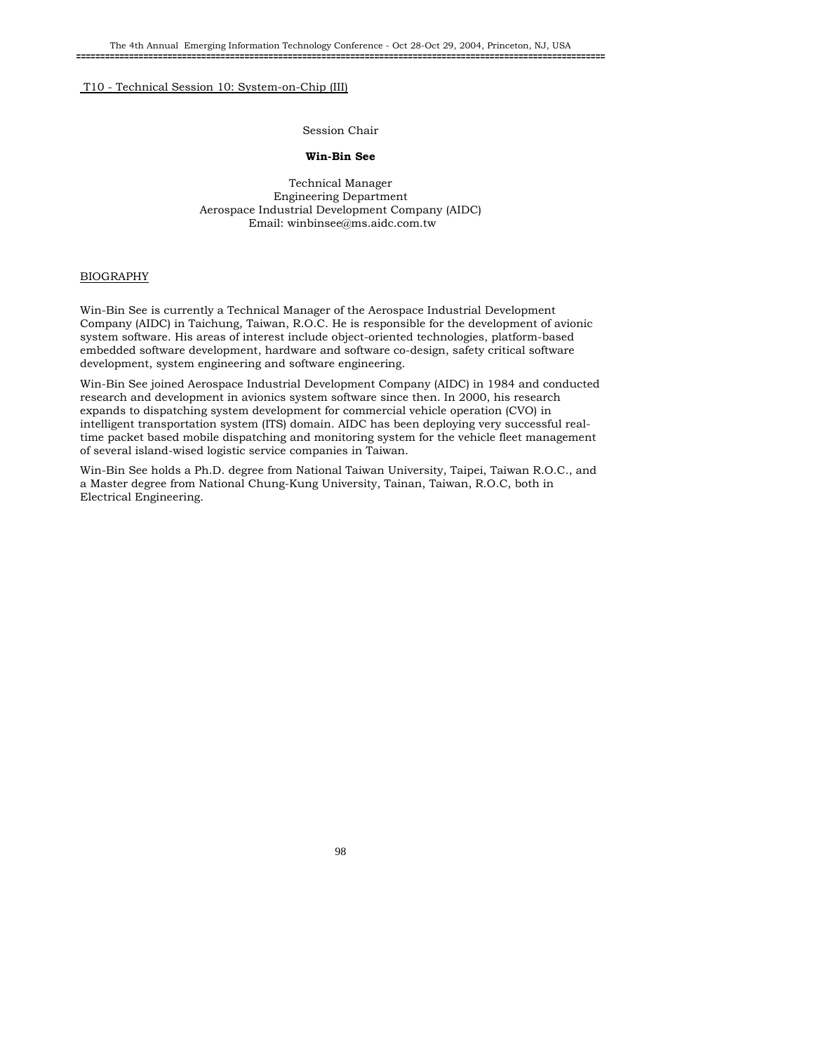T10 - Technical Session 10: System-on-Chip (III)

Session Chair

**Win-Bin See**

Technical Manager
Engineering Department
Aerospace Industrial Development Company (AIDC)
Email: winbinsee@ms.aidc.com.tw

BIOGRAPHY

Win-Bin See is currently a Technical Manager of the Aerospace Industrial Development Company (AIDC) in Taichung, Taiwan, R.O.C. He is responsible for the development of avionic system software. His areas of interest include object-oriented technologies, platform-based embedded software development, hardware and software co-design, safety critical software development, system engineering and software engineering.

Win-Bin See joined Aerospace Industrial Development Company (AIDC) in 1984 and conducted research and development in avionics system software since then. In 2000, his research expands to dispatching system development for commercial vehicle operation (CVO) in intelligent transportation system (ITS) domain. AIDC has been deploying very successful real-time packet based mobile dispatching and monitoring system for the vehicle fleet management of several island-wised logistic service companies in Taiwan.

Win-Bin See holds a Ph.D. degree from National Taiwan University, Taipei, Taiwan R.O.C., and a Master degree from National Chung-Kung University, Tainan, Taiwan, R.O.C, both in Electrical Engineering.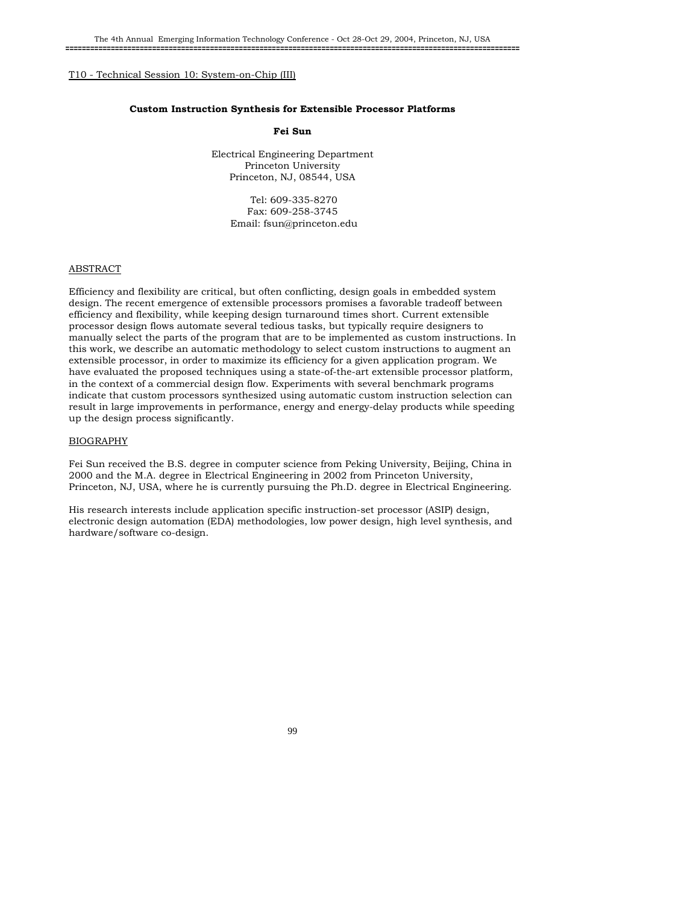T10 - Technical Session 10: System-on-Chip (III)

## Custom Instruction Synthesis for Extensible Processor Platforms

**Fei Sun**

Electrical Engineering Department
Princeton University
Princeton, NJ, 08544, USA

Tel: 609-335-8270
Fax: 609-258-3745
Email: fsun@princeton.edu

### ABSTRACT

Efficiency and flexibility are critical, but often conflicting, design goals in embedded system design. The recent emergence of extensible processors promises a favorable tradeoff between efficiency and flexibility, while keeping design turnaround times short. Current extensible processor design flows automate several tedious tasks, but typically require designers to manually select the parts of the program that are to be implemented as custom instructions. In this work, we describe an automatic methodology to select custom instructions to augment an extensible processor, in order to maximize its efficiency for a given application program. We have evaluated the proposed techniques using a state-of-the-art extensible processor platform, in the context of a commercial design flow. Experiments with several benchmark programs indicate that custom processors synthesized using automatic custom instruction selection can result in large improvements in performance, energy and energy-delay products while speeding up the design process significantly.

### BIOGRAPHY

Fei Sun received the B.S. degree in computer science from Peking University, Beijing, China in 2000 and the M.A. degree in Electrical Engineering in 2002 from Princeton University, Princeton, NJ, USA, where he is currently pursuing the Ph.D. degree in Electrical Engineering.

His research interests include application specific instruction-set processor (ASIP) design, electronic design automation (EDA) methodologies, low power design, high level synthesis, and hardware/software co-design.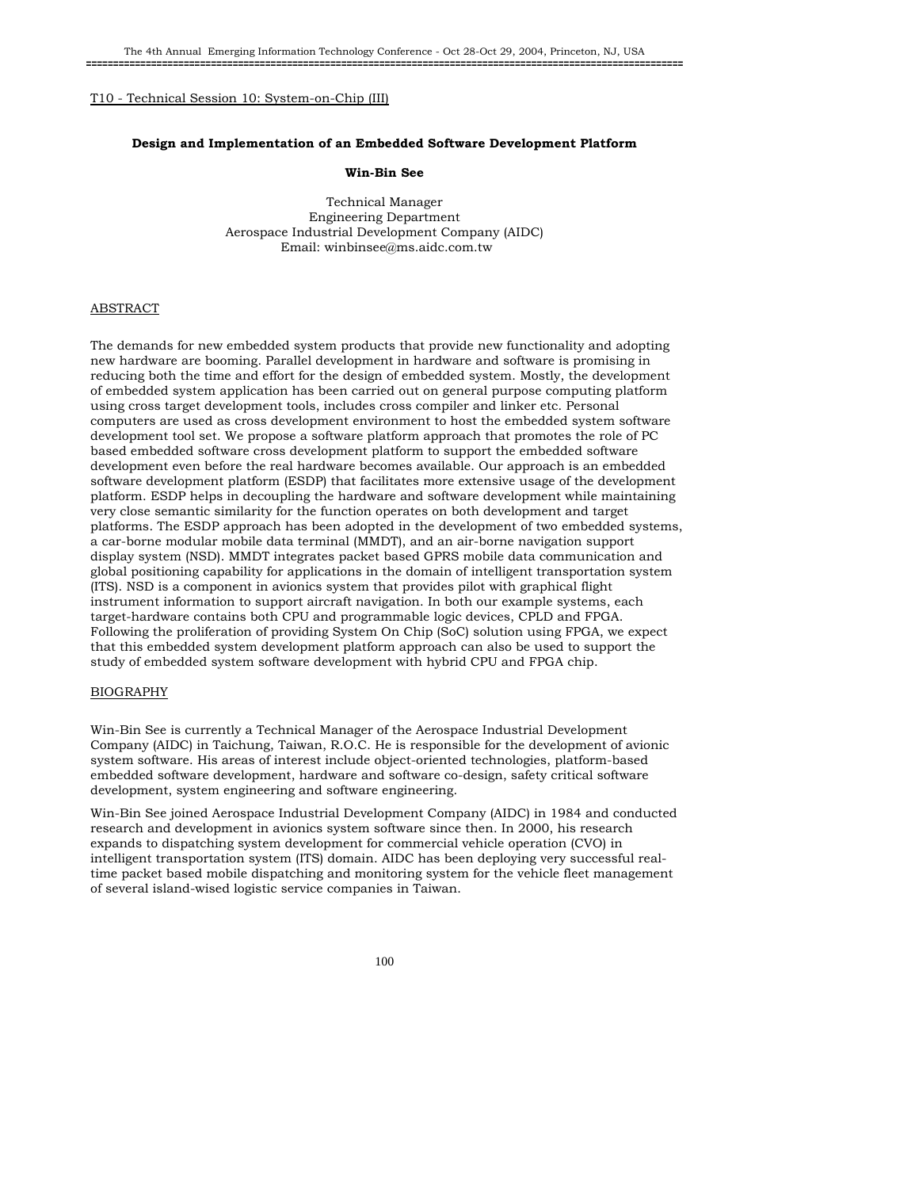T10 - Technical Session 10: System-on-Chip (III)

## Design and Implementation of an Embedded Software Development Platform

**Win-Bin See**

Technical Manager
Engineering Department
Aerospace Industrial Development Company (AIDC)
Email: winbinsee@ms.aidc.com.tw

### ABSTRACT

The demands for new embedded system products that provide new functionality and adopting new hardware are booming. Parallel development in hardware and software is promising in reducing both the time and effort for the design of embedded system. Mostly, the development of embedded system application has been carried out on general purpose computing platform using cross target development tools, includes cross compiler and linker etc. Personal computers are used as cross development environment to host the embedded system software development tool set. We propose a software platform approach that promotes the role of PC based embedded software cross development platform to support the embedded software development even before the real hardware becomes available. Our approach is an embedded software development platform (ESDP) that facilitates more extensive usage of the development platform. ESDP helps in decoupling the hardware and software development while maintaining very close semantic similarity for the function operates on both development and target platforms. The ESDP approach has been adopted in the development of two embedded systems, a car-borne modular mobile data terminal (MMDT), and an air-borne navigation support display system (NSD). MMDT integrates packet based GPRS mobile data communication and global positioning capability for applications in the domain of intelligent transportation system (ITS). NSD is a component in avionics system that provides pilot with graphical flight instrument information to support aircraft navigation. In both our example systems, each target-hardware contains both CPU and programmable logic devices, CPLD and FPGA. Following the proliferation of providing System On Chip (SoC) solution using FPGA, we expect that this embedded system development platform approach can also be used to support the study of embedded system software development with hybrid CPU and FPGA chip.

### BIOGRAPHY

Win-Bin See is currently a Technical Manager of the Aerospace Industrial Development Company (AIDC) in Taichung, Taiwan, R.O.C. He is responsible for the development of avionic system software. His areas of interest include object-oriented technologies, platform-based embedded software development, hardware and software co-design, safety critical software development, system engineering and software engineering.

Win-Bin See joined Aerospace Industrial Development Company (AIDC) in 1984 and conducted research and development in avionics system software since then. In 2000, his research expands to dispatching system development for commercial vehicle operation (CVO) in intelligent transportation system (ITS) domain. AIDC has been deploying very successful real-time packet based mobile dispatching and monitoring system for the vehicle fleet management of several island-wised logistic service companies in Taiwan.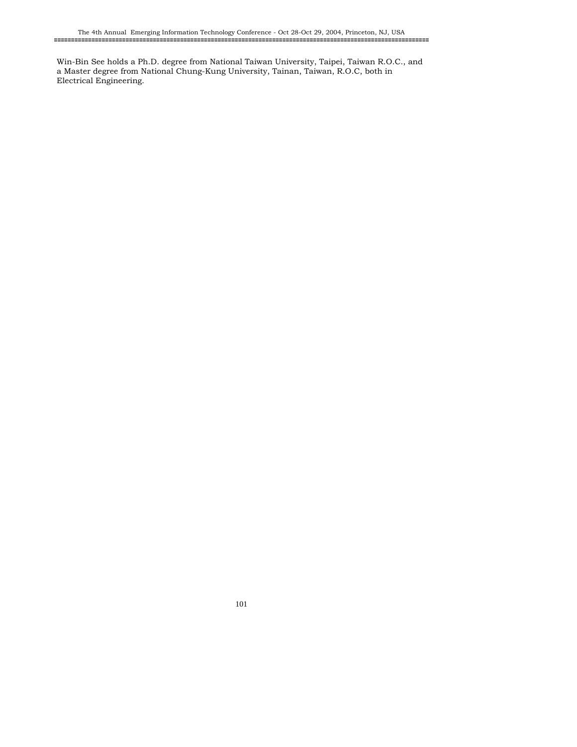Win-Bin See holds a Ph.D. degree from National Taiwan University, Taipei, Taiwan R.O.C., and a Master degree from National Chung-Kung University, Tainan, Taiwan, R.O.C, both in Electrical Engineering.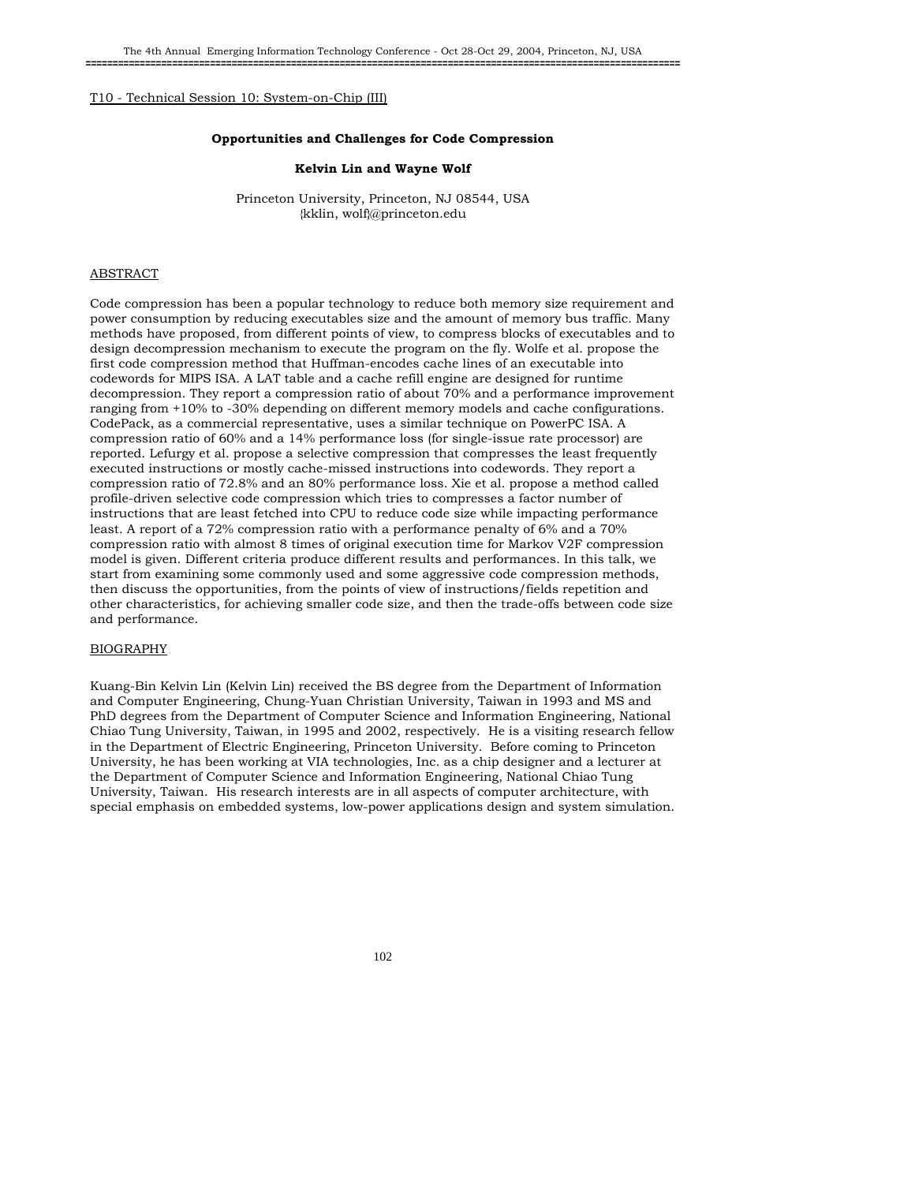T10 - Technical Session 10: System-on-Chip (III)

### Opportunities and Challenges for Code Compression

**Kelvin Lin and Wayne Wolf**

Princeton University, Princeton, NJ 08544, USA
{kklin, wolf}@princeton.edu

## ABSTRACT

Code compression has been a popular technology to reduce both memory size requirement and power consumption by reducing executables size and the amount of memory bus traffic. Many methods have proposed, from different points of view, to compress blocks of executables and to design decompression mechanism to execute the program on the fly. Wolfe et al. propose the first code compression method that Huffman-encodes cache lines of an executable into codewords for MIPS ISA. A LAT table and a cache refill engine are designed for runtime decompression. They report a compression ratio of about 70% and a performance improvement ranging from +10% to -30% depending on different memory models and cache configurations. CodePack, as a commercial representative, uses a similar technique on PowerPC ISA. A compression ratio of 60% and a 14% performance loss (for single-issue rate processor) are reported. Lefurgy et al. propose a selective compression that compresses the least frequently executed instructions or mostly cache-missed instructions into codewords. They report a compression ratio of 72.8% and an 80% performance loss. Xie et al. propose a method called profile-driven selective code compression which tries to compresses a factor number of instructions that are least fetched into CPU to reduce code size while impacting performance least. A report of a 72% compression ratio with a performance penalty of 6% and a 70% compression ratio with almost 8 times of original execution time for Markov V2F compression model is given. Different criteria produce different results and performances. In this talk, we start from examining some commonly used and some aggressive code compression methods, then discuss the opportunities, from the points of view of instructions/fields repetition and other characteristics, for achieving smaller code size, and then the trade-offs between code size and performance.

## BIOGRAPHY

Kuang-Bin Kelvin Lin (Kelvin Lin) received the BS degree from the Department of Information and Computer Engineering, Chung-Yuan Christian University, Taiwan in 1993 and MS and PhD degrees from the Department of Computer Science and Information Engineering, National Chiao Tung University, Taiwan, in 1995 and 2002, respectively. He is a visiting research fellow in the Department of Electric Engineering, Princeton University. Before coming to Princeton University, he has been working at VIA technologies, Inc. as a chip designer and a lecturer at the Department of Computer Science and Information Engineering, National Chiao Tung University, Taiwan. His research interests are in all aspects of computer architecture, with special emphasis on embedded systems, low-power applications design and system simulation.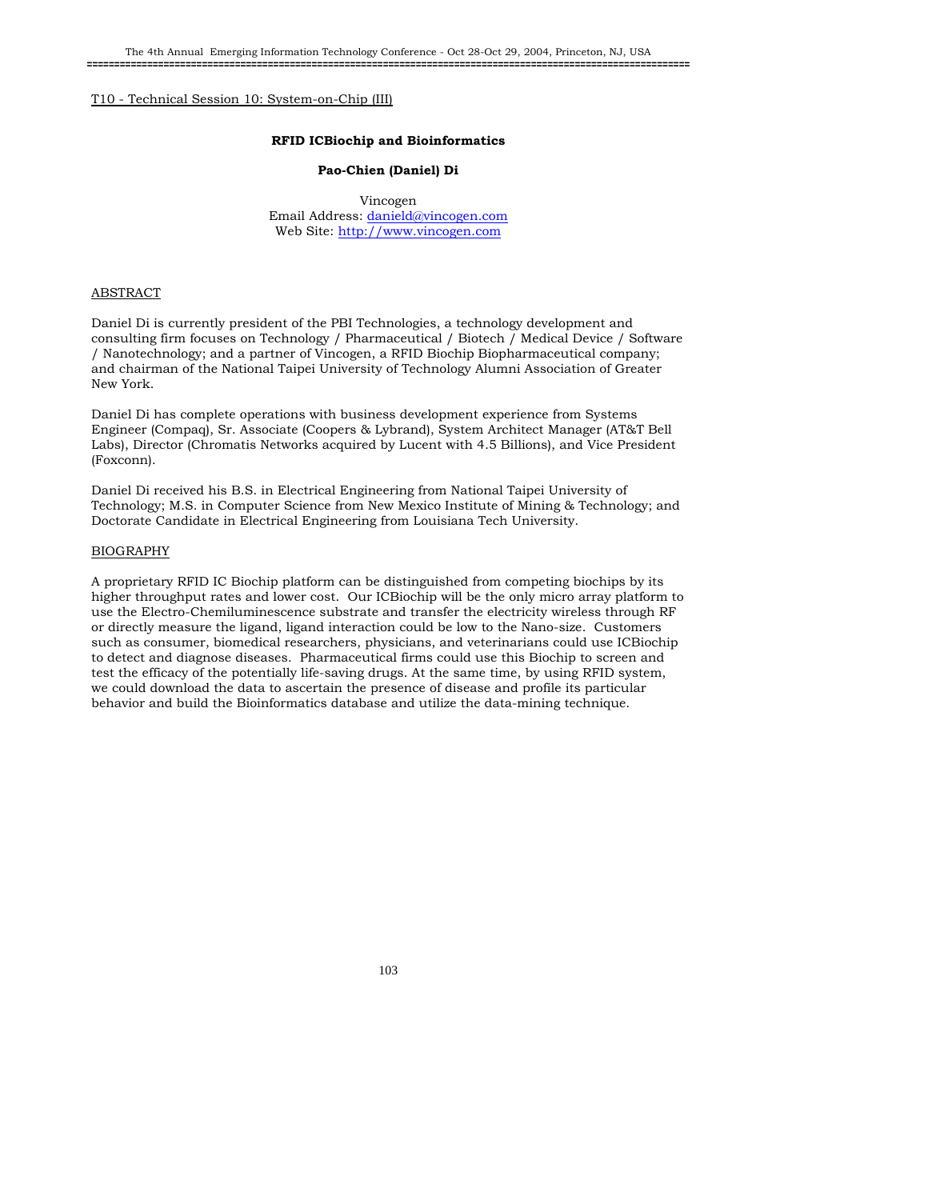T10 - Technical Session 10: System-on-Chip (III)

**RFID ICBiochip and Bioinformatics**

**Pao-Chien (Daniel) Di**

Vincogen
Email Address: danield@vincogen.com
Web Site: http://www.vincogen.com

ABSTRACT

Daniel Di is currently president of the PBI Technologies, a technology development and consulting firm focuses on Technology / Pharmaceutical / Biotech / Medical Device / Software / Nanotechnology; and a partner of Vincogen, a RFID Biochip Biopharmaceutical company; and chairman of the National Taipei University of Technology Alumni Association of Greater New York.

Daniel Di has complete operations with business development experience from Systems Engineer (Compaq), Sr. Associate (Coopers & Lybrand), System Architect Manager (AT&T Bell Labs), Director (Chromatis Networks acquired by Lucent with 4.5 Billions), and Vice President (Foxconn).

Daniel Di received his B.S. in Electrical Engineering from National Taipei University of Technology; M.S. in Computer Science from New Mexico Institute of Mining & Technology; and Doctorate Candidate in Electrical Engineering from Louisiana Tech University.

BIOGRAPHY

A proprietary RFID IC Biochip platform can be distinguished from competing biochips by its higher throughput rates and lower cost. Our ICBiochip will be the only micro array platform to use the Electro-Chemiluminescence substrate and transfer the electricity wireless through RF or directly measure the ligand, ligand interaction could be low to the Nano-size. Customers such as consumer, biomedical researchers, physicians, and veterinarians could use ICBiochip to detect and diagnose diseases. Pharmaceutical firms could use this Biochip to screen and test the efficacy of the potentially life-saving drugs. At the same time, by using RFID system, we could download the data to ascertain the presence of disease and profile its particular behavior and build the Bioinformatics database and utilize the data-mining technique.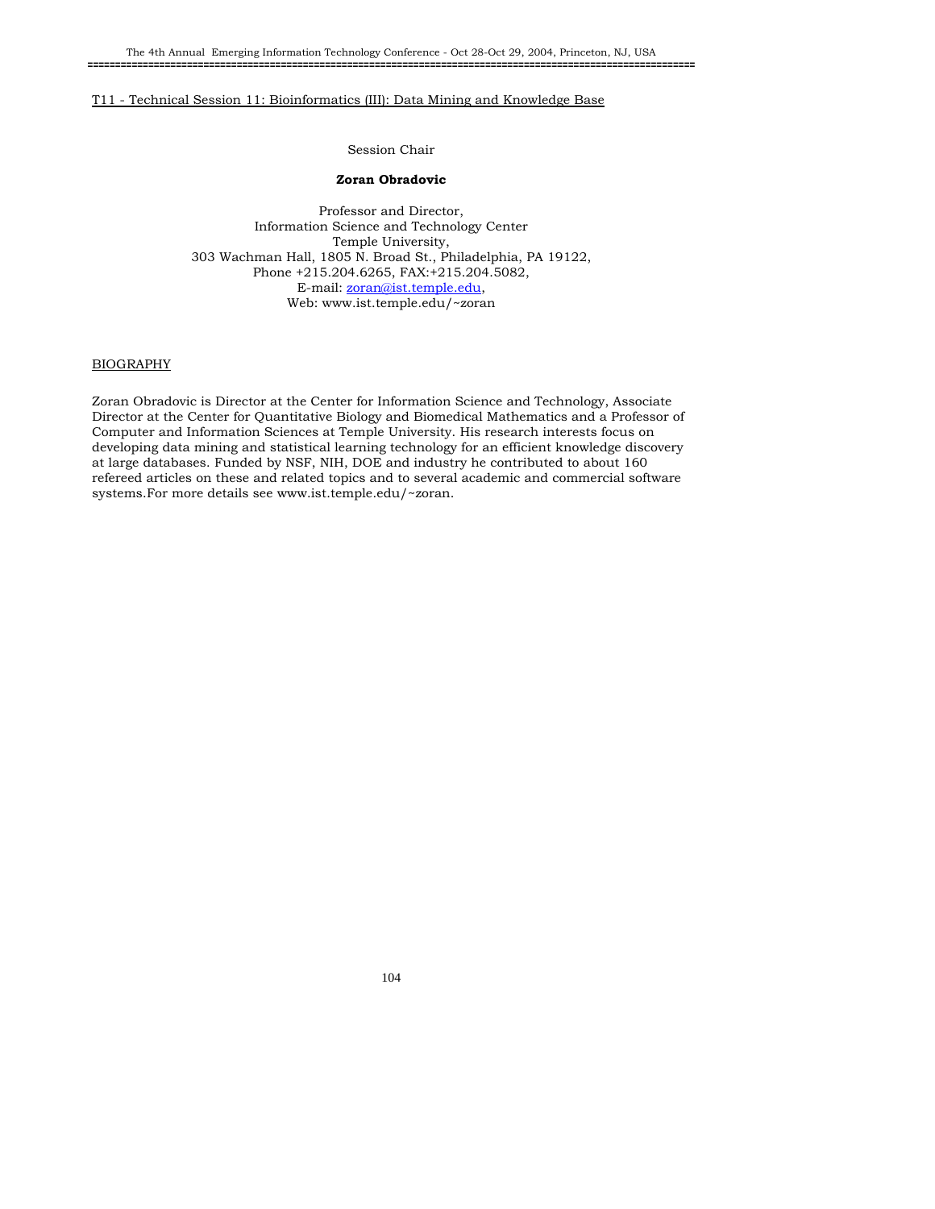## T11 - Technical Session 11: Bioinformatics (III): Data Mining and Knowledge Base

Session Chair

**Zoran Obradovic**

Professor and Director,
Information Science and Technology Center
Temple University,
303 Wachman Hall, 1805 N. Broad St., Philadelphia, PA 19122,
Phone +215.204.6265, FAX:+215.204.5082,
E-mail: zoran@ist.temple.edu,
Web: www.ist.temple.edu/~zoran

### BIOGRAPHY

Zoran Obradovic is Director at the Center for Information Science and Technology, Associate Director at the Center for Quantitative Biology and Biomedical Mathematics and a Professor of Computer and Information Sciences at Temple University. His research interests focus on developing data mining and statistical learning technology for an efficient knowledge discovery at large databases. Funded by NSF, NIH, DOE and industry he contributed to about 160 refereed articles on these and related topics and to several academic and commercial software systems.For more details see www.ist.temple.edu/~zoran.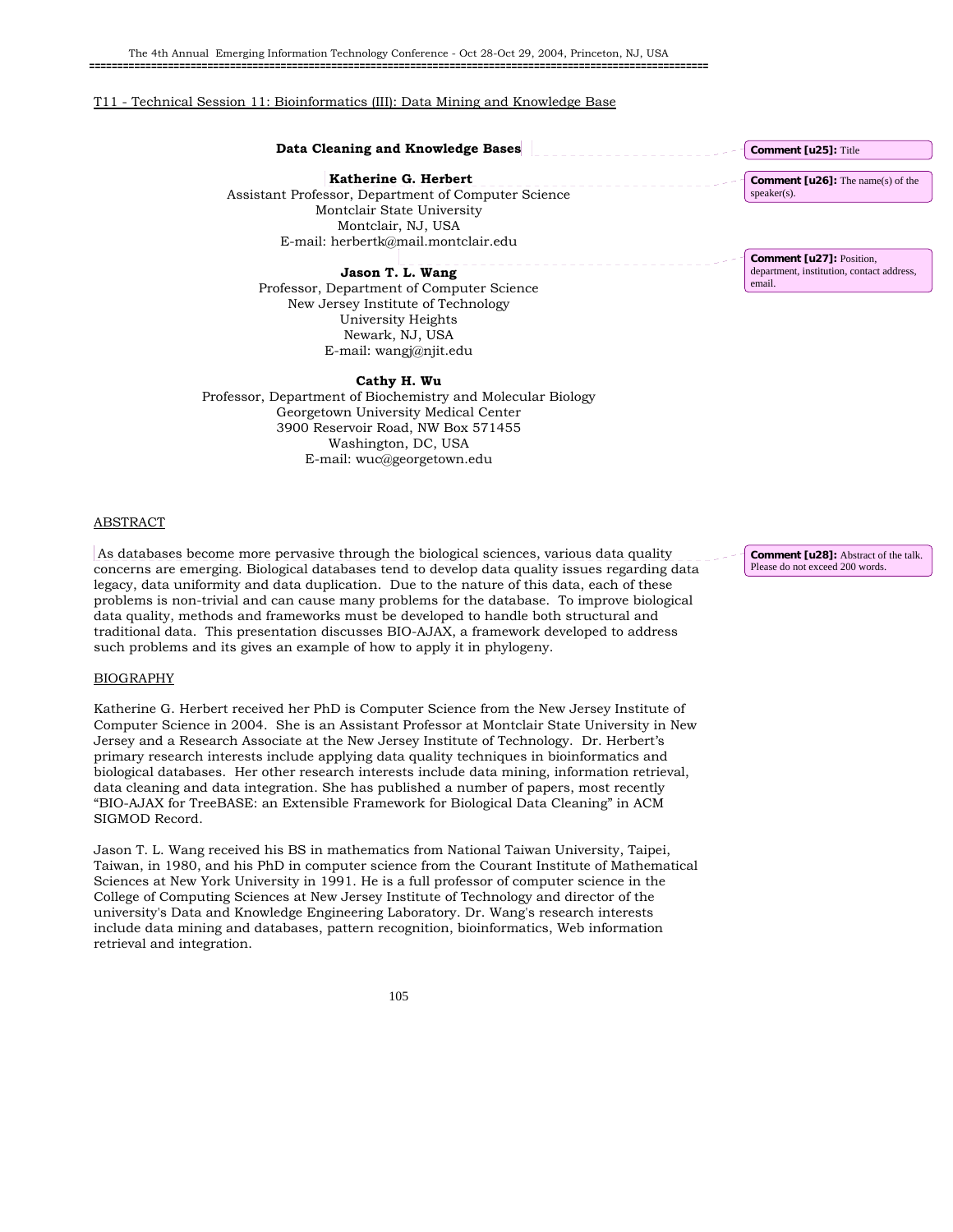T11 - Technical Session 11: Bioinformatics (III): Data Mining and Knowledge Base

## Data Cleaning and Knowledge Bases

**Katherine G. Herbert**
Assistant Professor, Department of Computer Science
Montclair State University
Montclair, NJ, USA
E-mail: herbertk@mail.montclair.edu

**Jason T. L. Wang**
Professor, Department of Computer Science
New Jersey Institute of Technology
University Heights
Newark, NJ, USA
E-mail: wangj@njit.edu

**Cathy H. Wu**
Professor, Department of Biochemistry and Molecular Biology
Georgetown University Medical Center
3900 Reservoir Road, NW Box 571455
Washington, DC, USA
E-mail: wuc@georgetown.edu

Comment [u25]: Title

Comment [u26]: The name(s) of the speaker(s).

Comment [u27]: Position, department, institution, contact address, email.

### ABSTRACT

As databases become more pervasive through the biological sciences, various data quality concerns are emerging. Biological databases tend to develop data quality issues regarding data legacy, data uniformity and data duplication. Due to the nature of this data, each of these problems is non-trivial and can cause many problems for the database. To improve biological data quality, methods and frameworks must be developed to handle both structural and traditional data. This presentation discusses BIO-AJAX, a framework developed to address such problems and its gives an example of how to apply it in phylogeny.

Comment [u28]: Abstract of the talk. Please do not exceed 200 words.

### BIOGRAPHY

Katherine G. Herbert received her PhD is Computer Science from the New Jersey Institute of Computer Science in 2004. She is an Assistant Professor at Montclair State University in New Jersey and a Research Associate at the New Jersey Institute of Technology. Dr. Herbert's primary research interests include applying data quality techniques in bioinformatics and biological databases. Her other research interests include data mining, information retrieval, data cleaning and data integration. She has published a number of papers, most recently "BIO-AJAX for TreeBASE: an Extensible Framework for Biological Data Cleaning" in ACM SIGMOD Record.

Jason T. L. Wang received his BS in mathematics from National Taiwan University, Taipei, Taiwan, in 1980, and his PhD in computer science from the Courant Institute of Mathematical Sciences at New York University in 1991. He is a full professor of computer science in the College of Computing Sciences at New Jersey Institute of Technology and director of the university's Data and Knowledge Engineering Laboratory. Dr. Wang's research interests include data mining and databases, pattern recognition, bioinformatics, Web information retrieval and integration.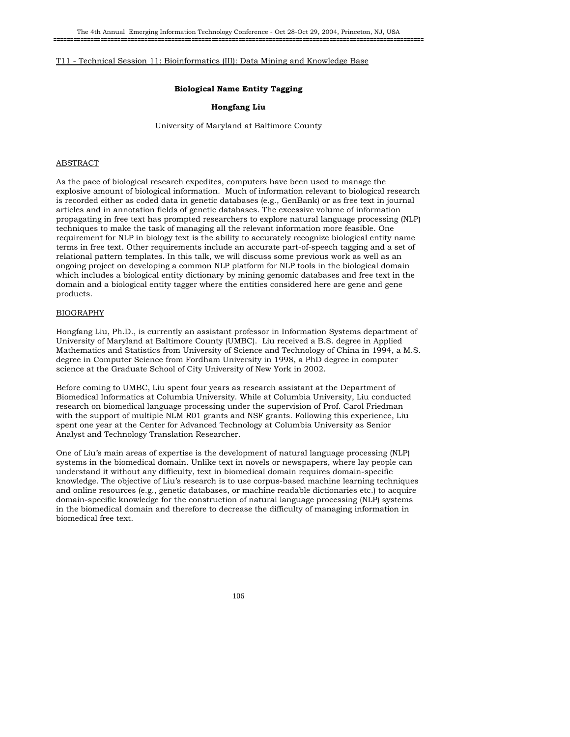T11 - Technical Session 11: Bioinformatics (III): Data Mining and Knowledge Base

# Biological Name Entity Tagging

**Hongfang Liu**

University of Maryland at Baltimore County

## ABSTRACT

As the pace of biological research expedites, computers have been used to manage the explosive amount of biological information. Much of information relevant to biological research is recorded either as coded data in genetic databases (e.g., GenBank) or as free text in journal articles and in annotation fields of genetic databases. The excessive volume of information propagating in free text has prompted researchers to explore natural language processing (NLP) techniques to make the task of managing all the relevant information more feasible. One requirement for NLP in biology text is the ability to accurately recognize biological entity name terms in free text. Other requirements include an accurate part-of-speech tagging and a set of relational pattern templates. In this talk, we will discuss some previous work as well as an ongoing project on developing a common NLP platform for NLP tools in the biological domain which includes a biological entity dictionary by mining genomic databases and free text in the domain and a biological entity tagger where the entities considered here are gene and gene products.

## BIOGRAPHY

Hongfang Liu, Ph.D., is currently an assistant professor in Information Systems department of University of Maryland at Baltimore County (UMBC). Liu received a B.S. degree in Applied Mathematics and Statistics from University of Science and Technology of China in 1994, a M.S. degree in Computer Science from Fordham University in 1998, a PhD degree in computer science at the Graduate School of City University of New York in 2002.

Before coming to UMBC, Liu spent four years as research assistant at the Department of Biomedical Informatics at Columbia University. While at Columbia University, Liu conducted research on biomedical language processing under the supervision of Prof. Carol Friedman with the support of multiple NLM R01 grants and NSF grants. Following this experience, Liu spent one year at the Center for Advanced Technology at Columbia University as Senior Analyst and Technology Translation Researcher.

One of Liu's main areas of expertise is the development of natural language processing (NLP) systems in the biomedical domain. Unlike text in novels or newspapers, where lay people can understand it without any difficulty, text in biomedical domain requires domain-specific knowledge. The objective of Liu's research is to use corpus-based machine learning techniques and online resources (e.g., genetic databases, or machine readable dictionaries etc.) to acquire domain-specific knowledge for the construction of natural language processing (NLP) systems in the biomedical domain and therefore to decrease the difficulty of managing information in biomedical free text.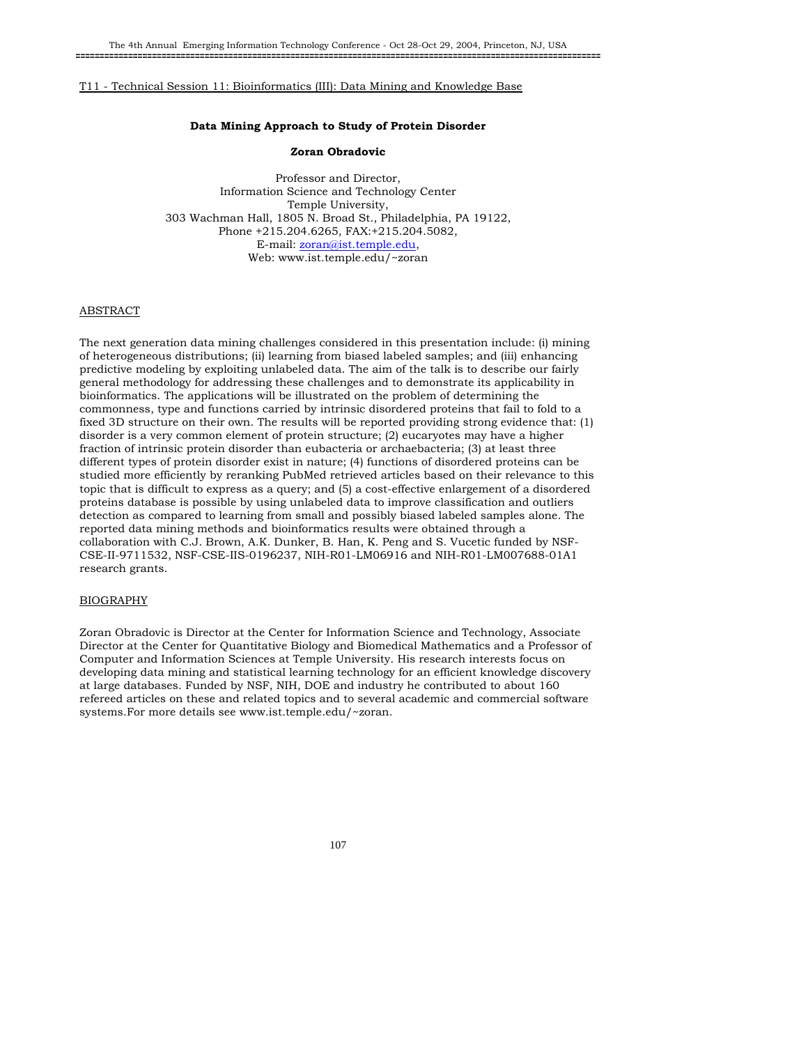T11 - Technical Session 11: Bioinformatics (III): Data Mining and Knowledge Base

## Data Mining Approach to Study of Protein Disorder

**Zoran Obradovic**

Professor and Director,
Information Science and Technology Center
Temple University,
303 Wachman Hall, 1805 N. Broad St., Philadelphia, PA 19122,
Phone +215.204.6265, FAX:+215.204.5082,
E-mail: zoran@ist.temple.edu,
Web: www.ist.temple.edu/~zoran

### ABSTRACT

The next generation data mining challenges considered in this presentation include: (i) mining of heterogeneous distributions; (ii) learning from biased labeled samples; and (iii) enhancing predictive modeling by exploiting unlabeled data. The aim of the talk is to describe our fairly general methodology for addressing these challenges and to demonstrate its applicability in bioinformatics. The applications will be illustrated on the problem of determining the commonness, type and functions carried by intrinsic disordered proteins that fail to fold to a fixed 3D structure on their own. The results will be reported providing strong evidence that: (1) disorder is a very common element of protein structure; (2) eucaryotes may have a higher fraction of intrinsic protein disorder than eubacteria or archaebacteria; (3) at least three different types of protein disorder exist in nature; (4) functions of disordered proteins can be studied more efficiently by reranking PubMed retrieved articles based on their relevance to this topic that is difficult to express as a query; and (5) a cost-effective enlargement of a disordered proteins database is possible by using unlabeled data to improve classification and outliers detection as compared to learning from small and possibly biased labeled samples alone. The reported data mining methods and bioinformatics results were obtained through a collaboration with C.J. Brown, A.K. Dunker, B. Han, K. Peng and S. Vucetic funded by NSF-CSE-II-9711532, NSF-CSE-IIS-0196237, NIH-R01-LM06916 and NIH-R01-LM007688-01A1 research grants.

### BIOGRAPHY

Zoran Obradovic is Director at the Center for Information Science and Technology, Associate Director at the Center for Quantitative Biology and Biomedical Mathematics and a Professor of Computer and Information Sciences at Temple University. His research interests focus on developing data mining and statistical learning technology for an efficient knowledge discovery at large databases. Funded by NSF, NIH, DOE and industry he contributed to about 160 refereed articles on these and related topics and to several academic and commercial software systems.For more details see www.ist.temple.edu/~zoran.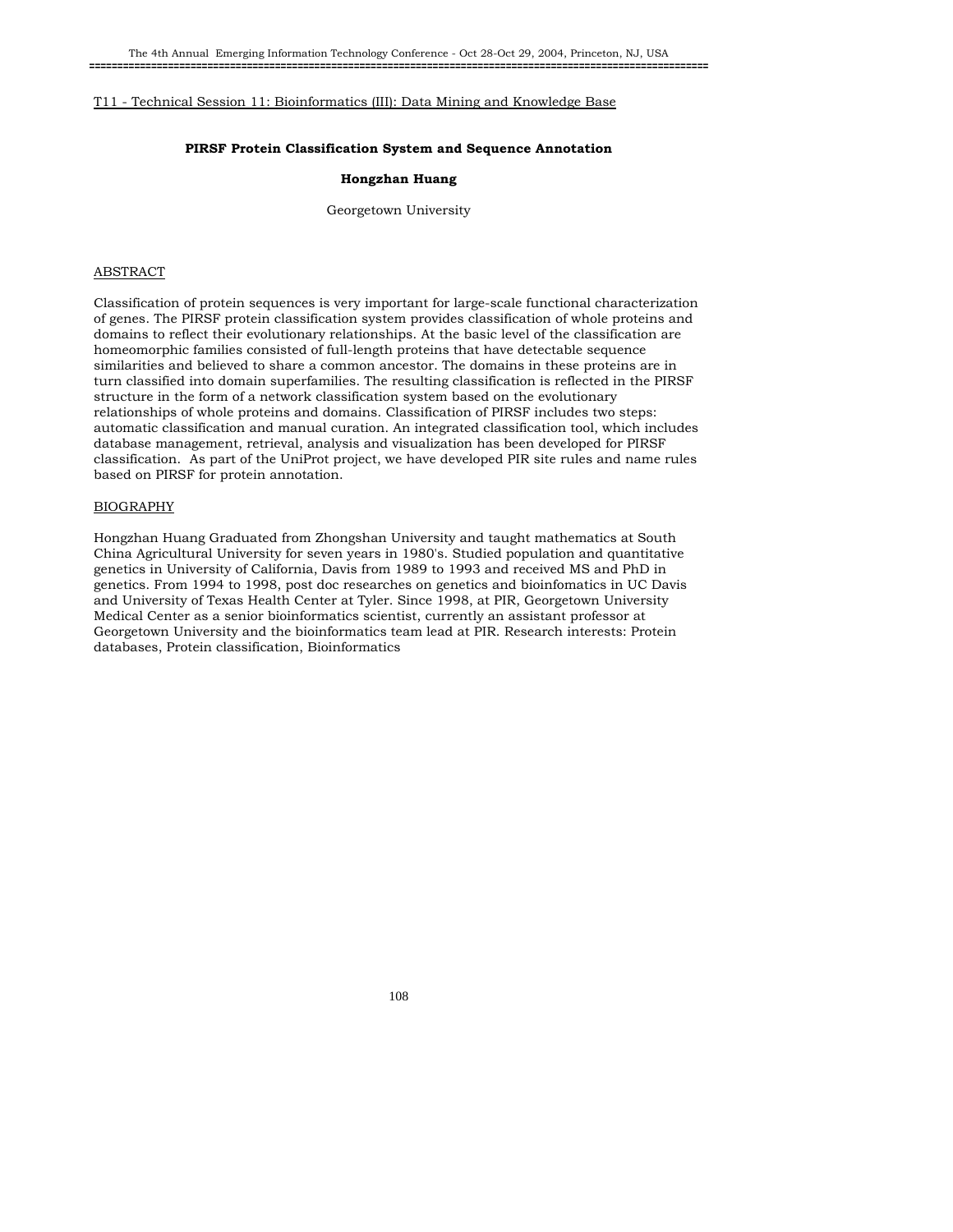T11 - Technical Session 11: Bioinformatics (III): Data Mining and Knowledge Base

## PIRSF Protein Classification System and Sequence Annotation

**Hongzhan Huang**

Georgetown University

### ABSTRACT

Classification of protein sequences is very important for large-scale functional characterization of genes. The PIRSF protein classification system provides classification of whole proteins and domains to reflect their evolutionary relationships. At the basic level of the classification are homeomorphic families consisted of full-length proteins that have detectable sequence similarities and believed to share a common ancestor. The domains in these proteins are in turn classified into domain superfamilies. The resulting classification is reflected in the PIRSF structure in the form of a network classification system based on the evolutionary relationships of whole proteins and domains. Classification of PIRSF includes two steps: automatic classification and manual curation. An integrated classification tool, which includes database management, retrieval, analysis and visualization has been developed for PIRSF classification. As part of the UniProt project, we have developed PIR site rules and name rules based on PIRSF for protein annotation.

### BIOGRAPHY

Hongzhan Huang Graduated from Zhongshan University and taught mathematics at South China Agricultural University for seven years in 1980's. Studied population and quantitative genetics in University of California, Davis from 1989 to 1993 and received MS and PhD in genetics. From 1994 to 1998, post doc researches on genetics and bioinfomatics in UC Davis and University of Texas Health Center at Tyler. Since 1998, at PIR, Georgetown University Medical Center as a senior bioinformatics scientist, currently an assistant professor at Georgetown University and the bioinformatics team lead at PIR. Research interests: Protein databases, Protein classification, Bioinformatics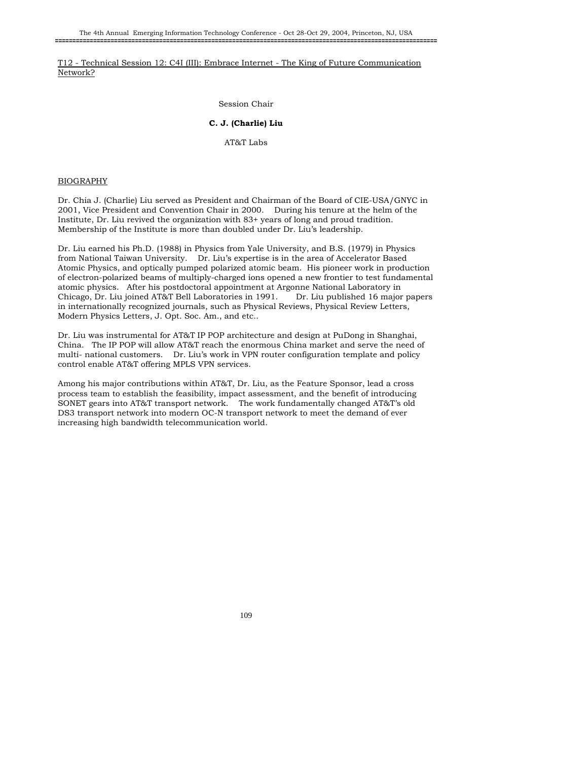T12 - Technical Session 12: C4I (III): Embrace Internet - The King of Future Communication Network?

Session Chair

**C. J. (Charlie) Liu**

AT&T Labs

BIOGRAPHY

Dr. Chia J. (Charlie) Liu served as President and Chairman of the Board of CIE-USA/GNYC in 2001, Vice President and Convention Chair in 2000. During his tenure at the helm of the Institute, Dr. Liu revived the organization with 83+ years of long and proud tradition. Membership of the Institute is more than doubled under Dr. Liu's leadership.

Dr. Liu earned his Ph.D. (1988) in Physics from Yale University, and B.S. (1979) in Physics from National Taiwan University. Dr. Liu's expertise is in the area of Accelerator Based Atomic Physics, and optically pumped polarized atomic beam. His pioneer work in production of electron-polarized beams of multiply-charged ions opened a new frontier to test fundamental atomic physics. After his postdoctoral appointment at Argonne National Laboratory in Chicago, Dr. Liu joined AT&T Bell Laboratories in 1991. Dr. Liu published 16 major papers in internationally recognized journals, such as Physical Reviews, Physical Review Letters, Modern Physics Letters, J. Opt. Soc. Am., and etc..

Dr. Liu was instrumental for AT&T IP POP architecture and design at PuDong in Shanghai, China. The IP POP will allow AT&T reach the enormous China market and serve the need of multi- national customers. Dr. Liu's work in VPN router configuration template and policy control enable AT&T offering MPLS VPN services.

Among his major contributions within AT&T, Dr. Liu, as the Feature Sponsor, lead a cross process team to establish the feasibility, impact assessment, and the benefit of introducing SONET gears into AT&T transport network. The work fundamentally changed AT&T's old DS3 transport network into modern OC-N transport network to meet the demand of ever increasing high bandwidth telecommunication world.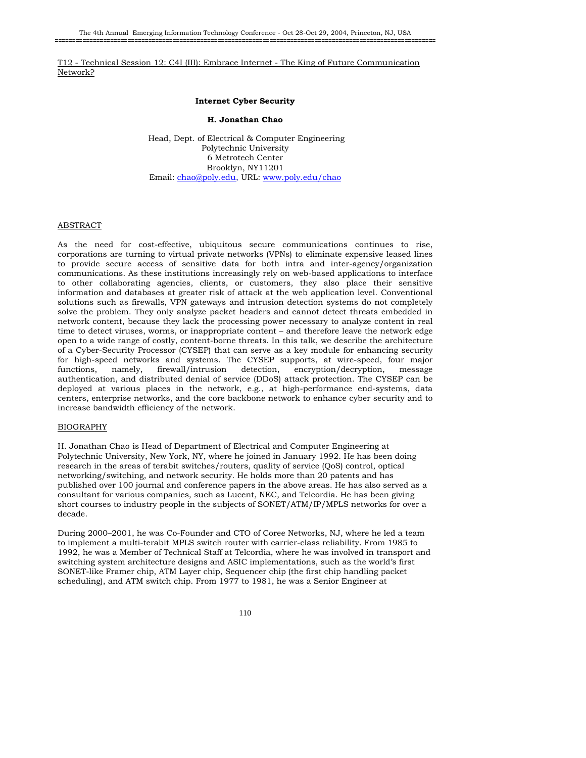T12 - Technical Session 12: C4I (III): Embrace Internet - The King of Future Communication Network?

**Internet Cyber Security**

**H. Jonathan Chao**

Head, Dept. of Electrical & Computer Engineering
Polytechnic University
6 Metrotech Center
Brooklyn, NY11201
Email: chao@poly.edu, URL: www.poly.edu/chao

ABSTRACT

As the need for cost-effective, ubiquitous secure communications continues to rise, corporations are turning to virtual private networks (VPNs) to eliminate expensive leased lines to provide secure access of sensitive data for both intra and inter-agency/organization communications. As these institutions increasingly rely on web-based applications to interface to other collaborating agencies, clients, or customers, they also place their sensitive information and databases at greater risk of attack at the web application level. Conventional solutions such as firewalls, VPN gateways and intrusion detection systems do not completely solve the problem. They only analyze packet headers and cannot detect threats embedded in network content, because they lack the processing power necessary to analyze content in real time to detect viruses, worms, or inappropriate content – and therefore leave the network edge open to a wide range of costly, content-borne threats. In this talk, we describe the architecture of a Cyber-Security Processor (CYSEP) that can serve as a key module for enhancing security for high-speed networks and systems. The CYSEP supports, at wire-speed, four major functions, namely, firewall/intrusion detection, encryption/decryption, message authentication, and distributed denial of service (DDoS) attack protection. The CYSEP can be deployed at various places in the network, e.g., at high-performance end-systems, data centers, enterprise networks, and the core backbone network to enhance cyber security and to increase bandwidth efficiency of the network.

BIOGRAPHY

H. Jonathan Chao is Head of Department of Electrical and Computer Engineering at Polytechnic University, New York, NY, where he joined in January 1992. He has been doing research in the areas of terabit switches/routers, quality of service (QoS) control, optical networking/switching, and network security. He holds more than 20 patents and has published over 100 journal and conference papers in the above areas. He has also served as a consultant for various companies, such as Lucent, NEC, and Telcordia. He has been giving short courses to industry people in the subjects of SONET/ATM/IP/MPLS networks for over a decade.

During 2000–2001, he was Co-Founder and CTO of Coree Networks, NJ, where he led a team to implement a multi-terabit MPLS switch router with carrier-class reliability. From 1985 to 1992, he was a Member of Technical Staff at Telcordia, where he was involved in transport and switching system architecture designs and ASIC implementations, such as the world's first SONET-like Framer chip, ATM Layer chip, Sequencer chip (the first chip handling packet scheduling), and ATM switch chip. From 1977 to 1981, he was a Senior Engineer at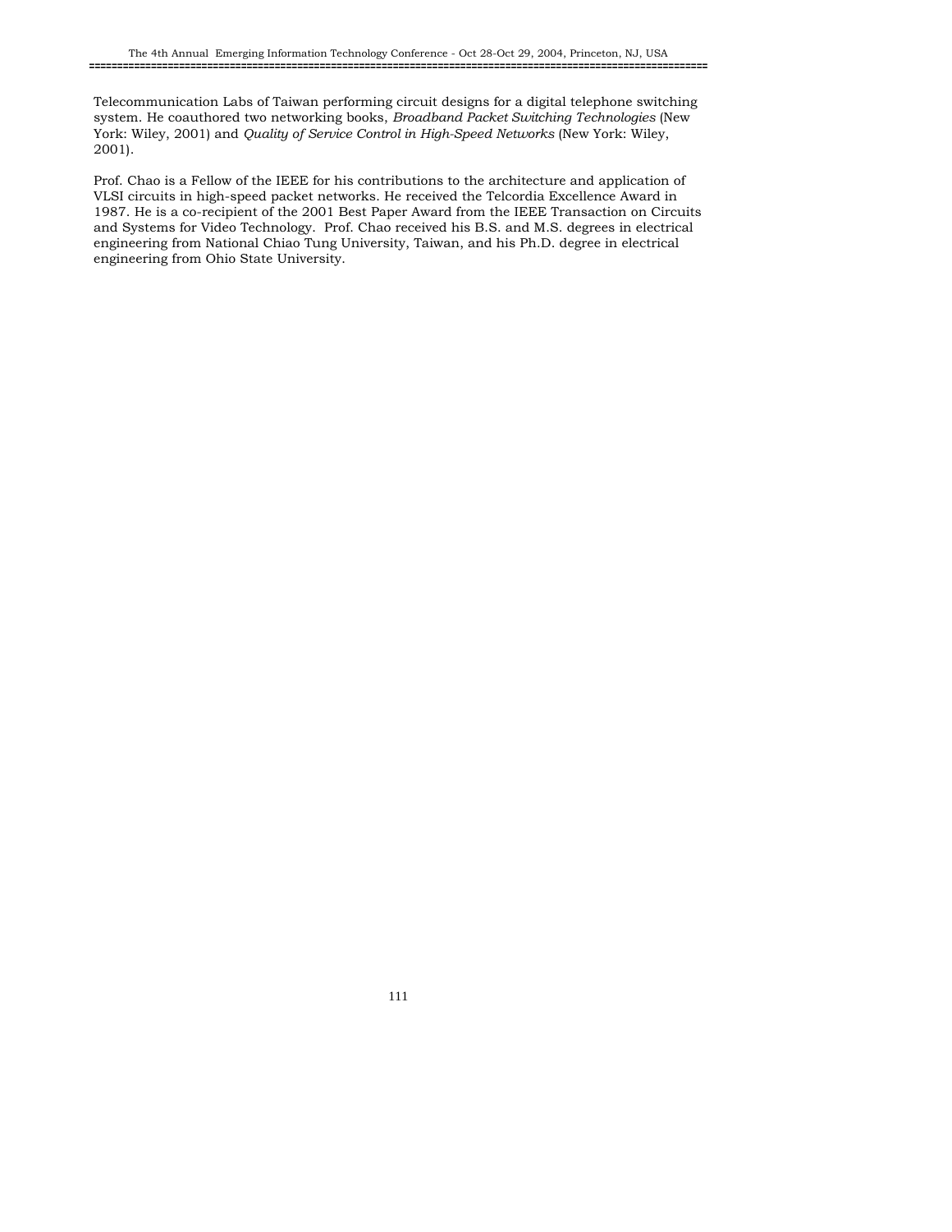Telecommunication Labs of Taiwan performing circuit designs for a digital telephone switching system. He coauthored two networking books, *Broadband Packet Switching Technologies* (New York: Wiley, 2001) and *Quality of Service Control in High-Speed Networks* (New York: Wiley, 2001).

Prof. Chao is a Fellow of the IEEE for his contributions to the architecture and application of VLSI circuits in high-speed packet networks. He received the Telcordia Excellence Award in 1987. He is a co-recipient of the 2001 Best Paper Award from the IEEE Transaction on Circuits and Systems for Video Technology. Prof. Chao received his B.S. and M.S. degrees in electrical engineering from National Chiao Tung University, Taiwan, and his Ph.D. degree in electrical engineering from Ohio State University.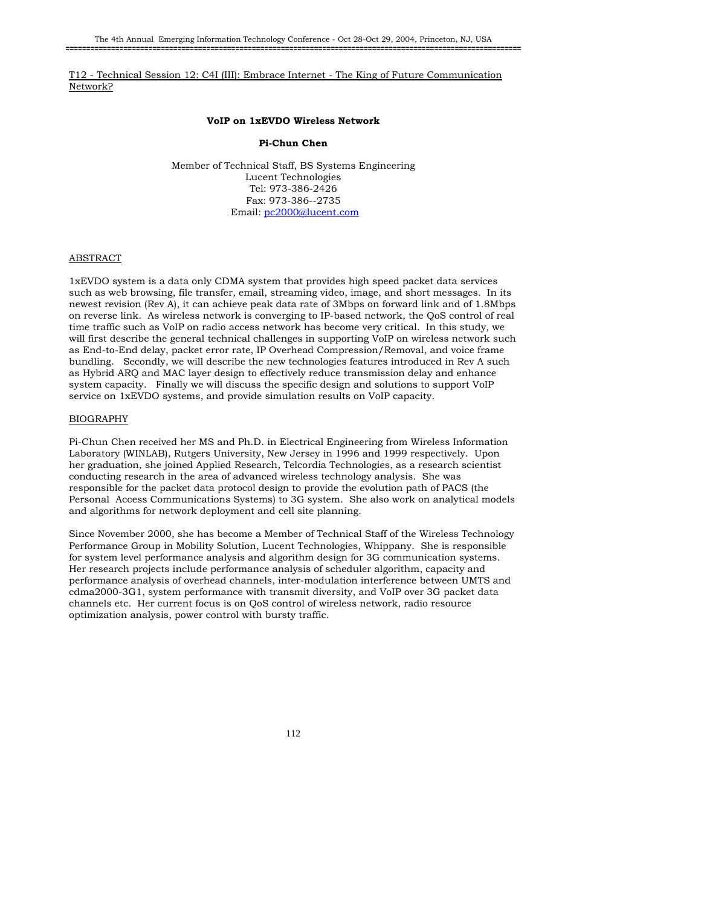T12 - Technical Session 12: C4I (III): Embrace Internet - The King of Future Communication Network?

**VoIP on 1xEVDO Wireless Network**

**Pi-Chun Chen**

Member of Technical Staff, BS Systems Engineering
Lucent Technologies
Tel: 973-386-2426
Fax: 973-386--2735
Email: pc2000@lucent.com

## ABSTRACT

1xEVDO system is a data only CDMA system that provides high speed packet data services such as web browsing, file transfer, email, streaming video, image, and short messages. In its newest revision (Rev A), it can achieve peak data rate of 3Mbps on forward link and of 1.8Mbps on reverse link. As wireless network is converging to IP-based network, the QoS control of real time traffic such as VoIP on radio access network has become very critical. In this study, we will first describe the general technical challenges in supporting VoIP on wireless network such as End-to-End delay, packet error rate, IP Overhead Compression/Removal, and voice frame bundling. Secondly, we will describe the new technologies features introduced in Rev A such as Hybrid ARQ and MAC layer design to effectively reduce transmission delay and enhance system capacity. Finally we will discuss the specific design and solutions to support VoIP service on 1xEVDO systems, and provide simulation results on VoIP capacity.

## BIOGRAPHY

Pi-Chun Chen received her MS and Ph.D. in Electrical Engineering from Wireless Information Laboratory (WINLAB), Rutgers University, New Jersey in 1996 and 1999 respectively. Upon her graduation, she joined Applied Research, Telcordia Technologies, as a research scientist conducting research in the area of advanced wireless technology analysis. She was responsible for the packet data protocol design to provide the evolution path of PACS (the Personal Access Communications Systems) to 3G system. She also work on analytical models and algorithms for network deployment and cell site planning.

Since November 2000, she has become a Member of Technical Staff of the Wireless Technology Performance Group in Mobility Solution, Lucent Technologies, Whippany. She is responsible for system level performance analysis and algorithm design for 3G communication systems. Her research projects include performance analysis of scheduler algorithm, capacity and performance analysis of overhead channels, inter-modulation interference between UMTS and cdma2000-3G1, system performance with transmit diversity, and VoIP over 3G packet data channels etc. Her current focus is on QoS control of wireless network, radio resource optimization analysis, power control with bursty traffic.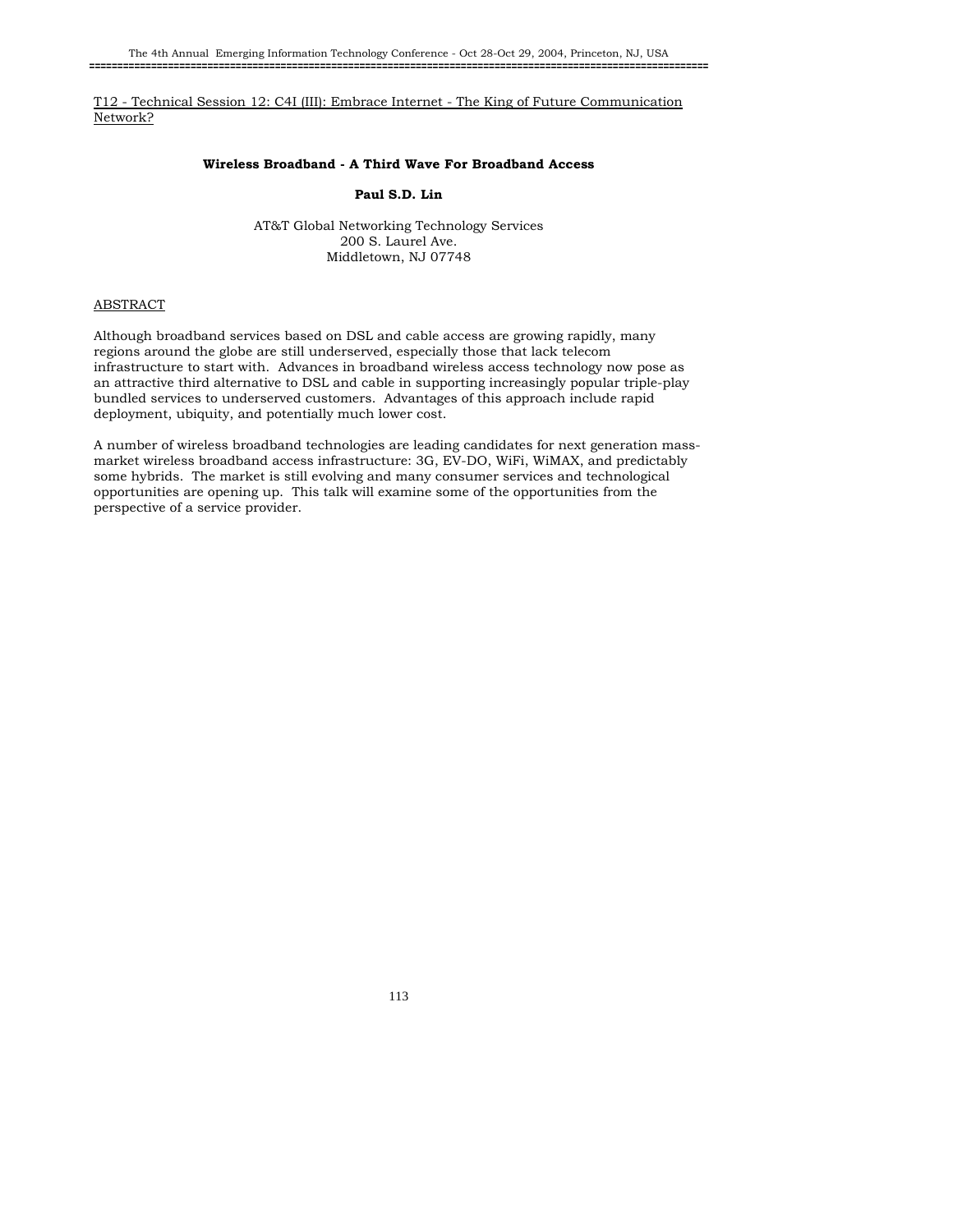T12 - Technical Session 12: C4I (III): Embrace Internet - The King of Future Communication Network?

## Wireless Broadband - A Third Wave For Broadband Access

**Paul S.D. Lin**

AT&T Global Networking Technology Services
200 S. Laurel Ave.
Middletown, NJ 07748

ABSTRACT

Although broadband services based on DSL and cable access are growing rapidly, many regions around the globe are still underserved, especially those that lack telecom infrastructure to start with. Advances in broadband wireless access technology now pose as an attractive third alternative to DSL and cable in supporting increasingly popular triple-play bundled services to underserved customers. Advantages of this approach include rapid deployment, ubiquity, and potentially much lower cost.

A number of wireless broadband technologies are leading candidates for next generation mass-market wireless broadband access infrastructure: 3G, EV-DO, WiFi, WiMAX, and predictably some hybrids. The market is still evolving and many consumer services and technological opportunities are opening up. This talk will examine some of the opportunities from the perspective of a service provider.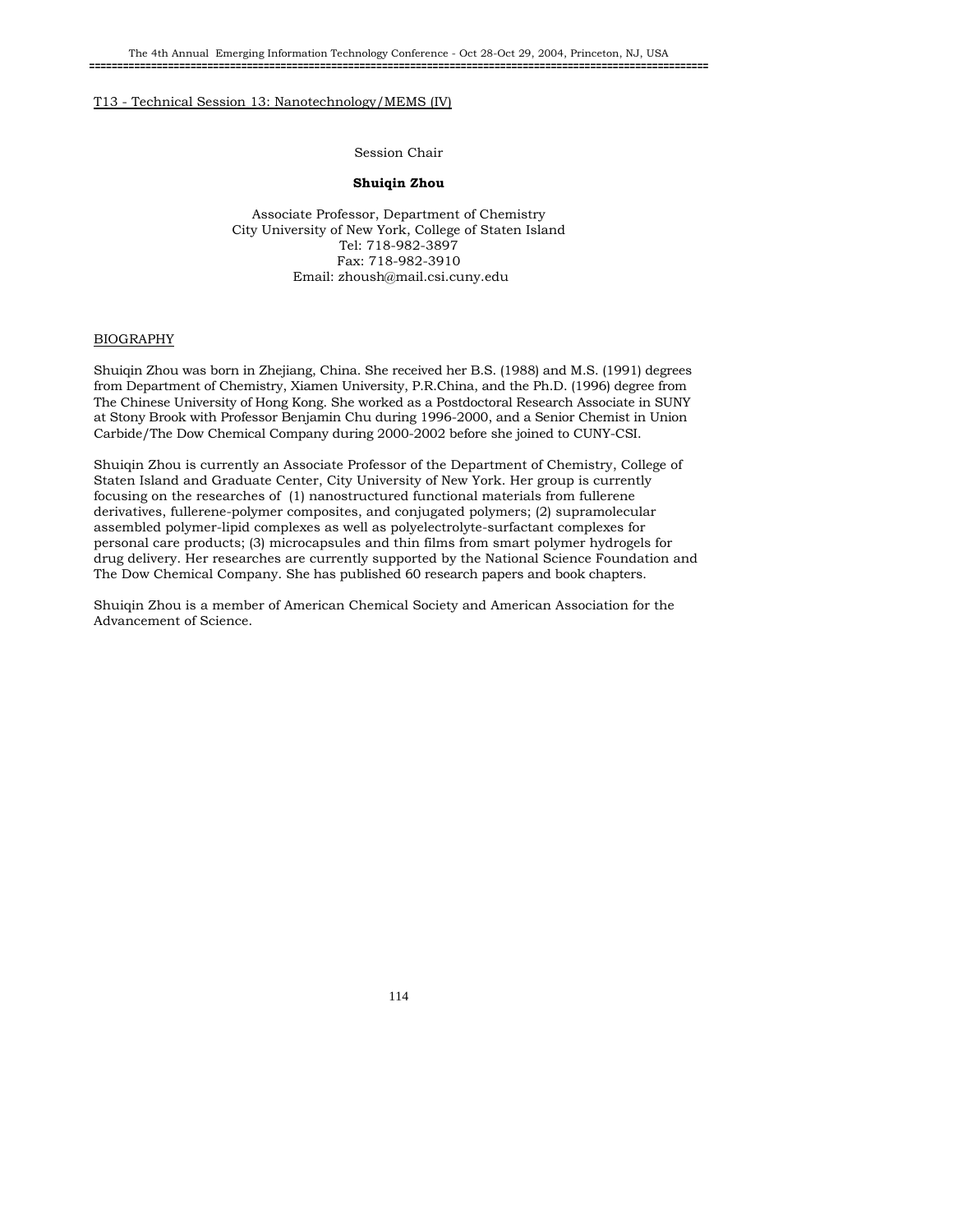T13 - Technical Session 13: Nanotechnology/MEMS (IV)

Session Chair

**Shuiqin Zhou**

Associate Professor, Department of Chemistry
City University of New York, College of Staten Island
Tel: 718-982-3897
Fax: 718-982-3910
Email: zhoush@mail.csi.cuny.edu

## BIOGRAPHY

Shuiqin Zhou was born in Zhejiang, China. She received her B.S. (1988) and M.S. (1991) degrees from Department of Chemistry, Xiamen University, P.R.China, and the Ph.D. (1996) degree from The Chinese University of Hong Kong. She worked as a Postdoctoral Research Associate in SUNY at Stony Brook with Professor Benjamin Chu during 1996-2000, and a Senior Chemist in Union Carbide/The Dow Chemical Company during 2000-2002 before she joined to CUNY-CSI.

Shuiqin Zhou is currently an Associate Professor of the Department of Chemistry, College of Staten Island and Graduate Center, City University of New York. Her group is currently focusing on the researches of (1) nanostructured functional materials from fullerene derivatives, fullerene-polymer composites, and conjugated polymers; (2) supramolecular assembled polymer-lipid complexes as well as polyelectrolyte-surfactant complexes for personal care products; (3) microcapsules and thin films from smart polymer hydrogels for drug delivery. Her researches are currently supported by the National Science Foundation and The Dow Chemical Company. She has published 60 research papers and book chapters.

Shuiqin Zhou is a member of American Chemical Society and American Association for the Advancement of Science.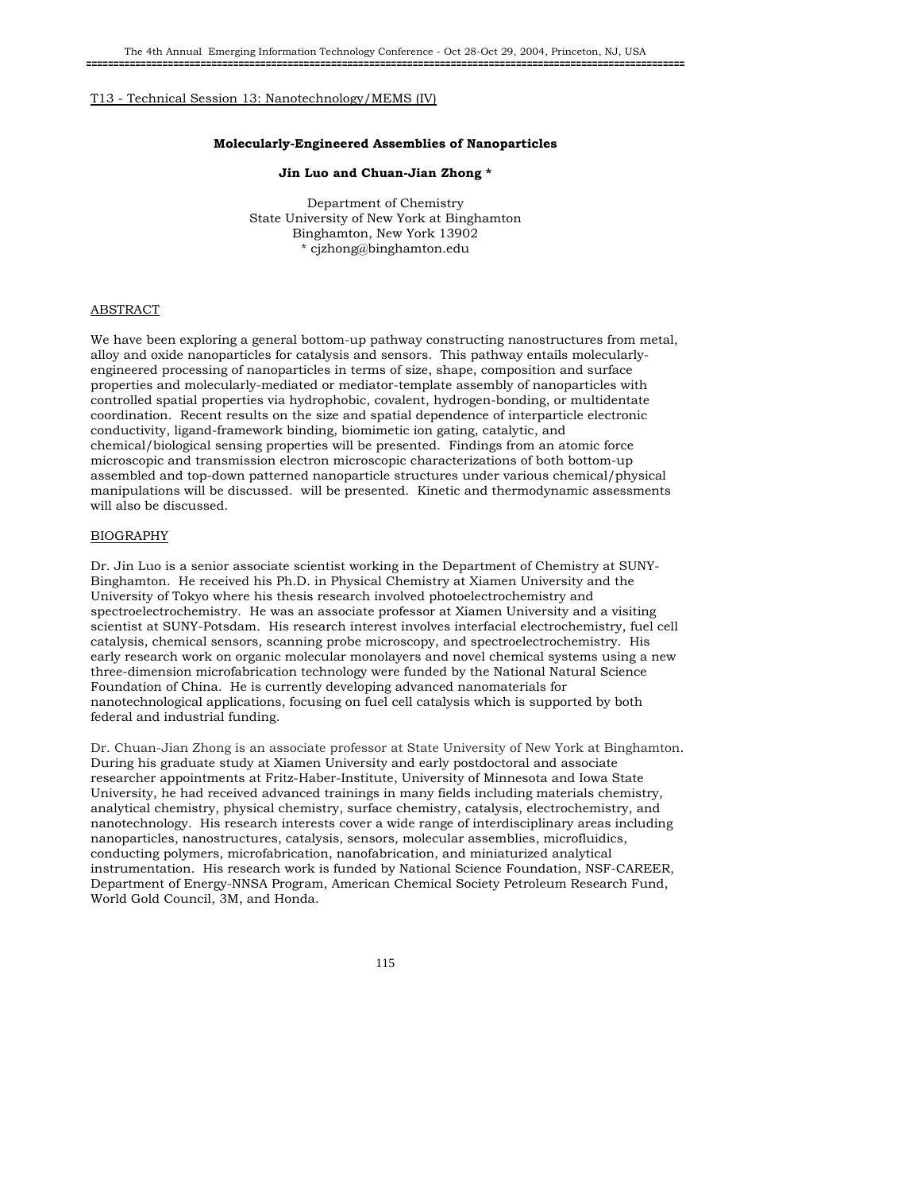T13 - Technical Session 13: Nanotechnology/MEMS (IV)

## Molecularly-Engineered Assemblies of Nanoparticles

**Jin Luo and Chuan-Jian Zhong \***

Department of Chemistry
State University of New York at Binghamton
Binghamton, New York 13902
\* cjzhong@binghamton.edu

### ABSTRACT

We have been exploring a general bottom-up pathway constructing nanostructures from metal, alloy and oxide nanoparticles for catalysis and sensors. This pathway entails molecularly-engineered processing of nanoparticles in terms of size, shape, composition and surface properties and molecularly-mediated or mediator-template assembly of nanoparticles with controlled spatial properties via hydrophobic, covalent, hydrogen-bonding, or multidentate coordination. Recent results on the size and spatial dependence of interparticle electronic conductivity, ligand-framework binding, biomimetic ion gating, catalytic, and chemical/biological sensing properties will be presented. Findings from an atomic force microscopic and transmission electron microscopic characterizations of both bottom-up assembled and top-down patterned nanoparticle structures under various chemical/physical manipulations will be discussed. will be presented. Kinetic and thermodynamic assessments will also be discussed.

### BIOGRAPHY

Dr. Jin Luo is a senior associate scientist working in the Department of Chemistry at SUNY-Binghamton. He received his Ph.D. in Physical Chemistry at Xiamen University and the University of Tokyo where his thesis research involved photoelectrochemistry and spectroelectrochemistry. He was an associate professor at Xiamen University and a visiting scientist at SUNY-Potsdam. His research interest involves interfacial electrochemistry, fuel cell catalysis, chemical sensors, scanning probe microscopy, and spectroelectrochemistry. His early research work on organic molecular monolayers and novel chemical systems using a new three-dimension microfabrication technology were funded by the National Natural Science Foundation of China. He is currently developing advanced nanomaterials for nanotechnological applications, focusing on fuel cell catalysis which is supported by both federal and industrial funding.

Dr. Chuan-Jian Zhong is an associate professor at State University of New York at Binghamton. During his graduate study at Xiamen University and early postdoctoral and associate researcher appointments at Fritz-Haber-Institute, University of Minnesota and Iowa State University, he had received advanced trainings in many fields including materials chemistry, analytical chemistry, physical chemistry, surface chemistry, catalysis, electrochemistry, and nanotechnology. His research interests cover a wide range of interdisciplinary areas including nanoparticles, nanostructures, catalysis, sensors, molecular assemblies, microfluidics, conducting polymers, microfabrication, nanofabrication, and miniaturized analytical instrumentation. His research work is funded by National Science Foundation, NSF-CAREER, Department of Energy-NNSA Program, American Chemical Society Petroleum Research Fund, World Gold Council, 3M, and Honda.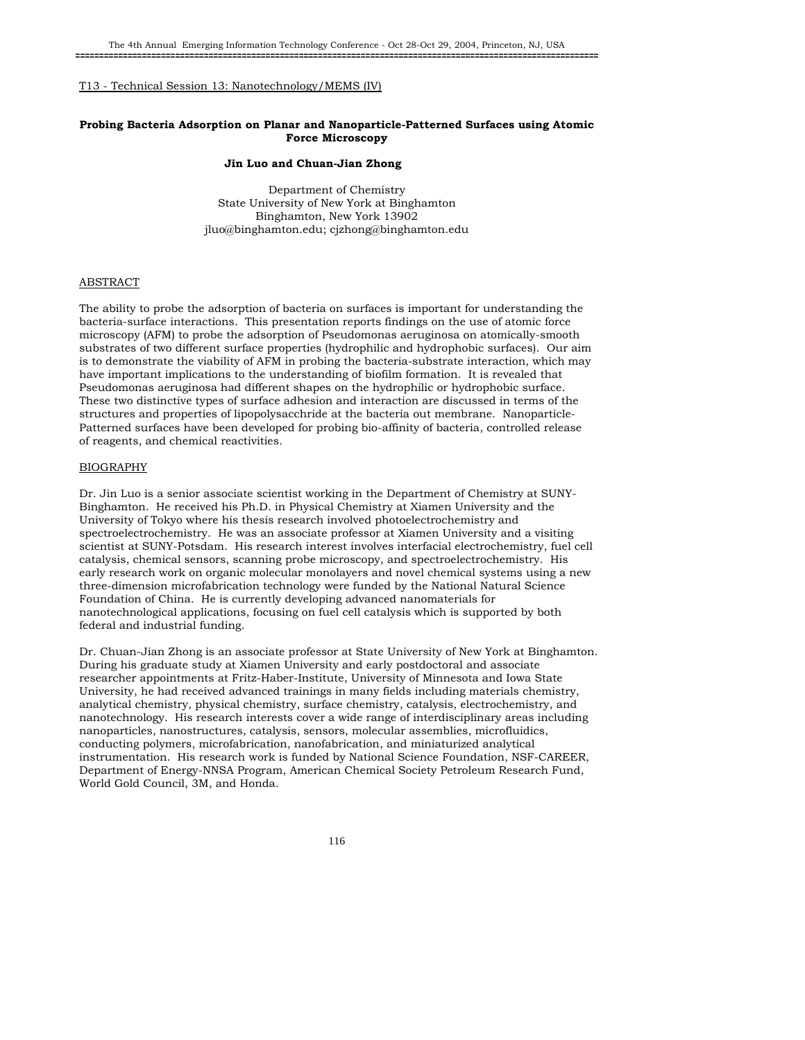T13 - Technical Session 13: Nanotechnology/MEMS (IV)

## Probing Bacteria Adsorption on Planar and Nanoparticle-Patterned Surfaces using Atomic Force Microscopy

**Jin Luo and Chuan-Jian Zhong**

Department of Chemistry
State University of New York at Binghamton
Binghamton, New York 13902
jluo@binghamton.edu; cjzhong@binghamton.edu

### ABSTRACT

The ability to probe the adsorption of bacteria on surfaces is important for understanding the bacteria-surface interactions. This presentation reports findings on the use of atomic force microscopy (AFM) to probe the adsorption of Pseudomonas aeruginosa on atomically-smooth substrates of two different surface properties (hydrophilic and hydrophobic surfaces). Our aim is to demonstrate the viability of AFM in probing the bacteria-substrate interaction, which may have important implications to the understanding of biofilm formation. It is revealed that Pseudomonas aeruginosa had different shapes on the hydrophilic or hydrophobic surface. These two distinctive types of surface adhesion and interaction are discussed in terms of the structures and properties of lipopolysacchride at the bacteria out membrane. Nanoparticle-Patterned surfaces have been developed for probing bio-affinity of bacteria, controlled release of reagents, and chemical reactivities.

### BIOGRAPHY

Dr. Jin Luo is a senior associate scientist working in the Department of Chemistry at SUNY-Binghamton. He received his Ph.D. in Physical Chemistry at Xiamen University and the University of Tokyo where his thesis research involved photoelectrochemistry and spectroelectrochemistry. He was an associate professor at Xiamen University and a visiting scientist at SUNY-Potsdam. His research interest involves interfacial electrochemistry, fuel cell catalysis, chemical sensors, scanning probe microscopy, and spectroelectrochemistry. His early research work on organic molecular monolayers and novel chemical systems using a new three-dimension microfabrication technology were funded by the National Natural Science Foundation of China. He is currently developing advanced nanomaterials for nanotechnological applications, focusing on fuel cell catalysis which is supported by both federal and industrial funding.

Dr. Chuan-Jian Zhong is an associate professor at State University of New York at Binghamton. During his graduate study at Xiamen University and early postdoctoral and associate researcher appointments at Fritz-Haber-Institute, University of Minnesota and Iowa State University, he had received advanced trainings in many fields including materials chemistry, analytical chemistry, physical chemistry, surface chemistry, catalysis, electrochemistry, and nanotechnology. His research interests cover a wide range of interdisciplinary areas including nanoparticles, nanostructures, catalysis, sensors, molecular assemblies, microfluidics, conducting polymers, microfabrication, nanofabrication, and miniaturized analytical instrumentation. His research work is funded by National Science Foundation, NSF-CAREER, Department of Energy-NNSA Program, American Chemical Society Petroleum Research Fund, World Gold Council, 3M, and Honda.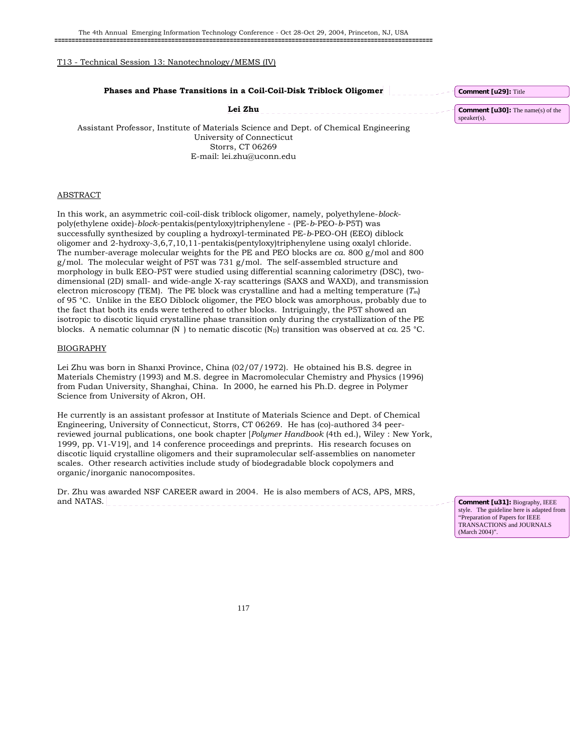T13 - Technical Session 13: Nanotechnology/MEMS (IV)

## Phases and Phase Transitions in a Coil-Coil-Disk Triblock Oligomer

**Lei Zhu**

Assistant Professor, Institute of Materials Science and Dept. of Chemical Engineering
University of Connecticut
Storrs, CT 06269
E-mail: lei.zhu@uconn.edu

### ABSTRACT

In this work, an asymmetric coil-coil-disk triblock oligomer, namely, polyethylene-*block*-poly(ethylene oxide)-*block*-pentakis(pentyloxy)triphenylene - (PE-*b*-PEO-*b*-P5T) was successfully synthesized by coupling a hydroxyl-terminated PE-*b*-PEO-OH (EEO) diblock oligomer and 2-hydroxy-3,6,7,10,11-pentakis(pentyloxy)triphenylene using oxalyl chloride. The number-average molecular weights for the PE and PEO blocks are *ca*. 800 g/mol and 800 g/mol. The molecular weight of P5T was 731 g/mol. The self-assembled structure and morphology in bulk EEO-P5T were studied using differential scanning calorimetry (DSC), two-dimensional (2D) small- and wide-angle X-ray scatterings (SAXS and WAXD), and transmission electron microscopy (TEM). The PE block was crystalline and had a melting temperature ($T_m$) of 95 °C. Unlike in the EEO Diblock oligomer, the PEO block was amorphous, probably due to the fact that both its ends were tethered to other blocks. Intriguingly, the P5T showed an isotropic to discotic liquid crystalline phase transition only during the crystallization of the PE blocks. A nematic columnar (N ) to nematic discotic ($N_D$) transition was observed at *ca.* 25 °C.

### BIOGRAPHY

Lei Zhu was born in Shanxi Province, China (02/07/1972). He obtained his B.S. degree in Materials Chemistry (1993) and M.S. degree in Macromolecular Chemistry and Physics (1996) from Fudan University, Shanghai, China. In 2000, he earned his Ph.D. degree in Polymer Science from University of Akron, OH.

He currently is an assistant professor at Institute of Materials Science and Dept. of Chemical Engineering, University of Connecticut, Storrs, CT 06269. He has (co)-authored 34 peer-reviewed journal publications, one book chapter [*Polymer Handbook* (4th ed.), Wiley : New York, 1999, pp. V1-V19], and 14 conference proceedings and preprints. His research focuses on discotic liquid crystalline oligomers and their supramolecular self-assemblies on nanometer scales. Other research activities include study of biodegradable block copolymers and organic/inorganic nanocomposites.

Dr. Zhu was awarded NSF CAREER award in 2004. He is also members of ACS, APS, MRS, and NATAS.

**Comment [u29]:** Title

**Comment [u30]:** The name(s) of the speaker(s).

**Comment [u31]:** Biography, IEEE style. The guideline here is adapted from "Preparation of Papers for IEEE TRANSACTIONS and JOURNALS (March 2004)".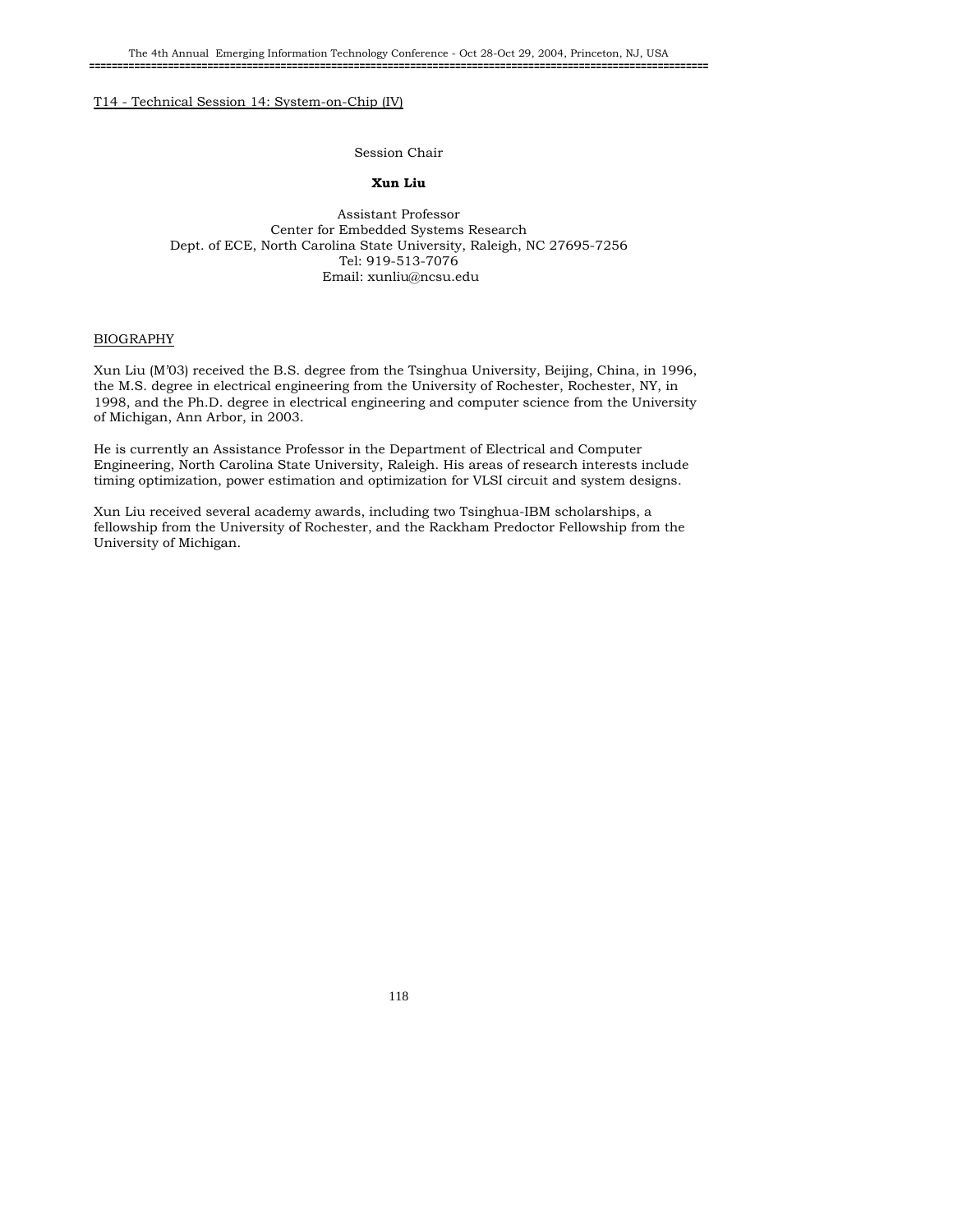T14 - Technical Session 14: System-on-Chip (IV)

Session Chair

**Xun Liu**

Assistant Professor
Center for Embedded Systems Research
Dept. of ECE, North Carolina State University, Raleigh, NC 27695-7256
Tel: 919-513-7076
Email: xunliu@ncsu.edu

BIOGRAPHY

Xun Liu (M'03) received the B.S. degree from the Tsinghua University, Beijing, China, in 1996, the M.S. degree in electrical engineering from the University of Rochester, Rochester, NY, in 1998, and the Ph.D. degree in electrical engineering and computer science from the University of Michigan, Ann Arbor, in 2003.

He is currently an Assistance Professor in the Department of Electrical and Computer Engineering, North Carolina State University, Raleigh. His areas of research interests include timing optimization, power estimation and optimization for VLSI circuit and system designs.

Xun Liu received several academy awards, including two Tsinghua-IBM scholarships, a fellowship from the University of Rochester, and the Rackham Predoctor Fellowship from the University of Michigan.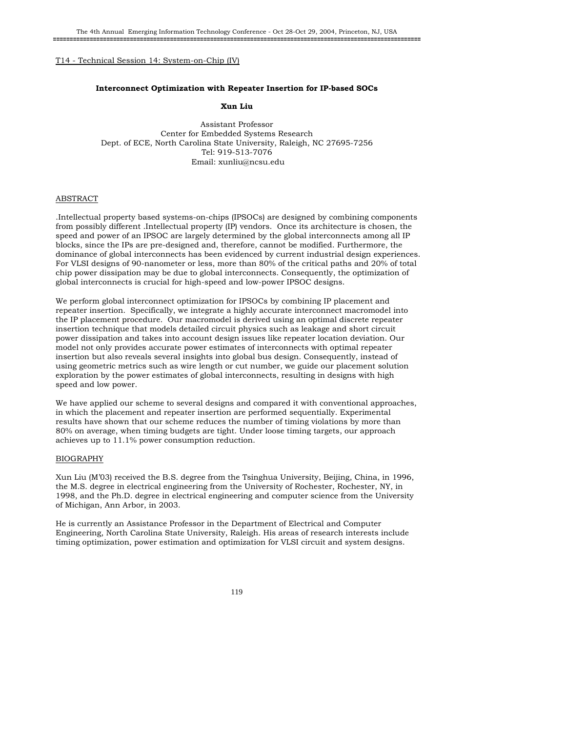T14 - Technical Session 14: System-on-Chip (IV)

### Interconnect Optimization with Repeater Insertion for IP-based SOCs

**Xun Liu**

Assistant Professor
Center for Embedded Systems Research
Dept. of ECE, North Carolina State University, Raleigh, NC 27695-7256
Tel: 919-513-7076
Email: xunliu@ncsu.edu

## ABSTRACT

.Intellectual property based systems-on-chips (IPSOCs) are designed by combining components from possibly different .Intellectual property (IP) vendors. Once its architecture is chosen, the speed and power of an IPSOC are largely determined by the global interconnects among all IP blocks, since the IPs are pre-designed and, therefore, cannot be modified. Furthermore, the dominance of global interconnects has been evidenced by current industrial design experiences. For VLSI designs of 90-nanometer or less, more than 80% of the critical paths and 20% of total chip power dissipation may be due to global interconnects. Consequently, the optimization of global interconnects is crucial for high-speed and low-power IPSOC designs.

We perform global interconnect optimization for IPSOCs by combining IP placement and repeater insertion. Specifically, we integrate a highly accurate interconnect macromodel into the IP placement procedure. Our macromodel is derived using an optimal discrete repeater insertion technique that models detailed circuit physics such as leakage and short circuit power dissipation and takes into account design issues like repeater location deviation. Our model not only provides accurate power estimates of interconnects with optimal repeater insertion but also reveals several insights into global bus design. Consequently, instead of using geometric metrics such as wire length or cut number, we guide our placement solution exploration by the power estimates of global interconnects, resulting in designs with high speed and low power.

We have applied our scheme to several designs and compared it with conventional approaches, in which the placement and repeater insertion are performed sequentially. Experimental results have shown that our scheme reduces the number of timing violations by more than 80% on average, when timing budgets are tight. Under loose timing targets, our approach achieves up to 11.1% power consumption reduction.

## BIOGRAPHY

Xun Liu (M'03) received the B.S. degree from the Tsinghua University, Beijing, China, in 1996, the M.S. degree in electrical engineering from the University of Rochester, Rochester, NY, in 1998, and the Ph.D. degree in electrical engineering and computer science from the University of Michigan, Ann Arbor, in 2003.

He is currently an Assistance Professor in the Department of Electrical and Computer Engineering, North Carolina State University, Raleigh. His areas of research interests include timing optimization, power estimation and optimization for VLSI circuit and system designs.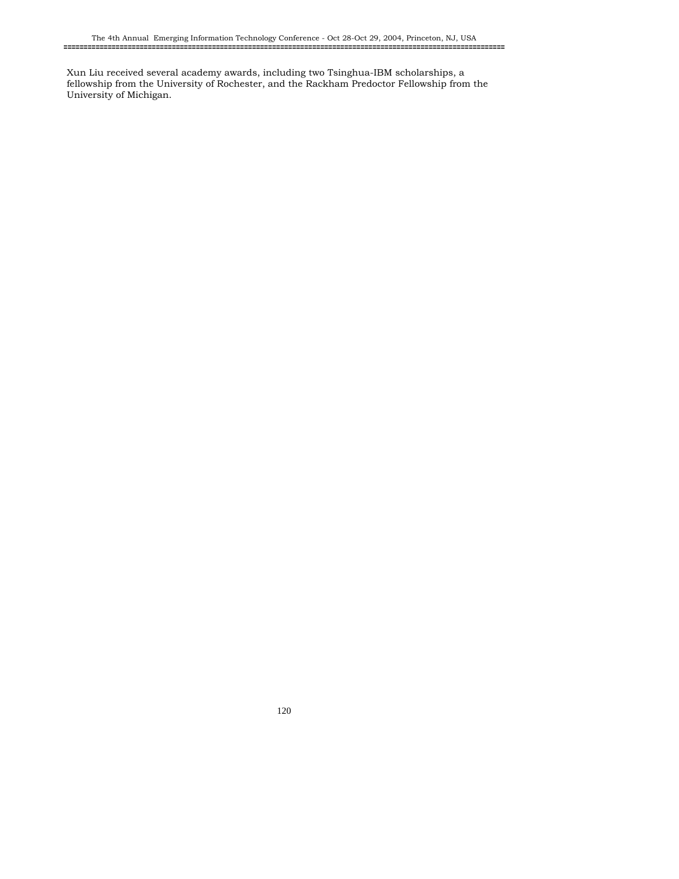Xun Liu received several academy awards, including two Tsinghua-IBM scholarships, a fellowship from the University of Rochester, and the Rackham Predoctor Fellowship from the University of Michigan.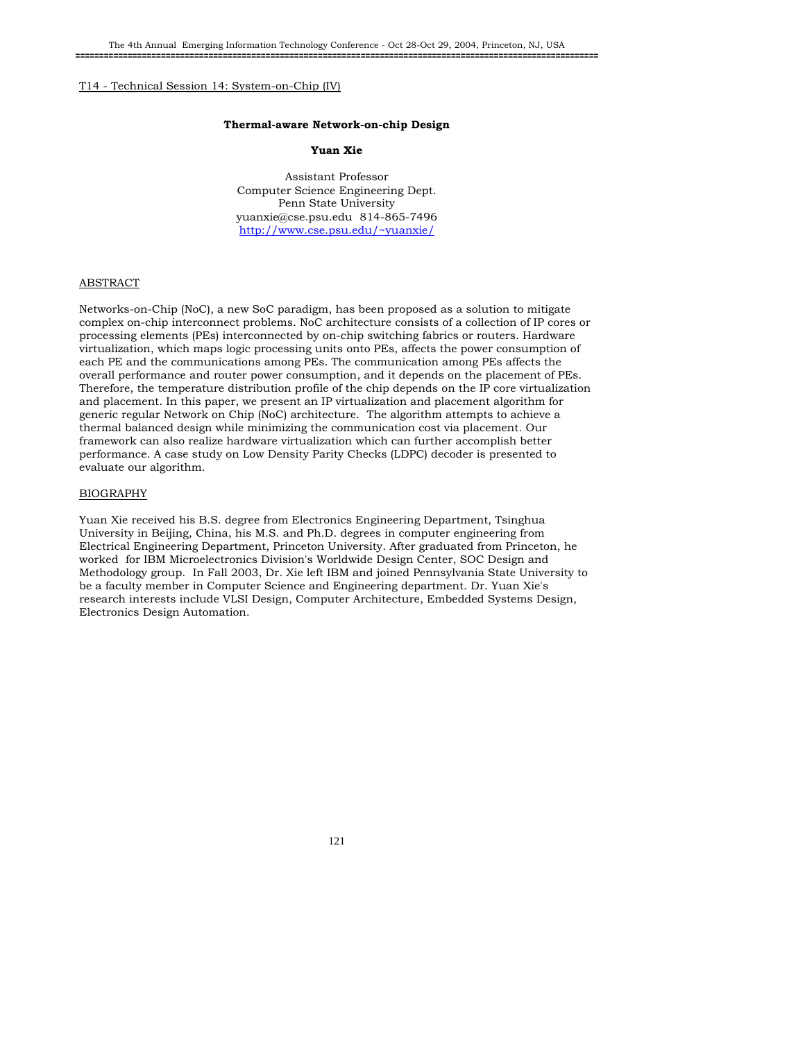T14 - Technical Session 14: System-on-Chip (IV)

## Thermal-aware Network-on-chip Design

**Yuan Xie**

Assistant Professor
Computer Science Engineering Dept.
Penn State University
yuanxie@cse.psu.edu 814-865-7496
http://www.cse.psu.edu/~yuanxie/

### ABSTRACT

Networks-on-Chip (NoC), a new SoC paradigm, has been proposed as a solution to mitigate complex on-chip interconnect problems. NoC architecture consists of a collection of IP cores or processing elements (PEs) interconnected by on-chip switching fabrics or routers. Hardware virtualization, which maps logic processing units onto PEs, affects the power consumption of each PE and the communications among PEs. The communication among PEs affects the overall performance and router power consumption, and it depends on the placement of PEs. Therefore, the temperature distribution profile of the chip depends on the IP core virtualization and placement. In this paper, we present an IP virtualization and placement algorithm for generic regular Network on Chip (NoC) architecture. The algorithm attempts to achieve a thermal balanced design while minimizing the communication cost via placement. Our framework can also realize hardware virtualization which can further accomplish better performance. A case study on Low Density Parity Checks (LDPC) decoder is presented to evaluate our algorithm.

### BIOGRAPHY

Yuan Xie received his B.S. degree from Electronics Engineering Department, Tsinghua University in Beijing, China, his M.S. and Ph.D. degrees in computer engineering from Electrical Engineering Department, Princeton University. After graduated from Princeton, he worked for IBM Microelectronics Division's Worldwide Design Center, SOC Design and Methodology group. In Fall 2003, Dr. Xie left IBM and joined Pennsylvania State University to be a faculty member in Computer Science and Engineering department. Dr. Yuan Xie's research interests include VLSI Design, Computer Architecture, Embedded Systems Design, Electronics Design Automation.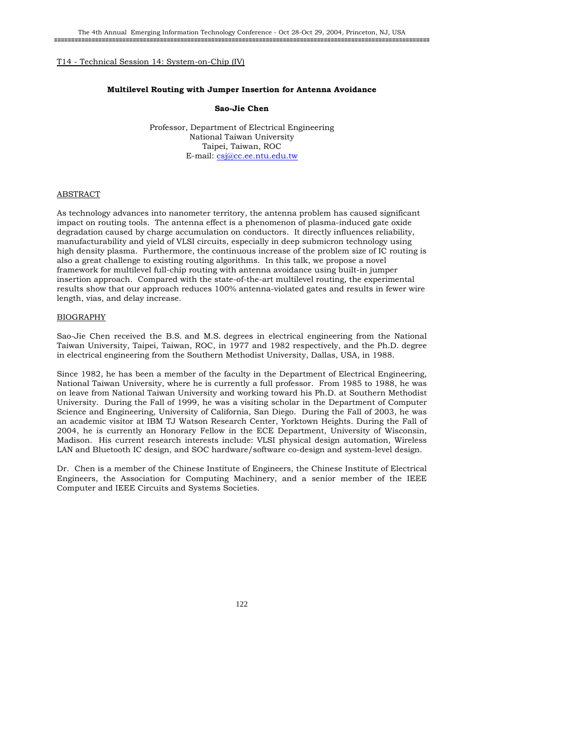T14 - Technical Session 14: System-on-Chip (IV)

## Multilevel Routing with Jumper Insertion for Antenna Avoidance

**Sao-Jie Chen**

Professor, Department of Electrical Engineering
National Taiwan University
Taipei, Taiwan, ROC
E-mail: csj@cc.ee.ntu.edu.tw

### ABSTRACT

As technology advances into nanometer territory, the antenna problem has caused significant impact on routing tools. The antenna effect is a phenomenon of plasma-induced gate oxide degradation caused by charge accumulation on conductors. It directly influences reliability, manufacturability and yield of VLSI circuits, especially in deep submicron technology using high density plasma. Furthermore, the continuous increase of the problem size of IC routing is also a great challenge to existing routing algorithms. In this talk, we propose a novel framework for multilevel full-chip routing with antenna avoidance using built-in jumper insertion approach. Compared with the state-of-the-art multilevel routing, the experimental results show that our approach reduces 100% antenna-violated gates and results in fewer wire length, vias, and delay increase.

### BIOGRAPHY

Sao-Jie Chen received the B.S. and M.S. degrees in electrical engineering from the National Taiwan University, Taipei, Taiwan, ROC, in 1977 and 1982 respectively, and the Ph.D. degree in electrical engineering from the Southern Methodist University, Dallas, USA, in 1988.

Since 1982, he has been a member of the faculty in the Department of Electrical Engineering, National Taiwan University, where he is currently a full professor. From 1985 to 1988, he was on leave from National Taiwan University and working toward his Ph.D. at Southern Methodist University. During the Fall of 1999, he was a visiting scholar in the Department of Computer Science and Engineering, University of California, San Diego. During the Fall of 2003, he was an academic visitor at IBM TJ Watson Research Center, Yorktown Heights. During the Fall of 2004, he is currently an Honorary Fellow in the ECE Department, University of Wisconsin, Madison. His current research interests include: VLSI physical design automation, Wireless LAN and Bluetooth IC design, and SOC hardware/software co-design and system-level design.

Dr. Chen is a member of the Chinese Institute of Engineers, the Chinese Institute of Electrical Engineers, the Association for Computing Machinery, and a senior member of the IEEE Computer and IEEE Circuits and Systems Societies.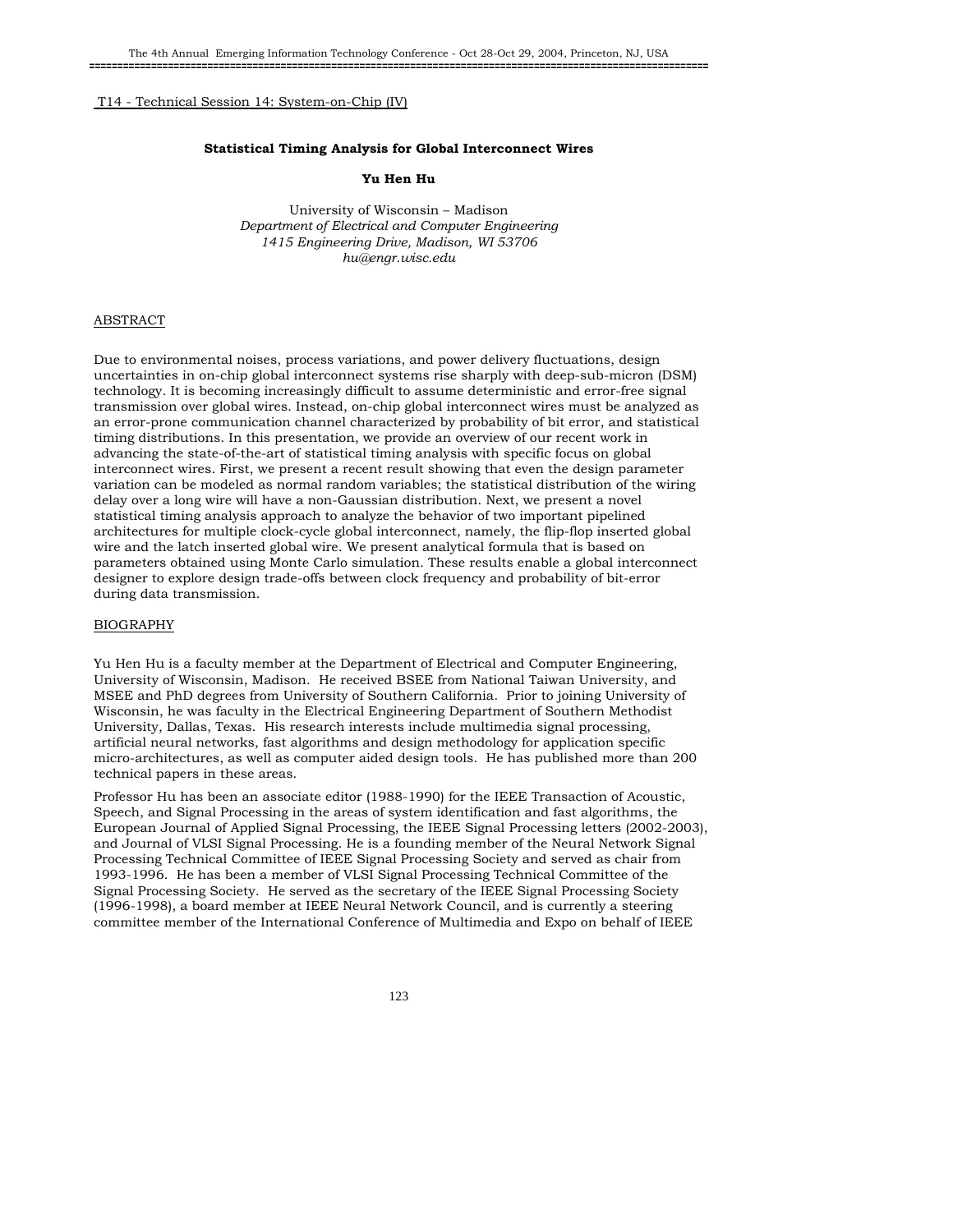T14 - Technical Session 14: System-on-Chip (IV)

## Statistical Timing Analysis for Global Interconnect Wires

**Yu Hen Hu**

University of Wisconsin – Madison
*Department of Electrical and Computer Engineering*
*1415 Engineering Drive, Madison, WI 53706*
*hu@engr.wisc.edu*

### ABSTRACT

Due to environmental noises, process variations, and power delivery fluctuations, design uncertainties in on-chip global interconnect systems rise sharply with deep-sub-micron (DSM) technology. It is becoming increasingly difficult to assume deterministic and error-free signal transmission over global wires. Instead, on-chip global interconnect wires must be analyzed as an error-prone communication channel characterized by probability of bit error, and statistical timing distributions. In this presentation, we provide an overview of our recent work in advancing the state-of-the-art of statistical timing analysis with specific focus on global interconnect wires. First, we present a recent result showing that even the design parameter variation can be modeled as normal random variables; the statistical distribution of the wiring delay over a long wire will have a non-Gaussian distribution. Next, we present a novel statistical timing analysis approach to analyze the behavior of two important pipelined architectures for multiple clock-cycle global interconnect, namely, the flip-flop inserted global wire and the latch inserted global wire. We present analytical formula that is based on parameters obtained using Monte Carlo simulation. These results enable a global interconnect designer to explore design trade-offs between clock frequency and probability of bit-error during data transmission.

### BIOGRAPHY

Yu Hen Hu is a faculty member at the Department of Electrical and Computer Engineering, University of Wisconsin, Madison. He received BSEE from National Taiwan University, and MSEE and PhD degrees from University of Southern California. Prior to joining University of Wisconsin, he was faculty in the Electrical Engineering Department of Southern Methodist University, Dallas, Texas. His research interests include multimedia signal processing, artificial neural networks, fast algorithms and design methodology for application specific micro-architectures, as well as computer aided design tools. He has published more than 200 technical papers in these areas.

Professor Hu has been an associate editor (1988-1990) for the IEEE Transaction of Acoustic, Speech, and Signal Processing in the areas of system identification and fast algorithms, the European Journal of Applied Signal Processing, the IEEE Signal Processing letters (2002-2003), and Journal of VLSI Signal Processing. He is a founding member of the Neural Network Signal Processing Technical Committee of IEEE Signal Processing Society and served as chair from 1993-1996. He has been a member of VLSI Signal Processing Technical Committee of the Signal Processing Society. He served as the secretary of the IEEE Signal Processing Society (1996-1998), a board member at IEEE Neural Network Council, and is currently a steering committee member of the International Conference of Multimedia and Expo on behalf of IEEE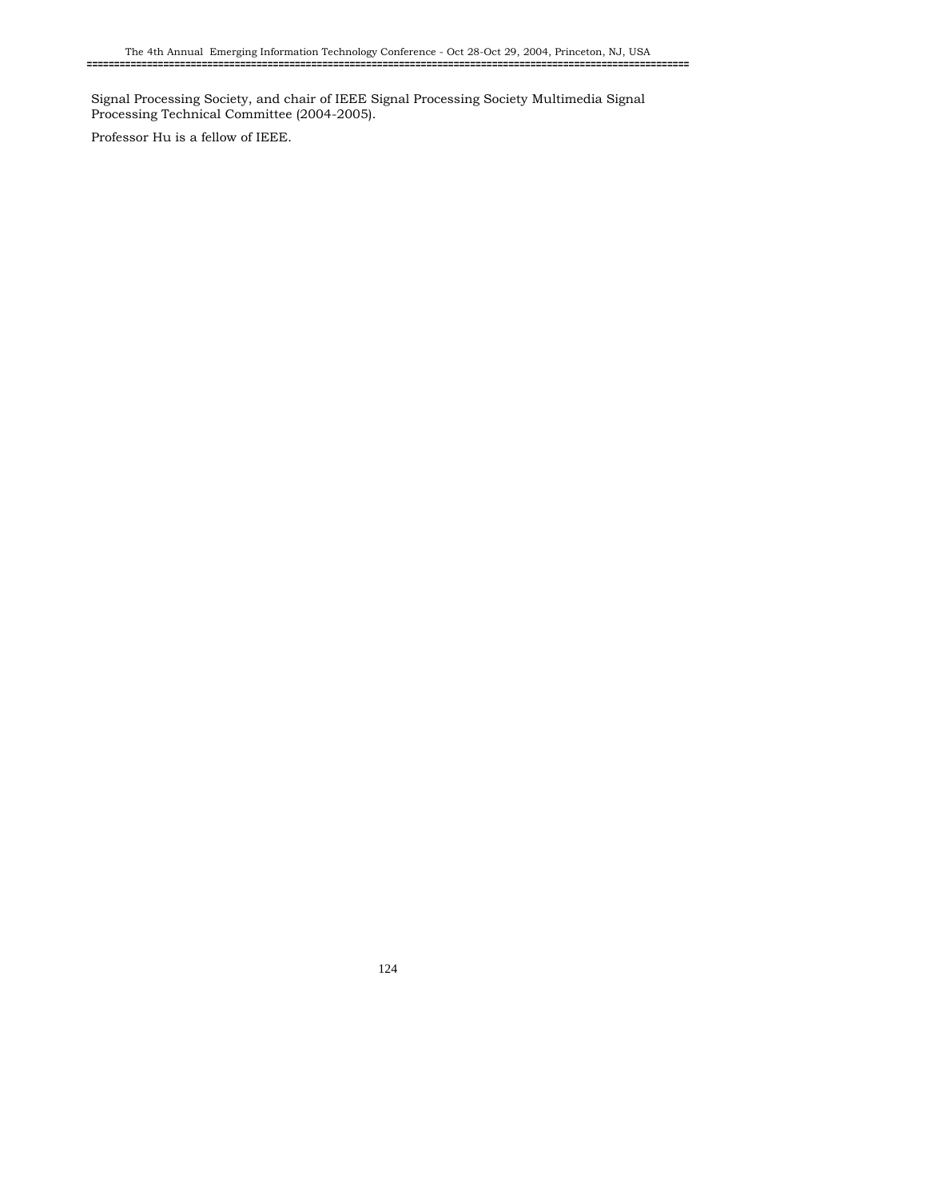Signal Processing Society, and chair of IEEE Signal Processing Society Multimedia Signal Processing Technical Committee (2004-2005).

Professor Hu is a fellow of IEEE.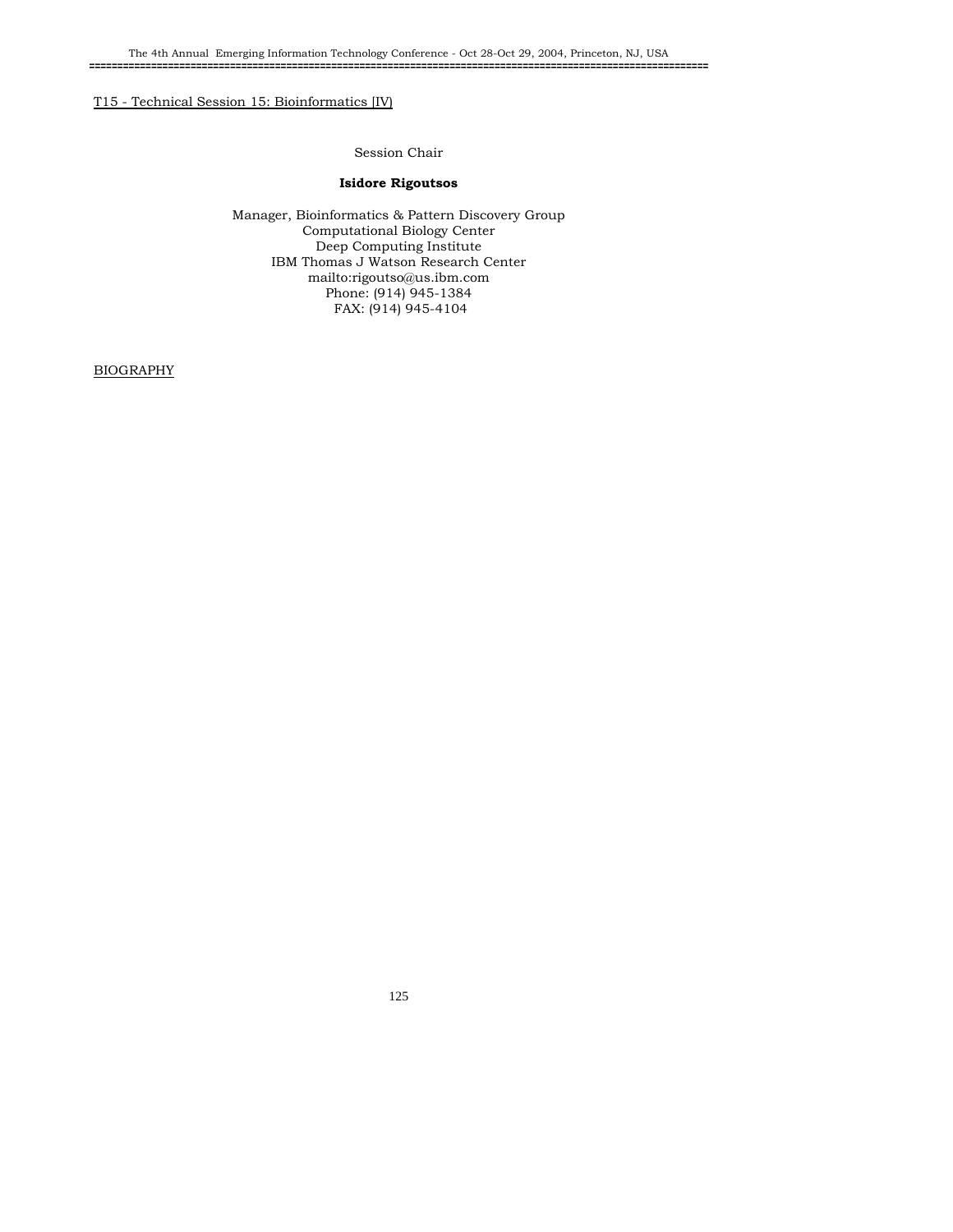T15 - Technical Session 15: Bioinformatics [IV]

Session Chair

**Isidore Rigoutsos**

Manager, Bioinformatics & Pattern Discovery Group
Computational Biology Center
Deep Computing Institute
IBM Thomas J Watson Research Center
mailto:rigoutso@us.ibm.com
Phone: (914) 945-1384
FAX: (914) 945-4104

BIOGRAPHY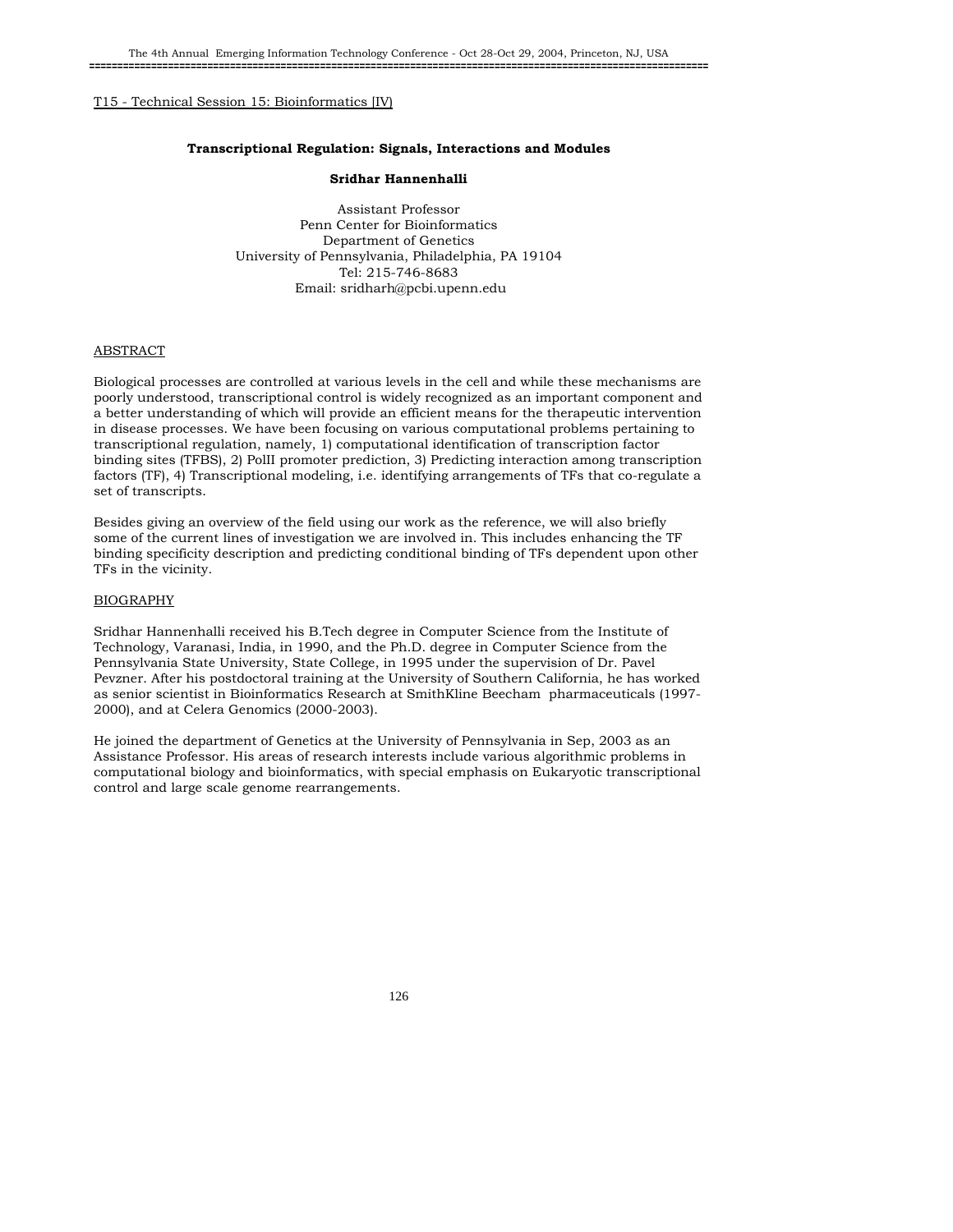T15 - Technical Session 15: Bioinformatics [IV]

## Transcriptional Regulation: Signals, Interactions and Modules

**Sridhar Hannenhalli**

Assistant Professor
Penn Center for Bioinformatics
Department of Genetics
University of Pennsylvania, Philadelphia, PA 19104
Tel: 215-746-8683
Email: sridharh@pcbi.upenn.edu

### ABSTRACT

Biological processes are controlled at various levels in the cell and while these mechanisms are poorly understood, transcriptional control is widely recognized as an important component and a better understanding of which will provide an efficient means for the therapeutic intervention in disease processes. We have been focusing on various computational problems pertaining to transcriptional regulation, namely, 1) computational identification of transcription factor binding sites (TFBS), 2) PolII promoter prediction, 3) Predicting interaction among transcription factors (TF), 4) Transcriptional modeling, i.e. identifying arrangements of TFs that co-regulate a set of transcripts.

Besides giving an overview of the field using our work as the reference, we will also briefly some of the current lines of investigation we are involved in. This includes enhancing the TF binding specificity description and predicting conditional binding of TFs dependent upon other TFs in the vicinity.

### BIOGRAPHY

Sridhar Hannenhalli received his B.Tech degree in Computer Science from the Institute of Technology, Varanasi, India, in 1990, and the Ph.D. degree in Computer Science from the Pennsylvania State University, State College, in 1995 under the supervision of Dr. Pavel Pevzner. After his postdoctoral training at the University of Southern California, he has worked as senior scientist in Bioinformatics Research at SmithKline Beecham pharmaceuticals (1997-2000), and at Celera Genomics (2000-2003).

He joined the department of Genetics at the University of Pennsylvania in Sep, 2003 as an Assistance Professor. His areas of research interests include various algorithmic problems in computational biology and bioinformatics, with special emphasis on Eukaryotic transcriptional control and large scale genome rearrangements.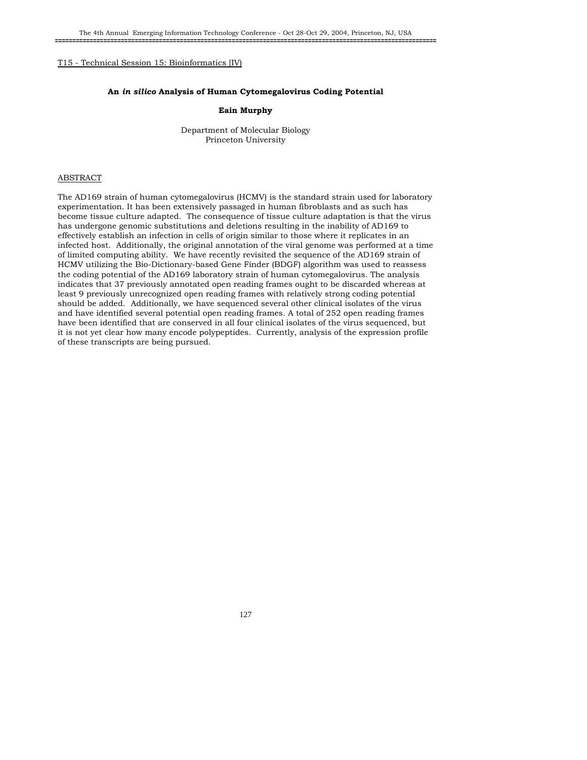T15 - Technical Session 15: Bioinformatics [IV]

## An *in silico* Analysis of Human Cytomegalovirus Coding Potential

**Eain Murphy**

Department of Molecular Biology
Princeton University

### ABSTRACT

The AD169 strain of human cytomegalovirus (HCMV) is the standard strain used for laboratory experimentation. It has been extensively passaged in human fibroblasts and as such has become tissue culture adapted. The consequence of tissue culture adaptation is that the virus has undergone genomic substitutions and deletions resulting in the inability of AD169 to effectively establish an infection in cells of origin similar to those where it replicates in an infected host. Additionally, the original annotation of the viral genome was performed at a time of limited computing ability. We have recently revisited the sequence of the AD169 strain of HCMV utilizing the Bio-Dictionary-based Gene Finder (BDGF) algorithm was used to reassess the coding potential of the AD169 laboratory strain of human cytomegalovirus. The analysis indicates that 37 previously annotated open reading frames ought to be discarded whereas at least 9 previously unrecognized open reading frames with relatively strong coding potential should be added. Additionally, we have sequenced several other clinical isolates of the virus and have identified several potential open reading frames. A total of 252 open reading frames have been identified that are conserved in all four clinical isolates of the virus sequenced, but it is not yet clear how many encode polypeptides. Currently, analysis of the expression profile of these transcripts are being pursued.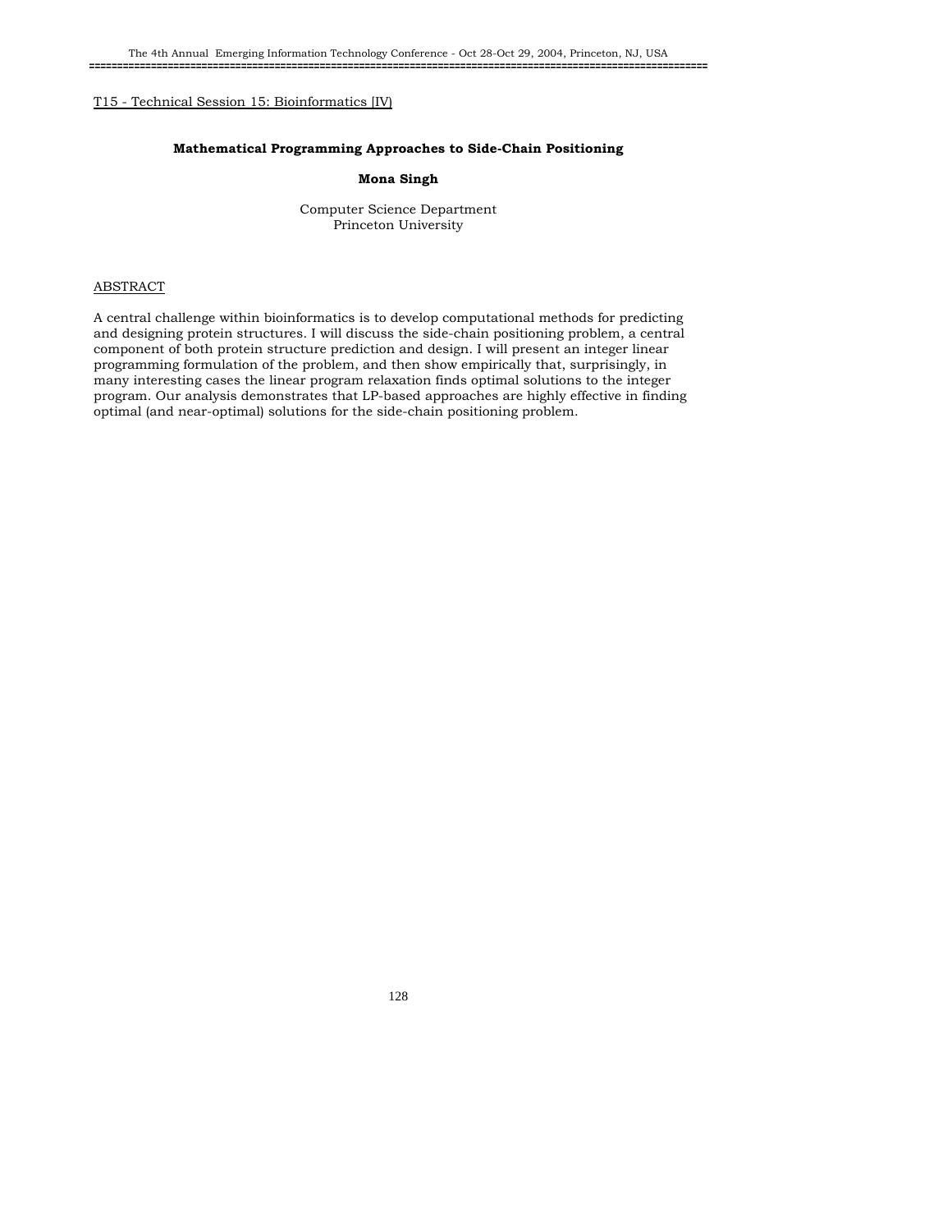T15 - Technical Session 15: Bioinformatics (IV)

## Mathematical Programming Approaches to Side-Chain Positioning

**Mona Singh**

Computer Science Department
Princeton University

ABSTRACT

A central challenge within bioinformatics is to develop computational methods for predicting and designing protein structures. I will discuss the side-chain positioning problem, a central component of both protein structure prediction and design. I will present an integer linear programming formulation of the problem, and then show empirically that, surprisingly, in many interesting cases the linear program relaxation finds optimal solutions to the integer program. Our analysis demonstrates that LP-based approaches are highly effective in finding optimal (and near-optimal) solutions for the side-chain positioning problem.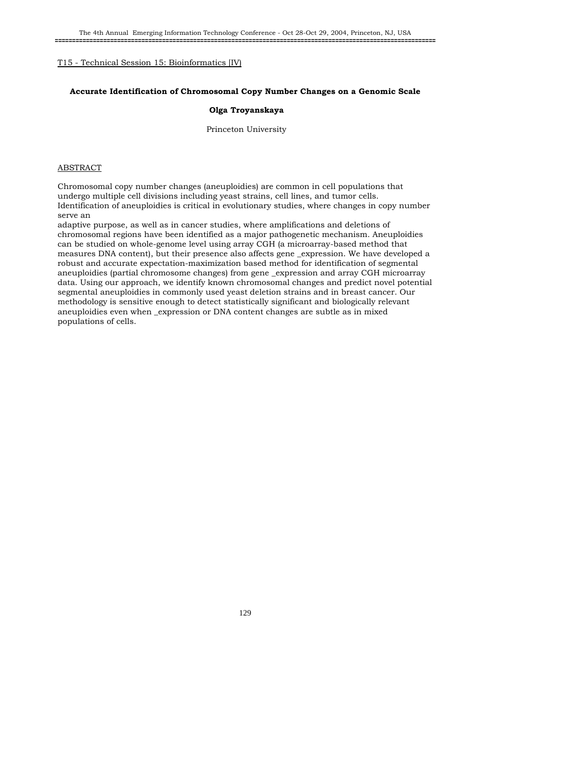T15 - Technical Session 15: Bioinformatics [IV]

## Accurate Identification of Chromosomal Copy Number Changes on a Genomic Scale

**Olga Troyanskaya**

Princeton University

ABSTRACT

Chromosomal copy number changes (aneuploidies) are common in cell populations that undergo multiple cell divisions including yeast strains, cell lines, and tumor cells. Identification of aneuploidies is critical in evolutionary studies, where changes in copy number serve an adaptive purpose, as well as in cancer studies, where amplifications and deletions of chromosomal regions have been identified as a major pathogenetic mechanism. Aneuploidies can be studied on whole-genome level using array CGH (a microarray-based method that measures DNA content), but their presence also affects gene _expression. We have developed a robust and accurate expectation-maximization based method for identification of segmental aneuploidies (partial chromosome changes) from gene _expression and array CGH microarray data. Using our approach, we identify known chromosomal changes and predict novel potential segmental aneuploidies in commonly used yeast deletion strains and in breast cancer. Our methodology is sensitive enough to detect statistically significant and biologically relevant aneuploidies even when _expression or DNA content changes are subtle as in mixed populations of cells.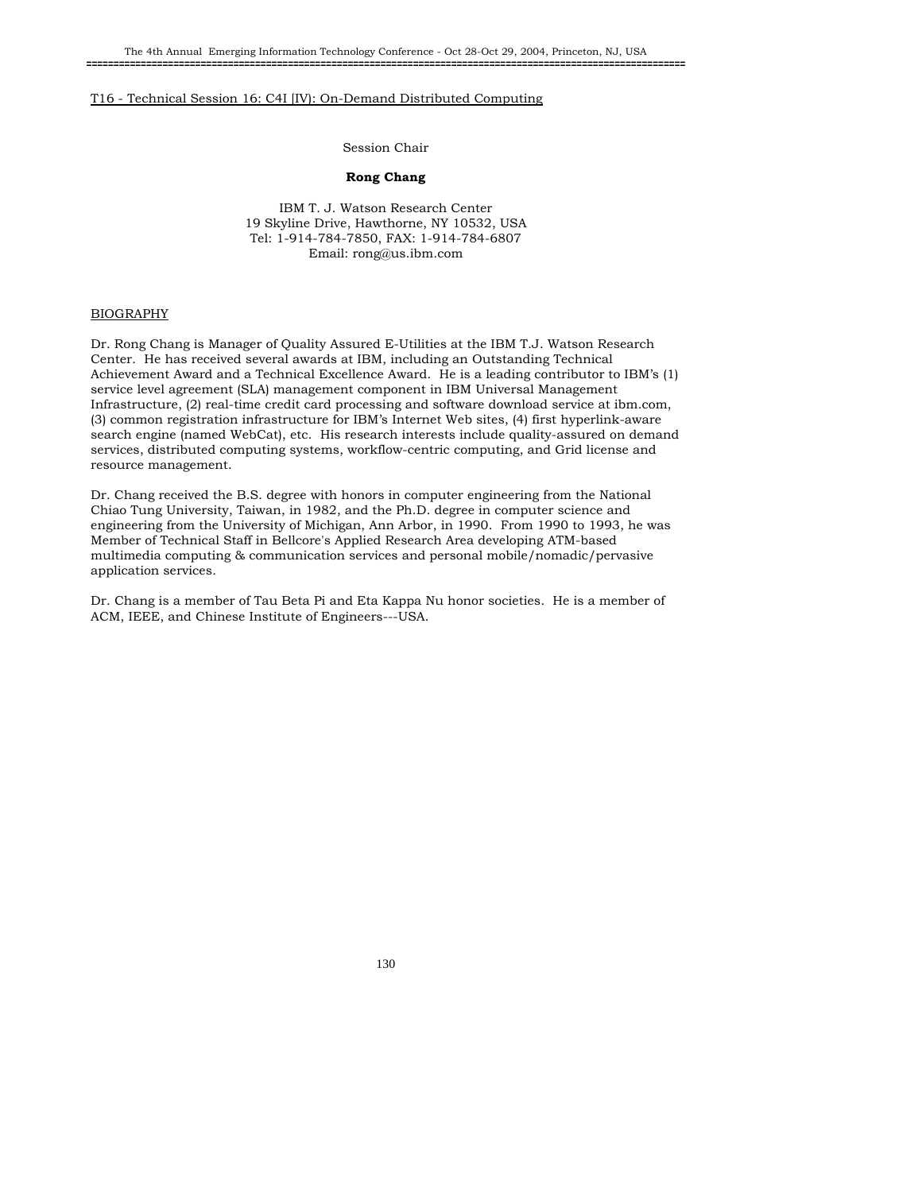## T16 - Technical Session 16: C4I [IV]: On-Demand Distributed Computing

Session Chair

**Rong Chang**

IBM T. J. Watson Research Center
19 Skyline Drive, Hawthorne, NY 10532, USA
Tel: 1-914-784-7850, FAX: 1-914-784-6807
Email: rong@us.ibm.com

### BIOGRAPHY

Dr. Rong Chang is Manager of Quality Assured E-Utilities at the IBM T.J. Watson Research Center. He has received several awards at IBM, including an Outstanding Technical Achievement Award and a Technical Excellence Award. He is a leading contributor to IBM's (1) service level agreement (SLA) management component in IBM Universal Management Infrastructure, (2) real-time credit card processing and software download service at ibm.com, (3) common registration infrastructure for IBM's Internet Web sites, (4) first hyperlink-aware search engine (named WebCat), etc. His research interests include quality-assured on demand services, distributed computing systems, workflow-centric computing, and Grid license and resource management.

Dr. Chang received the B.S. degree with honors in computer engineering from the National Chiao Tung University, Taiwan, in 1982, and the Ph.D. degree in computer science and engineering from the University of Michigan, Ann Arbor, in 1990. From 1990 to 1993, he was Member of Technical Staff in Bellcore's Applied Research Area developing ATM-based multimedia computing & communication services and personal mobile/nomadic/pervasive application services.

Dr. Chang is a member of Tau Beta Pi and Eta Kappa Nu honor societies. He is a member of ACM, IEEE, and Chinese Institute of Engineers---USA.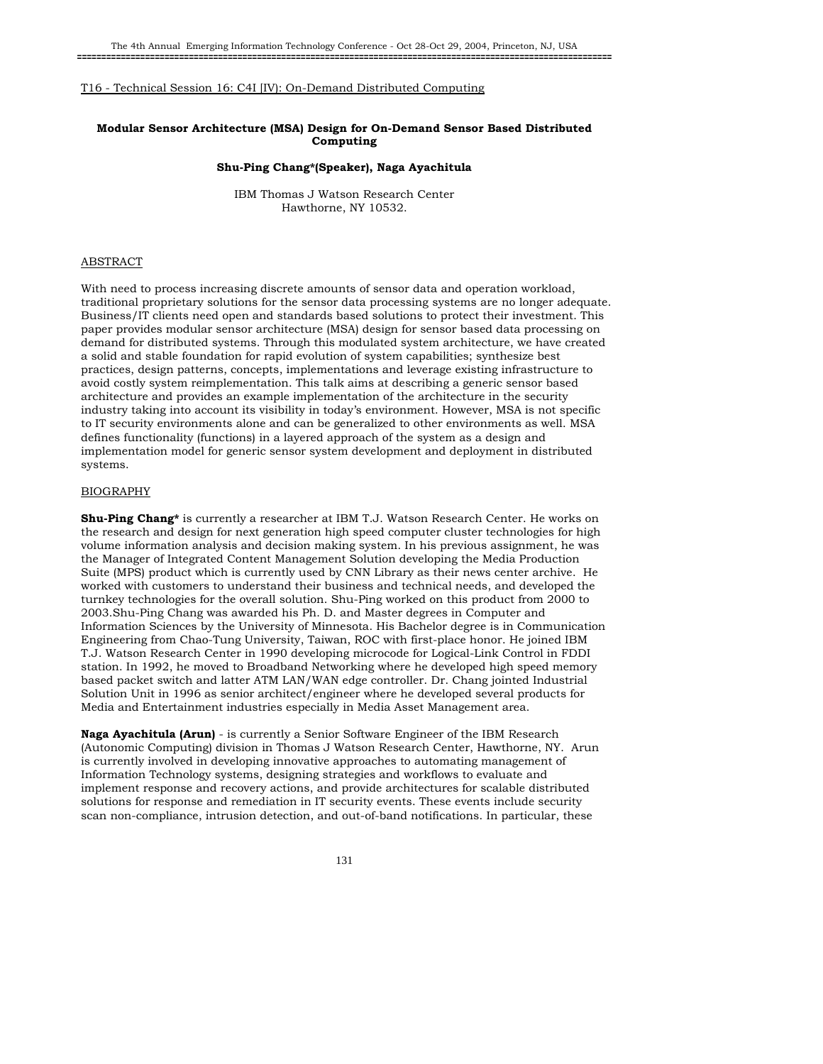T16 - Technical Session 16: C4I [IV]: On-Demand Distributed Computing

## Modular Sensor Architecture (MSA) Design for On-Demand Sensor Based Distributed Computing

**Shu-Ping Chang*(Speaker), Naga Ayachitula**

IBM Thomas J Watson Research Center
Hawthorne, NY 10532.

### ABSTRACT

With need to process increasing discrete amounts of sensor data and operation workload, traditional proprietary solutions for the sensor data processing systems are no longer adequate. Business/IT clients need open and standards based solutions to protect their investment. This paper provides modular sensor architecture (MSA) design for sensor based data processing on demand for distributed systems. Through this modulated system architecture, we have created a solid and stable foundation for rapid evolution of system capabilities; synthesize best practices, design patterns, concepts, implementations and leverage existing infrastructure to avoid costly system reimplementation. This talk aims at describing a generic sensor based architecture and provides an example implementation of the architecture in the security industry taking into account its visibility in today's environment. However, MSA is not specific to IT security environments alone and can be generalized to other environments as well. MSA defines functionality (functions) in a layered approach of the system as a design and implementation model for generic sensor system development and deployment in distributed systems.

### BIOGRAPHY

**Shu-Ping Chang*** is currently a researcher at IBM T.J. Watson Research Center. He works on the research and design for next generation high speed computer cluster technologies for high volume information analysis and decision making system. In his previous assignment, he was the Manager of Integrated Content Management Solution developing the Media Production Suite (MPS) product which is currently used by CNN Library as their news center archive. He worked with customers to understand their business and technical needs, and developed the turnkey technologies for the overall solution. Shu-Ping worked on this product from 2000 to 2003.Shu-Ping Chang was awarded his Ph. D. and Master degrees in Computer and Information Sciences by the University of Minnesota. His Bachelor degree is in Communication Engineering from Chao-Tung University, Taiwan, ROC with first-place honor. He joined IBM T.J. Watson Research Center in 1990 developing microcode for Logical-Link Control in FDDI station. In 1992, he moved to Broadband Networking where he developed high speed memory based packet switch and latter ATM LAN/WAN edge controller. Dr. Chang jointed Industrial Solution Unit in 1996 as senior architect/engineer where he developed several products for Media and Entertainment industries especially in Media Asset Management area.

**Naga Ayachitula (Arun)** - is currently a Senior Software Engineer of the IBM Research (Autonomic Computing) division in Thomas J Watson Research Center, Hawthorne, NY. Arun is currently involved in developing innovative approaches to automating management of Information Technology systems, designing strategies and workflows to evaluate and implement response and recovery actions, and provide architectures for scalable distributed solutions for response and remediation in IT security events. These events include security scan non-compliance, intrusion detection, and out-of-band notifications. In particular, these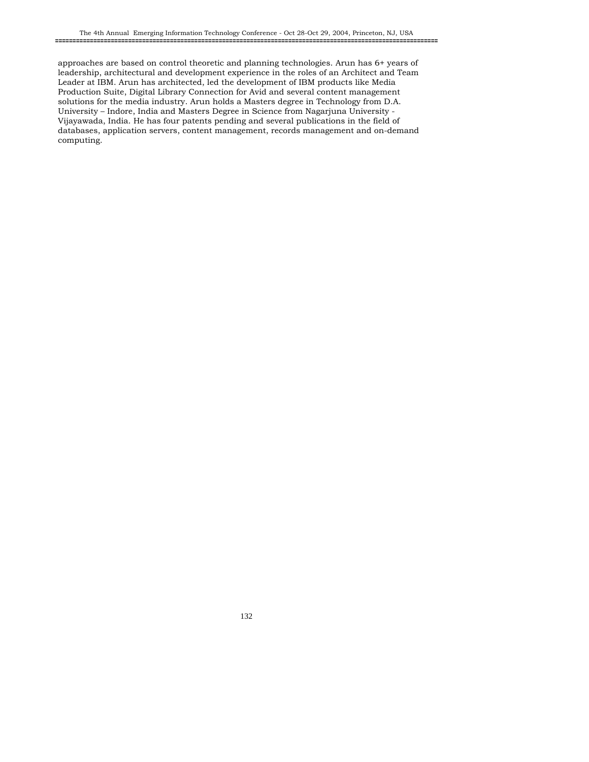approaches are based on control theoretic and planning technologies. Arun has 6+ years of leadership, architectural and development experience in the roles of an Architect and Team Leader at IBM. Arun has architected, led the development of IBM products like Media Production Suite, Digital Library Connection for Avid and several content management solutions for the media industry. Arun holds a Masters degree in Technology from D.A. University – Indore, India and Masters Degree in Science from Nagarjuna University - Vijayawada, India. He has four patents pending and several publications in the field of databases, application servers, content management, records management and on-demand computing.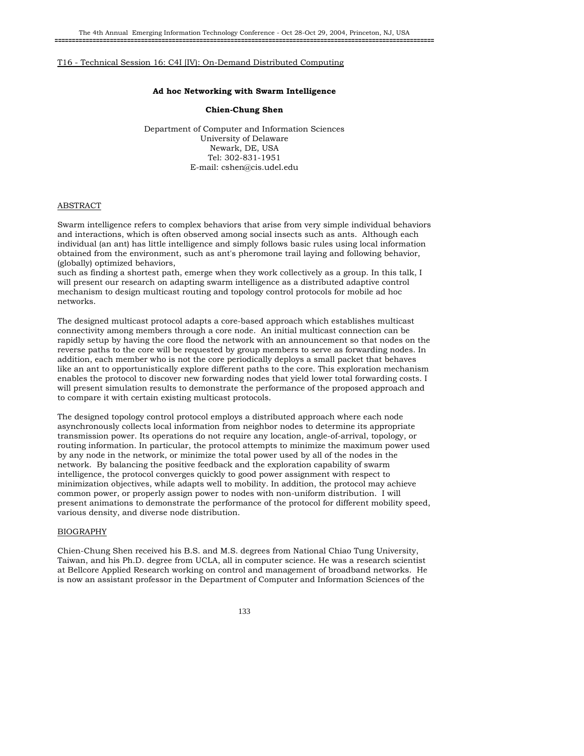T16 - Technical Session 16: C4I [IV]: On-Demand Distributed Computing

# Ad hoc Networking with Swarm Intelligence

**Chien-Chung Shen**

Department of Computer and Information Sciences
University of Delaware
Newark, DE, USA
Tel: 302-831-1951
E-mail: cshen@cis.udel.edu

## ABSTRACT

Swarm intelligence refers to complex behaviors that arise from very simple individual behaviors and interactions, which is often observed among social insects such as ants. Although each individual (an ant) has little intelligence and simply follows basic rules using local information obtained from the environment, such as ant's pheromone trail laying and following behavior, (globally) optimized behaviors,
such as finding a shortest path, emerge when they work collectively as a group. In this talk, I will present our research on adapting swarm intelligence as a distributed adaptive control mechanism to design multicast routing and topology control protocols for mobile ad hoc networks.

The designed multicast protocol adapts a core-based approach which establishes multicast connectivity among members through a core node. An initial multicast connection can be rapidly setup by having the core flood the network with an announcement so that nodes on the reverse paths to the core will be requested by group members to serve as forwarding nodes. In addition, each member who is not the core periodically deploys a small packet that behaves like an ant to opportunistically explore different paths to the core. This exploration mechanism enables the protocol to discover new forwarding nodes that yield lower total forwarding costs. I will present simulation results to demonstrate the performance of the proposed approach and to compare it with certain existing multicast protocols.

The designed topology control protocol employs a distributed approach where each node asynchronously collects local information from neighbor nodes to determine its appropriate transmission power. Its operations do not require any location, angle-of-arrival, topology, or routing information. In particular, the protocol attempts to minimize the maximum power used by any node in the network, or minimize the total power used by all of the nodes in the network. By balancing the positive feedback and the exploration capability of swarm intelligence, the protocol converges quickly to good power assignment with respect to minimization objectives, while adapts well to mobility. In addition, the protocol may achieve common power, or properly assign power to nodes with non-uniform distribution. I will present animations to demonstrate the performance of the protocol for different mobility speed, various density, and diverse node distribution.

## BIOGRAPHY

Chien-Chung Shen received his B.S. and M.S. degrees from National Chiao Tung University, Taiwan, and his Ph.D. degree from UCLA, all in computer science. He was a research scientist at Bellcore Applied Research working on control and management of broadband networks. He is now an assistant professor in the Department of Computer and Information Sciences of the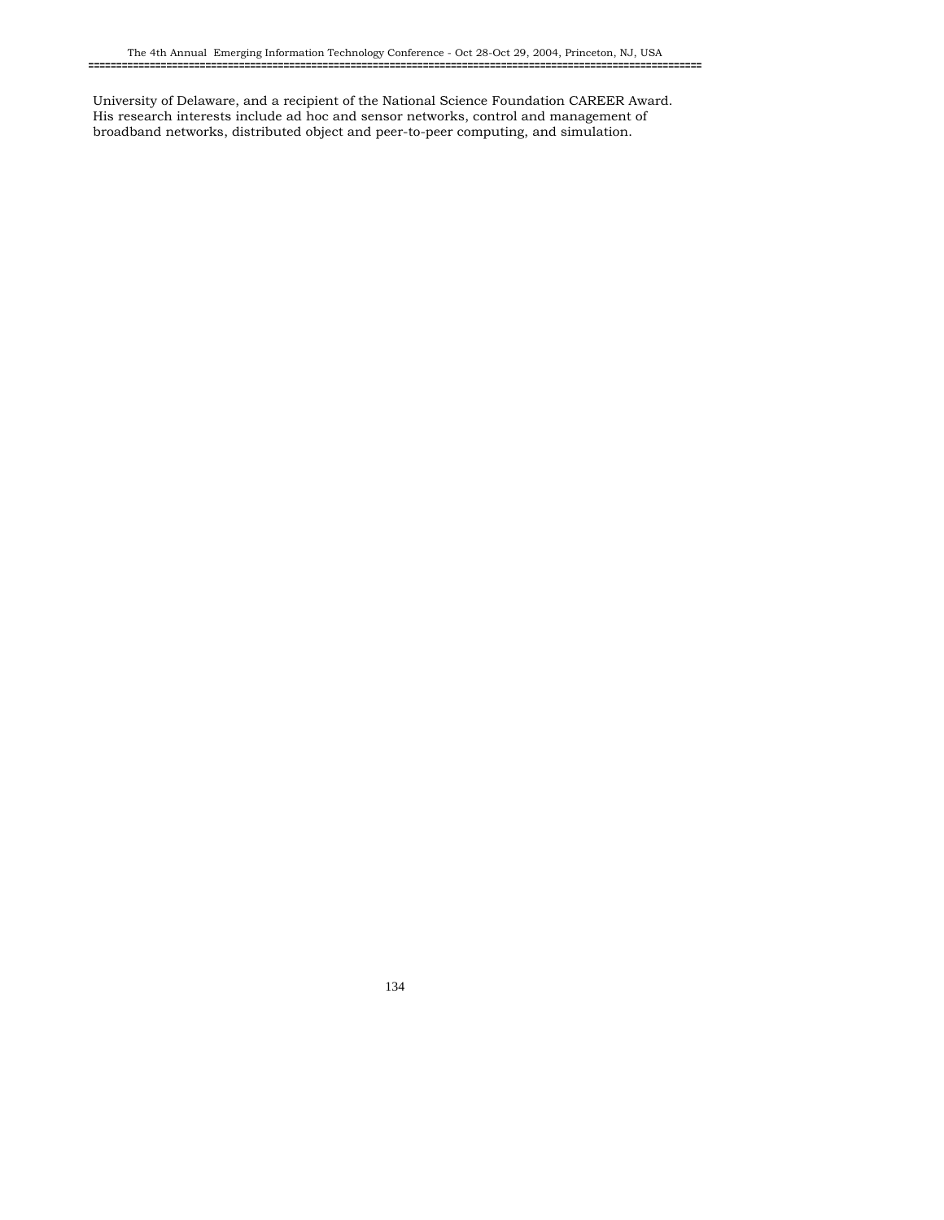University of Delaware, and a recipient of the National Science Foundation CAREER Award. His research interests include ad hoc and sensor networks, control and management of broadband networks, distributed object and peer-to-peer computing, and simulation.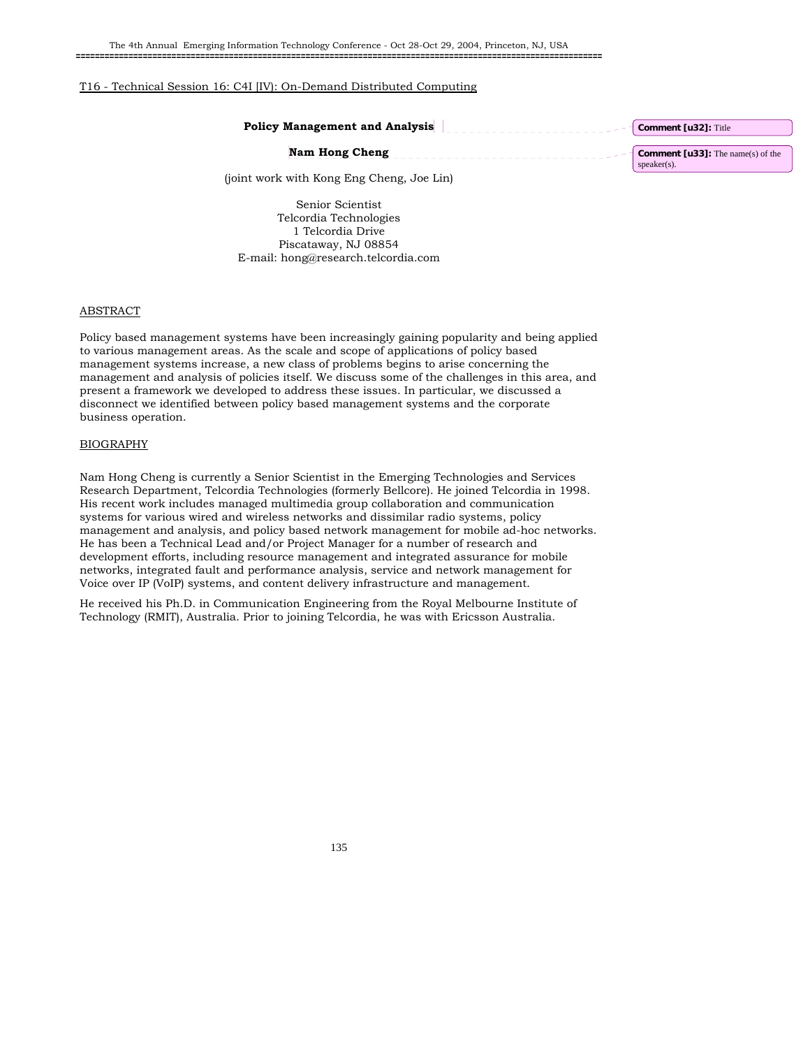T16 - Technical Session 16: C4I [IV]: On-Demand Distributed Computing

**Policy Management and Analysis**

**Nam Hong Cheng**

(joint work with Kong Eng Cheng, Joe Lin)

Senior Scientist
Telcordia Technologies
1 Telcordia Drive
Piscataway, NJ 08854
E-mail: hong@research.telcordia.com

## ABSTRACT

Policy based management systems have been increasingly gaining popularity and being applied to various management areas. As the scale and scope of applications of policy based management systems increase, a new class of problems begins to arise concerning the management and analysis of policies itself. We discuss some of the challenges in this area, and present a framework we developed to address these issues. In particular, we discussed a disconnect we identified between policy based management systems and the corporate business operation.

## BIOGRAPHY

Nam Hong Cheng is currently a Senior Scientist in the Emerging Technologies and Services Research Department, Telcordia Technologies (formerly Bellcore). He joined Telcordia in 1998. His recent work includes managed multimedia group collaboration and communication systems for various wired and wireless networks and dissimilar radio systems, policy management and analysis, and policy based network management for mobile ad-hoc networks. He has been a Technical Lead and/or Project Manager for a number of research and development efforts, including resource management and integrated assurance for mobile networks, integrated fault and performance analysis, service and network management for Voice over IP (VoIP) systems, and content delivery infrastructure and management.

He received his Ph.D. in Communication Engineering from the Royal Melbourne Institute of Technology (RMIT), Australia. Prior to joining Telcordia, he was with Ericsson Australia.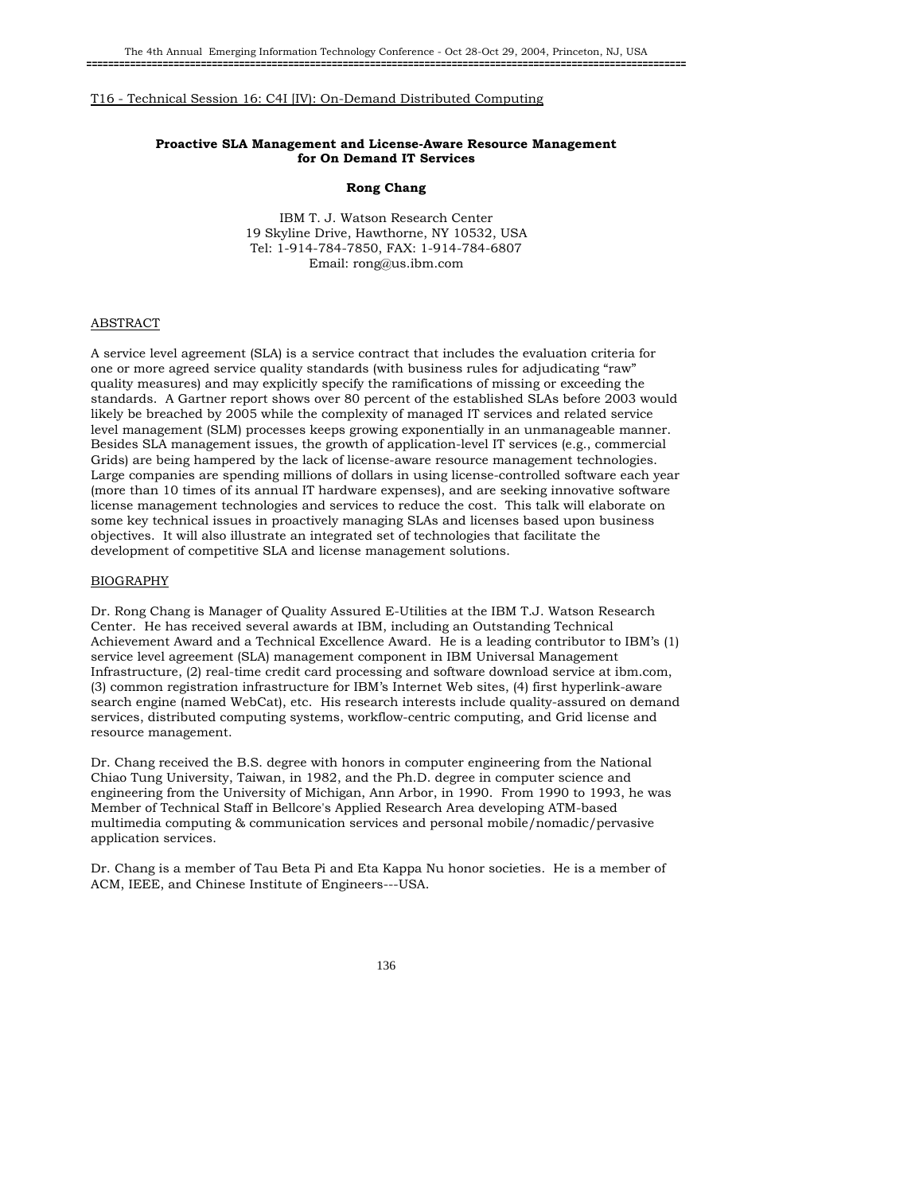T16 - Technical Session 16: C4I [IV]: On-Demand Distributed Computing

# Proactive SLA Management and License-Aware Resource Management for On Demand IT Services

**Rong Chang**

IBM T. J. Watson Research Center
19 Skyline Drive, Hawthorne, NY 10532, USA
Tel: 1-914-784-7850, FAX: 1-914-784-6807
Email: rong@us.ibm.com

## ABSTRACT

A service level agreement (SLA) is a service contract that includes the evaluation criteria for one or more agreed service quality standards (with business rules for adjudicating "raw" quality measures) and may explicitly specify the ramifications of missing or exceeding the standards. A Gartner report shows over 80 percent of the established SLAs before 2003 would likely be breached by 2005 while the complexity of managed IT services and related service level management (SLM) processes keeps growing exponentially in an unmanageable manner. Besides SLA management issues, the growth of application-level IT services (e.g., commercial Grids) are being hampered by the lack of license-aware resource management technologies. Large companies are spending millions of dollars in using license-controlled software each year (more than 10 times of its annual IT hardware expenses), and are seeking innovative software license management technologies and services to reduce the cost. This talk will elaborate on some key technical issues in proactively managing SLAs and licenses based upon business objectives. It will also illustrate an integrated set of technologies that facilitate the development of competitive SLA and license management solutions.

## BIOGRAPHY

Dr. Rong Chang is Manager of Quality Assured E-Utilities at the IBM T.J. Watson Research Center. He has received several awards at IBM, including an Outstanding Technical Achievement Award and a Technical Excellence Award. He is a leading contributor to IBM's (1) service level agreement (SLA) management component in IBM Universal Management Infrastructure, (2) real-time credit card processing and software download service at ibm.com, (3) common registration infrastructure for IBM's Internet Web sites, (4) first hyperlink-aware search engine (named WebCat), etc. His research interests include quality-assured on demand services, distributed computing systems, workflow-centric computing, and Grid license and resource management.

Dr. Chang received the B.S. degree with honors in computer engineering from the National Chiao Tung University, Taiwan, in 1982, and the Ph.D. degree in computer science and engineering from the University of Michigan, Ann Arbor, in 1990. From 1990 to 1993, he was Member of Technical Staff in Bellcore's Applied Research Area developing ATM-based multimedia computing & communication services and personal mobile/nomadic/pervasive application services.

Dr. Chang is a member of Tau Beta Pi and Eta Kappa Nu honor societies. He is a member of ACM, IEEE, and Chinese Institute of Engineers---USA.